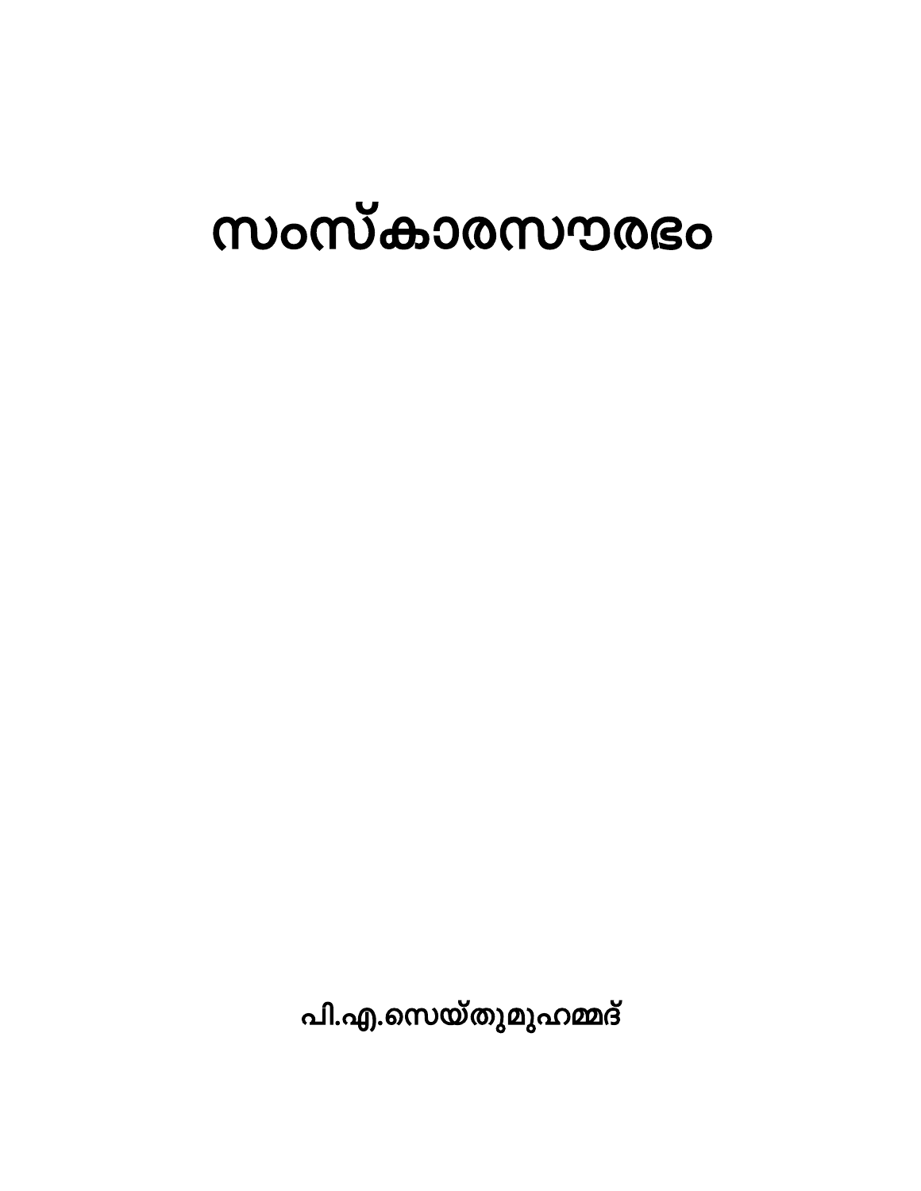# സംസ്കാരസൗരഭം

**പി.എ.സെയ്തുമുഹമ്മദ്**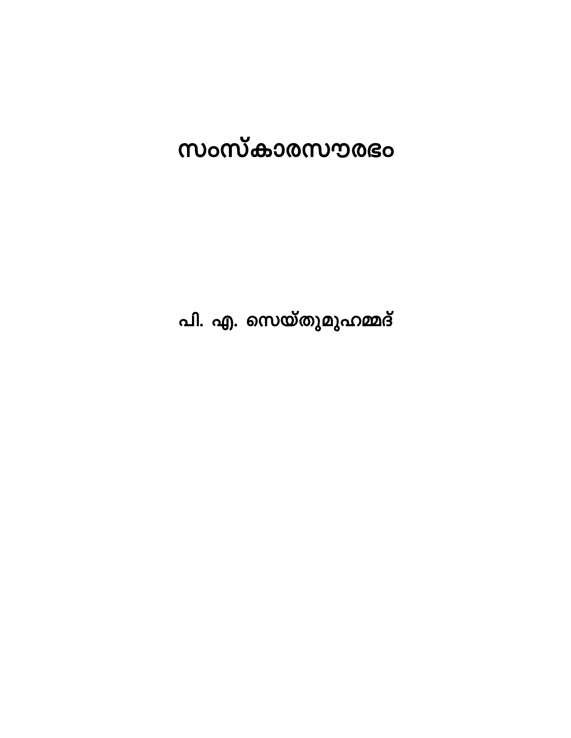# സംസ്കാരസൗരഭം

**പി. എ. സെയ്തുമുഹമ്മദ്**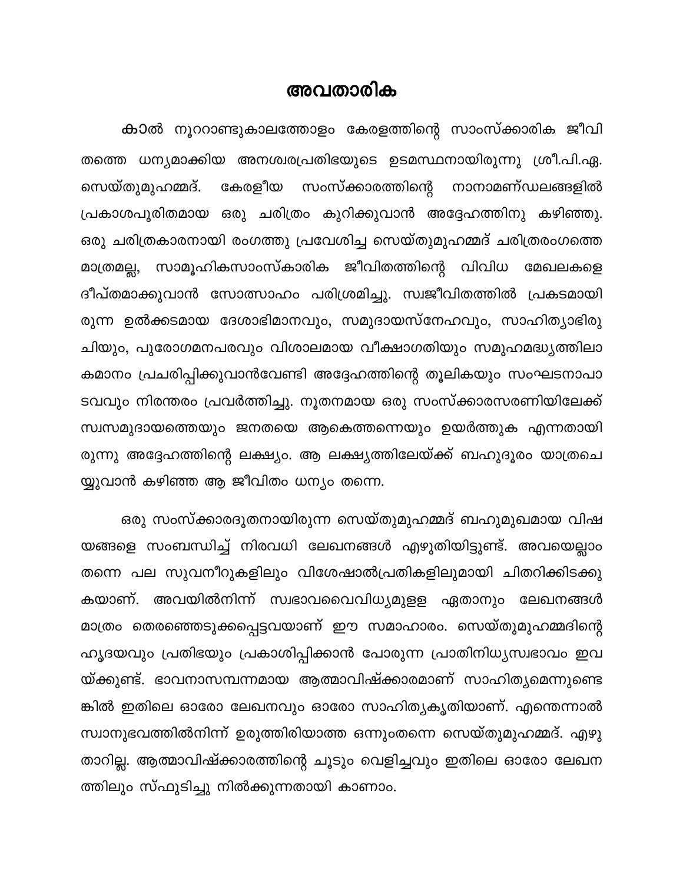# അവതാരിക

കാൽ നൂററാണ്ടുകാലത്തോളം കേരളത്തിന്റെ സാംസ്ക്കാരിക ജീവിതത്തെ ധന്യമാക്കിയ അനശ്വരപ്രതിഭയുടെ ഉടമസ്ഥനായിരുന്നു ശ്രീ.പി.ഏ. സെയ്തുമുഹമ്മദ്. കേരളീയ സംസ്ക്കാരത്തിന്റെ നാനാമണ്ഡലങ്ങളിൽ പ്രകാശപൂരിതമായ ഒരു ചരിത്രം കുറിക്കുവാൻ അദ്ദേഹത്തിനു കഴിഞ്ഞു. ഒരു ചരിത്രകാരനായി രംഗത്തു പ്രവേശിച്ച സെയ്തുമുഹമ്മദ് ചരിത്രരംഗത്തെ മാത്രമല്ല, സാമൂഹികസാംസ്കാരിക ജീവിതത്തിന്റെ വിവിധ മേഖലകളെ ദീപ്തമാക്കുവാൻ സോത്സാഹം പരിശ്രമിച്ചു. സ്വജീവിതത്തിൽ പ്രകടമായിരുന്ന ഉൽക്കടമായ ദേശാഭിമാനവും, സമുദായസ്നേഹവും, സാഹിത്യാഭിരുചിയും, പുരോഗമനപരവും വിശാലമായ വീക്ഷാഗതിയും സമൂഹമദ്ധ്യത്തിലാകമാനം പ്രചരിപ്പിക്കുവാൻവേണ്ടി അദ്ദേഹത്തിന്റെ തൂലികയും സംഘടനാപാടവവും നിരന്തരം പ്രവർത്തിച്ചു. നൂതനമായ ഒരു സംസ്ക്കാരസരണിയിലേക്ക് സ്വസമുദായത്തെയും ജനതയെ ആകെത്തന്നെയും ഉയർത്തുക എന്നതായിരുന്നു അദ്ദേഹത്തിന്റെ ലക്ഷ്യം. ആ ലക്ഷ്യത്തിലേയ്ക്ക് ബഹുദൂരം യാത്രചെയ്യുവാൻ കഴിഞ്ഞ ആ ജീവിതം ധന്യം തന്നെ.

ഒരു സംസ്ക്കാരദൂതനായിരുന്ന സെയ്തുമുഹമ്മദ് ബഹുമുഖമായ വിഷയങ്ങളെ സംബന്ധിച്ച് നിരവധി ലേഖനങ്ങൾ എഴുതിയിട്ടുണ്ട്. അവയെല്ലാം തന്നെ പല സുവനീറുകളിലും വിശേഷാൽപ്രതികളിലുമായി ചിതറിക്കിടക്കുകയാണ്. അവയിൽനിന്ന് സ്വഭാവവൈവിധ്യമുള്ള ഏതാനും ലേഖനങ്ങൾ മാത്രം തെരഞ്ഞെടുക്കപ്പെട്ടവയാണ് ഈ സമാഹാരം. സെയ്തുമുഹമ്മദിന്റെ ഹൃദയവും പ്രതിഭയും പ്രകാശിപ്പിക്കാൻ പോരുന്ന പ്രാതിനിധ്യസ്വഭാവം ഇവയ്ക്കുണ്ട്. ഭാവനാസമ്പന്നമായ ആത്മാവിഷ്ക്കാരമാണ് സാഹിത്യമെന്നുണ്ടെങ്കിൽ ഇതിലെ ഓരോ ലേഖനവും ഓരോ സാഹിത്യകൃതിയാണ്. എന്തെന്നാൽ സ്വാനുഭവത്തിൽനിന്ന് ഉരുത്തിരിയാത്ത ഒന്നുംതന്നെ സെയ്തുമുഹമ്മദ്. എഴുതാറില്ല. ആത്മാവിഷ്ക്കാരത്തിന്റെ ചൂടും വെളിച്ചവും ഇതിലെ ഓരോ ലേഖനത്തിലും സ്ഫുടിച്ചു നിൽക്കുന്നതായി കാണാം.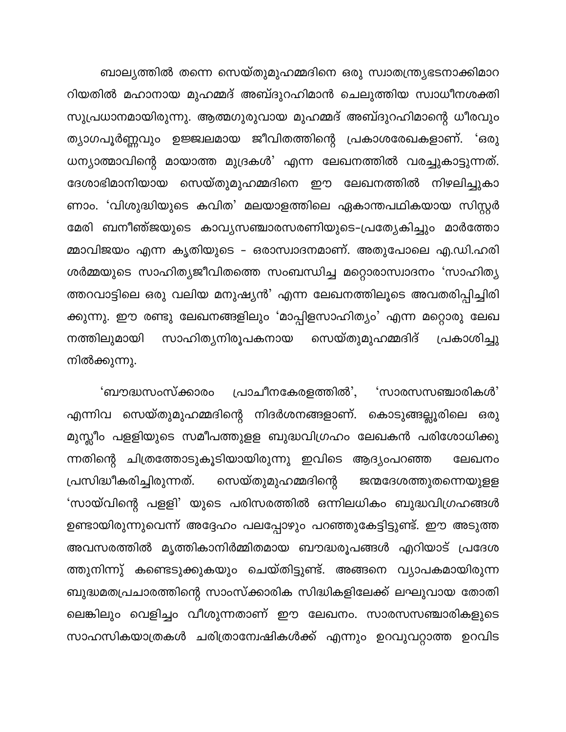ബാല്യത്തിൽ തന്നെ സെയ്തുമുഹമ്മദിനെ ഒരു സ്വാതന്ത്ര്യഭടനാക്കിമാറ്റിയതിൽ മഹാനായ മുഹമ്മദ് അബ്ദുറഹിമാൻ ചെലുത്തിയ സ്വാധീനശക്തി സുപ്രധാനമായിരുന്നു. ആത്മഗുരുവായ മുഹമ്മദ് അബ്ദുറഹിമാന്റെ ധീരവും ത്യാഗപൂർണ്ണവും ഉജ്ജ്വലമായ ജീവിതത്തിന്റെ പ്രകാശരേഖകളാണ്. 'ഒരു ധന്യാത്മാവിന്റെ മായാത്ത മുദ്രകൾ' എന്ന ലേഖനത്തിൽ വരച്ചുകാട്ടുന്നത്. ദേശാഭിമാനിയായ സെയ്തുമുഹമ്മദിനെ ഈ ലേഖനത്തിൽ നിഴലിച്ചുകാണാം. 'വിശുദ്ധിയുടെ കവിത' മലയാളത്തിലെ ഏകാന്തപഥികയായ സിസ്റ്റർ മേരി ബനീഞ്ജയുടെ കാവ്യസഞ്ചാരസരണിയുടെ-പ്രത്യേകിച്ചും മാർത്തോമ്മാവിജയം എന്ന കൃതിയുടെ - ഒരാസ്വാദനമാണ്. അതുപോലെ എ.ഡി.ഹരിശർമ്മയുടെ സാഹിത്യജീവിതത്തെ സംബന്ധിച്ച മറ്റൊരാസ്വാദനം 'സാഹിത്യത്തറവാട്ടിലെ ഒരു വലിയ മനുഷ്യൻ' എന്ന ലേഖനത്തിലൂടെ അവതരിപ്പിച്ചിരിക്കുന്നു. ഈ രണ്ടു ലേഖനങ്ങളിലും 'മാപ്പിളസാഹിത്യം' എന്ന മറ്റൊരു ലേഖനത്തിലുമായി സാഹിത്യനിരൂപകനായ സെയ്തുമുഹമ്മദിദ് പ്രകാശിച്ചു നിൽക്കുന്നു.

'ബൗദ്ധസംസ്ക്കാരം പ്രാചീനകേരളത്തിൽ', 'സാരസസഞ്ചാരികൾ' എന്നിവ സെയ്തുമുഹമ്മദിന്റെ നിദർശനങ്ങളാണ്. കൊടുങ്ങല്ലൂരിലെ ഒരു മുസ്ലീം പള്ളിയുടെ സമീപത്തുള്ള ബുദ്ധവിഗ്രഹം ലേഖകൻ പരിശോധിക്കുന്നതിന്റെ ചിത്രത്തോടുകൂടിയായിരുന്നു ഇവിടെ ആദ്യംപറഞ്ഞ ലേഖനം പ്രസിദ്ധീകരിച്ചിരുന്നത്. സെയ്തുമുഹമ്മദിന്റെ ജന്മദേശത്തുതന്നെയുള്ള 'സായ്‌വിന്റെ പള്ളി' യുടെ പരിസരത്തിൽ ഒന്നിലധികം ബുദ്ധവിഗ്രഹങ്ങൾ ഉണ്ടായിരുന്നുവെന്ന് അദ്ദേഹം പലപ്പോഴും പറഞ്ഞുകേട്ടിട്ടുണ്ട്. ഈ അടുത്ത അവസരത്തിൽ മൃത്തികാനിർമ്മിതമായ ബൗദ്ധരൂപങ്ങൾ എറിയാട് പ്രദേശത്തുനിന്നു് കണ്ടെടുക്കുകയും ചെയ്തിട്ടുണ്ട്. അങ്ങനെ വ്യാപകമായിരുന്ന ബുദ്ധമതപ്രചാരത്തിന്റെ സാംസ്ക്കാരിക സിദ്ധികളിലേക്ക് ലഘുവായ തോതിലെങ്കിലും വെളിച്ചം വീശുന്നതാണ് ഈ ലേഖനം. സാരസസഞ്ചാരികളുടെ സാഹസികയാത്രകൾ ചരിത്രാന്വേഷികൾക്ക് എന്നും ഉറവുവറ്റാത്ത ഉറവിട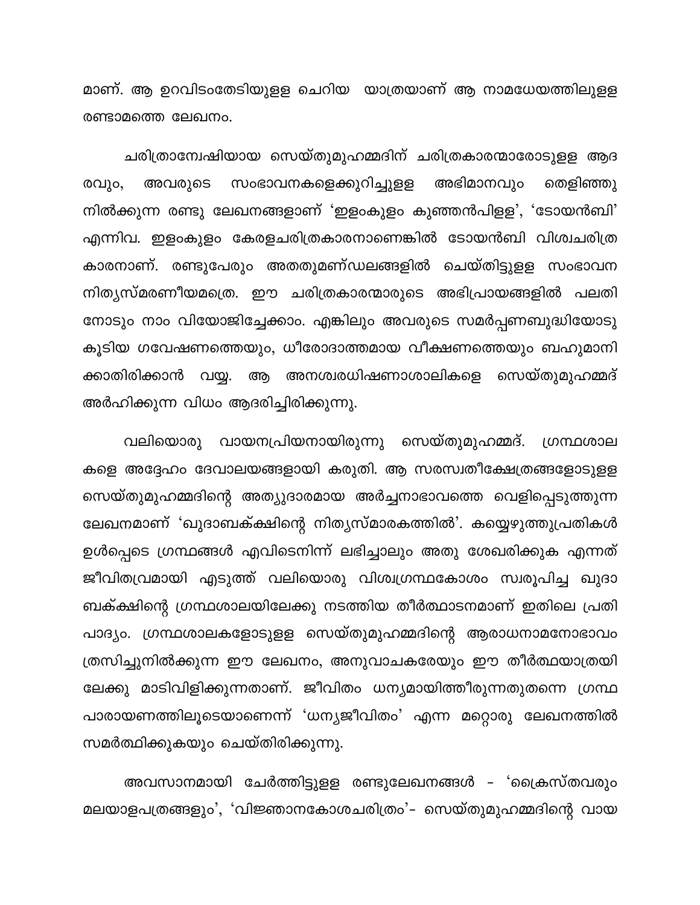മാണ്. ആ ഉറവിടംതേടിയുള്ള ചെറിയ യാത്രയാണ് ആ നാമധേയത്തിലുള്ള രണ്ടാമത്തെ ലേഖനം.

ചരിത്രാന്വേഷിയായ സെയ്തുമുഹമ്മദിന് ചരിത്രകാരന്മാരോടുള്ള ആദരവും, അവരുടെ സംഭാവനകളെക്കുറിച്ചുള്ള അഭിമാനവും തെളിഞ്ഞു നിൽക്കുന്ന രണ്ടു ലേഖനങ്ങളാണ് 'ഇളംകുളം കുഞ്ഞൻപിള്ള', 'ടോയൻബി' എന്നിവ. ഇളംകുളം കേരളചരിത്രകാരനാണെങ്കിൽ ടോയൻബി വിശ്വചരിത്ര കാരനാണ്. രണ്ടുപേരും അതതുമണ്ഡലങ്ങളിൽ ചെയ്തിട്ടുള്ള സംഭാവന നിത്യസ്മരണീയമത്രെ. ഈ ചരിത്രകാരന്മാരുടെ അഭിപ്രായങ്ങളിൽ പലതി നോടും നാം വിയോജിച്ചേക്കാം. എങ്കിലും അവരുടെ സമർപ്പണബുദ്ധിയോടു കൂടിയ ഗവേഷണത്തെയും, ധീരോദാത്തമായ വീക്ഷണത്തെയും ബഹുമാനി ക്കാതിരിക്കാൻ വയ്യ. ആ അനശ്വരധിഷണാശാലികളെ സെയ്തുമുഹമ്മദ് അർഹിക്കുന്ന വിധം ആദരിച്ചിരിക്കുന്നു.

വലിയൊരു വായനപ്രിയനായിരുന്നു സെയ്തുമുഹമ്മദ്. ഗ്രന്ഥശാല കളെ അദ്ദേഹം ദേവാലയങ്ങളായി കരുതി. ആ സരസ്വതീക്ഷേത്രങ്ങളോടുള്ള സെയ്തുമുഹമ്മദിന്റെ അത്യുദാരമായ അർച്ചനാഭാവത്തെ വെളിപ്പെടുത്തുന്ന ലേഖനമാണ് 'ഖുദാബക്ക്ഷിന്റെ നിത്യസ്മാരകത്തിൽ'. കയ്യെഴുത്തുപ്രതികൾ ഉൾപ്പെടെ ഗ്രന്ഥങ്ങൾ എവിടെനിന്ന് ലഭിച്ചാലും അതു ശേഖരിക്കുക എന്നത് ജീവിതവ്രതമായി എടുത്ത് വലിയൊരു വിശ്വഗ്രന്ഥകോശം സ്വരൂപിച്ച ഖുദാ ബക്ക്ഷിന്റെ ഗ്രന്ഥശാലയിലേക്കു നടത്തിയ തീർത്ഥാടനമാണ് ഇതിലെ പ്രതി പാദ്യം. ഗ്രന്ഥശാലകളോടുള്ള സെയ്തുമുഹമ്മദിന്റെ ആരാധനാമനോഭാവം ത്രസിച്ചുനിൽക്കുന്ന ഈ ലേഖനം, അനുവാചകരേയും ഈ തീർത്ഥയാത്രയി ലേക്കു മാടിവിളിക്കുന്നതാണ്. ജീവിതം ധന്യമായിത്തീരുന്നതുതന്നെ ഗ്രന്ഥ പാരായണത്തിലൂടെയാണെന്ന് 'ധന്യജീവിതം' എന്ന മറ്റൊരു ലേഖനത്തിൽ സമർത്ഥിക്കുകയും ചെയ്തിരിക്കുന്നു.

അവസാനമായി ചേർത്തിട്ടുള്ള രണ്ടുലേഖനങ്ങൾ - 'ക്രൈസ്തവരും മലയാളപത്രങ്ങളും', 'വിജ്ഞാനകോശചരിത്രം'- സെയ്തുമുഹമ്മദിന്റെ വായ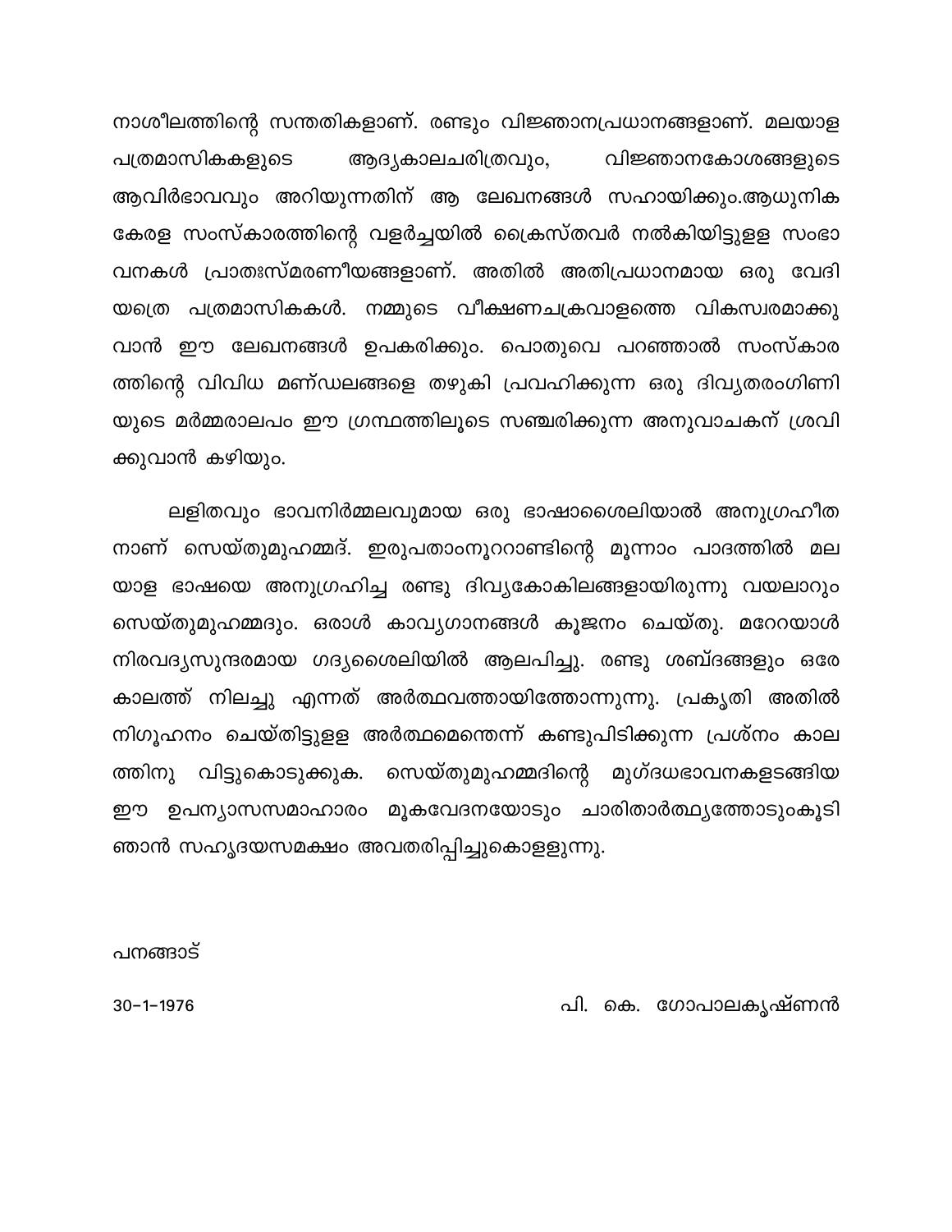നാശീലത്തിന്റെ സന്തതികളാണ്. രണ്ടും വിജ്ഞാനപ്രധാനങ്ങളാണ്. മലയാള പത്രമാസികകളുടെ ആദ്യകാലചരിത്രവും, വിജ്ഞാനകോശങ്ങളുടെ ആവിർഭാവവും അറിയുന്നതിന് ആ ലേഖനങ്ങൾ സഹായിക്കും.ആധുനിക കേരള സംസ്കാരത്തിന്റെ വളർച്ചയിൽ ക്രൈസ്തവർ നൽകിയിട്ടുള്ള സംഭാവനകൾ പ്രാതഃസ്മരണീയങ്ങളാണ്. അതിൽ അതിപ്രധാനമായ ഒരു വേദിയത്രെ പത്രമാസികകൾ. നമ്മുടെ വീക്ഷണചക്രവാളത്തെ വികസ്വരമാക്കുവാൻ ഈ ലേഖനങ്ങൾ ഉപകരിക്കും. പൊതുവെ പറഞ്ഞാൽ സംസ്കാരത്തിന്റെ വിവിധ മണ്ഡലങ്ങളെ തഴുകി പ്രവഹിക്കുന്ന ഒരു ദിവ്യതരംഗിണിയുടെ മർമ്മരാലപം ഈ ഗ്രന്ഥത്തിലൂടെ സഞ്ചരിക്കുന്ന അനുവാചകന് ശ്രവിക്കുവാൻ കഴിയും.

ലളിതവും ഭാവനിർമ്മലവുമായ ഒരു ഭാഷാശൈലിയാൽ അനുഗ്രഹീതനാണ് സെയ്തുമുഹമ്മദ്. ഇരുപതാംനൂററാണ്ടിന്റെ മൂന്നാം പാദത്തിൽ മലയാള ഭാഷയെ അനുഗ്രഹിച്ച രണ്ടു ദിവ്യകോകിലങ്ങളായിരുന്നു വയലാറും സെയ്തുമുഹമ്മദും. ഒരാൾ കാവ്യഗാനങ്ങൾ കൂജനം ചെയ്തു. മറേറയാൾ നിരവദ്യസുന്ദരമായ ഗദ്യശൈലിയിൽ ആലപിച്ചു. രണ്ടു ശബ്ദങ്ങളും ഒരേ കാലത്ത് നിലച്ചു എന്നത് അർത്ഥവത്തായിത്തോന്നുന്നു. പ്രകൃതി അതിൽ നിഗൂഹനം ചെയ്തിട്ടുള്ള അർത്ഥമെന്തെന്ന് കണ്ടുപിടിക്കുന്ന പ്രശ്നം കാലത്തിനു വിട്ടുകൊടുക്കുക. സെയ്തുമുഹമ്മദിന്റെ മുഗ്ദധഭാവനകളടങ്ങിയ ഈ ഉപന്യാസസമാഹാരം മൂകവേദനയോടും ചാരിതാർത്ഥ്യത്തോടുംകൂടി ഞാൻ സഹൃദയസമക്ഷം അവതരിപ്പിച്ചുകൊള്ളുന്നു.

പനങ്ങാട്

30-1-1976

പി. കെ. ഗോപാലകൃഷ്ണൻ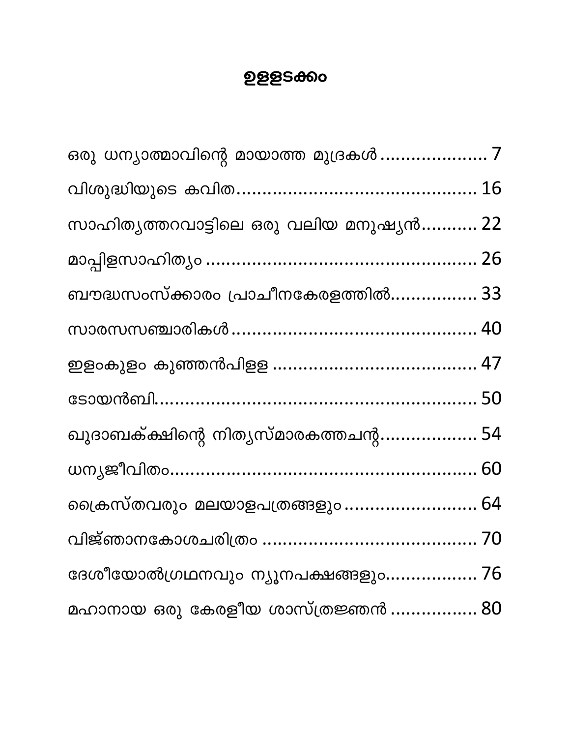# ഉള്ളടക്കം

ഒരു ധന്യാത്മാവിന്റെ മായാത്ത മുദ്രകൾ ..................... 7

വിശുദ്ധിയുടെ കവിത ............................................... 16

സാഹിത്യത്തറവാട്ടിലെ ഒരു വലിയ മനുഷ്യൻ........... 22

മാപ്പിളസാഹിത്യം .................................................... 26

ബൗദ്ധസംസ്ക്കാരം പ്രാചീനകേരളത്തിൽ................. 33

സാരസസഞ്ചാരികൾ ................................................ 40

ഇളംകുളം കുഞ്ഞൻപിള്ള ........................................ 47

ടോയൻബി............................................................... 50

ഖുദാബക്ക്ഷിന്റെ നിത്യസ്മാരകത്തചന്റ................... 54

ധന്യജീവിതം............................................................ 60

ക്രൈസ്തവരും മലയാളപത്രങ്ങളും .......................... 64

വിജ്ഞാനകോശചരിത്രം .......................................... 70

ദേശീയോൽഗ്രഥനവും ന്യൂനപക്ഷങ്ങളും.................. 76

മഹാനായ ഒരു കേരളീയ ശാസ്ത്രജ്ഞൻ ................. 80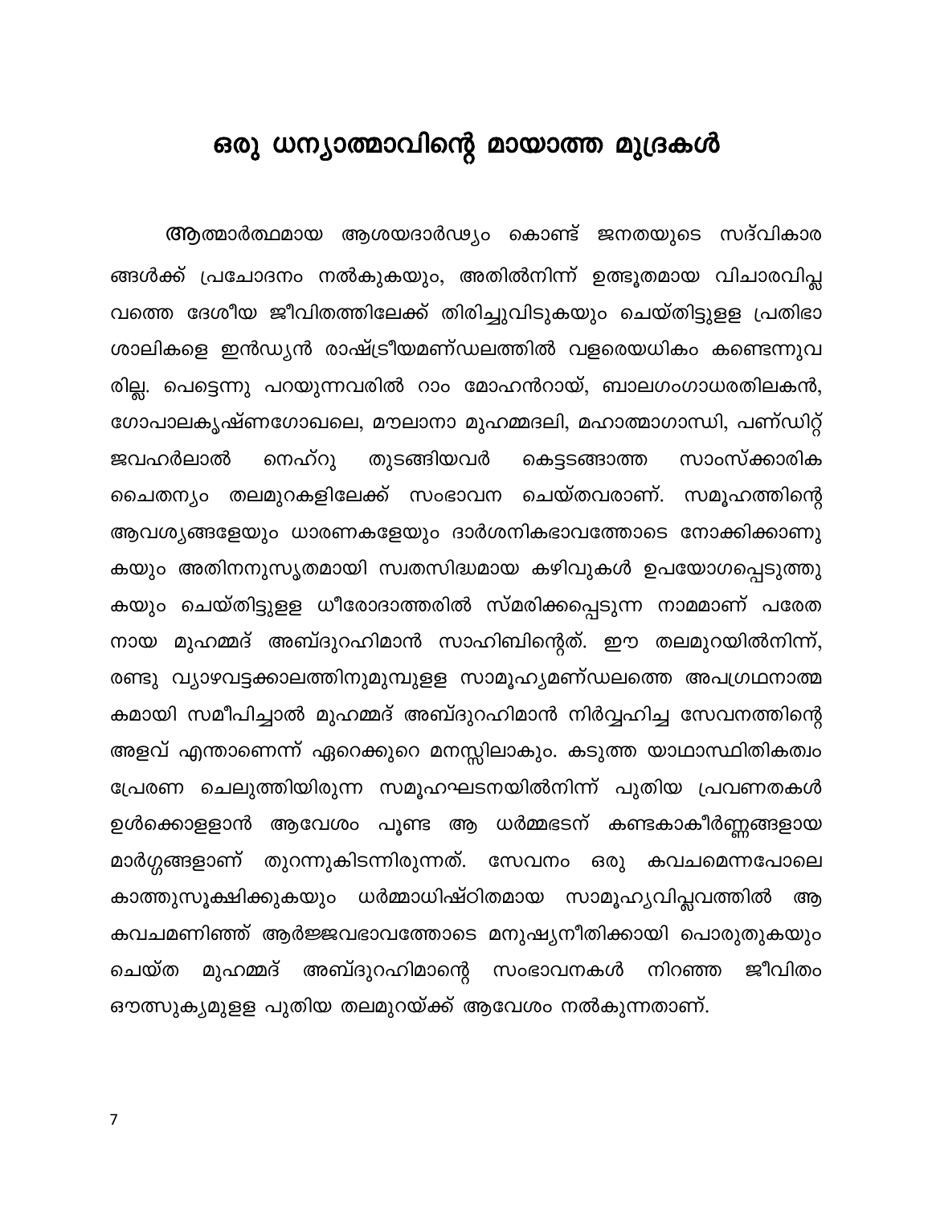# ഒരു ധന്യാത്മാവിന്റെ മായാത്ത മുദ്രകൾ

ആത്മാർത്ഥമായ ആശയദാർഢ്യം കൊണ്ട് ജനതയുടെ സദ്വികാരങ്ങൾക്ക് പ്രചോദനം നൽകുകയും, അതിൽനിന്ന് ഉത്ഭൂതമായ വിചാരവിപ്ലവത്തെ ദേശീയ ജീവിതത്തിലേക്ക് തിരിച്ചുവിടുകയും ചെയ്തിട്ടുള്ള പ്രതിഭാശാലികളെ ഇൻഡ്യൻ രാഷ്ട്രീയമണ്ഡലത്തിൽ വളരെയധികം കണ്ടെന്നുവരില്ല. പെട്ടെന്നു പറയുന്നവരിൽ റാം മോഹൻറായ്, ബാലഗംഗാധരതിലകൻ, ഗോപാലകൃഷ്ണഗോഖലെ, മൗലാനാ മുഹമ്മദലി, മഹാത്മാഗാന്ധി, പണ്ഡിറ്റ് ജവഹർലാൽ നെഹ്റു തുടങ്ങിയവർ കെട്ടടങ്ങാത്ത സാംസ്ക്കാരിക ചൈതന്യം തലമുറകളിലേക്ക് സംഭാവന ചെയ്തവരാണ്. സമൂഹത്തിന്റെ ആവശ്യങ്ങളേയും ധാരണകളേയും ദാർശനികഭാവത്തോടെ നോക്കിക്കാണുകയും അതിനനുസൃതമായി സ്വതസിദ്ധമായ കഴിവുകൾ ഉപയോഗപ്പെടുത്തുകയും ചെയ്തിട്ടുള്ള ധീരോദാത്തരിൽ സ്മരിക്കപ്പെടുന്ന നാമമാണ് പരേതനായ മുഹമ്മദ് അബ്ദുറഹിമാൻ സാഹിബിന്റെത്. ഈ തലമുറയിൽനിന്ന്, രണ്ടു വ്യാഴവട്ടക്കാലത്തിനുമുമ്പുള്ള സാമൂഹ്യമണ്ഡലത്തെ അപഗ്രഥനാത്മകമായി സമീപിച്ചാൽ മുഹമ്മദ് അബ്ദുറഹിമാൻ നിർവ്വഹിച്ച സേവനത്തിന്റെ അളവ് എന്താണെന്ന് ഏറെക്കുറെ മനസ്സിലാകും. കടുത്ത യാഥാസ്ഥിതികത്വം പ്രേരണ ചെലുത്തിയിരുന്ന സമൂഹഘടനയിൽനിന്ന് പുതിയ പ്രവണതകൾ ഉൾക്കൊള്ളാൻ ആവേശം പൂണ്ട ആ ധർമ്മഭടന് കണ്ടകാകീർണ്ണങ്ങളായ മാർഗ്ഗങ്ങളാണ് തുറന്നുകിടന്നിരുന്നത്. സേവനം ഒരു കവചമെന്നപോലെ കാത്തുസൂക്ഷിക്കുകയും ധർമ്മാധിഷ്ഠിതമായ സാമൂഹ്യവിപ്ലവത്തിൽ ആ കവചമണിഞ്ഞ് ആർജ്ജവഭാവത്തോടെ മനുഷ്യനീതിക്കായി പൊരുതുകയും ചെയ്ത മുഹമ്മദ് അബ്ദുറഹിമാന്റെ സംഭാവനകൾ നിറഞ്ഞ ജീവിതം ഔത്സുക്യമുള്ള പുതിയ തലമുറയ്ക്ക് ആവേശം നൽകുന്നതാണ്.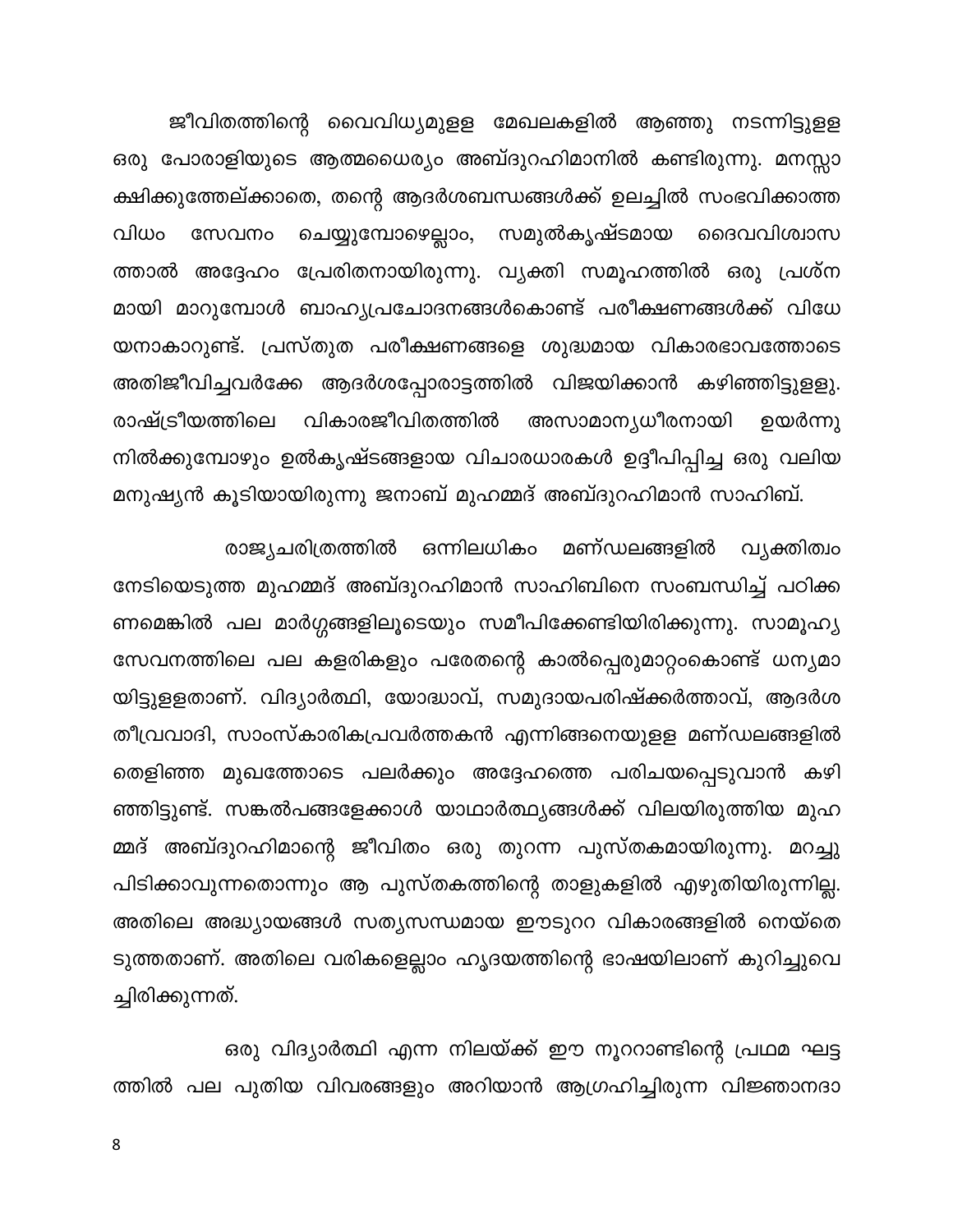ജീവിതത്തിന്റെ വൈവിധ്യമുള്ള മേഖലകളിൽ ആഞ്ഞു നടന്നിട്ടുള്ള ഒരു പോരാളിയുടെ ആത്മധൈര്യം അബ്ദുറഹിമാനിൽ കണ്ടിരുന്നു. മനസ്സാക്ഷിക്കുത്തേല്ക്കാതെ, തന്റെ ആദർശബന്ധങ്ങൾക്ക് ഉലച്ചിൽ സംഭവിക്കാത്ത വിധം സേവനം ചെയ്യുമ്പോഴെല്ലാം, സമുൽകൃഷ്ടമായ ദൈവവിശ്വാസത്താൽ അദ്ദേഹം പ്രേരിതനായിരുന്നു. വ്യക്തി സമൂഹത്തിൽ ഒരു പ്രശ്നമായി മാറുമ്പോൾ ബാഹ്യപ്രചോദനങ്ങൾകൊണ്ട് പരീക്ഷണങ്ങൾക്ക് വിധേയനാകാറുണ്ട്. പ്രസ്തുത പരീക്ഷണങ്ങളെ ശുദ്ധമായ വികാരഭാവത്തോടെ അതിജീവിച്ചവർക്കേ ആദർശപ്പോരാട്ടത്തിൽ വിജയിക്കാൻ കഴിഞ്ഞിട്ടുള്ളു. രാഷ്ട്രീയത്തിലെ വികാരജീവിതത്തിൽ അസാമാന്യധീരനായി ഉയർന്നു നിൽക്കുമ്പോഴും ഉൽകൃഷ്ടങ്ങളായ വിചാരധാരകൾ ഉദ്ദീപിപ്പിച്ച ഒരു വലിയ മനുഷ്യൻ കൂടിയായിരുന്നു ജനാബ് മുഹമ്മദ് അബ്ദുറഹിമാൻ സാഹിബ്.

രാജ്യചരിത്രത്തിൽ ഒന്നിലധികം മണ്ഡലങ്ങളിൽ വ്യക്തിത്വം നേടിയെടുത്ത മുഹമ്മദ് അബ്ദുറഹിമാൻ സാഹിബിനെ സംബന്ധിച്ച് പഠിക്കണമെങ്കിൽ പല മാർഗ്ഗങ്ങളിലൂടെയും സമീപിക്കേണ്ടിയിരിക്കുന്നു. സാമൂഹ്യസേവനത്തിലെ പല കളരികളും പരേതന്റെ കാൽപ്പെരുമാറ്റംകൊണ്ട് ധന്യമായിട്ടുള്ളതാണ്. വിദ്യാർത്ഥി, യോദ്ധാവ്, സമുദായപരിഷ്ക്കർത്താവ്, ആദർശതീവ്രവാദി, സാംസ്കാരികപ്രവർത്തകൻ എന്നിങ്ങനെയുള്ള മണ്ഡലങ്ങളിൽ തെളിഞ്ഞ മുഖത്തോടെ പലർക്കും അദ്ദേഹത്തെ പരിചയപ്പെടുവാൻ കഴിഞ്ഞിട്ടുണ്ട്. സങ്കൽപങ്ങളേക്കാൾ യാഥാർത്ഥ്യങ്ങൾക്ക് വിലയിരുത്തിയ മുഹമ്മദ് അബ്ദുറഹിമാന്റെ ജീവിതം ഒരു തുറന്ന പുസ്തകമായിരുന്നു. മറച്ചുപിടിക്കാവുന്നതൊന്നും ആ പുസ്തകത്തിന്റെ താളുകളിൽ എഴുതിയിരുന്നില്ല. അതിലെ അദ്ധ്യായങ്ങൾ സത്യസന്ധമായ ഈടുററ വികാരങ്ങളിൽ നെയ്തെടുത്തതാണ്. അതിലെ വരികളെല്ലാം ഹൃദയത്തിന്റെ ഭാഷയിലാണ് കുറിച്ചുവെച്ചിരിക്കുന്നത്.

ഒരു വിദ്യാർത്ഥി എന്ന നിലയ്ക്ക് ഈ നൂററാണ്ടിന്റെ പ്രഥമ ഘട്ടത്തിൽ പല പുതിയ വിവരങ്ങളും അറിയാൻ ആഗ്രഹിച്ചിരുന്ന വിജ്ഞാനദാ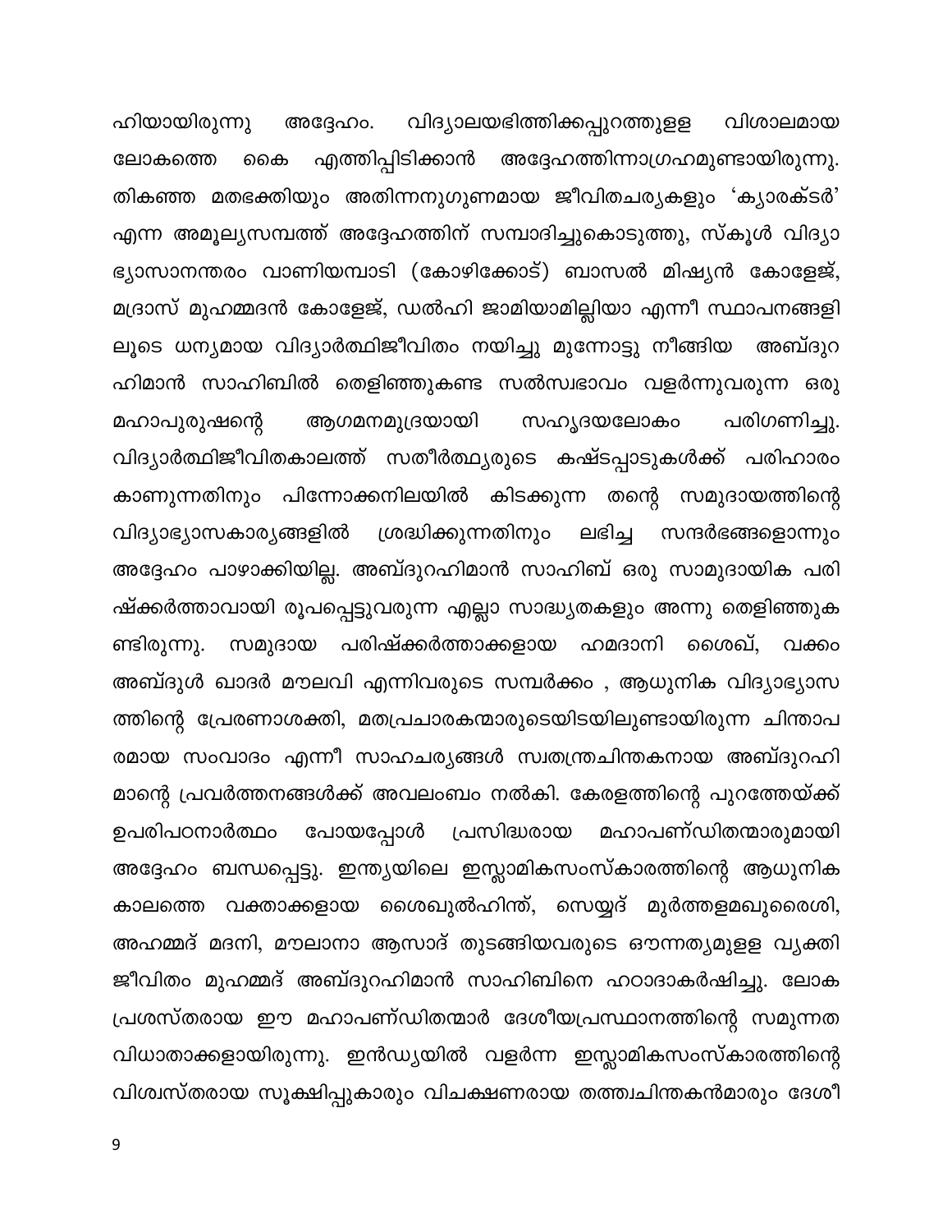ഹിയായിരുന്നു അദ്ദേഹം. വിദ്യാലയഭിത്തിക്കപ്പുറത്തുള്ള വിശാലമായ ലോകത്തെ കൈ എത്തിപ്പിടിക്കാൻ അദ്ദേഹത്തിന്നാഗ്രഹമുണ്ടായിരുന്നു. തികഞ്ഞ മതഭക്തിയും അതിന്നനുഗുണമായ ജീവിതചര്യകളും 'ക്യാരക്ടർ' എന്ന അമൂല്യസമ്പത്ത് അദ്ദേഹത്തിന് സമ്പാദിച്ചുകൊടുത്തു, സ്കൂൾ വിദ്യാഭ്യാസാനന്തരം വാണിയമ്പാടി (കോഴിക്കോട്) ബാസൽ മിഷ്യൻ കോളേജ്, മദ്രാസ് മുഹമ്മദൻ കോളേജ്, ഡൽഹി ജാമിയാമില്ലിയാ എന്നീ സ്ഥാപനങ്ങളിലൂടെ ധന്യമായ വിദ്യാർത്ഥിജീവിതം നയിച്ചു മുന്നോട്ടു നീങ്ങിയ അബ്ദുറഹിമാൻ സാഹിബിൽ തെളിഞ്ഞുകണ്ട സൽസ്വഭാവം വളർന്നുവരുന്ന ഒരു മഹാപുരുഷന്റെ ആഗമനമുദ്രയായി സഹൃദയലോകം പരിഗണിച്ചു. വിദ്യാർത്ഥിജീവിതകാലത്ത് സതീർത്ഥ്യരുടെ കഷ്ടപ്പാടുകൾക്ക് പരിഹാരം കാണുന്നതിനും പിന്നോക്കനിലയിൽ കിടക്കുന്ന തന്റെ സമുദായത്തിന്റെ വിദ്യാഭ്യാസകാര്യങ്ങളിൽ ശ്രദ്ധിക്കുന്നതിനും ലഭിച്ച സന്ദർഭങ്ങളൊന്നും അദ്ദേഹം പാഴാക്കിയില്ല. അബ്ദുറഹിമാൻ സാഹിബ് ഒരു സാമുദായിക പരിഷ്ക്കർത്താവായി രൂപപ്പെട്ടുവരുന്ന എല്ലാ സാദ്ധ്യതകളും അന്നു തെളിഞ്ഞുകണ്ടിരുന്നു. സമുദായ പരിഷ്ക്കർത്താക്കളായ ഹമദാനി ശൈഖ്, വക്കം അബ്ദുൾ ഖാദർ മൗലവി എന്നിവരുടെ സമ്പർക്കം , ആധുനിക വിദ്യാഭ്യാസത്തിന്റെ പ്രേരണാശക്തി, മതപ്രചാരകന്മാരുടെയിടയിലുണ്ടായിരുന്ന ചിന്താപരമായ സംവാദം എന്നീ സാഹചര്യങ്ങൾ സ്വതന്ത്രചിന്തകനായ അബ്ദുറഹിമാന്റെ പ്രവർത്തനങ്ങൾക്ക് അവലംബം നൽകി. കേരളത്തിന്റെ പുറത്തേയ്ക്ക് ഉപരിപഠനാർത്ഥം പോയപ്പോൾ പ്രസിദ്ധരായ മഹാപണ്ഡിതന്മാരുമായി അദ്ദേഹം ബന്ധപ്പെട്ടു. ഇന്ത്യയിലെ ഇസ്ലാമികസംസ്കാരത്തിന്റെ ആധുനിക കാലത്തെ വക്താക്കളായ ശൈഖുൽഹിന്ദ്, സെയ്യദ് മുർത്തളമഖുരൈശി, അഹമ്മദ് മദനി, മൗലാനാ ആസാദ് തുടങ്ങിയവരുടെ ഔന്നത്യമുള്ള വ്യക്തിജീവിതം മുഹമ്മദ് അബ്ദുറഹിമാൻ സാഹിബിനെ ഹഠാദാകർഷിച്ചു. ലോകപ്രശസ്തരായ ഈ മഹാപണ്ഡിതന്മാർ ദേശീയപ്രസ്ഥാനത്തിന്റെ സമുന്നത വിധാതാക്കളായിരുന്നു. ഇൻഡ്യയിൽ വളർന്ന ഇസ്ലാമികസംസ്കാരത്തിന്റെ വിശ്വസ്തരായ സൂക്ഷിപ്പുകാരും വിചക്ഷണരായ തത്ത്വചിന്തകൻമാരും ദേശീ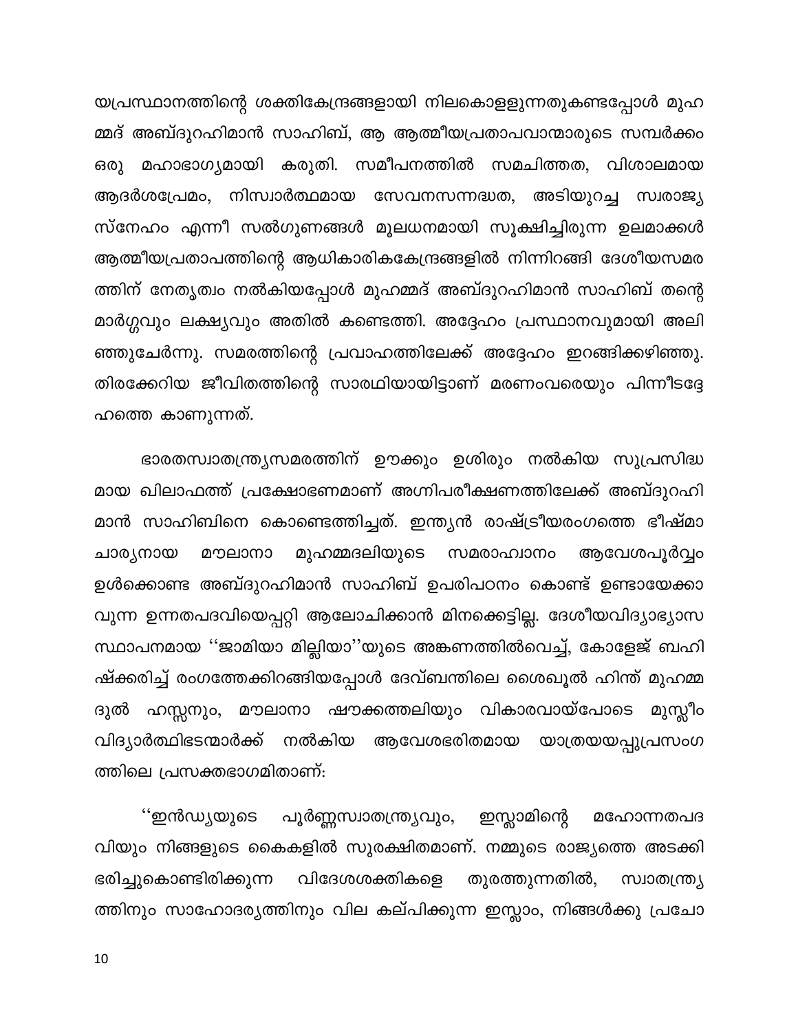യപ്രസ്ഥാനത്തിന്റെ ശക്തികേന്ദ്രങ്ങളായി നിലകൊള്ളുന്നതുകണ്ടപ്പോൾ മുഹമ്മദ് അബ്ദുറഹിമാൻ സാഹിബ്, ആ ആത്മീയപ്രതാപവാന്മാരുടെ സമ്പർക്കം ഒരു മഹാഭാഗ്യമായി കരുതി. സമീപനത്തിൽ സമചിത്തത, വിശാലമായ ആദർശപ്രേമം, നിസ്വാർത്ഥമായ സേവനസന്നദ്ധത, അടിയുറച്ച സ്വരാജ്യ സ്നേഹം എന്നീ സൽഗുണങ്ങൾ മൂലധനമായി സൂക്ഷിച്ചിരുന്ന ഉലമാക്കൾ ആത്മീയപ്രതാപത്തിന്റെ ആധികാരികകേന്ദ്രങ്ങളിൽ നിന്നിറങ്ങി ദേശീയസമരത്തിന് നേതൃത്വം നൽകിയപ്പോൾ മുഹമ്മദ് അബ്ദുറഹിമാൻ സാഹിബ് തന്റെ മാർഗ്ഗവും ലക്ഷ്യവും അതിൽ കണ്ടെത്തി. അദ്ദേഹം പ്രസ്ഥാനവുമായി അലിഞ്ഞുചേർന്നു. സമരത്തിന്റെ പ്രവാഹത്തിലേക്ക് അദ്ദേഹം ഇറങ്ങിക്കഴിഞ്ഞു. തിരക്കേറിയ ജീവിതത്തിന്റെ സാരഥിയായിട്ടാണ് മരണംവരെയും പിന്നീടദ്ദേഹത്തെ കാണുന്നത്.

ഭാരതസ്വാതന്ത്ര്യസമരത്തിന് ഊക്കും ഉശിരും നൽകിയ സുപ്രസിദ്ധമായ ഖിലാഫത്ത് പ്രക്ഷോഭണമാണ് അഗ്നിപരീക്ഷണത്തിലേക്ക് അബ്ദുറഹിമാൻ സാഹിബിനെ കൊണ്ടെത്തിച്ചത്. ഇന്ത്യൻ രാഷ്ട്രീയരംഗത്തെ ഭീഷ്മാചാര്യനായ മൗലാനാ മുഹമ്മദലിയുടെ സമരാഹ്വാനം ആവേശപൂർവ്വം ഉൾക്കൊണ്ട അബ്ദുറഹിമാൻ സാഹിബ് ഉപരിപഠനം കൊണ്ട് ഉണ്ടായേക്കാവുന്ന ഉന്നതപദവിയെപ്പറ്റി ആലോചിക്കാൻ മിനക്കെട്ടില്ല. ദേശീയവിദ്യാഭ്യാസ സ്ഥാപനമായ ''ജാമിയാ മില്ലിയാ''യുടെ അങ്കണത്തിൽവെച്ച്, കോളേജ് ബഹിഷ്ക്കരിച്ച് രംഗത്തേക്കിറങ്ങിയപ്പോൾ ദേവ്ബന്തിലെ ശൈഖുൽ ഹിന്ദ് മുഹമ്മദുൽ ഹസ്സനും, മൗലാനാ ഷൗക്കത്തലിയും വികാരവായ്പോടെ മുസ്ലീം വിദ്യാർത്ഥിഭടന്മാർക്ക് നൽകിയ ആവേശഭരിതമായ യാത്രയയപ്പുപ്രസംഗത്തിലെ പ്രസക്തഭാഗമിതാണ്:

''ഇൻഡ്യയുടെ പൂർണ്ണസ്വാതന്ത്ര്യവും, ഇസ്ലാമിന്റെ മഹോന്നതപദവിയും നിങ്ങളുടെ കൈകളിൽ സുരക്ഷിതമാണ്. നമ്മുടെ രാജ്യത്തെ അടക്കി ഭരിച്ചുകൊണ്ടിരിക്കുന്ന വിദേശശക്തികളെ തുരത്തുന്നതിൽ, സ്വാതന്ത്ര്യത്തിനും സാഹോദര്യത്തിനും വില കല്പിക്കുന്ന ഇസ്ലാം, നിങ്ങൾക്കു പ്രചോ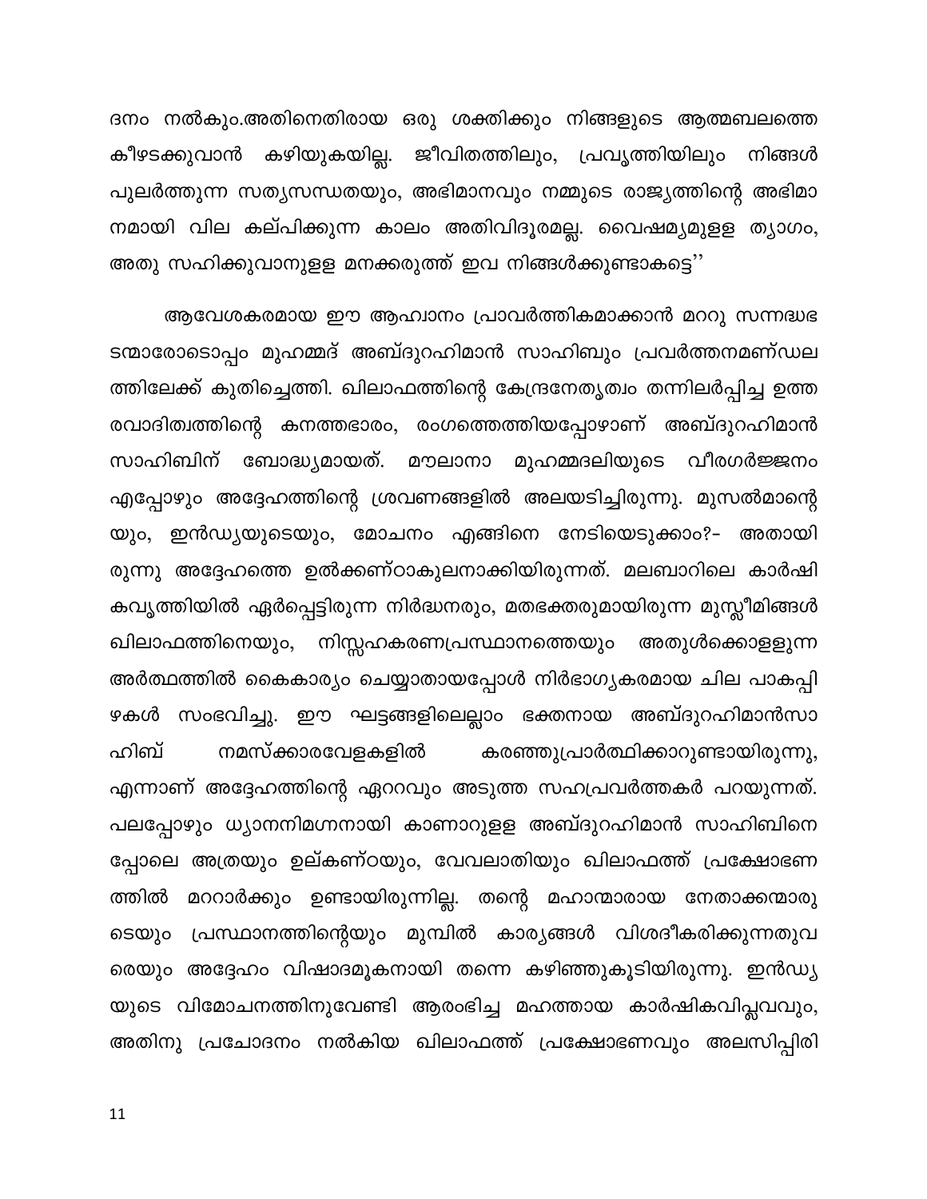ദനം നൽകും.അതിനെതിരായ ഒരു ശക്തിക്കും നിങ്ങളുടെ ആത്മബലത്തെ കീഴടക്കുവാൻ കഴിയുകയില്ല. ജീവിതത്തിലും, പ്രവൃത്തിയിലും നിങ്ങൾ പുലർത്തുന്ന സത്യസന്ധതയും, അഭിമാനവും നമ്മുടെ രാജ്യത്തിന്റെ അഭിമാനമായി വില കല്പിക്കുന്ന കാലം അതിവിദൂരമല്ല. വൈഷമ്യമുള്ള ത്യാഗം, അതു സഹിക്കുവാനുള്ള മനക്കരുത്ത് ഇവ നിങ്ങൾക്കുണ്ടാകട്ടെ''

ആവേശകരമായ ഈ ആഹ്വാനം പ്രാവർത്തികമാക്കാൻ മററു സന്നദ്ധഭടന്മാരോടൊപ്പം മുഹമ്മദ് അബ്ദുറഹിമാൻ സാഹിബും പ്രവർത്തനമണ്ഡലത്തിലേക്ക് കുതിച്ചെത്തി. ഖിലാഫത്തിന്റെ കേന്ദ്രനേതൃത്വം തന്നിലർപ്പിച്ച ഉത്തരവാദിത്വത്തിന്റെ കനത്തഭാരം, രംഗത്തെത്തിയപ്പോഴാണ് അബ്ദുറഹിമാൻ സാഹിബിന് ബോദ്ധ്യമായത്. മൗലാനാ മുഹമ്മദലിയുടെ വീരഗർജ്ജനം എപ്പോഴും അദ്ദേഹത്തിന്റെ ശ്രവണങ്ങളിൽ അലയടിച്ചിരുന്നു. മുസൽമാന്റെയും, ഇൻഡ്യയുടെയും, മോചനം എങ്ങിനെ നേടിയെടുക്കാം?- അതായിരുന്നു അദ്ദേഹത്തെ ഉൽക്കണ്ഠാകുലനാക്കിയിരുന്നത്. മലബാറിലെ കാർഷികവൃത്തിയിൽ ഏർപ്പെട്ടിരുന്ന നിർദ്ധനരും, മതഭക്തരുമായിരുന്ന മുസ്ലീമിങ്ങൾ ഖിലാഫത്തിനെയും, നിസ്സഹകരണപ്രസ്ഥാനത്തെയും അതുൾക്കൊള്ളുന്ന അർത്ഥത്തിൽ കൈകാര്യം ചെയ്യാതായപ്പോൾ നിർഭാഗ്യകരമായ ചില പാകപ്പിഴകൾ സംഭവിച്ചു. ഈ ഘട്ടങ്ങളിലെല്ലാം ഭക്തനായ അബ്ദുറഹിമാൻസാഹിബ് നമസ്ക്കാരവേളകളിൽ കരഞ്ഞുപ്രാർത്ഥിക്കാറുണ്ടായിരുന്നു, എന്നാണ് അദ്ദേഹത്തിന്റെ ഏററവും അടുത്ത സഹപ്രവർത്തകർ പറയുന്നത്. പലപ്പോഴും ധ്യാനനിമഗ്നനായി കാണാറുള്ള അബ്ദുറഹിമാൻ സാഹിബിനെപ്പോലെ അത്രയും ഉല്കണ്ഠയും, വേവലാതിയും ഖിലാഫത്ത് പ്രക്ഷോഭണത്തിൽ മററാർക്കും ഉണ്ടായിരുന്നില്ല. തന്റെ മഹാന്മാരായ നേതാക്കന്മാരുടെയും പ്രസ്ഥാനത്തിന്റെയും മുമ്പിൽ കാര്യങ്ങൾ വിശദീകരിക്കുന്നതുവരെയും അദ്ദേഹം വിഷാദമൂകനായി തന്നെ കഴിഞ്ഞുകൂടിയിരുന്നു. ഇൻഡ്യയുടെ വിമോചനത്തിനുവേണ്ടി ആരംഭിച്ച മഹത്തായ കാർഷികവിപ്ലവവും, അതിനു പ്രചോദനം നൽകിയ ഖിലാഫത്ത് പ്രക്ഷോഭണവും അലസിപ്പിരി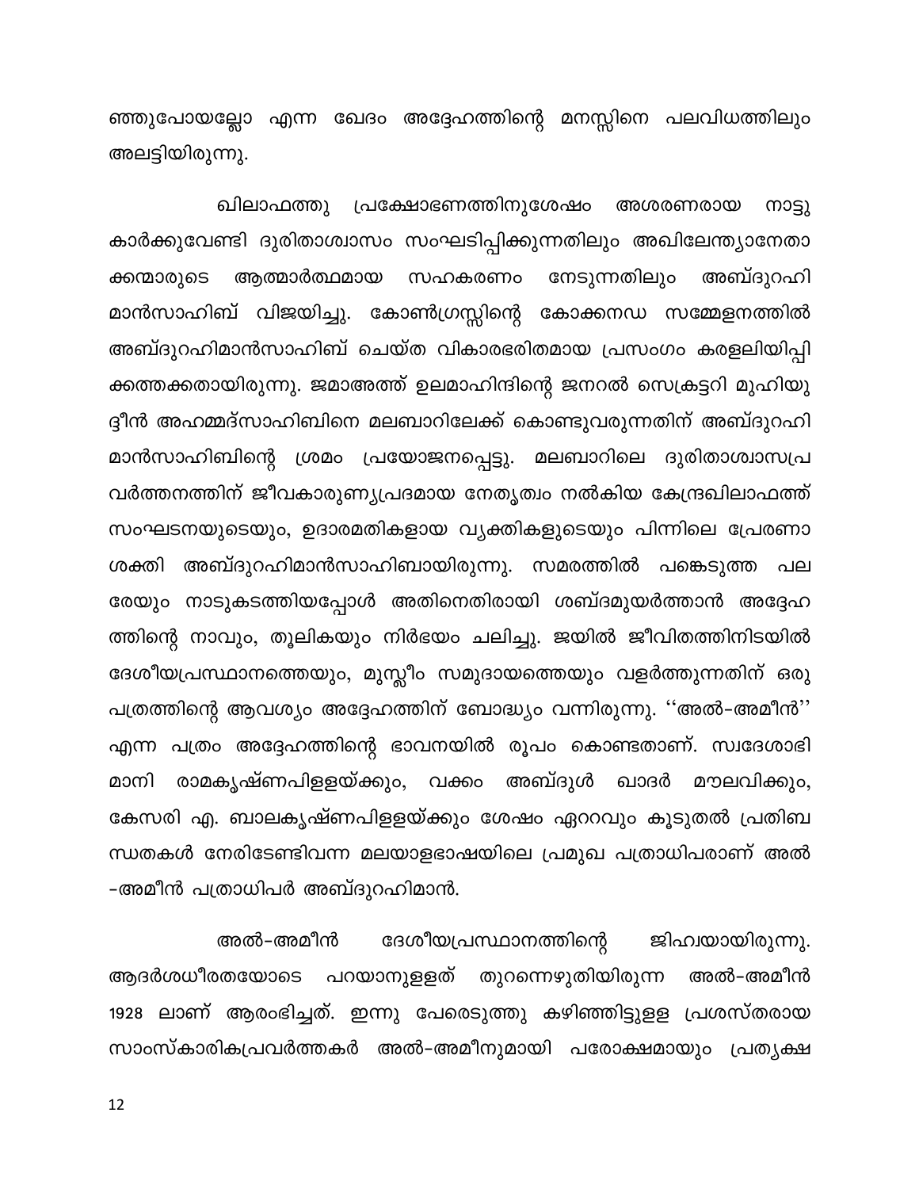ഞ്ഞുപോയല്ലോ എന്ന ഖേദം അദ്ദേഹത്തിന്റെ മനസ്സിനെ പലവിധത്തിലും അലട്ടിയിരുന്നു.

ഖിലാഫത്തു പ്രക്ഷോഭണത്തിനുശേഷം അശരണരായ നാട്ടുകാർക്കുവേണ്ടി ദുരിതാശ്വാസം സംഘടിപ്പിക്കുന്നതിലും അഖിലേന്ത്യാനേതാക്കന്മാരുടെ ആത്മാർത്ഥമായ സഹകരണം നേടുന്നതിലും അബ്ദുറഹിമാൻസാഹിബ് വിജയിച്ചു. കോൺഗ്രസ്സിന്റെ കോക്കനഡ സമ്മേളനത്തിൽ അബ്ദുറഹിമാൻസാഹിബ് ചെയ്ത വികാരഭരിതമായ പ്രസംഗം കരളലിയിപ്പിക്കത്തക്കതായിരുന്നു. ജമാഅത്ത് ഉലമാഹിന്ദിന്റെ ജനറൽ സെക്രട്ടറി മുഹിയുദ്ദീൻ അഹമ്മദ്സാഹിബിനെ മലബാറിലേക്ക് കൊണ്ടുവരുന്നതിന് അബ്ദുറഹിമാൻസാഹിബിന്റെ ശ്രമം പ്രയോജനപ്പെട്ടു. മലബാറിലെ ദുരിതാശ്വാസപ്രവർത്തനത്തിന് ജീവകാരുണ്യപ്രദമായ നേതൃത്വം നൽകിയ കേന്ദ്രഖിലാഫത്ത് സംഘടനയുടെയും, ഉദാരമതികളായ വ്യക്തികളുടെയും പിന്നിലെ പ്രേരണാശക്തി അബ്ദുറഹിമാൻസാഹിബായിരുന്നു. സമരത്തിൽ പങ്കെടുത്ത പലരേയും നാടുകടത്തിയപ്പോൾ അതിനെതിരായി ശബ്ദമുയർത്താൻ അദ്ദേഹത്തിന്റെ നാവും, തൂലികയും നിർഭയം ചലിച്ചു. ജയിൽ ജീവിതത്തിനിടയിൽ ദേശീയപ്രസ്ഥാനത്തെയും, മുസ്ലീം സമുദായത്തെയും വളർത്തുന്നതിന് ഒരു പത്രത്തിന്റെ ആവശ്യം അദ്ദേഹത്തിന് ബോദ്ധ്യം വന്നിരുന്നു. ''അൽ-അമീൻ'' എന്ന പത്രം അദ്ദേഹത്തിന്റെ ഭാവനയിൽ രൂപം കൊണ്ടതാണ്. സ്വദേശാഭിമാനി രാമകൃഷ്ണപിള്ളയ്ക്കും, വക്കം അബ്ദുൾ ഖാദർ മൗലവിക്കും, കേസരി എ. ബാലകൃഷ്ണപിള്ളയ്ക്കും ശേഷം ഏററവും കൂടുതൽ പ്രതിബന്ധതകൾ നേരിടേണ്ടിവന്ന മലയാളഭാഷയിലെ പ്രമുഖ പത്രാധിപരാണ് അൽ-അമീൻ പത്രാധിപർ അബ്ദുറഹിമാൻ.

അൽ-അമീൻ ദേശീയപ്രസ്ഥാനത്തിന്റെ ജിഹ്വയായിരുന്നു. ആദർശധീരതയോടെ പറയാനുള്ളത് തുറന്നെഴുതിയിരുന്ന അൽ-അമീൻ 1928 ലാണ് ആരംഭിച്ചത്. ഇന്നു പേരെടുത്തു കഴിഞ്ഞിട്ടുള്ള പ്രശസ്തരായ സാംസ്കാരികപ്രവർത്തകർ അൽ-അമീനുമായി പരോക്ഷമായും പ്രത്യക്ഷ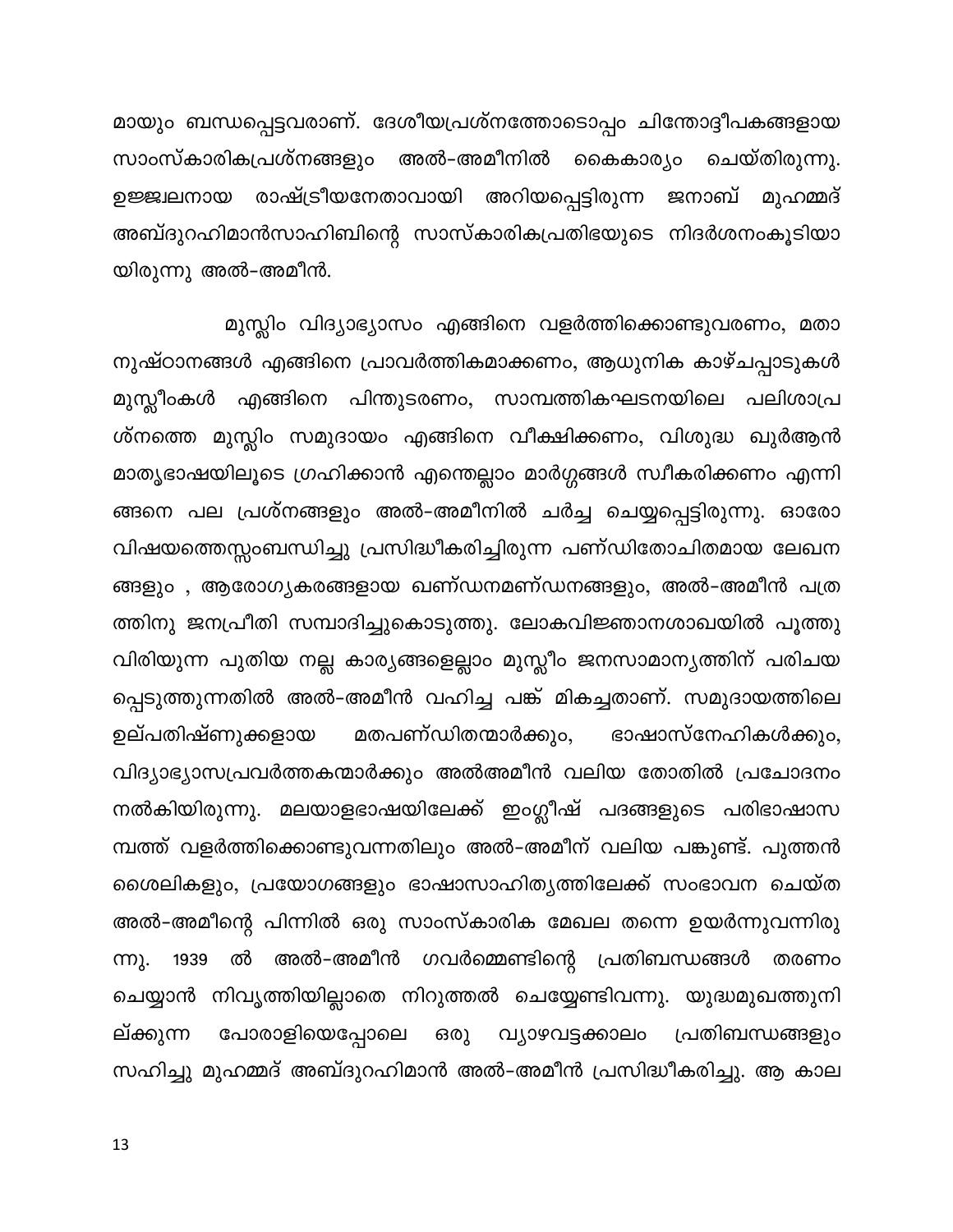മായും ബന്ധപ്പെട്ടവരാണ്. ദേശീയപ്രശ്നത്തോടൊപ്പം ചിന്തോദ്ദീപകങ്ങളായ സാംസ്കാരികപ്രശ്നങ്ങളും അൽ-അമീനിൽ കൈകാര്യം ചെയ്തിരുന്നു. ഉജ്ജ്വലനായ രാഷ്ട്രീയനേതാവായി അറിയപ്പെട്ടിരുന്ന ജനാബ് മുഹമ്മദ് അബ്ദുറഹിമാൻസാഹിബിന്റെ സാസ്കാരികപ്രതിഭയുടെ നിദർശനംകൂടിയായിരുന്നു അൽ-അമീൻ.

മുസ്ലിം വിദ്യാഭ്യാസം എങ്ങിനെ വളർത്തിക്കൊണ്ടുവരണം, മതാനുഷ്ഠാനങ്ങൾ എങ്ങിനെ പ്രാവർത്തികമാക്കണം, ആധുനിക കാഴ്ചപ്പാടുകൾ മുസ്ലീംകൾ എങ്ങിനെ പിന്തുടരണം, സാമ്പത്തികഘടനയിലെ പലിശാപ്രശ്നത്തെ മുസ്ലിം സമുദായം എങ്ങിനെ വീക്ഷിക്കണം, വിശുദ്ധ ഖുർആൻ മാതൃഭാഷയിലൂടെ ഗ്രഹിക്കാൻ എന്തെല്ലാം മാർഗ്ഗങ്ങൾ സ്വീകരിക്കണം എന്നിങ്ങനെ പല പ്രശ്നങ്ങളും അൽ-അമീനിൽ ചർച്ച ചെയ്യപ്പെട്ടിരുന്നു. ഓരോ വിഷയത്തെസ്സംബന്ധിച്ചു പ്രസിദ്ധീകരിച്ചിരുന്ന പണ്ഡിതോചിതമായ ലേഖനങ്ങളും , ആരോഗ്യകരങ്ങളായ ഖണ്ഡനമണ്ഡനങ്ങളും, അൽ-അമീൻ പത്രത്തിനു ജനപ്രീതി സമ്പാദിച്ചുകൊടുത്തു. ലോകവിജ്ഞാനശാഖയിൽ പൂത്തുവിരിയുന്ന പുതിയ നല്ല കാര്യങ്ങളെല്ലാം മുസ്ലീം ജനസാമാന്യത്തിന് പരിചയപ്പെടുത്തുന്നതിൽ അൽ-അമീൻ വഹിച്ച പങ്ക് മികച്ചതാണ്. സമുദായത്തിലെ ഉല്പതിഷ്ണുക്കളായ മതപണ്ഡിതന്മാർക്കും, ഭാഷാസ്നേഹികൾക്കും, വിദ്യാഭ്യാസപ്രവർത്തകന്മാർക്കും അൽഅമീൻ വലിയ തോതിൽ പ്രചോദനം നൽകിയിരുന്നു. മലയാളഭാഷയിലേക്ക് ഇംഗ്ലീഷ് പദങ്ങളുടെ പരിഭാഷാസമ്പത്ത് വളർത്തിക്കൊണ്ടുവന്നതിലും അൽ-അമീന് വലിയ പങ്കുണ്ട്. പുത്തൻ ശൈലികളും, പ്രയോഗങ്ങളും ഭാഷാസാഹിത്യത്തിലേക്ക് സംഭാവന ചെയ്ത അൽ-അമീന്റെ പിന്നിൽ ഒരു സാംസ്കാരിക മേഖല തന്നെ ഉയർന്നുവന്നിരുന്നു. 1939 ൽ അൽ-അമീൻ ഗവർമ്മെണ്ടിന്റെ പ്രതിബന്ധങ്ങൾ തരണം ചെയ്യാൻ നിവൃത്തിയില്ലാതെ നിറുത്തൽ ചെയ്യേണ്ടിവന്നു. യുദ്ധമുഖത്തുനില്ക്കുന്ന പോരാളിയെപ്പോലെ ഒരു വ്യാഴവട്ടക്കാലം പ്രതിബന്ധങ്ങളും സഹിച്ചു മുഹമ്മദ് അബ്ദുറഹിമാൻ അൽ-അമീൻ പ്രസിദ്ധീകരിച്ചു. ആ കാല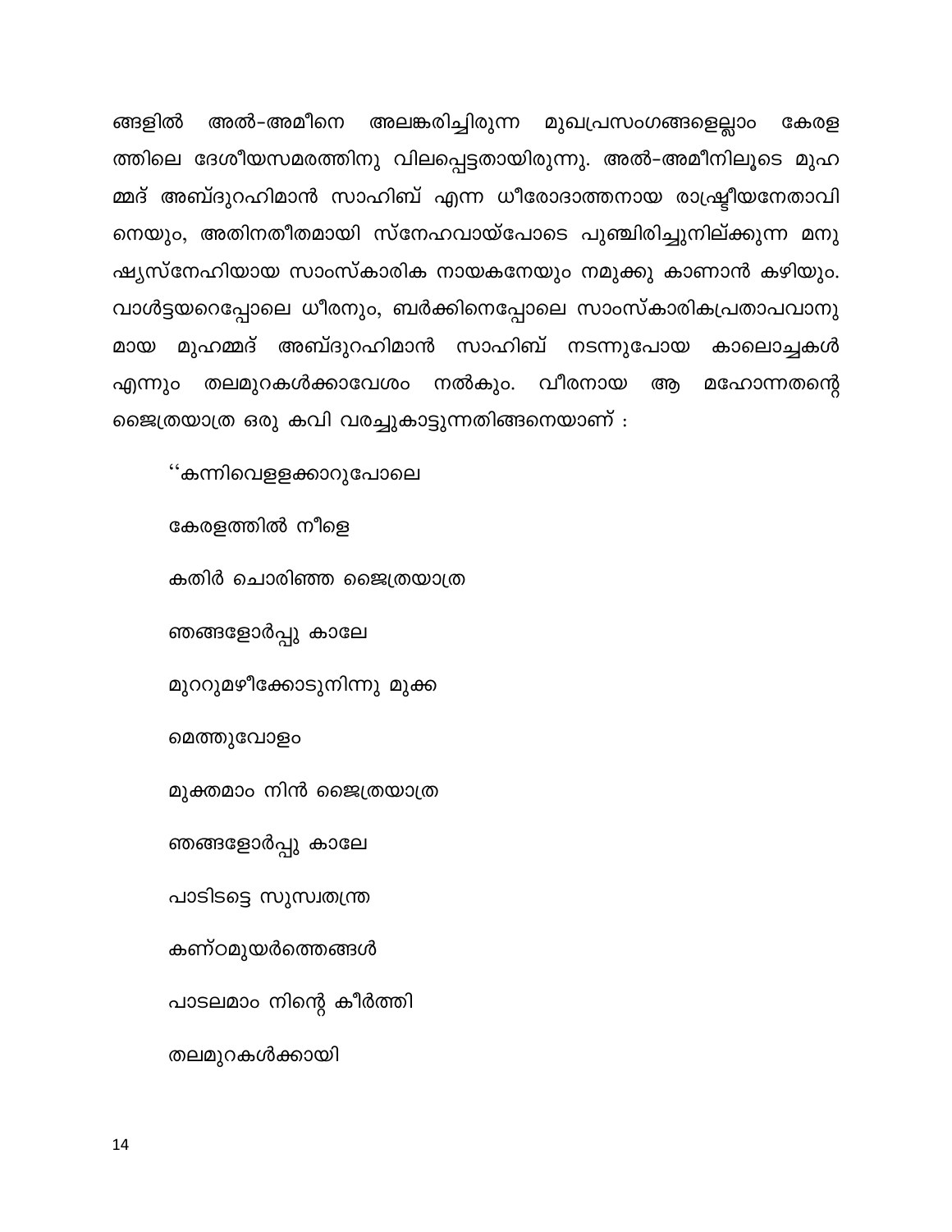ങ്ങളിൽ അൽ-അമീനെ അലങ്കരിച്ചിരുന്ന മുഖപ്രസംഗങ്ങളെല്ലാം കേരള ത്തിലെ ദേശീയസമരത്തിനു വിലപ്പെട്ടതായിരുന്നു. അൽ-അമീനിലൂടെ മുഹ മ്മദ് അബ്ദുറഹിമാൻ സാഹിബ് എന്ന ധീരോദാത്തനായ രാഷ്ട്രീയനേതാവി നെയും, അതിനതീതമായി സ്നേഹവായ്പോടെ പുഞ്ചിരിച്ചുനില്ക്കുന്ന മനു ഷ്യസ്നേഹിയായ സാംസ്കാരിക നായകനേയും നമുക്കു കാണാൻ കഴിയും. വാൾട്ടയറെപ്പോലെ ധീരനും, ബർക്കിനെപ്പോലെ സാംസ്കാരികപ്രതാപവാനു മായ മുഹമ്മദ് അബ്ദുറഹിമാൻ സാഹിബ് നടന്നുപോയ കാലൊച്ചകൾ എന്നും തലമുറകൾക്കാവേശം നൽകും. വീരനായ ആ മഹോന്നതന്റെ ജൈത്രയാത്ര ഒരു കവി വരച്ചുകാട്ടുന്നതിങ്ങനെയാണ് :

‘‘കന്നിവെള്ളക്കാറുപോലെ

കേരളത്തിൽ നീളെ

കതിർ ചൊരിഞ്ഞ ജൈത്രയാത്ര

ഞങ്ങളോർപ്പു കാലേ

മുററുമഴീക്കോടുനിന്നു മുക്ക

മെത്തുവോളം

മുക്തമാം നിൻ ജൈത്രയാത്ര

ഞങ്ങളോർപ്പു കാലേ

പാടിടട്ടെ സുസ്വതന്ത്ര

കണ്ഠമുയർത്തെങ്ങൾ

പാടലമാം നിന്റെ കീർത്തി

തലമുറകൾക്കായി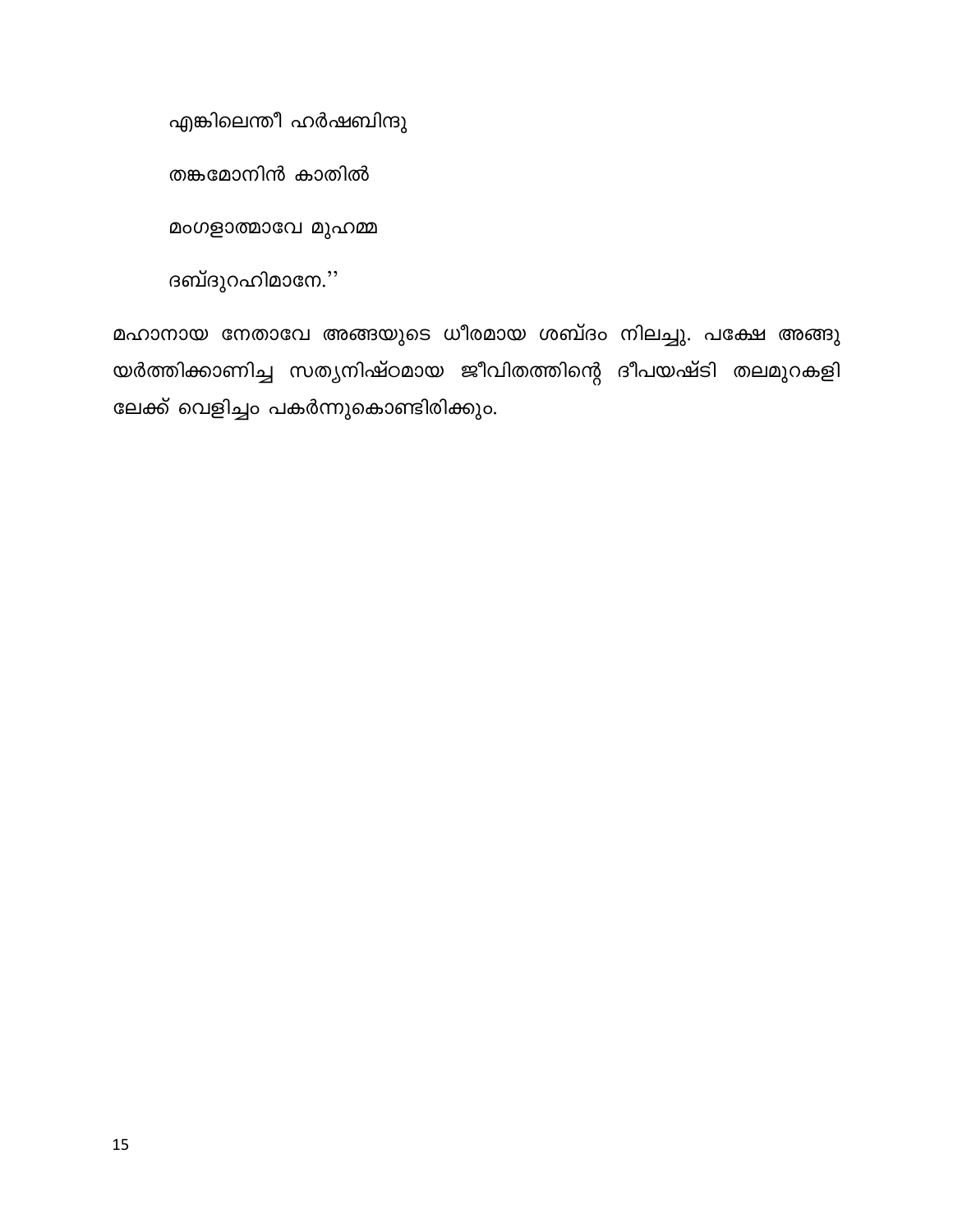എങ്കിലെന്തീ ഹർഷബിന്ദു

തങ്കമോനിൻ കാതിൽ

മംഗളാത്മാവേ മുഹമ്മ

ദബ്ദുറഹിമാനേ.''

മഹാനായ നേതാവേ അങ്ങയുടെ ധീരമായ ശബ്ദം നിലച്ചു. പക്ഷേ അങ്ങു യർത്തിക്കാണിച്ച സത്യനിഷ്ഠമായ ജീവിതത്തിന്റെ ദീപയഷ്ടി തലമുറകളി ലേക്ക് വെളിച്ചം പകർന്നുകൊണ്ടിരിക്കും.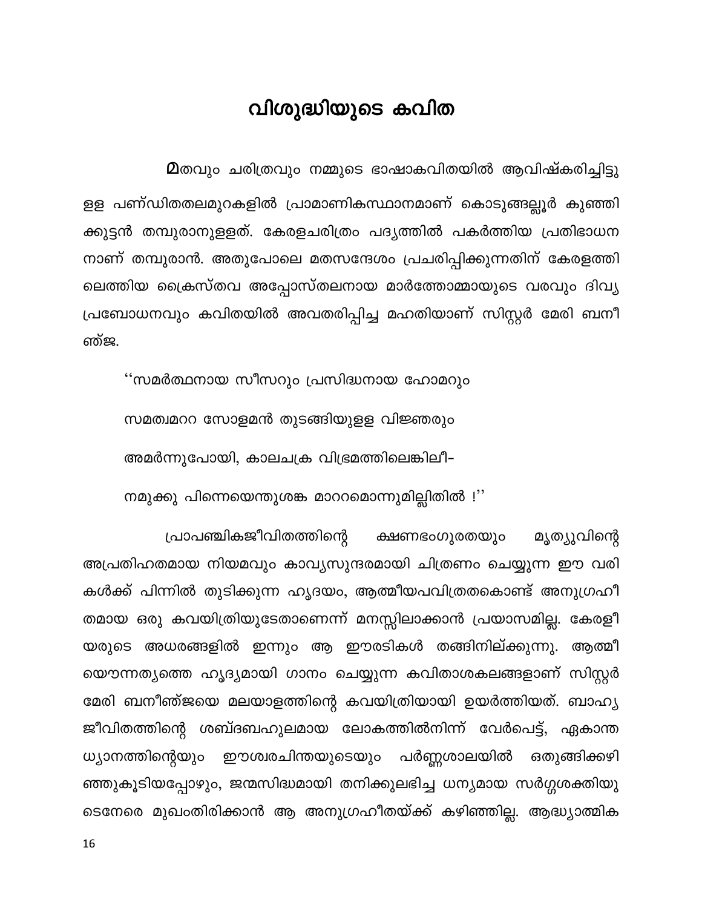# വിശുദ്ധിയുടെ കവിത

മതവും ചരിത്രവും നമ്മുടെ ഭാഷാകവിതയിൽ ആവിഷ്കരിച്ചിട്ടുള്ള പണ്ഡിതതലമുറകളിൽ പ്രാമാണികസ്ഥാനമാണ് കൊടുങ്ങല്ലൂർ കുഞ്ഞിക്കുട്ടൻ തമ്പുരാനുള്ളത്. കേരളചരിത്രം പദ്യത്തിൽ പകർത്തിയ പ്രതിഭാധനനാണ് തമ്പുരാൻ. അതുപോലെ മതസന്ദേശം പ്രചരിപ്പിക്കുന്നതിന് കേരളത്തിലെത്തിയ ക്രൈസ്തവ അപ്പോസ്തലനായ മാർത്തോമ്മായുടെ വരവും ദിവ്യപ്രബോധനവും കവിതയിൽ അവതരിപ്പിച്ച മഹതിയാണ് സിസ്റ്റർ മേരി ബനീഞ്ജ.

''സമർത്ഥനായ സീസറും പ്രസിദ്ധനായ ഹോമറും
സമത്വമററ സോളമൻ തുടങ്ങിയുള്ള വിജ്ഞരും
അമർന്നുപോയി, കാലചക്ര വിഭ്രമത്തിലെങ്കിലീ-
നമുക്കു പിന്നെയെന്തുശങ്ക മാററമൊന്നുമില്ലിതിൽ !''

പ്രാപഞ്ചികജീവിതത്തിന്റെ ക്ഷണഭംഗുരതയും മൃത്യുവിന്റെ അപ്രതിഹതമായ നിയമവും കാവ്യസുന്ദരമായി ചിത്രണം ചെയ്യുന്ന ഈ വരികൾക്ക് പിന്നിൽ തുടിക്കുന്ന ഹൃദയം, ആത്മീയപവിത്രതകൊണ്ട് അനുഗ്രഹീതമായ ഒരു കവയിത്രിയുടേതാണെന്ന് മനസ്സിലാക്കാൻ പ്രയാസമില്ല. കേരളീയരുടെ അധരങ്ങളിൽ ഇന്നും ആ ഈരടികൾ തങ്ങിനില്ക്കുന്നു. ആത്മീയൌന്നത്യത്തെ ഹൃദ്യമായി ഗാനം ചെയ്യുന്ന കവിതാശകലങ്ങളാണ് സിസ്റ്റർ മേരി ബനീഞ്ജയെ മലയാളത്തിന്റെ കവയിത്രിയായി ഉയർത്തിയത്. ബാഹ്യജീവിതത്തിന്റെ ശബ്ദബഹുലമായ ലോകത്തിൽനിന്ന് വേർപെട്ട്, ഏകാന്തധ്യാനത്തിന്റെയും ഈശ്വരചിന്തയുടെയും പർണ്ണശാലയിൽ ഒതുങ്ങിക്കഴിഞ്ഞുകൂടിയപ്പോഴും, ജന്മസിദ്ധമായി തനിക്കുലഭിച്ച ധന്യമായ സർഗ്ഗശക്തിയുടെനേരെ മുഖംതിരിക്കാൻ ആ അനുഗ്രഹീതയ്ക്ക് കഴിഞ്ഞില്ല. ആദ്ധ്യാത്മിക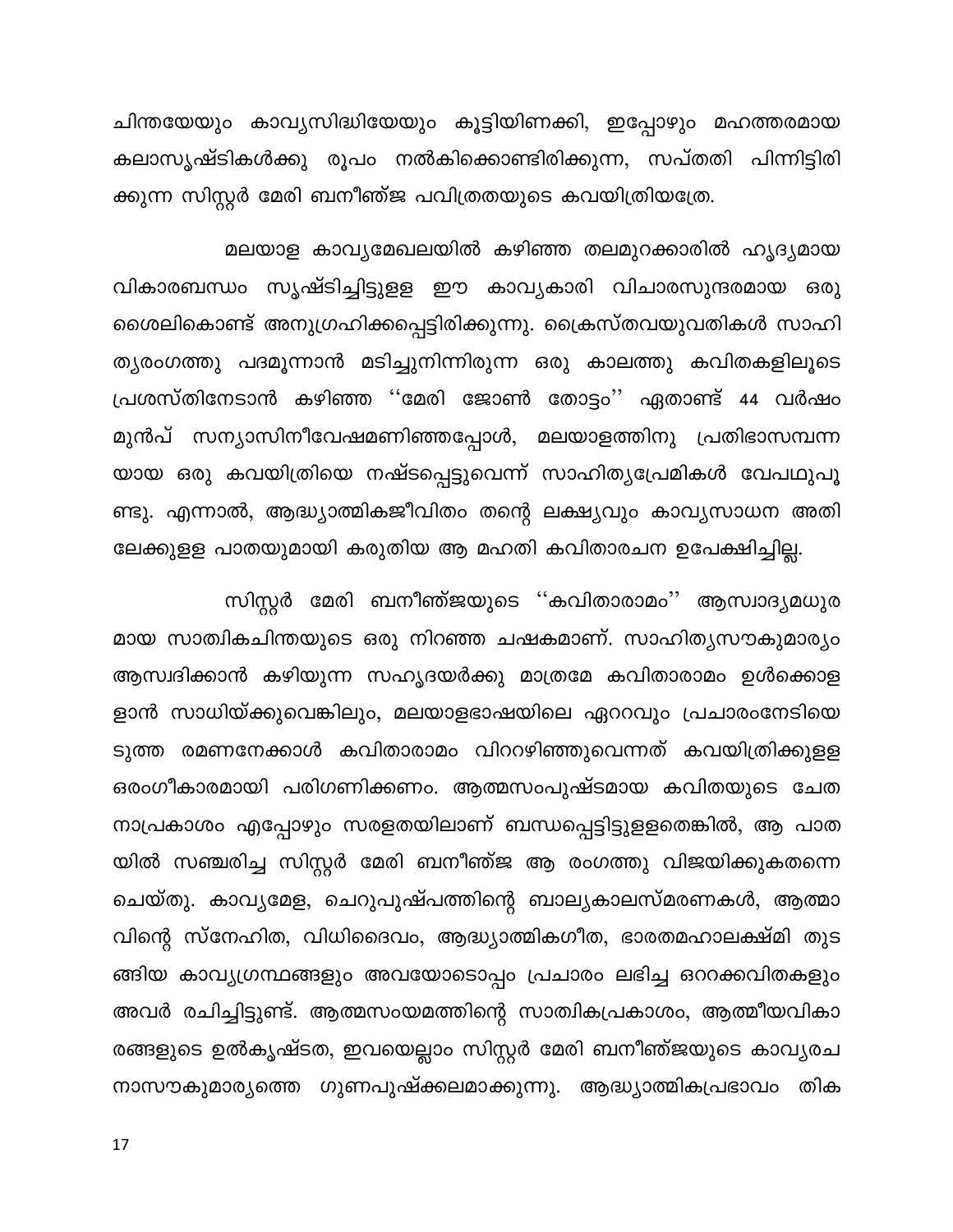ചിന്തയേയും കാവ്യസിദ്ധിയേയും കൂട്ടിയിണക്കി, ഇപ്പോഴും മഹത്തരമായ കലാസൃഷ്ടികൾക്കു രൂപം നൽകിക്കൊണ്ടിരിക്കുന്ന, സപ്തതി പിന്നിട്ടിരിക്കുന്ന സിസ്റ്റർ മേരി ബനീഞ്ജ പവിത്രതയുടെ കവയിത്രിയത്രേ.

മലയാള കാവ്യമേഖലയിൽ കഴിഞ്ഞ തലമുറക്കാരിൽ ഹൃദ്യമായ വികാരബന്ധം സൃഷ്ടിച്ചിട്ടുള്ള ഈ കാവ്യകാരി വിചാരസുന്ദരമായ ഒരു ശൈലികൊണ്ട് അനുഗ്രഹിക്കപ്പെട്ടിരിക്കുന്നു. ക്രൈസ്തവയുവതികൾ സാഹിത്യരംഗത്തു പദമൂന്നാൻ മടിച്ചുനിന്നിരുന്ന ഒരു കാലത്തു കവിതകളിലൂടെ പ്രശസ്തിനേടാൻ കഴിഞ്ഞ ''മേരി ജോൺ തോട്ടം'' ഏതാണ്ട് 44 വർഷം മുൻപ് സന്യാസിനീവേഷമണിഞ്ഞപ്പോൾ, മലയാളത്തിനു പ്രതിഭാസമ്പന്നയായ ഒരു കവയിത്രിയെ നഷ്ടപ്പെട്ടുവെന്ന് സാഹിത്യപ്രേമികൾ വേപഥുപൂണ്ടു. എന്നാൽ, ആദ്ധ്യാത്മികജീവിതം തന്റെ ലക്ഷ്യവും കാവ്യസാധന അതിലേക്കുള്ള പാതയുമായി കരുതിയ ആ മഹതി കവിതാരചന ഉപേക്ഷിച്ചില്ല.

സിസ്റ്റർ മേരി ബനീഞ്ജയുടെ ''കവിതാരാമം'' ആസ്വാദ്യമധുരമായ സാത്വികചിന്തയുടെ ഒരു നിറഞ്ഞ ചഷകമാണ്. സാഹിത്യസൗകുമാര്യം ആസ്വദിക്കാൻ കഴിയുന്ന സഹൃദയർക്കു മാത്രമേ കവിതാരാമം ഉൾക്കൊളളാൻ സാധിയ്ക്കുവെങ്കിലും, മലയാളഭാഷയിലെ ഏററവും പ്രചാരംനേടിയെടുത്ത രമണനേക്കാൾ കവിതാരാമം വിററഴിഞ്ഞുവെന്നത് കവയിത്രിക്കുളള ഒരംഗീകാരമായി പരിഗണിക്കണം. ആത്മസംപുഷ്ടമായ കവിതയുടെ ചേതനാപ്രകാശം എപ്പോഴും സരളതയിലാണ് ബന്ധപ്പെട്ടിട്ടുളളതെങ്കിൽ, ആ പാതയിൽ സഞ്ചരിച്ച സിസ്റ്റർ മേരി ബനീഞ്ജ ആ രംഗത്തു വിജയിക്കുകതന്നെ ചെയ്തു. കാവ്യമേള, ചെറുപുഷ്പത്തിന്റെ ബാല്യകാലസ്മരണകൾ, ആത്മാവിന്റെ സ്നേഹിത, വിധിദൈവം, ആദ്ധ്യാത്മികഗീത, ഭാരതമഹാലക്ഷ്മി തുടങ്ങിയ കാവ്യഗ്രന്ഥങ്ങളും അവയോടൊപ്പം പ്രചാരം ലഭിച്ച ഒററക്കവിതകളും അവർ രചിച്ചിട്ടുണ്ട്. ആത്മസംയമത്തിന്റെ സാത്വികപ്രകാശം, ആത്മീയവികാരങ്ങളുടെ ഉൽകൃഷ്ടത, ഇവയെല്ലാം സിസ്റ്റർ മേരി ബനീഞ്ജയുടെ കാവ്യരചനാസൗകുമാര്യത്തെ ഗുണപുഷ്ക്കലമാക്കുന്നു. ആദ്ധ്യാത്മികപ്രഭാവം തിക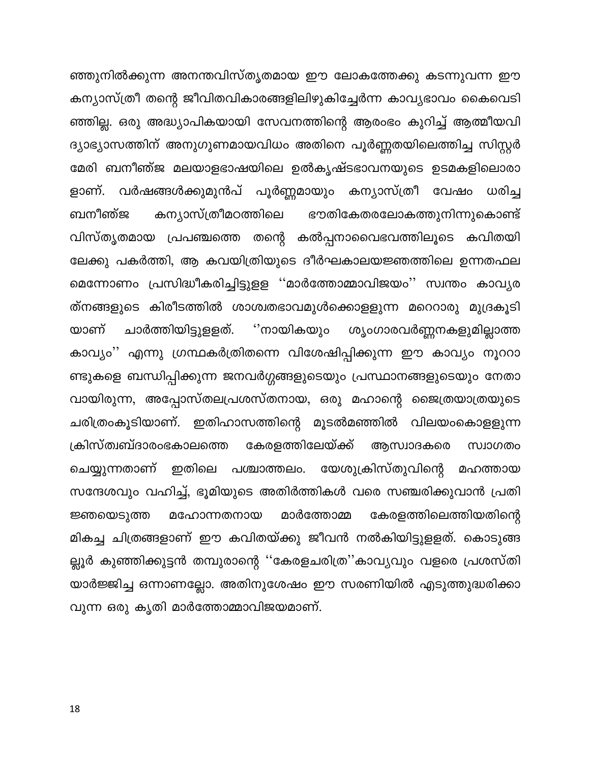ഞ്ഞുനിൽക്കുന്ന അനന്തവിസ്തൃതമായ ഈ ലോകത്തേക്കു കടന്നുവന്ന ഈ കന്യാസ്ത്രീ തന്റെ ജീവിതവികാരങ്ങളിലിഴുകിച്ചേർന്ന കാവ്യഭാവം കൈവെടിഞ്ഞില്ല. ഒരു അദ്ധ്യാപികയായി സേവനത്തിന്റെ ആരംഭം കുറിച്ച് ആത്മീയവിദ്യാഭ്യാസത്തിന് അനുഗുണമായവിധം അതിനെ പൂർണ്ണതയിലെത്തിച്ച സിസ്റ്റർ മേരി ബനീഞ്ജ മലയാളഭാഷയിലെ ഉൽകൃഷ്ടഭാവനയുടെ ഉടമകളിലൊരാളാണ്. വർഷങ്ങൾക്കുമുൻപ് പൂർണ്ണമായും കന്യാസ്ത്രീ വേഷം ധരിച്ച ബനീഞ്ജ കന്യാസ്ത്രീമഠത്തിലെ ഭൗതികേതരലോകത്തുനിന്നുകൊണ്ട് വിസ്തൃതമായ പ്രപഞ്ചത്തെ തന്റെ കൽപ്പനാവൈഭവത്തിലൂടെ കവിതയിലേക്കു പകർത്തി, ആ കവയിത്രിയുടെ ദീർഘകാലയജ്ഞത്തിലെ ഉന്നതഫലമെന്നോണം പ്രസിദ്ധീകരിച്ചിട്ടുള്ള ''മാർത്തോമ്മാവിജയം'' സ്വന്തം കാവ്യരത്നങ്ങളുടെ കിരീടത്തിൽ ശാശ്വതഭാവമുൾക്കൊള്ളുന്ന മറ്റൊരു മുദ്രകൂടിയാണ് ചാർത്തിയിട്ടുള്ളത്. ''നായികയും ശൃംഗാരവർണ്ണനകളുമില്ലാത്ത കാവ്യം'' എന്നു ഗ്രന്ഥകർത്രിതന്നെ വിശേഷിപ്പിക്കുന്ന ഈ കാവ്യം നൂററാണ്ടുകളെ ബന്ധിപ്പിക്കുന്ന ജനവർഗ്ഗങ്ങളുടെയും പ്രസ്ഥാനങ്ങളുടെയും നേതാവായിരുന്ന, അപ്പോസ്തലപ്രശസ്തനായ, ഒരു മഹാന്റെ ജൈത്രയാത്രയുടെ ചരിത്രംകൂടിയാണ്. ഇതിഹാസത്തിന്റെ മൂടൽമഞ്ഞിൽ വിലയംകൊള്ളുന്ന ക്രിസ്ത്വബ്ദാരംഭകാലത്തെ കേരളത്തിലേയ്ക്ക് ആസ്വാദകരെ സ്വാഗതം ചെയ്യുന്നതാണ് ഇതിലെ പശ്ചാത്തലം. യേശുക്രിസ്തുവിന്റെ മഹത്തായ സന്ദേശവും വഹിച്ച്, ഭൂമിയുടെ അതിർത്തികൾ വരെ സഞ്ചരിക്കുവാൻ പ്രതിജ്ഞയെടുത്ത മഹോന്നതനായ മാർത്തോമ്മ കേരളത്തിലെത്തിയതിന്റെ മികച്ച ചിത്രങ്ങളാണ് ഈ കവിതയ്ക്കു ജീവൻ നൽകിയിട്ടുള്ളത്. കൊടുങ്ങല്ലൂർ കുഞ്ഞിക്കുട്ടൻ തമ്പുരാന്റെ ''കേരളചരിത്ര''കാവ്യവും വളരെ പ്രശസ്തിയാർജ്ജിച്ച ഒന്നാണല്ലോ. അതിനുശേഷം ഈ സരണിയിൽ എടുത്തുദ്ധരിക്കാവുന്ന ഒരു കൃതി മാർത്തോമ്മാവിജയമാണ്.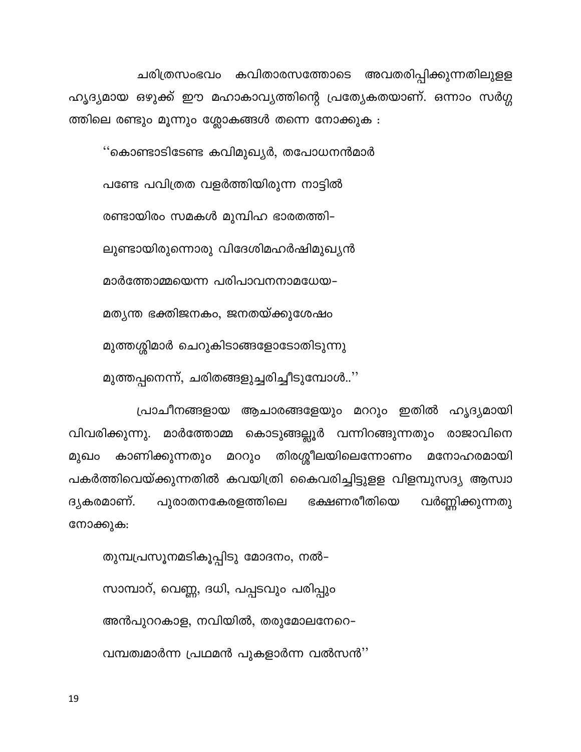ചരിത്രസംഭവം കവിതാരസത്തോടെ അവതരിപ്പിക്കുന്നതിലുള്ള ഹൃദ്യമായ ഒഴുക്ക് ഈ മഹാകാവ്യത്തിന്റെ പ്രത്യേകതയാണ്. ഒന്നാം സർഗ്ഗത്തിലെ രണ്ടും മൂന്നും ശ്ലോകങ്ങൾ തന്നെ നോക്കുക :

''കൊണ്ടാടിടേണ്ട കവിമുഖ്യർ, തപോധനൻമാർ

പണ്ടേ പവിത്രത വളർത്തിയിരുന്ന നാട്ടിൽ

രണ്ടായിരം സമകൾ മുമ്പിഹ ഭാരതത്തി-

ലുണ്ടായിരുന്നൊരു വിദേശിമഹർഷിമുഖ്യൻ

മാർത്തോമ്മയെന്ന പരിപാവനനാമധേയ-

മത്യന്ത ഭക്തിജനകം, ജനതയ്ക്കുശേഷം

മുത്തശ്ശിമാർ ചെറുകിടാങ്ങളോടോതിടുന്നു

മുത്തപ്പനെന്ന്, ചരിതങ്ങളുച്ചരിച്ചീടുമ്പോൾ..''

പ്രാചീനങ്ങളായ ആചാരങ്ങളേയും മററും ഇതിൽ ഹൃദ്യമായി വിവരിക്കുന്നു. മാർത്തോമ്മ കൊടുങ്ങല്ലൂർ വന്നിറങ്ങുന്നതും രാജാവിനെ മുഖം കാണിക്കുന്നതും മററും തിരശ്ശീലയിലെന്നോണം മനോഹരമായി പകർത്തിവെയ്ക്കുന്നതിൽ കവയിത്രി കൈവരിച്ചിട്ടുള്ള വിളമ്പുസദ്യ ആസ്വാദ്യകരമാണ്. പുരാതനകേരളത്തിലെ ഭക്ഷണരീതിയെ വർണ്ണിക്കുന്നതു നോക്കുക:

തുമ്പപ്രസൂനമടികൂപ്പിടു മോദനം, നൽ-

സാമ്പാറ്, വെണ്ണ, ദധി, പപ്പടവും പരിപ്പും

അൻപുററകാള, നവിയിൽ, തരുമോലനേറെ-

വമ്പത്വമാർന്ന പ്രഥമൻ പുകളാർന്ന വൽസൻ''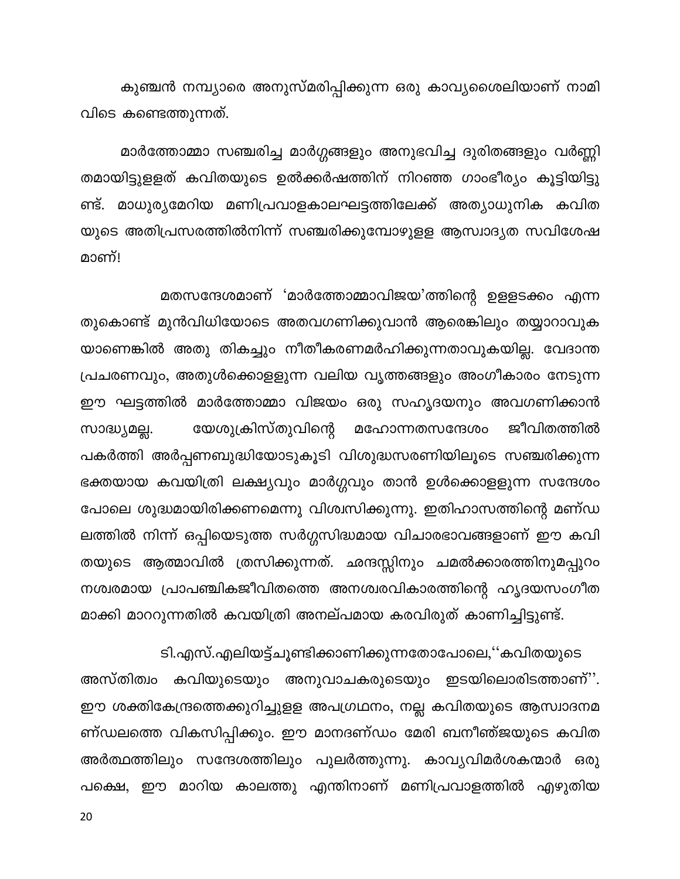കുഞ്ചൻ നമ്പ്യാരെ അനുസ്മരിപ്പിക്കുന്ന ഒരു കാവ്യശൈലിയാണ് നാമിവിടെ കണ്ടെത്തുന്നത്.

മാർത്തോമ്മാ സഞ്ചരിച്ച മാർഗ്ഗങ്ങളും അനുഭവിച്ച ദുരിതങ്ങളും വർണ്ണിതമായിട്ടുള്ളത് കവിതയുടെ ഉൽക്കർഷത്തിന് നിറഞ്ഞ ഗാംഭീര്യം കൂട്ടിയിട്ടുണ്ട്. മാധുര്യമേറിയ മണിപ്രവാളകാലഘട്ടത്തിലേക്ക് അത്യാധുനിക കവിതയുടെ അതിപ്രസരത്തിൽനിന്ന് സഞ്ചരിക്കുമ്പോഴുള്ള ആസ്വാദ്യത സവിശേഷമാണ്!

മതസന്ദേശമാണ് 'മാർത്തോമ്മാവിജയ'ത്തിന്റെ ഉള്ളടക്കം എന്നതുകൊണ്ട് മുൻവിധിയോടെ അതവഗണിക്കുവാൻ ആരെങ്കിലും തയ്യാറാവുകയാണെങ്കിൽ അതു തികച്ചും നീതീകരണമർഹിക്കുന്നതാവുകയില്ല. വേദാന്ത പ്രചരണവും, അതുൾക്കൊള്ളുന്ന വലിയ വൃത്തങ്ങളും അംഗീകാരം നേടുന്ന ഈ ഘട്ടത്തിൽ മാർത്തോമ്മാ വിജയം ഒരു സഹൃദയനും അവഗണിക്കാൻ സാദ്ധ്യമല്ല. യേശുക്രിസ്തുവിന്റെ മഹോന്നതസന്ദേശം ജീവിതത്തിൽ പകർത്തി അർപ്പണബുദ്ധിയോടുകൂടി വിശുദ്ധസരണിയിലൂടെ സഞ്ചരിക്കുന്ന ഭക്തയായ കവയിത്രി ലക്ഷ്യവും മാർഗ്ഗവും താൻ ഉൾക്കൊള്ളുന്ന സന്ദേശം പോലെ ശുദ്ധമായിരിക്കണമെന്നു വിശ്വസിക്കുന്നു. ഇതിഹാസത്തിന്റെ മണ്ഡലത്തിൽ നിന്ന് ഒപ്പിയെടുത്ത സർഗ്ഗസിദ്ധമായ വിചാരഭാവങ്ങളാണ് ഈ കവിതയുടെ ആത്മാവിൽ ത്രസിക്കുന്നത്. ഛന്ദസ്സിനും ചമൽക്കാരത്തിനുമപ്പുറം നശ്വരമായ പ്രാപഞ്ചികജീവിതത്തെ അനശ്വരവികാരത്തിന്റെ ഹൃദയസംഗീതമാക്കി മാററുന്നതിൽ കവയിത്രി അനല്പമായ കരവിരുത് കാണിച്ചിട്ടുണ്ട്.

ടി.എസ്.എലിയട്ട്ചൂണ്ടിക്കാണിക്കുന്നതോപോലെ,''കവിതയുടെ അസ്തിത്വം കവിയുടെയും അനുവാചകരുടെയും ഇടയിലൊരിടത്താണ്''. ഈ ശക്തികേന്ദ്രത്തെക്കുറിച്ചുള്ള അപഗ്രഥനം, നല്ല കവിതയുടെ ആസ്വാദനമണ്ഡലത്തെ വികസിപ്പിക്കും. ഈ മാനദണ്ഡം മേരി ബനീഞ്ജയുടെ കവിത അർത്ഥത്തിലും സന്ദേശത്തിലും പുലർത്തുന്നു. കാവ്യവിമർശകന്മാർ ഒരു പക്ഷെ, ഈ മാറിയ കാലത്തു എന്തിനാണ് മണിപ്രവാളത്തിൽ എഴുതിയ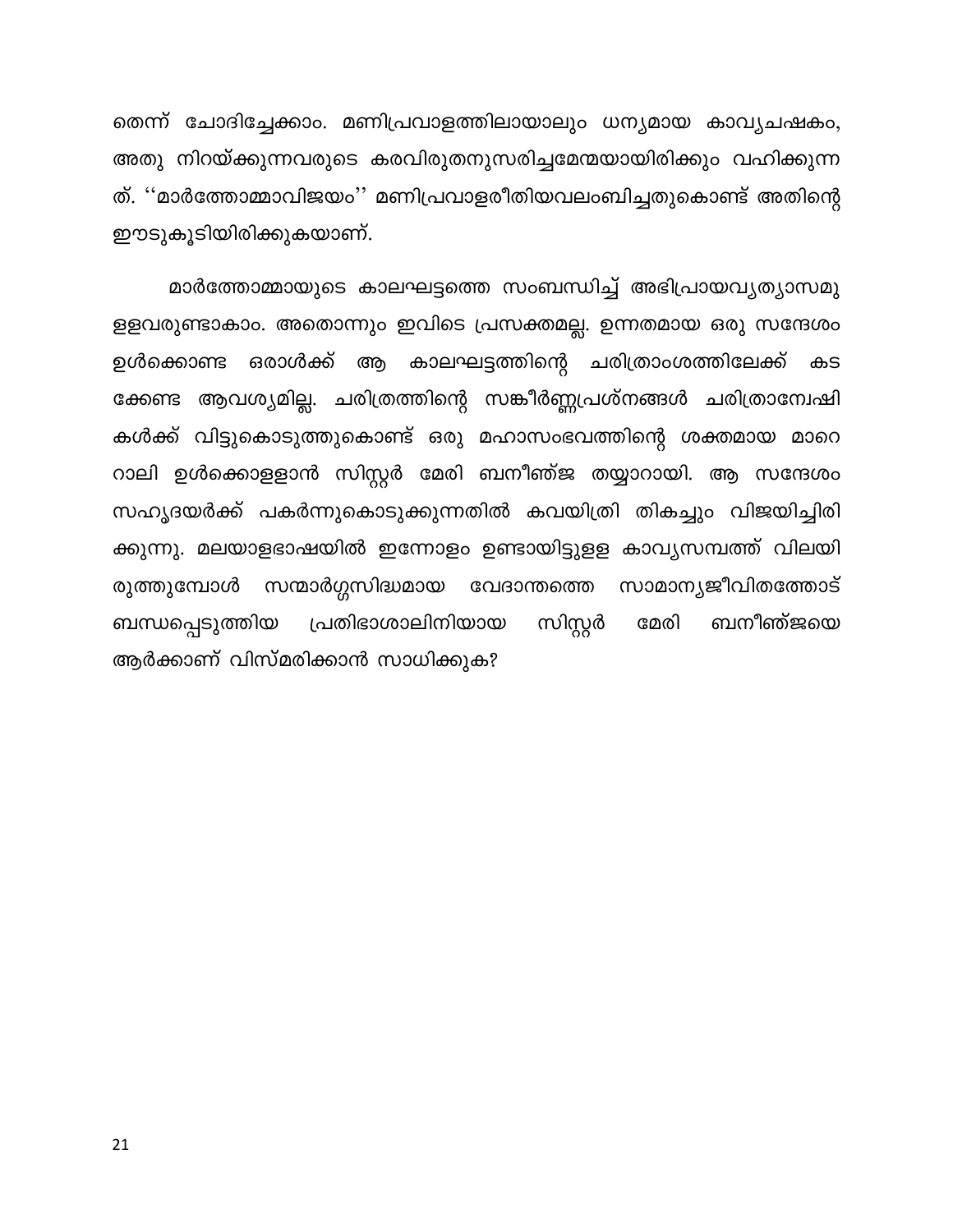തെന്ന് ചോദിച്ചേക്കാം. മണിപ്രവാളത്തിലായാലും ധന്യമായ കാവ്യചഷകം, അതു നിറയ്ക്കുന്നവരുടെ കരവിരുതനുസരിച്ചമേന്മയായിരിക്കും വഹിക്കുന്നത്. ''മാർത്തോമ്മാവിജയം'' മണിപ്രവാളരീതിയവലംബിച്ചതുകൊണ്ട് അതിന്റെ ഈടുകൂടിയിരിക്കുകയാണ്.

മാർത്തോമ്മായുടെ കാലഘട്ടത്തെ സംബന്ധിച്ച് അഭിപ്രായവ്യത്യാസമുള്ളവരുണ്ടാകാം. അതൊന്നും ഇവിടെ പ്രസക്തമല്ല. ഉന്നതമായ ഒരു സന്ദേശം ഉൾക്കൊണ്ട ഒരാൾക്ക് ആ കാലഘട്ടത്തിന്റെ ചരിത്രാംശത്തിലേക്ക് കടക്കേണ്ട ആവശ്യമില്ല. ചരിത്രത്തിന്റെ സങ്കീർണ്ണപ്രശ്നങ്ങൾ ചരിത്രാന്വേഷികൾക്ക് വിട്ടുകൊടുത്തുകൊണ്ട് ഒരു മഹാസംഭവത്തിന്റെ ശക്തമായ മാറെറാലി ഉൾക്കൊള്ളാൻ സിസ്റ്റർ മേരി ബനീഞ്ജ തയ്യാറായി. ആ സന്ദേശം സഹൃദയർക്ക് പകർന്നുകൊടുക്കുന്നതിൽ കവയിത്രി തികച്ചും വിജയിച്ചിരിക്കുന്നു. മലയാളഭാഷയിൽ ഇന്നോളം ഉണ്ടായിട്ടുള്ള കാവ്യസമ്പത്ത് വിലയിരുത്തുമ്പോൾ സന്മാർഗ്ഗസിദ്ധമായ വേദാന്തത്തെ സാമാന്യജീവിതത്തോട് ബന്ധപ്പെടുത്തിയ പ്രതിഭാശാലിനിയായ സിസ്റ്റർ മേരി ബനീഞ്ജയെ ആർക്കാണ് വിസ്മരിക്കാൻ സാധിക്കുക?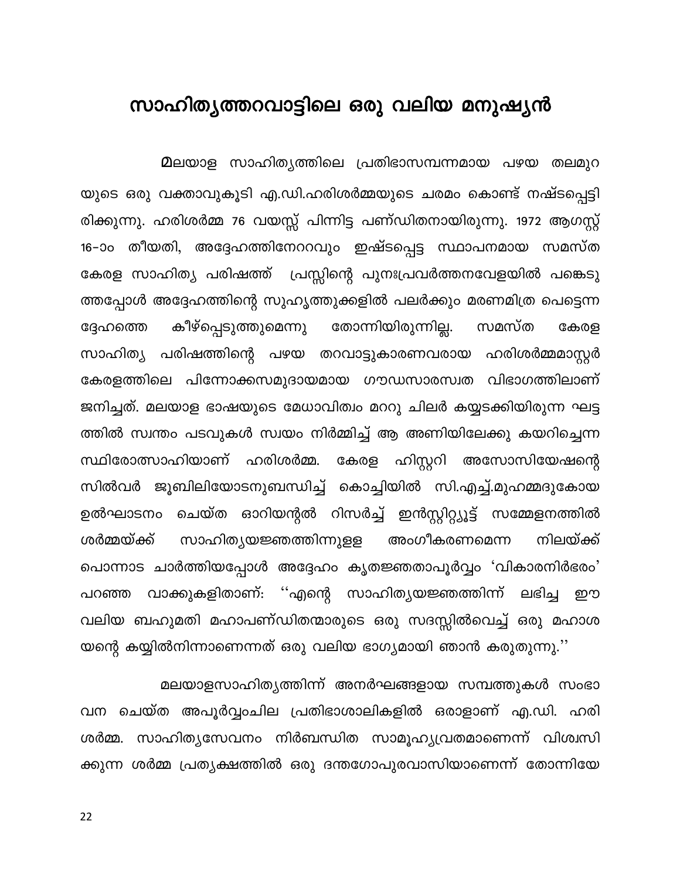# സാഹിത്യത്തറവാട്ടിലെ ഒരു വലിയ മനുഷ്യൻ

മലയാള സാഹിത്യത്തിലെ പ്രതിഭാസമ്പന്നമായ പഴയ തലമുറയുടെ ഒരു വക്താവുകൂടി എ.ഡി.ഹരിശർമ്മയുടെ ചരമം കൊണ്ട് നഷ്ടപ്പെട്ടിരിക്കുന്നു. ഹരിശർമ്മ 76 വയസ്സ് പിന്നിട്ട പണ്ഡിതനായിരുന്നു. 1972 ആഗസ്റ്റ് 16–ാം തീയതി, അദ്ദേഹത്തിനേററവും ഇഷ്ടപ്പെട്ട സ്ഥാപനമായ സമസ്ത കേരള സാഹിത്യ പരിഷത്ത് പ്രസ്സിന്റെ പുനഃപ്രവർത്തനവേളയിൽ പങ്കെടുത്തപ്പോൾ അദ്ദേഹത്തിന്റെ സുഹൃത്തുക്കളിൽ പലർക്കും മരണമിത്ര പെട്ടെന്ന ദ്ദേഹത്തെ കീഴ്പ്പെടുത്തുമെന്നു തോന്നിയിരുന്നില്ല. സമസ്ത കേരള സാഹിത്യ പരിഷത്തിന്റെ പഴയ തറവാട്ടുകാരണവരായ ഹരിശർമ്മമാസ്റ്റർ കേരളത്തിലെ പിന്നോക്കസമുദായമായ ഗൗഡസാരസ്വത വിഭാഗത്തിലാണ് ജനിച്ചത്. മലയാള ഭാഷയുടെ മേധാവിത്വം മററു ചിലർ കയ്യടക്കിയിരുന്ന ഘട്ടത്തിൽ സ്വന്തം പടവുകൾ സ്വയം നിർമ്മിച്ച് ആ അണിയിലേക്കു കയറിച്ചെന്ന സ്ഥിരോത്സാഹിയാണ് ഹരിശർമ്മ. കേരള ഹിസ്റ്ററി അസോസിയേഷന്റെ സിൽവർ ജൂബിലിയോടനുബന്ധിച്ച് കൊച്ചിയിൽ സി.എച്ച്.മുഹമ്മദുകോയ ഉൽഘാടനം ചെയ്ത ഓറിയന്റൽ റിസർച്ച് ഇൻസ്റ്റിറ്റ്യൂട്ട് സമ്മേളനത്തിൽ ശർമ്മയ്ക്ക് സാഹിത്യയജ്ഞത്തിന്നുള്ള അംഗീകരണമെന്ന നിലയ്ക്ക് പൊന്നാട ചാർത്തിയപ്പോൾ അദ്ദേഹം കൃതജ്ഞതാപൂർവ്വം 'വികാരനിർഭരം' പറഞ്ഞ വാക്കുകളിതാണ്: ''എന്റെ സാഹിത്യയജ്ഞത്തിന്ന് ലഭിച്ച ഈ വലിയ ബഹുമതി മഹാപണ്ഡിതന്മാരുടെ ഒരു സദസ്സിൽവെച്ച് ഒരു മഹാശയന്റെ കയ്യിൽനിന്നാണെന്നത് ഒരു വലിയ ഭാഗ്യമായി ഞാൻ കരുതുന്നു.''

മലയാളസാഹിത്യത്തിന്ന് അനർഘങ്ങളായ സമ്പത്തുകൾ സംഭാവന ചെയ്ത അപൂർവ്വംചില പ്രതിഭാശാലികളിൽ ഒരാളാണ് എ.ഡി. ഹരിശർമ്മ. സാഹിത്യസേവനം നിർബന്ധിത സാമൂഹ്യവ്രതമാണെന്ന് വിശ്വസിക്കുന്ന ശർമ്മ പ്രത്യക്ഷത്തിൽ ഒരു ദന്തഗോപുരവാസിയാണെന്ന് തോന്നിയേ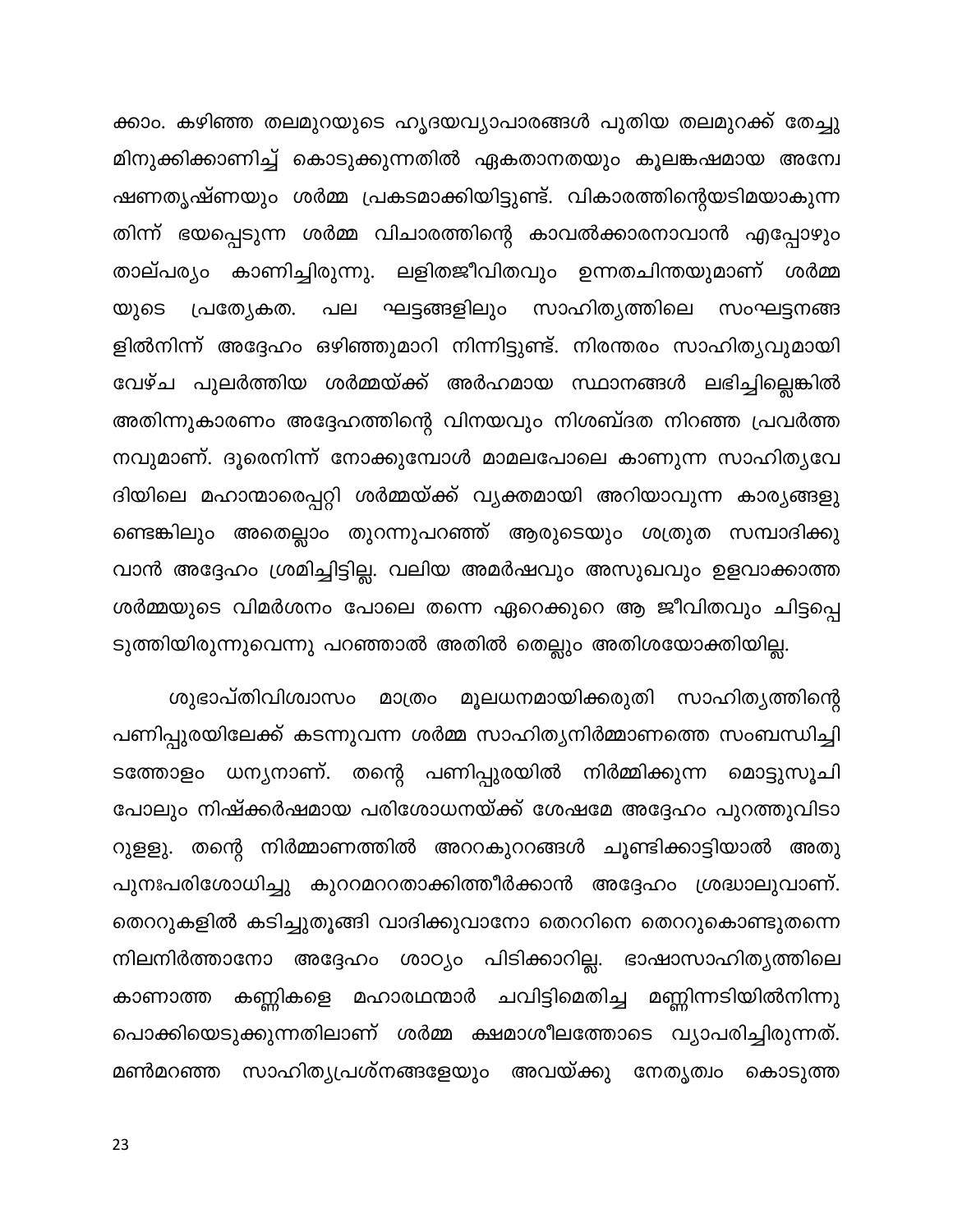ക്കാം. കഴിഞ്ഞ തലമുറയുടെ ഹൃദയവ്യാപാരങ്ങൾ പുതിയ തലമുറക്ക് തേച്ചു മിനുക്കിക്കാണിച്ച് കൊടുക്കുന്നതിൽ ഏകതാനതയും കൂലങ്കഷമായ അന്വേഷണതൃഷ്ണയും ശർമ്മ പ്രകടമാക്കിയിട്ടുണ്ട്. വികാരത്തിന്റെയടിമയാകുന്നതിന്ന് ഭയപ്പെടുന്ന ശർമ്മ വിചാരത്തിന്റെ കാവൽക്കാരനാവാൻ എപ്പോഴും താല്പര്യം കാണിച്ചിരുന്നു. ലളിതജീവിതവും ഉന്നതചിന്തയുമാണ് ശർമ്മയുടെ പ്രത്യേകത. പല ഘട്ടങ്ങളിലും സാഹിത്യത്തിലെ സംഘട്ടനങ്ങളിൽനിന്ന് അദ്ദേഹം ഒഴിഞ്ഞുമാറി നിന്നിട്ടുണ്ട്. നിരന്തരം സാഹിത്യവുമായി വേഴ്ച പുലർത്തിയ ശർമ്മയ്ക്ക് അർഹമായ സ്ഥാനങ്ങൾ ലഭിച്ചില്ലെങ്കിൽ അതിന്നുകാരണം അദ്ദേഹത്തിന്റെ വിനയവും നിശബ്ദത നിറഞ്ഞ പ്രവർത്തനവുമാണ്. ദൂരെനിന്ന് നോക്കുമ്പോൾ മാമലപോലെ കാണുന്ന സാഹിത്യവേദിയിലെ മഹാന്മാരെപ്പറ്റി ശർമ്മയ്ക്ക് വ്യക്തമായി അറിയാവുന്ന കാര്യങ്ങളുണ്ടെങ്കിലും അതെല്ലാം തുറന്നുപറഞ്ഞ് ആരുടെയും ശത്രുത സമ്പാദിക്കുവാൻ അദ്ദേഹം ശ്രമിച്ചിട്ടില്ല. വലിയ അമർഷവും അസുഖവും ഉളവാക്കാത്ത ശർമ്മയുടെ വിമർശനം പോലെ തന്നെ ഏറെക്കുറെ ആ ജീവിതവും ചിട്ടപ്പെടുത്തിയിരുന്നുവെന്നു പറഞ്ഞാൽ അതിൽ തെല്ലും അതിശയോക്തിയില്ല.

ശുഭാപ്തിവിശ്വാസം മാത്രം മൂലധനമായിക്കരുതി സാഹിത്യത്തിന്റെ പണിപ്പുരയിലേക്ക് കടന്നുവന്ന ശർമ്മ സാഹിത്യനിർമ്മാണത്തെ സംബന്ധിച്ചിടത്തോളം ധന്യനാണ്. തന്റെ പണിപ്പുരയിൽ നിർമ്മിക്കുന്ന മൊട്ടുസൂചി പോലും നിഷ്ക്കർഷമായ പരിശോധനയ്ക്ക് ശേഷമേ അദ്ദേഹം പുറത്തുവിടാറുള്ളു. തന്റെ നിർമ്മാണത്തിൽ അററകുററങ്ങൾ ചൂണ്ടിക്കാട്ടിയാൽ അതു പുനഃപരിശോധിച്ചു കുററമററതാക്കിത്തീർക്കാൻ അദ്ദേഹം ശ്രദ്ധാലുവാണ്. തെററുകളിൽ കടിച്ചുതൂങ്ങി വാദിക്കുവാനോ തെററിനെ തെററുകൊണ്ടുതന്നെ നിലനിർത്താനോ അദ്ദേഹം ശാഠ്യം പിടിക്കാറില്ല. ഭാഷാസാഹിത്യത്തിലെ കാണാത്ത കണ്ണികളെ മഹാരഥന്മാർ ചവിട്ടിമെതിച്ച മണ്ണിന്നടിയിൽനിന്നു പൊക്കിയെടുക്കുന്നതിലാണ് ശർമ്മ ക്ഷമാശീലത്തോടെ വ്യാപരിച്ചിരുന്നത്. മൺമറഞ്ഞ സാഹിത്യപ്രശ്നങ്ങളേയും അവയ്ക്കു നേതൃത്വം കൊടുത്ത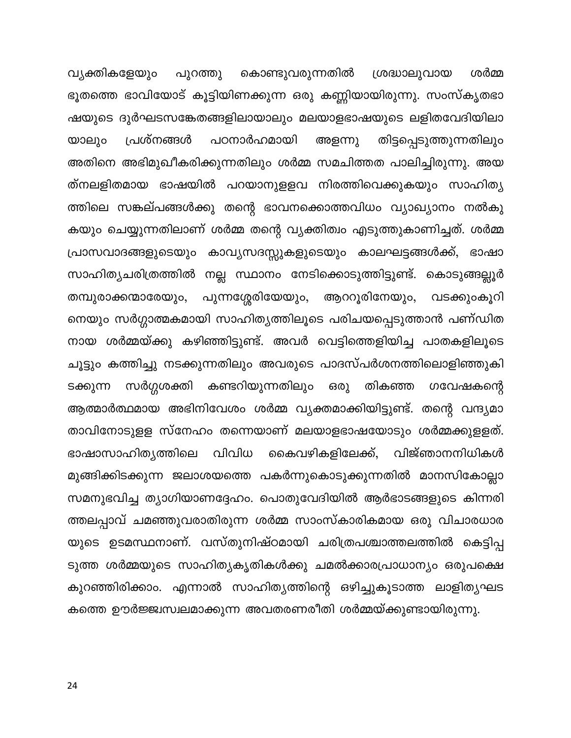വ്യക്തികളേയും പുറത്തു കൊണ്ടുവരുന്നതിൽ ശ്രദ്ധാലുവായ ശർമ്മ ഭൂതത്തെ ഭാവിയോട് കൂട്ടിയിണക്കുന്ന ഒരു കണ്ണിയായിരുന്നു. സംസ്കൃതഭാഷയുടെ ദുർഘടസങ്കേതങ്ങളിലായാലും മലയാളഭാഷയുടെ ലളിതവേദിയിലായാലും പ്രശ്നങ്ങൾ പഠനാർഹമായി അളന്നു തിട്ടപ്പെടുത്തുന്നതിലും അതിനെ അഭിമുഖീകരിക്കുന്നതിലും ശർമ്മ സമചിത്തത പാലിച്ചിരുന്നു. അയത്നലളിതമായ ഭാഷയിൽ പറയാനുള്ളവ നിരത്തിവെക്കുകയും സാഹിത്യത്തിലെ സങ്കല്പങ്ങൾക്കു തന്റെ ഭാവനക്കൊത്തവിധം വ്യാഖ്യാനം നൽകുകയും ചെയ്യുന്നതിലാണ് ശർമ്മ തന്റെ വ്യക്തിത്വം എടുത്തുകാണിച്ചത്. ശർമ്മ പ്രാസവാദങ്ങളുടെയും കാവ്യസദസ്സുകളുടെയും കാലഘട്ടങ്ങൾക്ക്, ഭാഷാസാഹിത്യചരിത്രത്തിൽ നല്ല സ്ഥാനം നേടിക്കൊടുത്തിട്ടുണ്ട്. കൊടുങ്ങല്ലൂർ തമ്പുരാക്കന്മാരേയും, പുന്നശ്ശേരിയേയും, ആററൂരിനേയും, വടക്കുംകൂറിനെയും സർഗ്ഗാത്മകമായി സാഹിത്യത്തിലൂടെ പരിചയപ്പെടുത്താൻ പണ്ഡിതനായ ശർമ്മയ്ക്കു കഴിഞ്ഞിട്ടുണ്ട്. അവർ വെട്ടിത്തെളിയിച്ച പാതകളിലൂടെ ചൂട്ടും കത്തിച്ചു നടക്കുന്നതിലും അവരുടെ പാദസ്പർശനത്തിലൊളിഞ്ഞുകിടക്കുന്ന സർഗ്ഗശക്തി കണ്ടറിയുന്നതിലും ഒരു തികഞ്ഞ ഗവേഷകന്റെ ആത്മാർത്ഥമായ അഭിനിവേശം ശർമ്മ വ്യക്തമാക്കിയിട്ടുണ്ട്. തന്റെ വന്ദ്യമാതാവിനോടുള്ള സ്നേഹം തന്നെയാണ് മലയാളഭാഷയോടും ശർമ്മക്കുള്ളത്. ഭാഷാസാഹിത്യത്തിലെ വിവിധ കൈവഴികളിലേക്ക്, വിജ്ഞാനനിധികൾ മുങ്ങിക്കിടക്കുന്ന ജലാശയത്തെ പകർന്നുകൊടുക്കുന്നതിൽ മാനസികോല്ലാസമനുഭവിച്ച ത്യാഗിയാണദ്ദേഹം. പൊതുവേദിയിൽ ആർഭാടങ്ങളുടെ കിന്നരിത്തലപ്പാവ് ചമഞ്ഞുവരാതിരുന്ന ശർമ്മ സാംസ്കാരികമായ ഒരു വിചാരധാരയുടെ ഉടമസ്ഥനാണ്. വസ്തുനിഷ്ഠമായി ചരിത്രപശ്ചാത്തലത്തിൽ കെട്ടിപ്പടുത്ത ശർമ്മയുടെ സാഹിത്യകൃതികൾക്കു ചമൽക്കാരപ്രാധാന്യം ഒരുപക്ഷെ കുറഞ്ഞിരിക്കാം. എന്നാൽ സാഹിത്യത്തിന്റെ ഒഴിച്ചുകൂടാത്ത ലാളിത്യഘടകത്തെ ഊർജ്ജസ്വലമാക്കുന്ന അവതരണരീതി ശർമ്മയ്ക്കുണ്ടായിരുന്നു.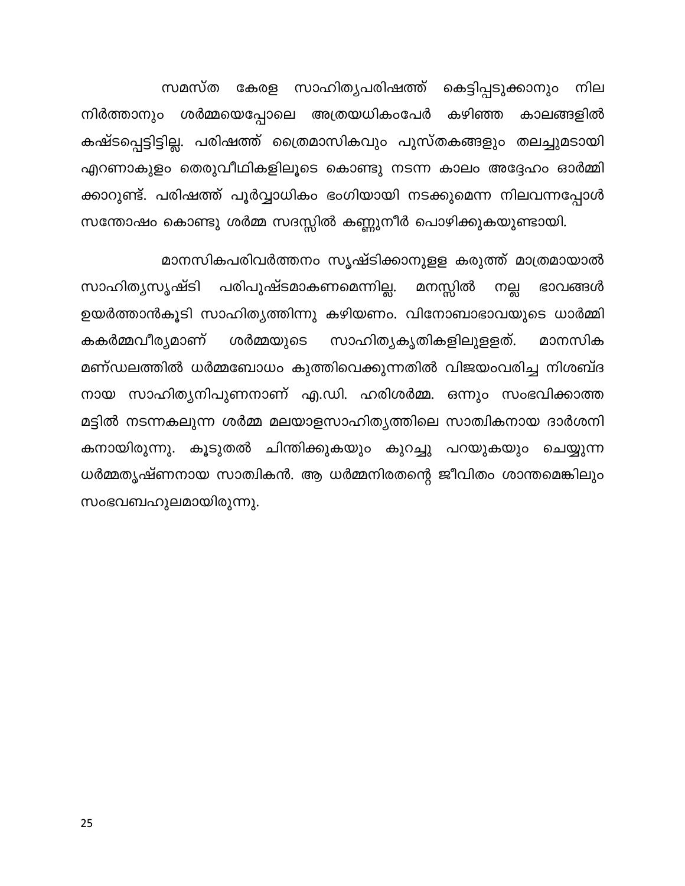സമസ്ത കേരള സാഹിത്യപരിഷത്ത് കെട്ടിപ്പടുക്കാനും നില നിർത്താനും ശർമ്മയെപ്പോലെ അത്രയധികംപേർ കഴിഞ്ഞ കാലങ്ങളിൽ കഷ്ടപ്പെട്ടിട്ടില്ല. പരിഷത്ത് ത്രൈമാസികവും പുസ്തകങ്ങളും തലച്ചുമടായി എറണാകുളം തെരുവീഥികളിലൂടെ കൊണ്ടു നടന്ന കാലം അദ്ദേഹം ഓർമ്മി ക്കാറുണ്ട്. പരിഷത്ത് പൂർവ്വാധികം ഭംഗിയായി നടക്കുമെന്ന നിലവന്നപ്പോൾ സന്തോഷം കൊണ്ടു ശർമ്മ സദസ്സിൽ കണ്ണുനീർ പൊഴിക്കുകയുണ്ടായി.

മാനസികപരിവർത്തനം സൃഷ്ടിക്കാനുളള കരുത്ത് മാത്രമായാൽ സാഹിത്യസൃഷ്ടി പരിപുഷ്ടമാകണമെന്നില്ല. മനസ്സിൽ നല്ല ഭാവങ്ങൾ ഉയർത്താൻകൂടി സാഹിത്യത്തിന്നു കഴിയണം. വിനോബാഭാവയുടെ ധാർമ്മി കകർമ്മവീര്യമാണ് ശർമ്മയുടെ സാഹിത്യകൃതികളിലുളളത്. മാനസിക മണ്ഡലത്തിൽ ധർമ്മബോധം കുത്തിവെക്കുന്നതിൽ വിജയംവരിച്ച നിശബ്ദ നായ സാഹിത്യനിപുണനാണ് എ.ഡി. ഹരിശർമ്മ. ഒന്നും സംഭവിക്കാത്ത മട്ടിൽ നടന്നകലുന്ന ശർമ്മ മലയാളസാഹിത്യത്തിലെ സാത്വികനായ ദാർശനി കനായിരുന്നു. കൂടുതൽ ചിന്തിക്കുകയും കുറച്ചു പറയുകയും ചെയ്യുന്ന ധർമ്മതൃഷ്ണനായ സാത്വികൻ. ആ ധർമ്മനിരതന്റെ ജീവിതം ശാന്തമെങ്കിലും സംഭവബഹുലമായിരുന്നു.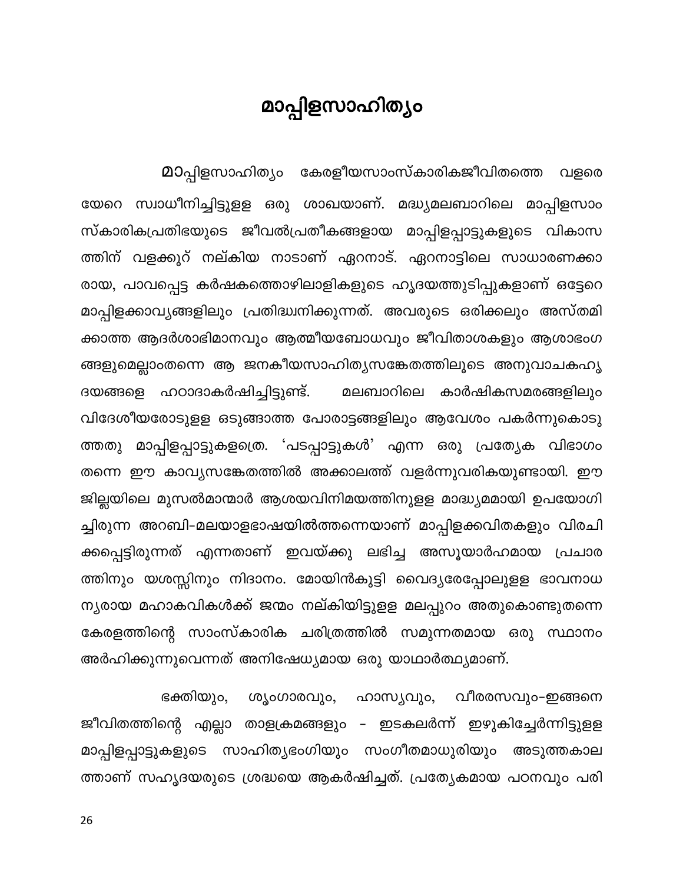# മാപ്പിളസാഹിത്യം

മാപ്പിളസാഹിത്യം കേരളീയസാംസ്കാരികജീവിതത്തെ വളരെയേറെ സ്വാധീനിച്ചിട്ടുള്ള ഒരു ശാഖയാണ്. മദ്ധ്യമലബാറിലെ മാപ്പിളസാംസ്കാരികപ്രതിഭയുടെ ജീവൽപ്രതീകങ്ങളായ മാപ്പിളപ്പാട്ടുകളുടെ വികാസത്തിന് വളക്കൂറ് നല്കിയ നാടാണ് ഏറനാട്. ഏറനാട്ടിലെ സാധാരണക്കാരായ, പാവപ്പെട്ട കർഷകത്തൊഴിലാളികളുടെ ഹൃദയത്തുടിപ്പുകളാണ് ഒട്ടേറെ മാപ്പിളക്കാവ്യങ്ങളിലും പ്രതിദ്ധ്വനിക്കുന്നത്. അവരുടെ ഒരിക്കലും അസ്തമിക്കാത്ത ആദർശാഭിമാനവും ആത്മീയബോധവും ജീവിതാശകളും ആശാഭംഗങ്ങളുമെല്ലാംതന്നെ ആ ജനകീയസാഹിത്യസങ്കേതത്തിലൂടെ അനുവാചകഹൃദയങ്ങളെ ഹഠാദാകർഷിച്ചിട്ടുണ്ട്. മലബാറിലെ കാർഷികസമരങ്ങളിലും വിദേശീയരോടുള്ള ഒടുങ്ങാത്ത പോരാട്ടങ്ങളിലും ആവേശം പകർന്നുകൊടുത്തതു മാപ്പിളപ്പാട്ടുകളത്രെ. 'പടപ്പാട്ടുകൾ' എന്ന ഒരു പ്രത്യേക വിഭാഗം തന്നെ ഈ കാവ്യസങ്കേതത്തിൽ അക്കാലത്ത് വളർന്നുവരികയുണ്ടായി. ഈ ജില്ലയിലെ മുസൽമാന്മാർ ആശയവിനിമയത്തിനുള്ള മാദ്ധ്യമമായി ഉപയോഗിച്ചിരുന്ന അറബി-മലയാളഭാഷയിൽത്തന്നെയാണ് മാപ്പിളക്കവിതകളും വിരചിക്കപ്പെട്ടിരുന്നത് എന്നതാണ് ഇവയ്ക്കു ലഭിച്ച അസൂയാർഹമായ പ്രചാരത്തിനും യശസ്സിനും നിദാനം. മോയിൻകുട്ടി വൈദ്യരേപ്പോലുള്ള ഭാവനാധന്യരായ മഹാകവികൾക്ക് ജന്മം നല്കിയിട്ടുള്ള മലപ്പുറം അതുകൊണ്ടുതന്നെ കേരളത്തിന്റെ സാംസ്കാരിക ചരിത്രത്തിൽ സമുന്നതമായ ഒരു സ്ഥാനം അർഹിക്കുന്നുവെന്നത് അനിഷേധ്യമായ ഒരു യാഥാർത്ഥ്യമാണ്.

ഭക്തിയും, ശൃംഗാരവും, ഹാസ്യവും, വീരരസവും-ഇങ്ങനെ ജീവിതത്തിന്റെ എല്ലാ താളക്രമങ്ങളും - ഇടകലർന്ന് ഇഴുകിച്ചേർന്നിട്ടുള്ള മാപ്പിളപ്പാട്ടുകളുടെ സാഹിത്യഭംഗിയും സംഗീതമാധുരിയും അടുത്തകാലത്താണ് സഹൃദയരുടെ ശ്രദ്ധയെ ആകർഷിച്ചത്. പ്രത്യേകമായ പഠനവും പരി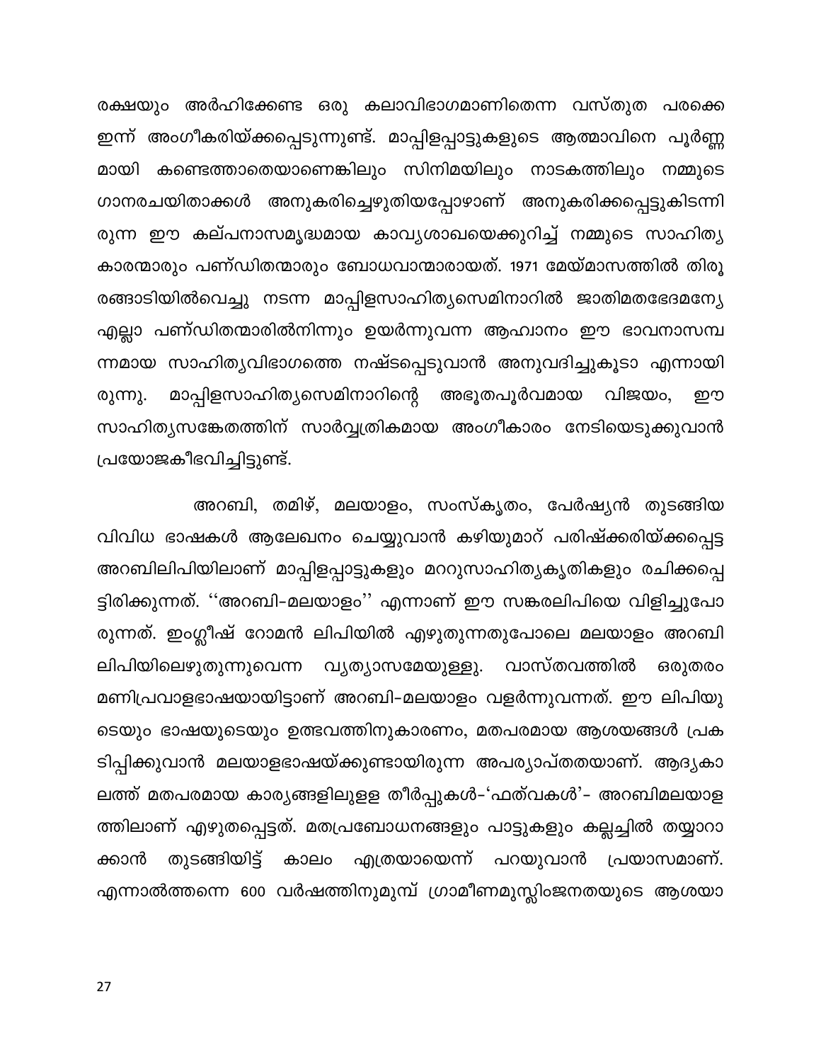രക്ഷയും അർഹിക്കേണ്ട ഒരു കലാവിഭാഗമാണിതെന്ന വസ്തുത പരക്കെ ഇന്ന് അംഗീകരിയ്ക്കപ്പെടുന്നുണ്ട്. മാപ്പിളപ്പാട്ടുകളുടെ ആത്മാവിനെ പൂർണ്ണമായി കണ്ടെത്താതെയാണെങ്കിലും സിനിമയിലും നാടകത്തിലും നമ്മുടെ ഗാനരചയിതാക്കൾ അനുകരിച്ചെഴുതിയപ്പോഴാണ് അനുകരിക്കപ്പെട്ടുകിടന്നിരുന്ന ഈ കല്പനാസമൃദ്ധമായ കാവ്യശാഖയെക്കുറിച്ച് നമ്മുടെ സാഹിത്യകാരന്മാരും പണ്ഡിതന്മാരും ബോധവാന്മാരായത്. 1971 മേയ്മാസത്തിൽ തിരൂരങ്ങാടിയിൽവെച്ചു നടന്ന മാപ്പിളസാഹിത്യസെമിനാറിൽ ജാതിമതഭേദമന്യേ എല്ലാ പണ്ഡിതന്മാരിൽനിന്നും ഉയർന്നുവന്ന ആഹ്വാനം ഈ ഭാവനാസമ്പന്നമായ സാഹിത്യവിഭാഗത്തെ നഷ്ടപ്പെടുവാൻ അനുവദിച്ചുകൂടാ എന്നായിരുന്നു. മാപ്പിളസാഹിത്യസെമിനാറിന്റെ അഭൂതപൂർവമായ വിജയം, ഈ സാഹിത്യസങ്കേതത്തിന് സാർവ്വത്രികമായ അംഗീകാരം നേടിയെടുക്കുവാൻ പ്രയോജകീഭവിച്ചിട്ടുണ്ട്.

അറബി, തമിഴ്, മലയാളം, സംസ്കൃതം, പേർഷ്യൻ തുടങ്ങിയ വിവിധ ഭാഷകൾ ആലേഖനം ചെയ്യുവാൻ കഴിയുമാറ് പരിഷ്ക്കരിയ്ക്കപ്പെട്ട അറബിലിപിയിലാണ് മാപ്പിളപ്പാട്ടുകളും മററുസാഹിത്യകൃതികളും രചിക്കപ്പെട്ടിരിക്കുന്നത്. ''അറബി-മലയാളം'' എന്നാണ് ഈ സങ്കരലിപിയെ വിളിച്ചുപോരുന്നത്. ഇംഗ്ലീഷ് റോമൻ ലിപിയിൽ എഴുതുന്നതുപോലെ മലയാളം അറബി ലിപിയിലെഴുതുന്നുവെന്ന വ്യത്യാസമേയുള്ളു. വാസ്തവത്തിൽ ഒരുതരം മണിപ്രവാളഭാഷയായിട്ടാണ് അറബി-മലയാളം വളർന്നുവന്നത്. ഈ ലിപിയുടെയും ഭാഷയുടെയും ഉത്ഭവത്തിനുകാരണം, മതപരമായ ആശയങ്ങൾ പ്രകടിപ്പിക്കുവാൻ മലയാളഭാഷയ്ക്കുണ്ടായിരുന്ന അപര്യാപ്തതയാണ്. ആദ്യകാലത്ത് മതപരമായ കാര്യങ്ങളിലുള്ള തീർപ്പുകൾ-'ഫത്വകൾ'- അറബിമലയാളത്തിലാണ് എഴുതപ്പെട്ടത്. മതപ്രബോധനങ്ങളും പാട്ടുകളും കല്ലച്ചിൽ തയ്യാറാക്കാൻ തുടങ്ങിയിട്ട് കാലം എത്രയായെന്ന് പറയുവാൻ പ്രയാസമാണ്. എന്നാൽത്തന്നെ 600 വർഷത്തിനുമുമ്പ് ഗ്രാമീണമുസ്ലിംജനതയുടെ ആശയാ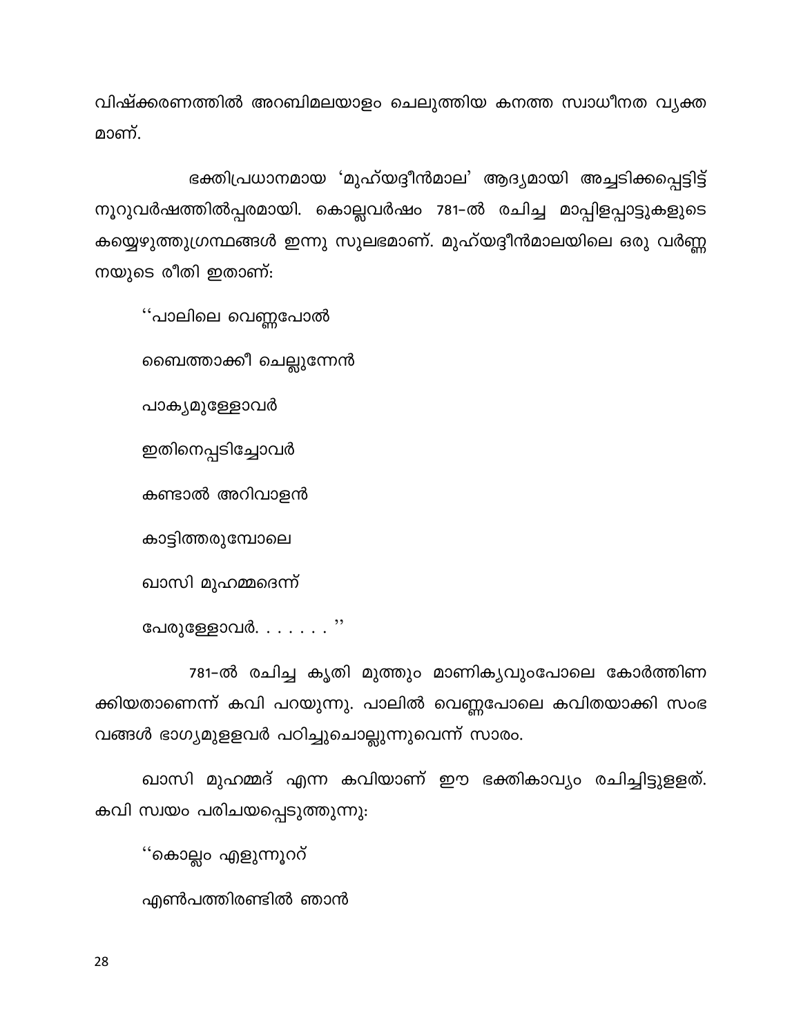വിഷ്ക്കരണത്തിൽ അറബിമലയാളം ചെലുത്തിയ കനത്ത സ്വാധീനത വ്യക്ത മാണ്.

ഭക്തിപ്രധാനമായ 'മുഹ്‌യദ്ദീൻമാല' ആദ്യമായി അച്ചടിക്കപ്പെട്ടിട്ട് നൂറുവർഷത്തിൽപ്പരമായി. കൊല്ലവർഷം 781-ൽ രചിച്ച മാപ്പിളപ്പാട്ടുകളുടെ കയ്യെഴുത്തുഗ്രന്ഥങ്ങൾ ഇന്നു സുലഭമാണ്. മുഹ്‌യദ്ദീൻമാലയിലെ ഒരു വർണ്ണ നയുടെ രീതി ഇതാണ്:

''പാലിലെ വെണ്ണപോൽ

ബൈത്താക്കീ ചെല്ലുന്നേൻ

പാക്യമുള്ളോവർ

ഇതിനെപ്പടിച്ചോവർ

കണ്ടാൽ അറിവാളൻ

കാട്ടിത്തരുമ്പോലെ

ഖാസി മുഹമ്മദെന്ന്

പേരുള്ളോവർ. . . . . . . ''

781-ൽ രചിച്ച കൃതി മുത്തും മാണിക്യവുംപോലെ കോർത്തിണ ക്കിയതാണെന്ന് കവി പറയുന്നു. പാലിൽ വെണ്ണപോലെ കവിതയാക്കി സംഭ വങ്ങൾ ഭാഗ്യമുളളവർ പഠിച്ചുചൊല്ലുന്നുവെന്ന് സാരം.

ഖാസി മുഹമ്മദ് എന്ന കവിയാണ് ഈ ഭക്തികാവ്യം രചിച്ചിട്ടുളളത്. കവി സ്വയം പരിചയപ്പെടുത്തുന്നു:

''കൊല്ലം എളുന്നൂററ്

എൺപത്തിരണ്ടിൽ ഞാൻ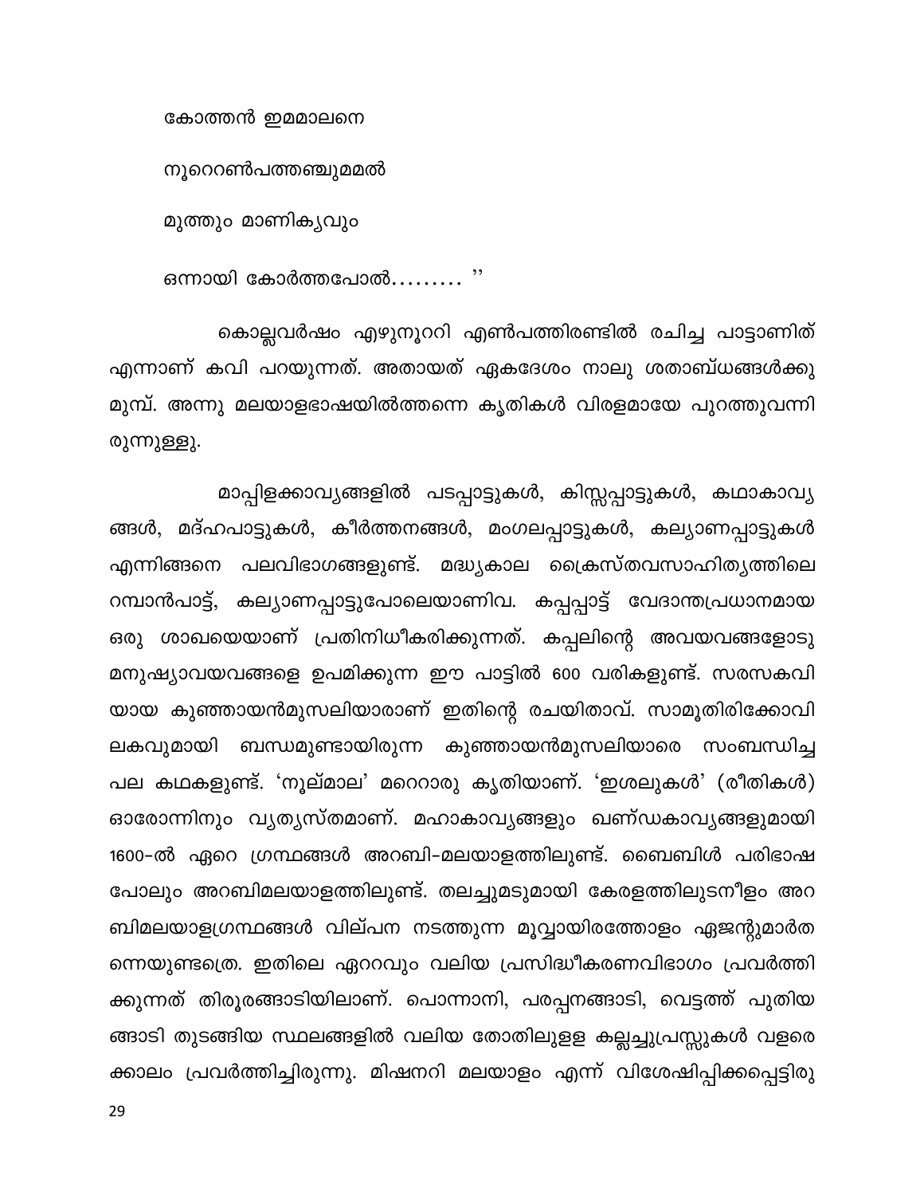കോത്തൻ ഇമമാലനെ

നൂററെൺപത്തഞ്ചുമമൽ

മുത്തും മാണിക്യവും

ഒന്നായി കോർത്തപോൽ......... ''

കൊല്ലവർഷം എഴുനൂററി എൺപത്തിരണ്ടിൽ രചിച്ച പാട്ടാണിത് എന്നാണ് കവി പറയുന്നത്. അതായത് ഏകദേശം നാലു ശതാബ്ധങ്ങൾക്കു മുമ്പ്. അന്നു മലയാളഭാഷയിൽത്തന്നെ കൃതികൾ വിരളമായേ പുറത്തുവന്നിരുന്നുള്ളു.

മാപ്പിളക്കാവ്യങ്ങളിൽ പടപ്പാട്ടുകൾ, കിസ്സപ്പാട്ടുകൾ, കഥാകാവ്യങ്ങൾ, മദ്ഹപാട്ടുകൾ, കീർത്തനങ്ങൾ, മംഗലപ്പാട്ടുകൾ, കല്യാണപ്പാട്ടുകൾ എന്നിങ്ങനെ പലവിഭാഗങ്ങളുണ്ട്. മദ്ധ്യകാല ക്രൈസ്തവസാഹിത്യത്തിലെ റമ്പാൻപാട്ട്, കല്യാണപ്പാട്ടുപോലെയാണിവ. കപ്പപ്പാട്ട് വേദാന്തപ്രധാനമായ ഒരു ശാഖയെയാണ് പ്രതിനിധീകരിക്കുന്നത്. കപ്പലിന്റെ അവയവങ്ങളോടു മനുഷ്യാവയവങ്ങളെ ഉപമിക്കുന്ന ഈ പാട്ടിൽ 600 വരികളുണ്ട്. സരസകവിയായ കുഞ്ഞായൻമുസലിയാരാണ് ഇതിന്റെ രചയിതാവ്. സാമൂതിരിക്കോവിലകവുമായി ബന്ധമുണ്ടായിരുന്ന കുഞ്ഞായൻമുസലിയാരെ സംബന്ധിച്ച പല കഥകളുണ്ട്. 'നൂല്മാല' മറെറാരു കൃതിയാണ്. 'ഇശലുകൾ' (രീതികൾ) ഓരോന്നിനും വ്യത്യസ്തമാണ്. മഹാകാവ്യങ്ങളും ഖണ്ഡകാവ്യങ്ങളുമായി 1600-ൽ ഏറെ ഗ്രന്ഥങ്ങൾ അറബി-മലയാളത്തിലുണ്ട്. ബൈബിൾ പരിഭാഷ പോലും അറബിമലയാളത്തിലുണ്ട്. തലച്ചുമടുമായി കേരളത്തിലുടനീളം അറബിമലയാളഗ്രന്ഥങ്ങൾ വില്പന നടത്തുന്ന മൂവ്വായിരത്തോളം ഏജന്റുമാർതന്നെയുണ്ടത്രെ. ഇതിലെ ഏററവും വലിയ പ്രസിദ്ധീകരണവിഭാഗം പ്രവർത്തിക്കുന്നത് തിരൂരങ്ങാടിയിലാണ്. പൊന്നാനി, പരപ്പനങ്ങാടി, വെട്ടത്ത് പുതിയങ്ങാടി തുടങ്ങിയ സ്ഥലങ്ങളിൽ വലിയ തോതിലുള്ള കല്ലച്ചുപ്രസ്സുകൾ വളരെക്കാലം പ്രവർത്തിച്ചിരുന്നു. മിഷനറി മലയാളം എന്ന് വിശേഷിപ്പിക്കപ്പെട്ടിരു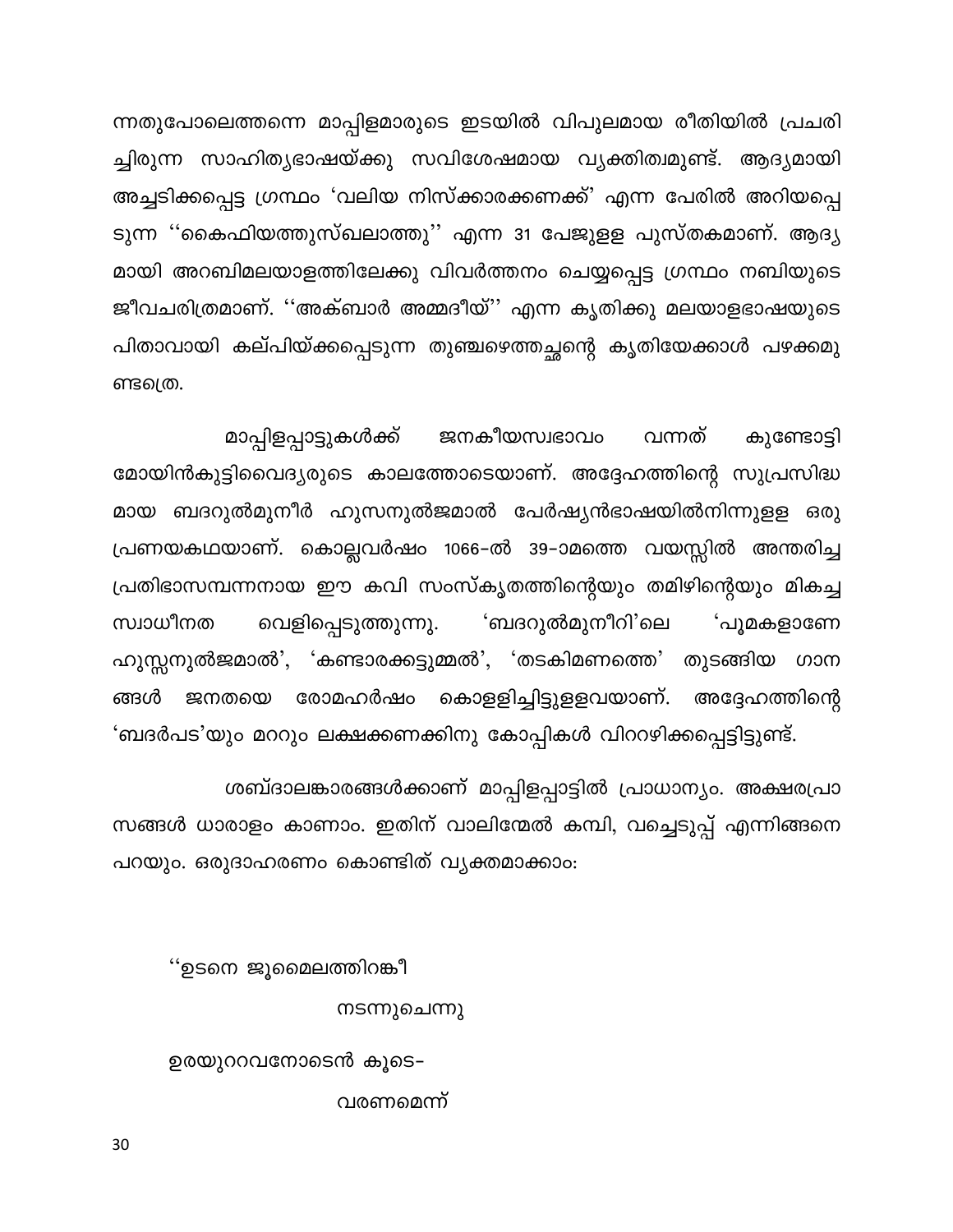ന്നതുപോലെത്തന്നെ മാപ്പിളമാരുടെ ഇടയിൽ വിപുലമായ രീതിയിൽ പ്രചരിച്ചിരുന്ന സാഹിത്യഭാഷയ്ക്കു സവിശേഷമായ വ്യക്തിത്വമുണ്ട്. ആദ്യമായി അച്ചടിക്കപ്പെട്ട ഗ്രന്ഥം 'വലിയ നിസ്ക്കാരക്കണക്ക്' എന്ന പേരിൽ അറിയപ്പെടുന്ന ''കൈഫിയത്തുസ്ഖലാത്തു'' എന്ന 31 പേജുളള പുസ്തകമാണ്. ആദ്യമായി അറബിമലയാളത്തിലേക്കു വിവർത്തനം ചെയ്യപ്പെട്ട ഗ്രന്ഥം നബിയുടെ ജീവചരിത്രമാണ്. ''അക്ബാർ അമ്മദീയ്'' എന്ന കൃതിക്കു മലയാളഭാഷയുടെ പിതാവായി കല്പിയ്ക്കപ്പെടുന്ന തുഞ്ചെഴുത്തച്ഛന്റെ കൃതിയേക്കാൾ പഴക്കമുണ്ടത്രെ.

മാപ്പിളപ്പാട്ടുകൾക്ക് ജനകീയസ്വഭാവം വന്നത് കുണ്ടോട്ടി മോയിൻകുട്ടിവൈദ്യരുടെ കാലത്തോടെയാണ്. അദ്ദേഹത്തിന്റെ സുപ്രസിദ്ധമായ ബദറുൽമുനീർ ഹുസനുൽജമാൽ പേർഷ്യൻഭാഷയിൽനിന്നുളള ഒരു പ്രണയകഥയാണ്. കൊല്ലവർഷം 1066-ൽ 39-ാമത്തെ വയസ്സിൽ അന്തരിച്ച പ്രതിഭാസമ്പന്നനായ ഈ കവി സംസ്കൃതത്തിന്റെയും തമിഴിന്റെയും മികച്ച സ്വാധീനത വെളിപ്പെടുത്തുന്നു. 'ബദറുൽമുനീറി'ലെ 'പൂമകളാണേ ഹുസ്സനുൽജമാൽ', 'കണ്ടാരക്കട്ടുമ്മൽ', 'തടകിമണത്തെ' തുടങ്ങിയ ഗാനങ്ങൾ ജനതയെ രോമഹർഷം കൊളളിച്ചിട്ടുളളവയാണ്. അദ്ദേഹത്തിന്റെ 'ബദർപട'യും മററും ലക്ഷക്കണക്കിനു കോപ്പികൾ വിററഴിക്കപ്പെട്ടിട്ടുണ്ട്.

ശബ്ദാലങ്കാരങ്ങൾക്കാണ് മാപ്പിളപ്പാട്ടിൽ പ്രാധാന്യം. അക്ഷരപ്രാസങ്ങൾ ധാരാളം കാണാം. ഇതിന് വാലിന്മേൽ കമ്പി, വച്ചെടുപ്പ് എന്നിങ്ങനെ പറയും. ഒരുദാഹരണം കൊണ്ടിത് വ്യക്തമാക്കാം:

''ഉടനെ ജൂമൈലത്തിറങ്കീ
നടന്നുചെന്നു
ഉരയുററവനോടെൻ കൂടെ-
വരണമെന്ന്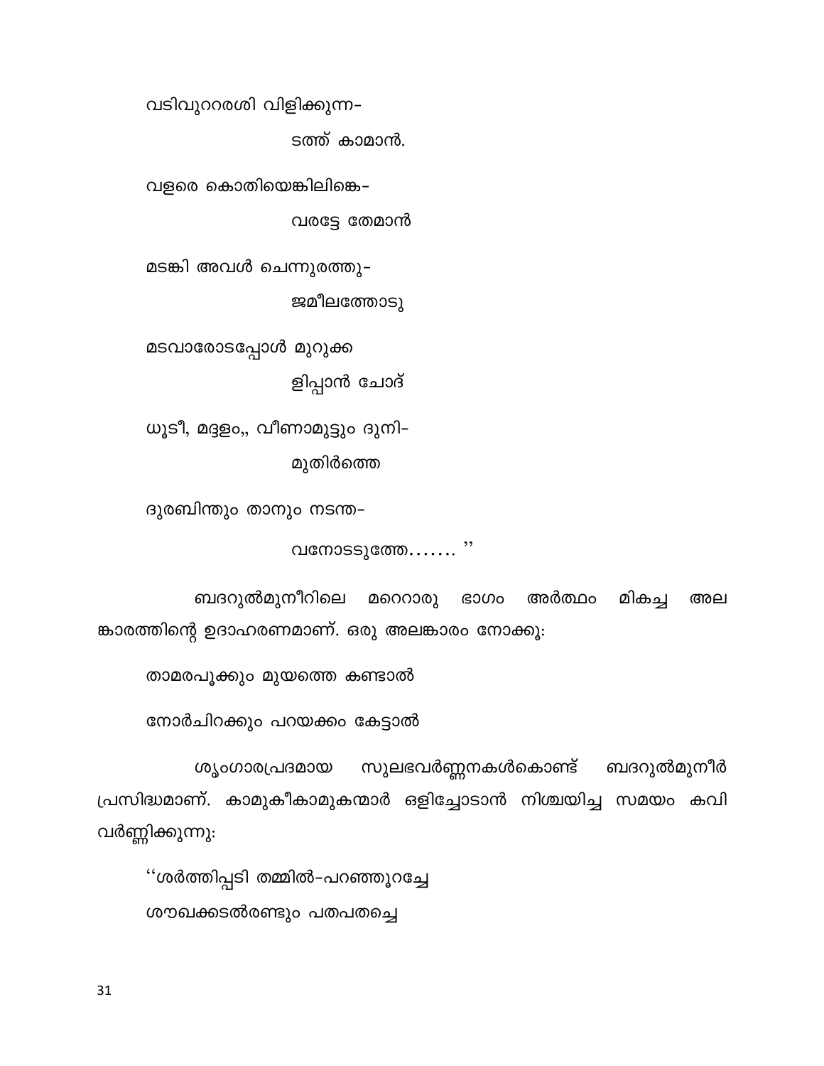വടിവുററരശി വിളിക്കുന്ന-

ടത്ത് കാമാൻ.

വളരെ കൊതിയെങ്കിലിങ്കെ-

വരട്ടേ തേമാൻ

മടങ്കി അവൾ ചെന്നുരത്തു-

ജമീലത്തോടു

മടവാരോടപ്പോൾ മുറുക്ക

ളിപ്പാൻ ചോദ്

ധൂടീ, മദ്ദളം,, വീണാമുട്ടും ദുനി-

മുതിർത്തെ

ദുരബിന്തും താനും നടന്ത-

വനോടടുത്തേ....... ''

ബദറുൽമുനീറിലെ മറെറാരു ഭാഗം അർത്ഥം മികച്ച അലങ്കാരത്തിന്റെ ഉദാഹരണമാണ്. ഒരു അലങ്കാരം നോക്കൂ:

താമരപൂക്കും മുയത്തെ കണ്ടാൽ

നോർചിറക്കും പറയക്കം കേട്ടാൽ

ശൃംഗാരപ്രദമായ സുലഭവർണ്ണനകൾകൊണ്ട് ബദറുൽമുനീർ പ്രസിദ്ധമാണ്. കാമുകീകാമുകന്മാർ ഒളിച്ചോടാൻ നിശ്ചയിച്ച സമയം കവി വർണ്ണിക്കുന്നു:

''ശർത്തിപ്പടി തമ്മിൽ-പറഞ്ഞുറച്ചേ

ശൗഖക്കടൽരണ്ടും പതപതച്ചെ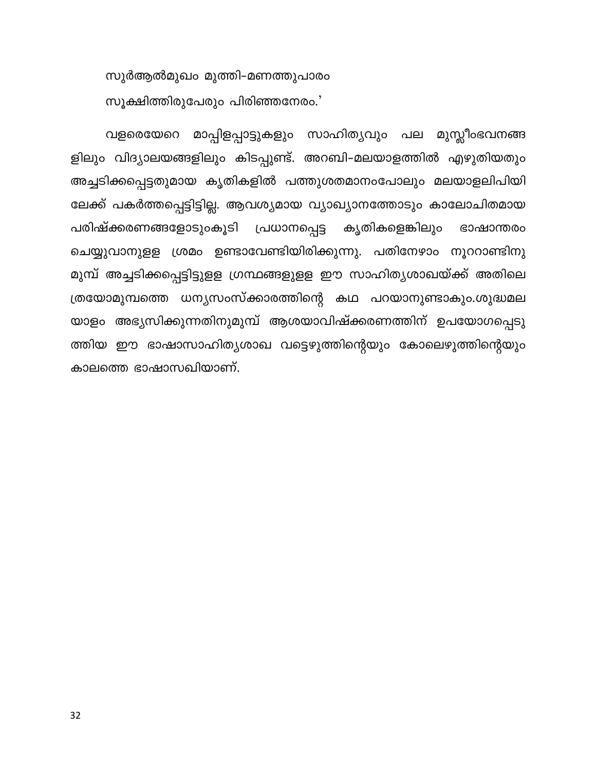സുർആൽമുഖം മുത്തി-മണത്തുപാരം

സൂക്ഷിത്തിരുപേരും പിരിഞ്ഞനേരം.'

വളരെയേറെ മാപ്പിളപ്പാട്ടുകളും സാഹിത്യവും പല മുസ്ലീംഭവനങ്ങളിലും വിദ്യാലയങ്ങളിലും കിടപ്പുണ്ട്. അറബി-മലയാളത്തിൽ എഴുതിയതും അച്ചടിക്കപ്പെട്ടതുമായ കൃതികളിൽ പത്തുശതമാനംപോലും മലയാളലിപിയിലേക്ക് പകർത്തപ്പെട്ടിട്ടില്ല. ആവശ്യമായ വ്യാഖ്യാനത്തോടും കാലോചിതമായ പരിഷ്ക്കരണങ്ങളോടുംകൂടി പ്രധാനപ്പെട്ട കൃതികളെങ്കിലും ഭാഷാന്തരം ചെയ്യുവാനുള്ള ശ്രമം ഉണ്ടാവേണ്ടിയിരിക്കുന്നു. പതിനേഴാം നൂററാണ്ടിനു മുമ്പ് അച്ചടിക്കപ്പെട്ടിട്ടുള്ള ഗ്രന്ഥങ്ങളുള്ള ഈ സാഹിത്യശാഖയ്ക്ക് അതിലെ ത്രയോമുമ്പത്തെ ധന്യസംസ്ക്കാരത്തിന്റെ കഥ പറയാനുണ്ടാകും.ശുദ്ധമലയാളം അഭ്യസിക്കുന്നതിനുമുമ്പ് ആശയാവിഷ്ക്കരണത്തിന് ഉപയോഗപ്പെടുത്തിയ ഈ ഭാഷാസാഹിത്യശാഖ വട്ടെഴുത്തിന്റെയും കോലെഴുത്തിന്റെയും കാലത്തെ ഭാഷാസഖിയാണ്.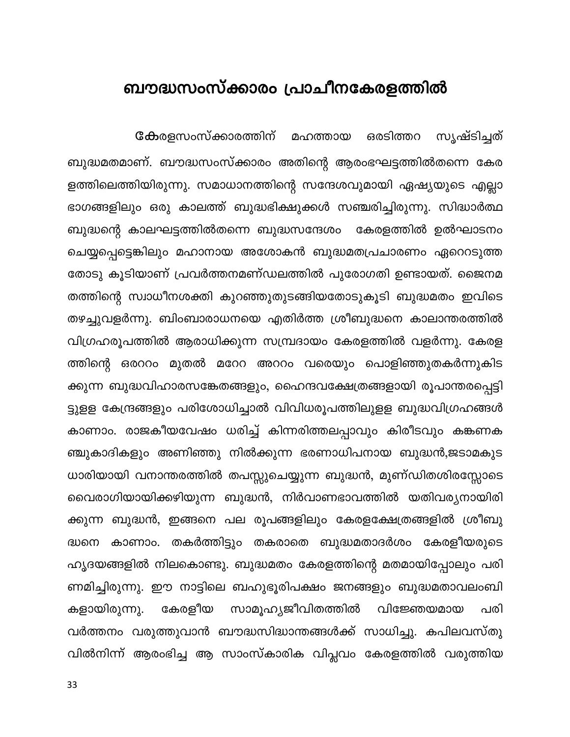# ബൗദ്ധസംസ്ക്കാരം പ്രാചീനകേരളത്തിൽ

കേരളസംസ്ക്കാരത്തിന് മഹത്തായ ഒരടിത്തറ സൃഷ്ടിച്ചത് ബുദ്ധമതമാണ്. ബൗദ്ധസംസ്ക്കാരം അതിന്റെ ആരംഭഘട്ടത്തിൽതന്നെ കേരളത്തിലെത്തിയിരുന്നു. സമാധാനത്തിന്റെ സന്ദേശവുമായി ഏഷ്യയുടെ എല്ലാ ഭാഗങ്ങളിലും ഒരു കാലത്ത് ബുദ്ധഭിക്ഷുക്കൾ സഞ്ചരിച്ചിരുന്നു. സിദ്ധാർത്ഥ ബുദ്ധന്റെ കാലഘട്ടത്തിൽതന്നെ ബുദ്ധസന്ദേശം കേരളത്തിൽ ഉൽഘാടനം ചെയ്യപ്പെട്ടെങ്കിലും മഹാനായ അശോകൻ ബുദ്ധമതപ്രചാരണം ഏറെറടുത്തതോടു കൂടിയാണ് പ്രവർത്തനമണ്ഡലത്തിൽ പുരോഗതി ഉണ്ടായത്. ജൈനമതത്തിന്റെ സ്വാധീനശക്തി കുറഞ്ഞുതുടങ്ങിയതോടുകൂടി ബുദ്ധമതം ഇവിടെ തഴച്ചുവളർന്നു. ബിംബാരാധനയെ എതിർത്ത ശ്രീബുദ്ധനെ കാലാന്തരത്തിൽ വിഗ്രഹരൂപത്തിൽ ആരാധിക്കുന്ന സമ്പ്രദായം കേരളത്തിൽ വളർന്നു. കേരളത്തിന്റെ ഒരററം മുതൽ മറേറ അററം വരെയും പൊളിഞ്ഞുതകർന്നുകിടക്കുന്ന ബുദ്ധവിഹാരസങ്കേതങ്ങളും, ഹൈന്ദവക്ഷേത്രങ്ങളായി രൂപാന്തരപ്പെട്ടിട്ടുള്ള കേന്ദ്രങ്ങളും പരിശോധിച്ചാൽ വിവിധരൂപത്തിലുള്ള ബുദ്ധവിഗ്രഹങ്ങൾ കാണാം. രാജകീയവേഷം ധരിച്ച് കിന്നരിത്തലപ്പാവും കിരീടവും കങ്കണകഞ്ചുകാദികളും അണിഞ്ഞു നിൽക്കുന്ന ഭരണാധിപനായ ബുദ്ധൻ,ജടാമകുടധാരിയായി വനാന്തരത്തിൽ തപസ്സുചെയ്യുന്ന ബുദ്ധൻ, മുണ്ഡിതശിരസ്സോടെ വൈരാഗിയായിക്കഴിയുന്ന ബുദ്ധൻ, നിർവാണഭാവത്തിൽ യതിവര്യനായിരിക്കുന്ന ബുദ്ധൻ, ഇങ്ങനെ പല രൂപങ്ങളിലും കേരളക്ഷേത്രങ്ങളിൽ ശ്രീബുദ്ധനെ കാണാം. തകർത്തിട്ടും തകരാതെ ബുദ്ധമതാദർശം കേരളീയരുടെ ഹൃദയങ്ങളിൽ നിലകൊണ്ടു. ബുദ്ധമതം കേരളത്തിന്റെ മതമായിപ്പോലും പരിണമിച്ചിരുന്നു. ഈ നാട്ടിലെ ബഹുഭൂരിപക്ഷം ജനങ്ങളും ബുദ്ധമതാവലംബികളായിരുന്നു. കേരളീയ സാമൂഹ്യജീവിതത്തിൽ വിജ്ഞേയമായ പരിവർത്തനം വരുത്തുവാൻ ബൗദ്ധസിദ്ധാന്തങ്ങൾക്ക് സാധിച്ചു. കപിലവസ്തുവിൽനിന്ന് ആരംഭിച്ച ആ സാംസ്കാരിക വിപ്ലവം കേരളത്തിൽ വരുത്തിയ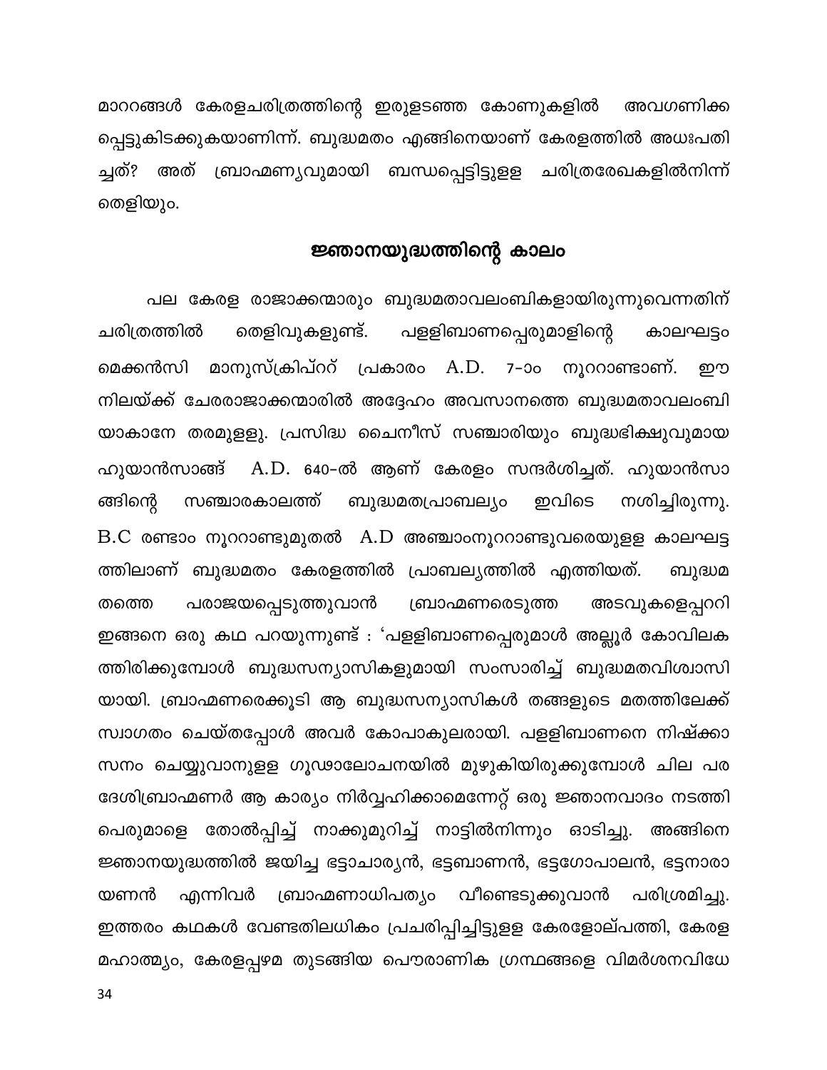മാററങ്ങൾ കേരളചരിത്രത്തിന്റെ ഇരുളടഞ്ഞ കോണുകളിൽ അവഗണിക്ക പ്പെട്ടുകിടക്കുകയാണിന്ന്. ബുദ്ധമതം എങ്ങിനെയാണ് കേരളത്തിൽ അധഃപതി ച്ചത്? അത് ബ്രാഹ്മണ്യവുമായി ബന്ധപ്പെട്ടിട്ടുളള ചരിത്രരേഖകളിൽനിന്ന് തെളിയും.

## ജ്ഞാനയുദ്ധത്തിന്റെ കാലം

പല കേരള രാജാക്കന്മാരും ബുദ്ധമതാവലംബികളായിരുന്നുവെന്നതിന് ചരിത്രത്തിൽ തെളിവുകളുണ്ട്. പള്ളിബാണപ്പെരുമാളിന്റെ കാലഘട്ടം മെക്കൻസി മാനുസ്ക്രിപ്റ്റ് പ്രകാരം A.D. 7-ാം നൂററാണ്ടാണ്. ഈ നിലയ്ക്ക് ചേരരാജാക്കന്മാരിൽ അദ്ദേഹം അവസാനത്തെ ബുദ്ധമതാവലംബി യാകാനേ തരമുള്ളു. പ്രസിദ്ധ ചൈനീസ് സഞ്ചാരിയും ബുദ്ധഭിക്ഷുവുമായ ഹുയാൻസാങ്ങ് A.D. 640-ൽ ആണ് കേരളം സന്ദർശിച്ചത്. ഹുയാൻസാ ങ്ങിന്റെ സഞ്ചാരകാലത്ത് ബുദ്ധമതപ്രാബല്യം ഇവിടെ നശിച്ചിരുന്നു. B.C രണ്ടാം നൂററാണ്ടുമുതൽ A.D അഞ്ചാംനൂററാണ്ടുവരെയുള്ള കാലഘട്ട ത്തിലാണ് ബുദ്ധമതം കേരളത്തിൽ പ്രാബല്യത്തിൽ എത്തിയത്. ബുദ്ധമ തത്തെ പരാജയപ്പെടുത്തുവാൻ ബ്രാഹ്മണരെടുത്ത അടവുകളെപ്പററി ഇങ്ങനെ ഒരു കഥ പറയുന്നുണ്ട് : 'പള്ളിബാണപ്പെരുമാൾ അല്ലൂർ കോവിലക ത്തിരിക്കുമ്പോൾ ബുദ്ധസന്യാസികളുമായി സംസാരിച്ച് ബുദ്ധമതവിശ്വാസി യായി. ബ്രാഹ്മണരെക്കൂടി ആ ബുദ്ധസന്യാസികൾ തങ്ങളുടെ മതത്തിലേക്ക് സ്വാഗതം ചെയ്തപ്പോൾ അവർ കോപാകുലരായി. പള്ളിബാണനെ നിഷ്ക്കാ സനം ചെയ്യുവാനുള്ള ഗൂഢാലോചനയിൽ മുഴുകിയിരുക്കുമ്പോൾ ചില പര ദേശിബ്രാഹ്മണർ ആ കാര്യം നിർവ്വഹിക്കാമെന്നേറ്റ് ഒരു ജ്ഞാനവാദം നടത്തി പെരുമാളെ തോൽപ്പിച്ച് നാക്കുമുറിച്ച് നാട്ടിൽനിന്നും ഓടിച്ചു. അങ്ങിനെ ജ്ഞാനയുദ്ധത്തിൽ ജയിച്ച ഭട്ടാചാര്യൻ, ഭട്ടബാണൻ, ഭട്ടഗോപാലൻ, ഭട്ടനാരാ യണൻ എന്നിവർ ബ്രാഹ്മണാധിപത്യം വീണ്ടെടുക്കുവാൻ പരിശ്രമിച്ചു. ഇത്തരം കഥകൾ വേണ്ടതിലധികം പ്രചരിപ്പിച്ചിട്ടുള്ള കേരളോല്പത്തി, കേരള മഹാത്മ്യം, കേരളപ്പഴമ തുടങ്ങിയ പൌരാണിക ഗ്രന്ഥങ്ങളെ വിമർശനവിധേ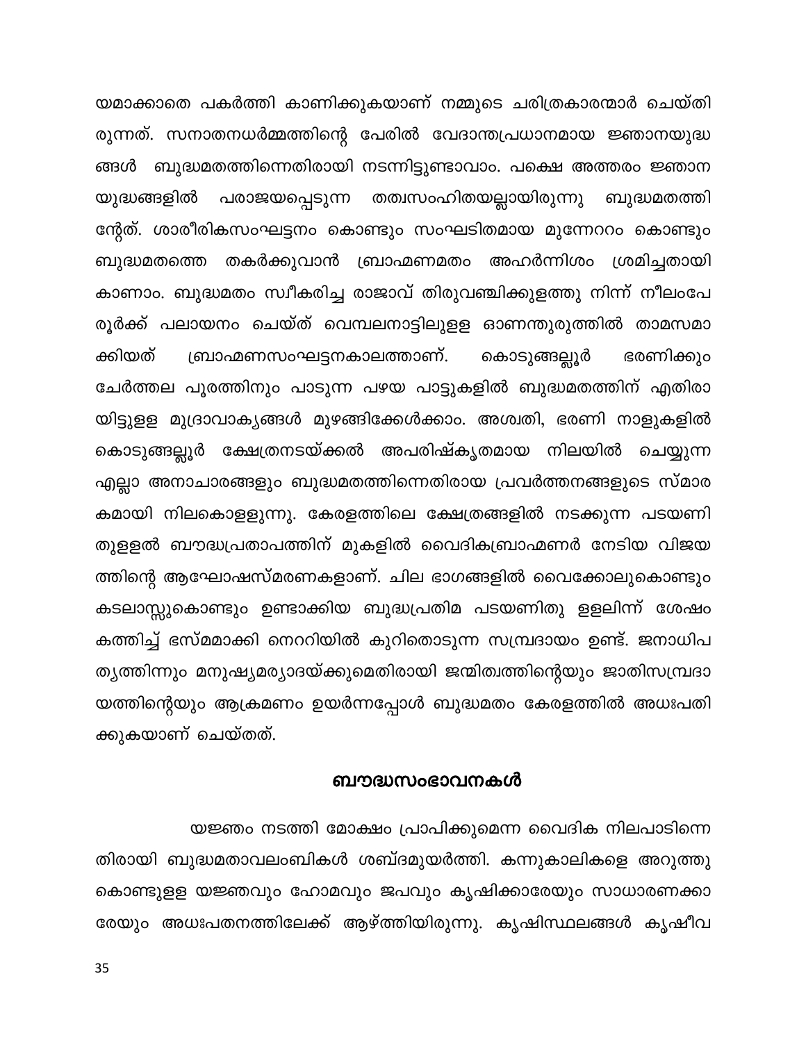യമാക്കാതെ പകർത്തി കാണിക്കുകയാണ് നമ്മുടെ ചരിത്രകാരന്മാർ ചെയ്തിരുന്നത്. സനാതനധർമ്മത്തിന്റെ പേരിൽ വേദാന്തപ്രധാനമായ ജ്ഞാനയുദ്ധങ്ങൾ ബുദ്ധമതത്തിന്നെതിരായി നടന്നിട്ടുണ്ടാവാം. പക്ഷെ അത്തരം ജ്ഞാനയുദ്ധങ്ങളിൽ പരാജയപ്പെടുന്ന തത്വസംഹിതയല്ലായിരുന്നു ബുദ്ധമതത്തിന്റേത്. ശാരീരികസംഘട്ടനം കൊണ്ടും സംഘടിതമായ മുന്നേററം കൊണ്ടും ബുദ്ധമതത്തെ തകർക്കുവാൻ ബ്രാഹ്മണമതം അഹർന്നിശം ശ്രമിച്ചതായി കാണാം. ബുദ്ധമതം സ്വീകരിച്ച രാജാവ് തിരുവഞ്ചിക്കുളത്തു നിന്ന് നീലംപേരൂർക്ക് പലായനം ചെയ്ത് വെമ്പലനാട്ടിലുളള ഓണന്തുരുത്തിൽ താമസമാക്കിയത് ബ്രാഹ്മണസംഘട്ടനകാലത്താണ്. കൊടുങ്ങല്ലൂർ ഭരണിക്കും ചേർത്തല പൂരത്തിനും പാടുന്ന പഴയ പാട്ടുകളിൽ ബുദ്ധമതത്തിന് എതിരായിട്ടുളള മുദ്രാവാക്യങ്ങൾ മുഴങ്ങിക്കേൾക്കാം. അശ്വതി, ഭരണി നാളുകളിൽ കൊടുങ്ങല്ലൂർ ക്ഷേത്രനടയ്ക്കൽ അപരിഷ്കൃതമായ നിലയിൽ ചെയ്യുന്ന എല്ലാ അനാചാരങ്ങളും ബുദ്ധമതത്തിന്നെതിരായ പ്രവർത്തനങ്ങളുടെ സ്മാരകമായി നിലകൊളളുന്നു. കേരളത്തിലെ ക്ഷേത്രങ്ങളിൽ നടക്കുന്ന പടയണി തുളളൽ ബൗദ്ധപ്രതാപത്തിന് മുകളിൽ വൈദികബ്രാഹ്മണർ നേടിയ വിജയത്തിന്റെ ആഘോഷസ്മരണകളാണ്. ചില ഭാഗങ്ങളിൽ വൈക്കോലുകൊണ്ടും കടലാസ്സുകൊണ്ടും ഉണ്ടാക്കിയ ബുദ്ധപ്രതിമ പടയണിതു ളളലിന്ന് ശേഷം കത്തിച്ച് ഭസ്മമാക്കി നെററിയിൽ കുറിതൊടുന്ന സമ്പ്രദായം ഉണ്ട്. ജനാധിപത്യത്തിന്നും മനുഷ്യമര്യാദയ്ക്കുമെതിരായി ജന്മിത്വത്തിന്റെയും ജാതിസമ്പ്രദായത്തിന്റെയും ആക്രമണം ഉയർന്നപ്പോൾ ബുദ്ധമതം കേരളത്തിൽ അധഃപതിക്കുകയാണ് ചെയ്തത്.

## ബൗദ്ധസംഭാവനകൾ

യജ്ഞം നടത്തി മോക്ഷം പ്രാപിക്കുമെന്ന വൈദിക നിലപാടിന്നെതിരായി ബുദ്ധമതാവലംബികൾ ശബ്ദമുയർത്തി. കന്നുകാലികളെ അറുത്തു കൊണ്ടുളള യജ്ഞവും ഹോമവും ജപവും കൃഷിക്കാരേയും സാധാരണക്കാരേയും അധഃപതനത്തിലേക്ക് ആഴ്ത്തിയിരുന്നു. കൃഷിസ്ഥലങ്ങൾ കൃഷീവ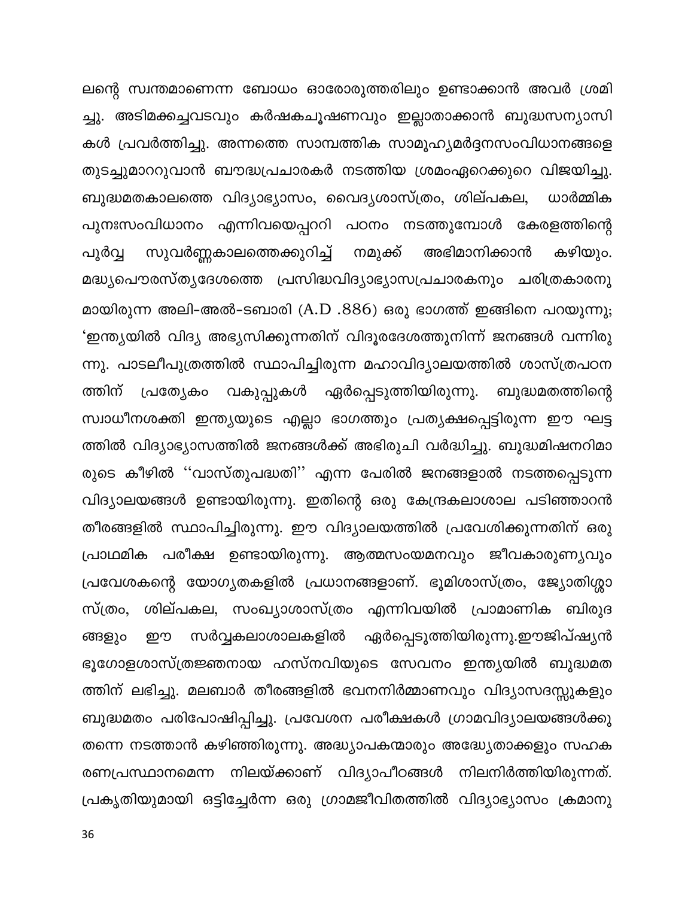ലന്റെ സ്വന്തമാണെന്ന ബോധം ഓരോരുത്തരിലും ഉണ്ടാക്കാൻ അവർ ശ്രമിച്ചു. അടിമക്കച്ചവടവും കർഷകചൂഷണവും ഇല്ലാതാക്കാൻ ബുദ്ധസന്യാസികൾ പ്രവർത്തിച്ചു. അന്നത്തെ സാമ്പത്തിക സാമൂഹ്യമർദ്ദനസംവിധാനങ്ങളെ തുടച്ചുമാററുവാൻ ബൗദ്ധപ്രചാരകർ നടത്തിയ ശ്രമംഏറെക്കുറെ വിജയിച്ചു. ബുദ്ധമതകാലത്തെ വിദ്യാഭ്യാസം, വൈദ്യശാസ്ത്രം, ശില്പകല, ധാർമ്മിക പുനഃസംവിധാനം എന്നിവയെപ്പററി പഠനം നടത്തുമ്പോൾ കേരളത്തിന്റെ പൂർവ്വ സുവർണ്ണകാലത്തെക്കുറിച്ച് നമുക്ക് അഭിമാനിക്കാൻ കഴിയും. മദ്ധ്യപൌരസ്ത്യദേശത്തെ പ്രസിദ്ധവിദ്യാഭ്യാസപ്രചാരകനും ചരിത്രകാരനുമായിരുന്ന അലി-അൽ-ടബാരി (A.D .886) ഒരു ഭാഗത്ത് ഇങ്ങിനെ പറയുന്നു; 'ഇന്ത്യയിൽ വിദ്യ അഭ്യസിക്കുന്നതിന് വിദൂരദേശത്തുനിന്ന് ജനങ്ങൾ വന്നിരുന്നു. പാടലീപുത്രത്തിൽ സ്ഥാപിച്ചിരുന്ന മഹാവിദ്യാലയത്തിൽ ശാസ്ത്രപഠനത്തിന് പ്രത്യേകം വകുപ്പുകൾ ഏർപ്പെടുത്തിയിരുന്നു. ബുദ്ധമതത്തിന്റെ സ്വാധീനശക്തി ഇന്ത്യയുടെ എല്ലാ ഭാഗത്തും പ്രത്യക്ഷപ്പെട്ടിരുന്ന ഈ ഘട്ടത്തിൽ വിദ്യാഭ്യാസത്തിൽ ജനങ്ങൾക്ക് അഭിരുചി വർദ്ധിച്ചു. ബുദ്ധമിഷനറിമാരുടെ കീഴിൽ ''വാസ്തുപദ്ധതി'' എന്ന പേരിൽ ജനങ്ങളാൽ നടത്തപ്പെടുന്ന വിദ്യാലയങ്ങൾ ഉണ്ടായിരുന്നു. ഇതിന്റെ ഒരു കേന്ദ്രകലാശാല പടിഞ്ഞാറൻ തീരങ്ങളിൽ സ്ഥാപിച്ചിരുന്നു. ഈ വിദ്യാലയത്തിൽ പ്രവേശിക്കുന്നതിന് ഒരു പ്രാഥമിക പരീക്ഷ ഉണ്ടായിരുന്നു. ആത്മസംയമനവും ജീവകാരുണ്യവും പ്രവേശകന്റെ യോഗ്യതകളിൽ പ്രധാനങ്ങളാണ്. ഭൂമിശാസ്ത്രം, ജ്യോതിശ്ശാസ്ത്രം, ശില്പകല, സംഖ്യാശാസ്ത്രം എന്നിവയിൽ പ്രാമാണിക ബിരുദങ്ങളും ഈ സർവ്വകലാശാലകളിൽ ഏർപ്പെടുത്തിയിരുന്നു.ഈജിപ്ഷ്യൻ ഭൂഗോളശാസ്ത്രജ്ഞനായ ഹസ്നവിയുടെ സേവനം ഇന്ത്യയിൽ ബുദ്ധമതത്തിന് ലഭിച്ചു. മലബാർ തീരങ്ങളിൽ ഭവനനിർമ്മാണവും വിദ്യാസദസ്സുകളും ബുദ്ധമതം പരിപോഷിപ്പിച്ചു. പ്രവേശന പരീക്ഷകൾ ഗ്രാമവിദ്യാലയങ്ങൾക്കു തന്നെ നടത്താൻ കഴിഞ്ഞിരുന്നു. അദ്ധ്യാപകന്മാരും അദ്ധ്യേതാക്കളും സഹകരണപ്രസ്ഥാനമെന്ന നിലയ്ക്കാണ് വിദ്യാപീഠങ്ങൾ നിലനിർത്തിയിരുന്നത്. പ്രകൃതിയുമായി ഒട്ടിച്ചേർന്ന ഒരു ഗ്രാമജീവിതത്തിൽ വിദ്യാഭ്യാസം ക്രമാനു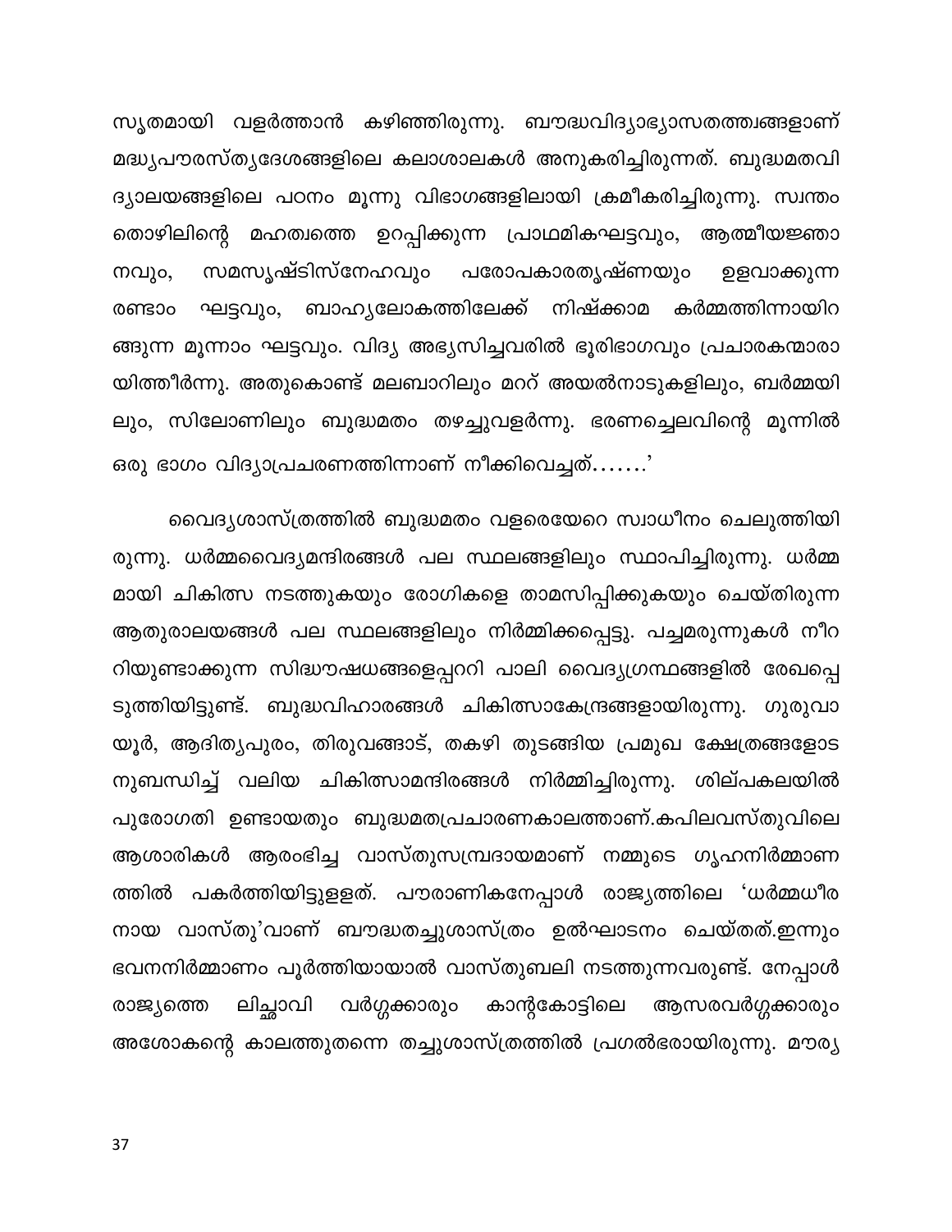സ്വതമായി വളർത്താൻ കഴിഞ്ഞിരുന്നു. ബൗദ്ധവിദ്യാഭ്യാസതത്ത്വങ്ങളാണ് മദ്ധ്യപൗരസ്ത്യദേശങ്ങളിലെ കലാശാലകൾ അനുകരിച്ചിരുന്നത്. ബുദ്ധമതവിദ്യാലയങ്ങളിലെ പഠനം മൂന്നു വിഭാഗങ്ങളിലായി ക്രമീകരിച്ചിരുന്നു. സ്വന്തം തൊഴിലിന്റെ മഹത്വത്തെ ഉറപ്പിക്കുന്ന പ്രാഥമികഘട്ടവും, ആത്മീയജ്ഞാനവും, സമസൃഷ്ടിസ്നേഹവും പരോപകാരതൃഷ്ണയും ഉളവാക്കുന്ന രണ്ടാം ഘട്ടവും, ബാഹ്യലോകത്തിലേക്ക് നിഷ്ക്കാമ കർമ്മത്തിന്നായിറങ്ങുന്ന മൂന്നാം ഘട്ടവും. വിദ്യ അഭ്യസിച്ചവരിൽ ഭൂരിഭാഗവും പ്രചാരകന്മാരായിത്തീർന്നു. അതുകൊണ്ട് മലബാറിലും മററ് അയൽനാടുകളിലും, ബർമ്മയിലും, സിലോണിലും ബുദ്ധമതം തഴച്ചുവളർന്നു. ഭരണച്ചെലവിന്റെ മൂന്നിൽ ഒരു ഭാഗം വിദ്യാപ്രചരണത്തിന്നാണ് നീക്കിവെച്ചത്.......'

വൈദ്യശാസ്ത്രത്തിൽ ബുദ്ധമതം വളരെയേറെ സ്വാധീനം ചെലുത്തിയിരുന്നു. ധർമ്മവൈദ്യമന്ദിരങ്ങൾ പല സ്ഥലങ്ങളിലും സ്ഥാപിച്ചിരുന്നു. ധർമ്മമായി ചികിത്സ നടത്തുകയും രോഗികളെ താമസിപ്പിക്കുകയും ചെയ്തിരുന്ന ആതുരാലയങ്ങൾ പല സ്ഥലങ്ങളിലും നിർമ്മിക്കപ്പെട്ടു. പച്ചമരുന്നുകൾ നീററിയുണ്ടാക്കുന്ന സിദ്ധൗഷധങ്ങളെപ്പററി പാലി വൈദ്യഗ്രന്ഥങ്ങളിൽ രേഖപ്പെടുത്തിയിട്ടുണ്ട്. ബുദ്ധവിഹാരങ്ങൾ ചികിത്സാകേന്ദ്രങ്ങളായിരുന്നു. ഗുരുവായൂർ, ആദിത്യപുരം, തിരുവങ്ങാട്, തകഴി തുടങ്ങിയ പ്രമുഖ ക്ഷേത്രങ്ങളോടനുബന്ധിച്ച് വലിയ ചികിത്സാമന്ദിരങ്ങൾ നിർമ്മിച്ചിരുന്നു. ശില്പകലയിൽ പുരോഗതി ഉണ്ടായതും ബുദ്ധമതപ്രചാരണകാലത്താണ്.കപിലവസ്തുവിലെ ആശാരികൾ ആരംഭിച്ച വാസ്തുസമ്പ്രദായമാണ് നമ്മുടെ ഗൃഹനിർമ്മാണത്തിൽ പകർത്തിയിട്ടുളളത്. പൗരാണികനേപ്പാൾ രാജ്യത്തിലെ 'ധർമ്മധീരനായ വാസ്തു'വാണ് ബൗദ്ധതച്ചുശാസ്ത്രം ഉൽഘാടനം ചെയ്തത്.ഇന്നും ഭവനനിർമ്മാണം പൂർത്തിയായാൽ വാസ്തുബലി നടത്തുന്നവരുണ്ട്. നേപ്പാൾ രാജ്യത്തെ ലിച്ഛാവി വർഗ്ഗക്കാരും കാന്റകോട്ടിലെ ആസരവർഗ്ഗക്കാരും അശോകന്റെ കാലത്തുതന്നെ തച്ചുശാസ്ത്രത്തിൽ പ്രഗൽഭരായിരുന്നു. മൗര്യ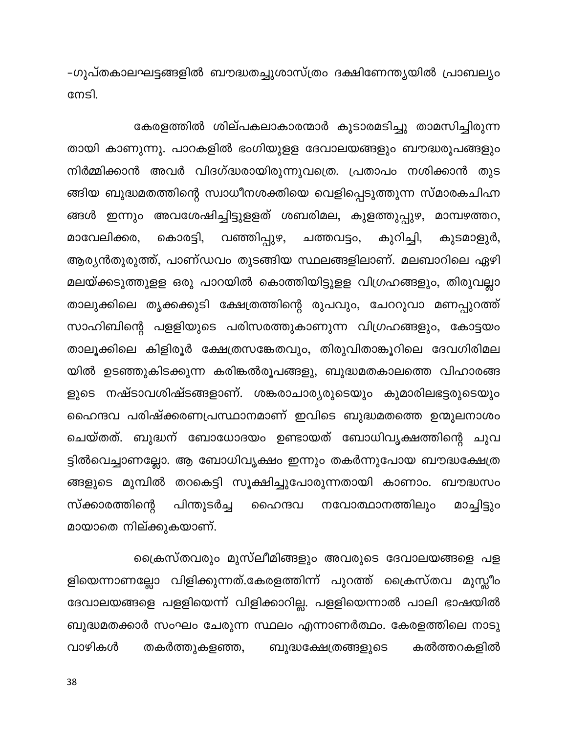-ഗുപ്തകാലഘട്ടങ്ങളിൽ ബൗദ്ധതച്ചുശാസ്ത്രം ദക്ഷിണേന്ത്യയിൽ പ്രാബല്യം നേടി.

കേരളത്തിൽ ശില്പകലാകാരന്മാർ കൂടാരമടിച്ചു താമസിച്ചിരുന്നതായി കാണുന്നു. പാറകളിൽ ഭംഗിയുള്ള ദേവാലയങ്ങളും ബൗദ്ധരൂപങ്ങളും നിർമ്മിക്കാൻ അവർ വിദഗ്ദ്ധരായിരുന്നുവത്രെ. പ്രതാപം നശിക്കാൻ തുടങ്ങിയ ബുദ്ധമതത്തിന്റെ സ്വാധീനശക്തിയെ വെളിപ്പെടുത്തുന്ന സ്മാരകചിഹ്നങ്ങൾ ഇന്നും അവശേഷിച്ചിട്ടുള്ളത് ശബരിമല, കുളത്തുപ്പുഴ, മാമ്പഴത്തറ, മാവേലിക്കര, കൊരട്ടി, വഞ്ചിപ്പുഴ, ചത്തവട്ടം, കുറിച്ചി, കുടമാളൂർ, ആര്യൻതുരുത്ത്, പാണ്ഡവം തുടങ്ങിയ സ്ഥലങ്ങളിലാണ്. മലബാറിലെ ഏഴിമലയ്ക്കടുത്തുള്ള ഒരു പാറയിൽ കൊത്തിയിട്ടുള്ള വിഗ്രഹങ്ങളും, തിരുവല്ലാ താലൂക്കിലെ തൃക്കക്കുടി ക്ഷേത്രത്തിന്റെ രൂപവും, ചേററുവാ മണപ്പുറത്ത് സാഹിബിന്റെ പള്ളിയുടെ പരിസരത്തുകാണുന്ന വിഗ്രഹങ്ങളും, കോട്ടയം താലൂക്കിലെ കിളിരൂർ ക്ഷേത്രസങ്കേതവും, തിരുവിതാങ്കൂറിലെ ദേവഗിരിമലയിൽ ഉടഞ്ഞുകിടക്കുന്ന കരിങ്കൽരൂപങ്ങളു, ബുദ്ധമതകാലത്തെ വിഹാരങ്ങളുടെ നഷ്ടാവശിഷ്ടങ്ങളാണ്. ശങ്കരാചാര്യരുടെയും കുമാരിലഭട്ടരുടെയും ഹൈന്ദവ പരിഷ്ക്കരണപ്രസ്ഥാനമാണ് ഇവിടെ ബുദ്ധമതത്തെ ഉന്മൂലനാശം ചെയ്തത്. ബുദ്ധന് ബോധോദയം ഉണ്ടായത് ബോധിവൃക്ഷത്തിന്റെ ചുവട്ടിൽവെച്ചാണല്ലോ. ആ ബോധിവൃക്ഷം ഇന്നും തകർന്നുപോയ ബൗദ്ധക്ഷേത്രങ്ങളുടെ മുമ്പിൽ തറകെട്ടി സൂക്ഷിച്ചുപോരുന്നതായി കാണാം. ബൗദ്ധസംസ്ക്കാരത്തിന്റെ പിന്തുടർച്ച ഹൈന്ദവ നവോത്ഥാനത്തിലും മാച്ചിട്ടും മായാതെ നില്ക്കുകയാണ്.

ക്രൈസ്തവരും മുസ്ലീമിങ്ങളും അവരുടെ ദേവാലയങ്ങളെ പളളിയെന്നാണല്ലോ വിളിക്കുന്നത്.കേരളത്തിന്ന് പുറത്ത് ക്രൈസ്തവ മുസ്ലീം ദേവാലയങ്ങളെ പള്ളിയെന്ന് വിളിക്കാറില്ല. പള്ളിയെന്നാൽ പാലി ഭാഷയിൽ ബുദ്ധമതക്കാർ സംഘം ചേരുന്ന സ്ഥലം എന്നാണർത്ഥം. കേരളത്തിലെ നാടുവാഴികൾ തകർത്തുകളഞ്ഞ, ബുദ്ധക്ഷേത്രങ്ങളുടെ കൽത്തറകളിൽ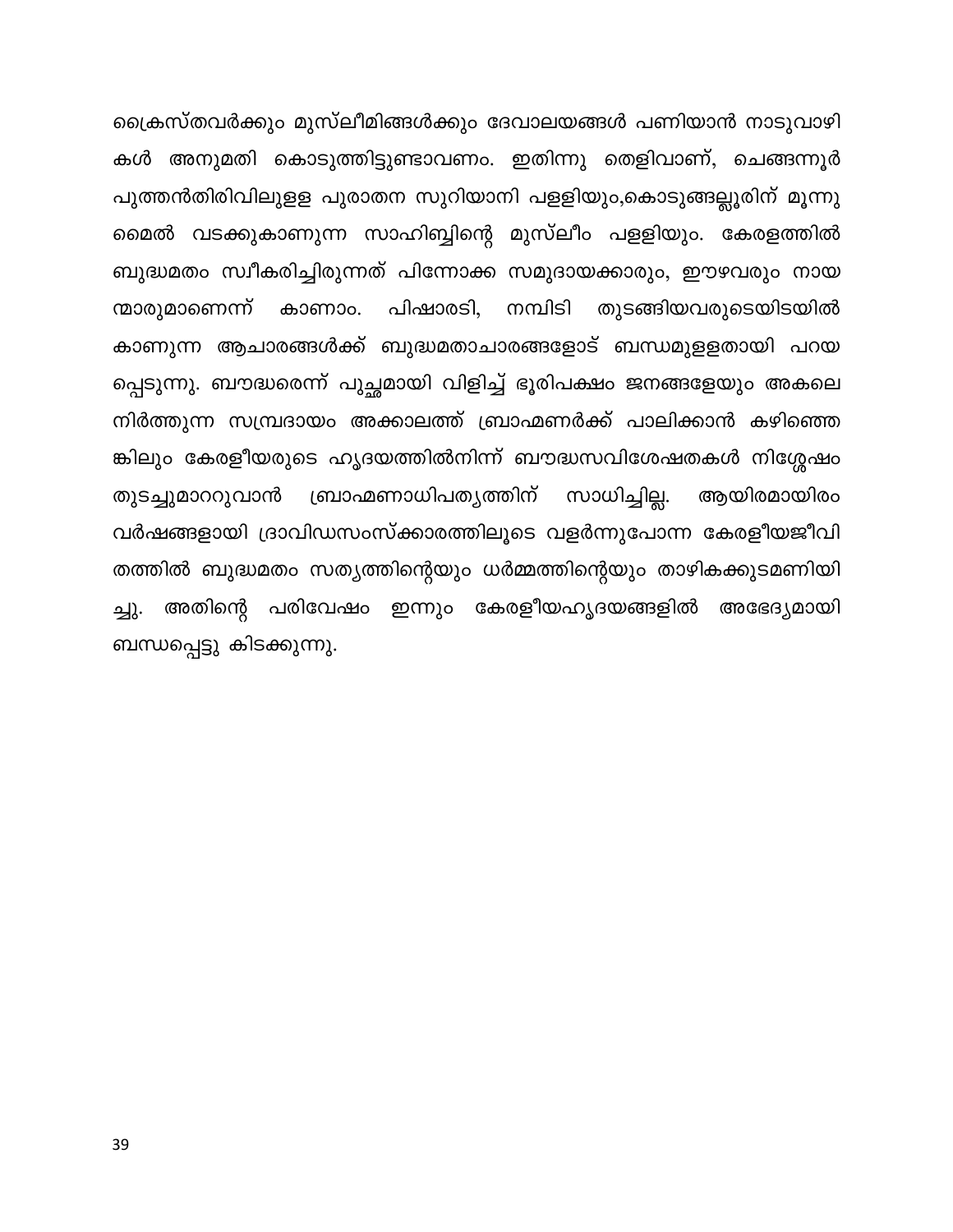ക്രൈസ്തവർക്കും മുസ്ലീമിങ്ങൾക്കും ദേവാലയങ്ങൾ പണിയാൻ നാടുവാഴികൾ അനുമതി കൊടുത്തിട്ടുണ്ടാവണം. ഇതിന്നു തെളിവാണ്, ചെങ്ങന്നൂർ പുത്തൻതിരിവിലുളള പുരാതന സുറിയാനി പള്ളിയും,കൊടുങ്ങല്ലൂരിന് മൂന്നു മൈൽ വടക്കുകാണുന്ന സാഹിബ്ബിന്റെ മുസ്ലീം പള്ളിയും. കേരളത്തിൽ ബുദ്ധമതം സ്വീകരിച്ചിരുന്നത് പിന്നോക്ക സമുദായക്കാരും, ഈഴവരും നായന്മാരുമാണെന്ന് കാണാം. പിഷാരടി, നമ്പിടി തുടങ്ങിയവരുടെയിടയിൽ കാണുന്ന ആചാരങ്ങൾക്ക് ബുദ്ധമതാചാരങ്ങളോട് ബന്ധമുളളതായി പറയപ്പെടുന്നു. ബൗദ്ധരെന്ന് പുച്ഛമായി വിളിച്ച് ഭൂരിപക്ഷം ജനങ്ങളേയും അകലെ നിർത്തുന്ന സമ്പ്രദായം അക്കാലത്ത് ബ്രാഹ്മണർക്ക് പാലിക്കാൻ കഴിഞ്ഞെങ്കിലും കേരളീയരുടെ ഹൃദയത്തിൽനിന്ന് ബൗദ്ധസവിശേഷതകൾ നിശ്ശേഷം തുടച്ചുമാററുവാൻ ബ്രാഹ്മണാധിപത്യത്തിന് സാധിച്ചില്ല. ആയിരമായിരം വർഷങ്ങളായി ദ്രാവിഡസംസ്ക്കാരത്തിലൂടെ വളർന്നുപോന്ന കേരളീയജീവിതത്തിൽ ബുദ്ധമതം സത്യത്തിന്റെയും ധർമ്മത്തിന്റെയും താഴികക്കുടമണിയിച്ചു. അതിന്റെ പരിവേഷം ഇന്നും കേരളീയഹൃദയങ്ങളിൽ അഭേദ്യമായി ബന്ധപ്പെട്ടു കിടക്കുന്നു.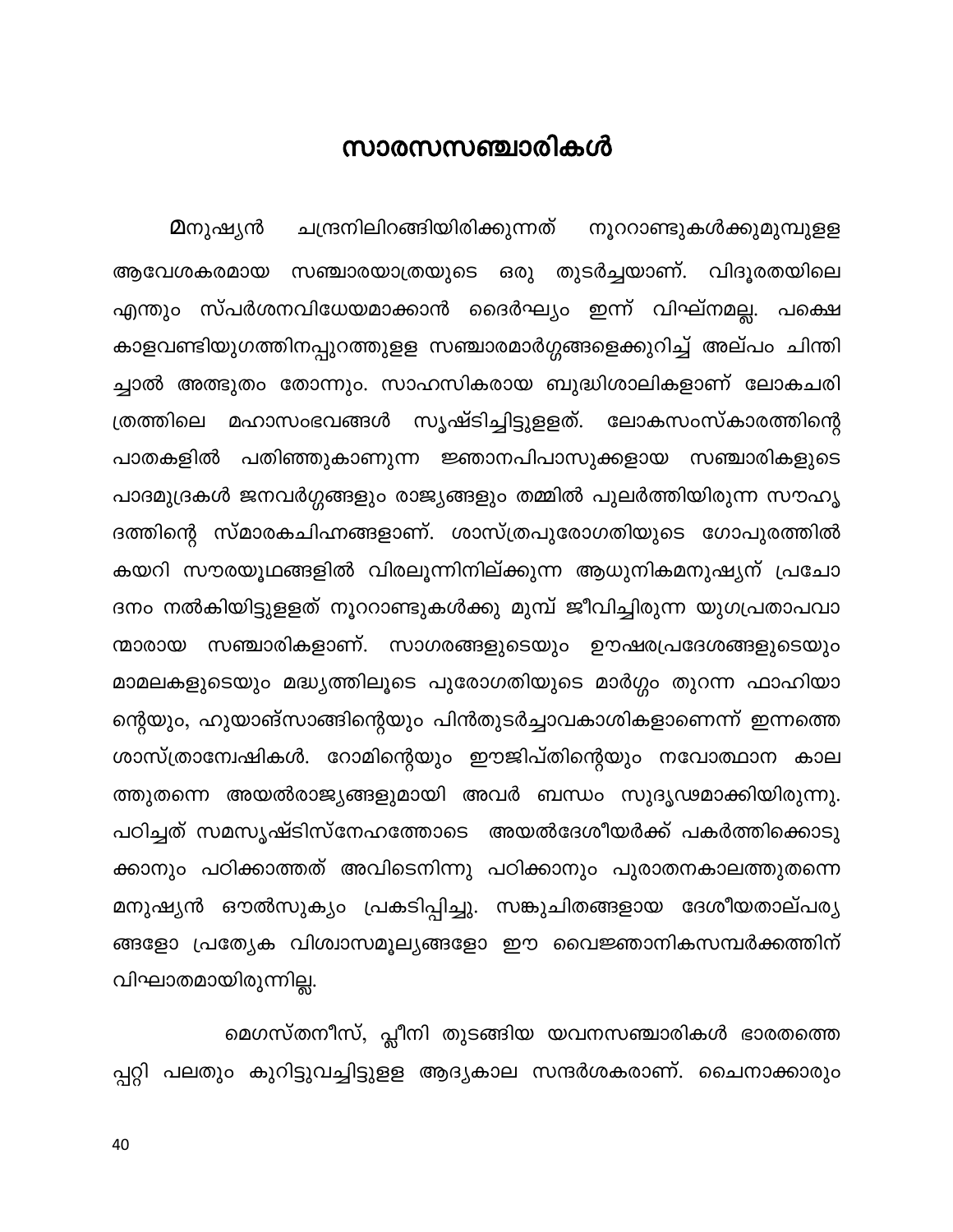# സാരസസഞ്ചാരികൾ

മനുഷ്യൻ ചന്ദ്രനിലിറങ്ങിയിരിക്കുന്നത് നൂററാണ്ടുകൾക്കുമുമ്പുള്ള ആവേശകരമായ സഞ്ചാരയാത്രയുടെ ഒരു തുടർച്ചയാണ്. വിദൂരതയിലെ എന്തും സ്പർശനവിധേയമാക്കാൻ ദൈർഘ്യം ഇന്ന് വിഘ്നമല്ല. പക്ഷെ കാളവണ്ടിയുഗത്തിനപ്പുറത്തുള്ള സഞ്ചാരമാർഗ്ഗങ്ങളെക്കുറിച്ച് അല്പം ചിന്തിച്ചാൽ അത്ഭുതം തോന്നും. സാഹസികരായ ബുദ്ധിശാലികളാണ് ലോകചരിത്രത്തിലെ മഹാസംഭവങ്ങൾ സൃഷ്ടിച്ചിട്ടുള്ളത്. ലോകസംസ്കാരത്തിന്റെ പാതകളിൽ പതിഞ്ഞുകാണുന്ന ജ്ഞാനപിപാസുക്കളായ സഞ്ചാരികളുടെ പാദമുദ്രകൾ ജനവർഗ്ഗങ്ങളും രാജ്യങ്ങളും തമ്മിൽ പുലർത്തിയിരുന്ന സൗഹൃദത്തിന്റെ സ്മാരകചിഹ്നങ്ങളാണ്. ശാസ്ത്രപുരോഗതിയുടെ ഗോപുരത്തിൽ കയറി സൗരയൂഥങ്ങളിൽ വിരലൂന്നിനില്ക്കുന്ന ആധുനികമനുഷ്യന് പ്രചോദനം നൽകിയിട്ടുള്ളത് നൂററാണ്ടുകൾക്കു മുമ്പ് ജീവിച്ചിരുന്ന യുഗപ്രതാപവാന്മാരായ സഞ്ചാരികളാണ്. സാഗരങ്ങളുടെയും ഊഷരപ്രദേശങ്ങളുടെയും മാമലകളുടെയും മദ്ധ്യത്തിലൂടെ പുരോഗതിയുടെ മാർഗ്ഗം തുറന്ന ഫാഹിയാന്റെയും, ഹുയാങ്സാങ്ങിന്റെയും പിൻതുടർച്ചാവകാശികളാണെന്ന് ഇന്നത്തെ ശാസ്ത്രാന്വേഷികൾ. റോമിന്റെയും ഈജിപ്തിന്റെയും നവോത്ഥാന കാലത്തുതന്നെ അയൽരാജ്യങ്ങളുമായി അവർ ബന്ധം സുദൃഢമാക്കിയിരുന്നു. പഠിച്ചത് സമസൃഷ്ടിസ്നേഹത്തോടെ അയൽദേശീയർക്ക് പകർത്തിക്കൊടുക്കാനും പഠിക്കാത്തത് അവിടെനിന്നു പഠിക്കാനും പുരാതനകാലത്തുതന്നെ മനുഷ്യൻ ഔൽസുക്യം പ്രകടിപ്പിച്ചു. സങ്കുചിതങ്ങളായ ദേശീയതാല്പര്യങ്ങളോ പ്രത്യേക വിശ്വാസമൂല്യങ്ങളോ ഈ വൈജ്ഞാനികസമ്പർക്കത്തിന് വിഘാതമായിരുന്നില്ല.

മെഗസ്തനീസ്, പ്ലീനി തുടങ്ങിയ യവനസഞ്ചാരികൾ ഭാരതത്തെപ്പറ്റി പലതും കുറിട്ടുവച്ചിട്ടുള്ള ആദ്യകാല സന്ദർശകരാണ്. ചൈനാക്കാരും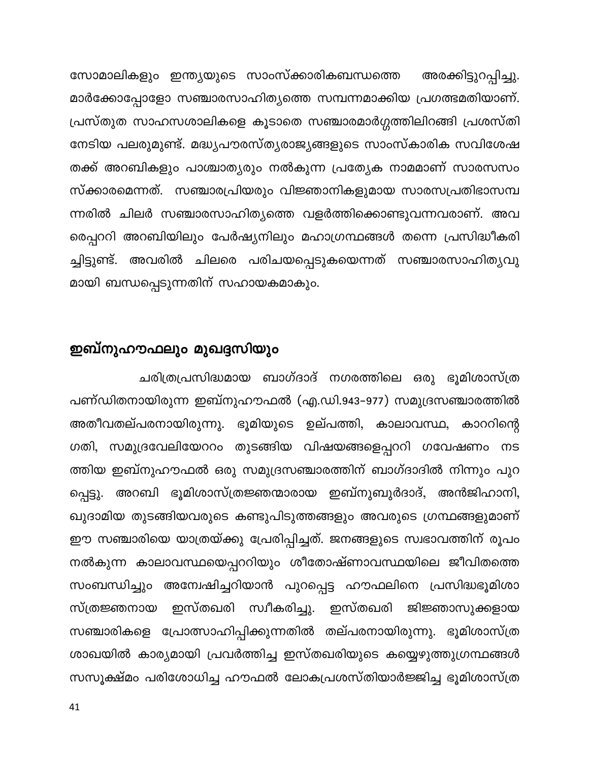സോമാലികളും ഇന്ത്യയുടെ സാംസ്ക്കാരികബന്ധത്തെ അരക്കിട്ടുറപ്പിച്ചു. മാർക്കോപ്പോളോ സഞ്ചാരസാഹിത്യത്തെ സമ്പന്നമാക്കിയ പ്രഗത്ഭമതിയാണ്. പ്രസ്തുത സാഹസശാലികളെ കൂടാതെ സഞ്ചാരമാർഗ്ഗത്തിലിറങ്ങി പ്രശസ്തി നേടിയ പലരുമുണ്ട്. മദ്ധ്യപൗരസ്ത്യരാജ്യങ്ങളുടെ സാംസ്കാരിക സവിശേഷതക്ക് അറബികളും പാശ്ചാത്യരും നൽകുന്ന പ്രത്യേക നാമമാണ് സാരസസംസ്ക്കാരമെന്നത്. സഞ്ചാരപ്രിയരും വിജ്ഞാനികളുമായ സാരസപ്രതിഭാസമ്പന്നരിൽ ചിലർ സഞ്ചാരസാഹിത്യത്തെ വളർത്തിക്കൊണ്ടുവന്നവരാണ്. അവരെപ്പററി അറബിയിലും പേർഷ്യനിലും മഹാഗ്രന്ഥങ്ങൾ തന്നെ പ്രസിദ്ധീകരിച്ചിട്ടുണ്ട്. അവരിൽ ചിലരെ പരിചയപ്പെടുകയെന്നത് സഞ്ചാരസാഹിത്യവുമായി ബന്ധപ്പെടുന്നതിന് സഹായകമാകും.

## ഇബ്നുഹൗഫലും മുഖദ്ദസിയും

ചരിത്രപ്രസിദ്ധമായ ബാഗ്ദാദ് നഗരത്തിലെ ഒരു ഭൂമിശാസ്ത്ര പണ്ഡിതനായിരുന്ന ഇബ്നുഹൗഫൽ (എ.ഡി.943-977) സമുദ്രസഞ്ചാരത്തിൽ അതീവതല്പരനായിരുന്നു. ഭൂമിയുടെ ഉല്പത്തി, കാലാവസ്ഥ, കാററിന്റെ ഗതി, സമുദ്രവേലിയേററം തുടങ്ങിയ വിഷയങ്ങളെപ്പററി ഗവേഷണം നടത്തിയ ഇബ്നുഹൗഫൽ ഒരു സമുദ്രസഞ്ചാരത്തിന് ബാഗ്ദാദിൽ നിന്നും പുറപ്പെട്ടു. അറബി ഭൂമിശാസ്ത്രജ്ഞന്മാരായ ഇബ്നുബുർദാദ്, അൻജിഹാനി, ഖുദാമിയ തുടങ്ങിയവരുടെ കണ്ടുപിടുത്തങ്ങളും അവരുടെ ഗ്രന്ഥങ്ങളുമാണ് ഈ സഞ്ചാരിയെ യാത്രയ്ക്കു പ്രേരിപ്പിച്ചത്. ജനങ്ങളുടെ സ്വഭാവത്തിന് രൂപം നൽകുന്ന കാലാവസ്ഥയെപ്പററിയും ശീതോഷ്ണാവസ്ഥയിലെ ജീവിതത്തെ സംബന്ധിച്ചും അന്വേഷിച്ചറിയാൻ പുറപ്പെട്ട ഹൗഫലിനെ പ്രസിദ്ധഭൂമിശാസ്ത്രജ്ഞനായ ഇസ്തഖരി സ്വീകരിച്ചു. ഇസ്തഖരി ജിജ്ഞാസുക്കളായ സഞ്ചാരികളെ പ്രോത്സാഹിപ്പിക്കുന്നതിൽ തല്പരനായിരുന്നു. ഭൂമിശാസ്ത്രശാഖയിൽ കാര്യമായി പ്രവർത്തിച്ച ഇസ്തഖരിയുടെ കയ്യെഴുത്തുഗ്രന്ഥങ്ങൾ സസൂക്ഷ്മം പരിശോധിച്ച ഹൗഫൽ ലോകപ്രശസ്തിയാർജ്ജിച്ച ഭൂമിശാസ്ത്ര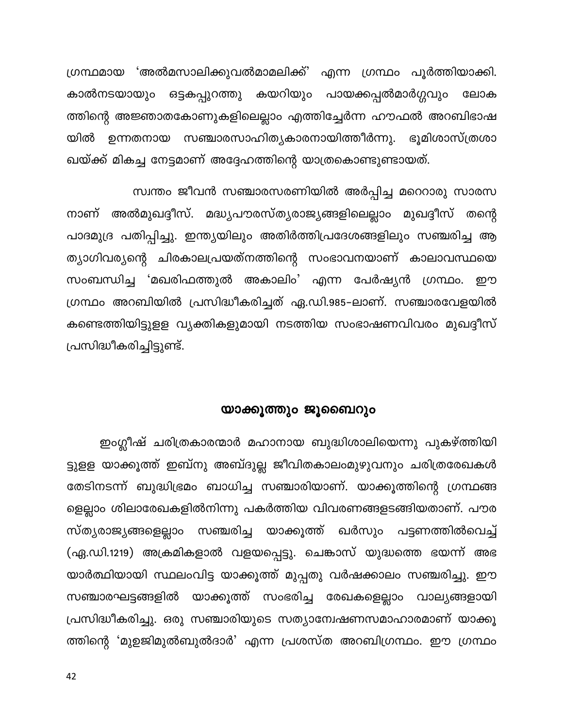ഗ്രന്ഥമായ 'അൽമസാലിക്കുവൽമാമലിക്ക്' എന്ന ഗ്രന്ഥം പൂർത്തിയാക്കി. കാൽനടയായും ഒട്ടകപ്പുറത്തു കയറിയും പായക്കപ്പൽമാർഗ്ഗവും ലോകത്തിന്റെ അജ്ഞാതകോണുകളിലെല്ലാം എത്തിച്ചേർന്ന ഹൗഫൽ അറബിഭാഷയിൽ ഉന്നതനായ സഞ്ചാരസാഹിത്യകാരനായിത്തീർന്നു. ഭൂമിശാസ്ത്രശാഖയ്ക്ക് മികച്ച നേട്ടമാണ് അദ്ദേഹത്തിന്റെ യാത്രകൊണ്ടുണ്ടായത്.

സ്വന്തം ജീവൻ സഞ്ചാരസരണിയിൽ അർപ്പിച്ച മറ്റൊരു സാരസനാണ് അൽമുഖദ്ദീസ്. മദ്ധ്യപൗരസ്ത്യരാജ്യങ്ങളിലെല്ലാം മുഖദ്ദീസ് തന്റെ പാദമുദ്ര പതിപ്പിച്ചു. ഇന്ത്യയിലും അതിർത്തിപ്രദേശങ്ങളിലും സഞ്ചരിച്ച ആ ത്യാഗിവര്യന്റെ ചിരകാലപ്രയത്നത്തിന്റെ സംഭാവനയാണ് കാലാവസ്ഥയെ സംബന്ധിച്ച 'മഖരിഫത്തുൽ അകാലിം' എന്ന പേർഷ്യൻ ഗ്രന്ഥം. ഈ ഗ്രന്ഥം അറബിയിൽ പ്രസിദ്ധീകരിച്ചത് ഏ.ഡി.985-ലാണ്. സഞ്ചാരവേളയിൽ കണ്ടെത്തിയിട്ടുള്ള വ്യക്തികളുമായി നടത്തിയ സംഭാഷണവിവരം മുഖദ്ദീസ് പ്രസിദ്ധീകരിച്ചിട്ടുണ്ട്.

## യാക്കൂത്തും ജൂബൈറും

ഇംഗ്ലീഷ് ചരിത്രകാരന്മാർ മഹാനായ ബുദ്ധിശാലിയെന്നു പുകഴ്ത്തിയിട്ടുള്ള യാക്കൂത്ത് ഇബ്നു അബ്ദുല്ല ജീവിതകാലംമുഴുവനും ചരിത്രരേഖകൾ തേടിനടന്ന് ബുദ്ധിഭ്രമം ബാധിച്ച സഞ്ചാരിയാണ്. യാക്കൂത്തിന്റെ ഗ്രന്ഥങ്ങളെല്ലാം ശിലാരേഖകളിൽനിന്നു പകർത്തിയ വിവരണങ്ങളടങ്ങിയതാണ്. പൗരസ്ത്യരാജ്യങ്ങളെല്ലാം സഞ്ചരിച്ച യാക്കൂത്ത് ഖർസും പട്ടണത്തിൽവെച്ച് (ഏ.ഡി.1219) അക്രമികളാൽ വളയപ്പെട്ടു. ചെങ്കാസ് യുദ്ധത്തെ ഭയന്ന് അഭയാർത്ഥിയായി സ്ഥലംവിട്ട യാക്കൂത്ത് മുപ്പതു വർഷക്കാലം സഞ്ചരിച്ചു. ഈ സഞ്ചാരഘട്ടങ്ങളിൽ യാക്കൂത്ത് സംഭരിച്ച രേഖകളെല്ലാം വാല്യങ്ങളായി പ്രസിദ്ധീകരിച്ചു. ഒരു സഞ്ചാരിയുടെ സത്യാന്വേഷണസമാഹാരമാണ് യാക്കൂത്തിന്റെ 'മുഉജിമുൽബുൽദാർ' എന്ന പ്രശസ്ത അറബിഗ്രന്ഥം. ഈ ഗ്രന്ഥം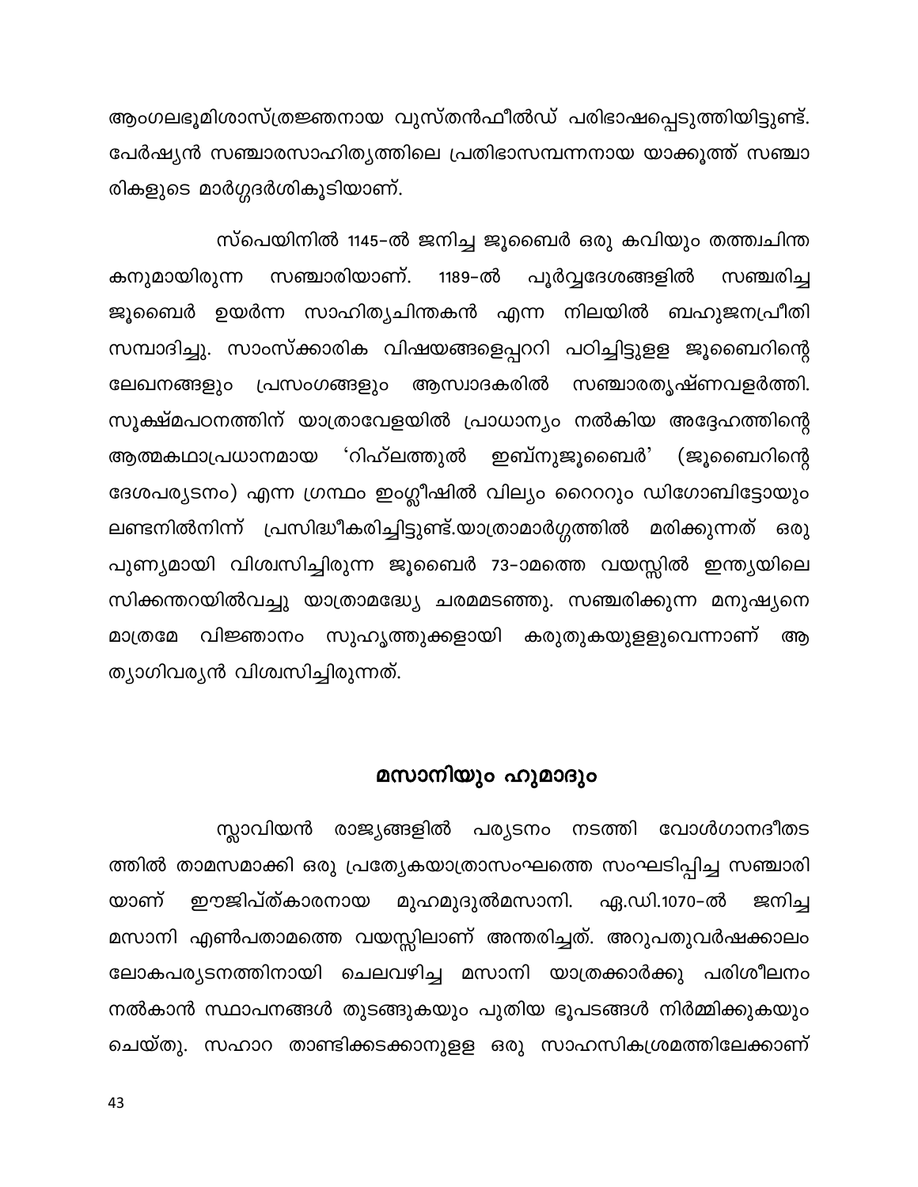ആംഗലഭൂമിശാസ്ത്രജ്ഞനായ വുസ്തൻഫീൽഡ് പരിഭാഷപ്പെടുത്തിയിട്ടുണ്ട്. പേർഷ്യൻ സഞ്ചാരസാഹിത്യത്തിലെ പ്രതിഭാസമ്പന്നനായ യാക്കൂത്ത് സഞ്ചാരികളുടെ മാർഗ്ഗദർശികൂടിയാണ്.

സ്പെയിനിൽ 1145-ൽ ജനിച്ച ജൂബൈർ ഒരു കവിയും തത്ത്വചിന്തകനുമായിരുന്ന സഞ്ചാരിയാണ്. 1189-ൽ പൂർവ്വദേശങ്ങളിൽ സഞ്ചരിച്ച ജൂബൈർ ഉയർന്ന സാഹിത്യചിന്തകൻ എന്ന നിലയിൽ ബഹുജനപ്രീതി സമ്പാദിച്ചു. സാംസ്ക്കാരിക വിഷയങ്ങളെപ്പററി പഠിച്ചിട്ടുള്ള ജൂബൈറിന്റെ ലേഖനങ്ങളും പ്രസംഗങ്ങളും ആസ്വാദകരിൽ സഞ്ചാരതൃഷ്ണവളർത്തി. സൂക്ഷ്മപഠനത്തിന് യാത്രാവേളയിൽ പ്രാധാന്യം നൽകിയ അദ്ദേഹത്തിന്റെ ആത്മകഥാപ്രധാനമായ 'റിഹ്‌ലത്തുൽ ഇബ്നുജൂബൈർ' (ജൂബൈറിന്റെ ദേശപര്യടനം) എന്ന ഗ്രന്ഥം ഇംഗ്ലീഷിൽ വില്യം റൈററും ഡിഗോബിട്ടോയും ലണ്ടനിൽനിന്ന് പ്രസിദ്ധീകരിച്ചിട്ടുണ്ട്.യാത്രാമാർഗ്ഗത്തിൽ മരിക്കുന്നത് ഒരു പുണ്യമായി വിശ്വസിച്ചിരുന്ന ജൂബൈർ 73-ാമത്തെ വയസ്സിൽ ഇന്ത്യയിലെ സിക്കന്തറയിൽവച്ചു യാത്രാമദ്ധ്യേ ചരമമടഞ്ഞു. സഞ്ചരിക്കുന്ന മനുഷ്യനെ മാത്രമേ വിജ്ഞാനം സുഹൃത്തുക്കളായി കരുതുകയുള്ളുവെന്നാണ് ആ ത്യാഗിവര്യൻ വിശ്വസിച്ചിരുന്നത്.

## മസാനിയും ഹുമാദും

സ്ലാവിയൻ രാജ്യങ്ങളിൽ പര്യടനം നടത്തി വോൾഗാനദീതടത്തിൽ താമസമാക്കി ഒരു പ്രത്യേകയാത്രാസംഘത്തെ സംഘടിപ്പിച്ച സഞ്ചാരിയാണ് ഈജിപ്ത്കാരനായ മുഹമുദുൽമസാനി. ഏ.ഡി.1070-ൽ ജനിച്ച മസാനി എൺപതാമത്തെ വയസ്സിലാണ് അന്തരിച്ചത്. അറുപതുവർഷക്കാലം ലോകപര്യടനത്തിനായി ചെലവഴിച്ച മസാനി യാത്രക്കാർക്കു പരിശീലനം നൽകാൻ സ്ഥാപനങ്ങൾ തുടങ്ങുകയും പുതിയ ഭൂപടങ്ങൾ നിർമ്മിക്കുകയും ചെയ്തു. സഹാറ താണ്ടിക്കടക്കാനുള്ള ഒരു സാഹസികശ്രമത്തിലേക്കാണ്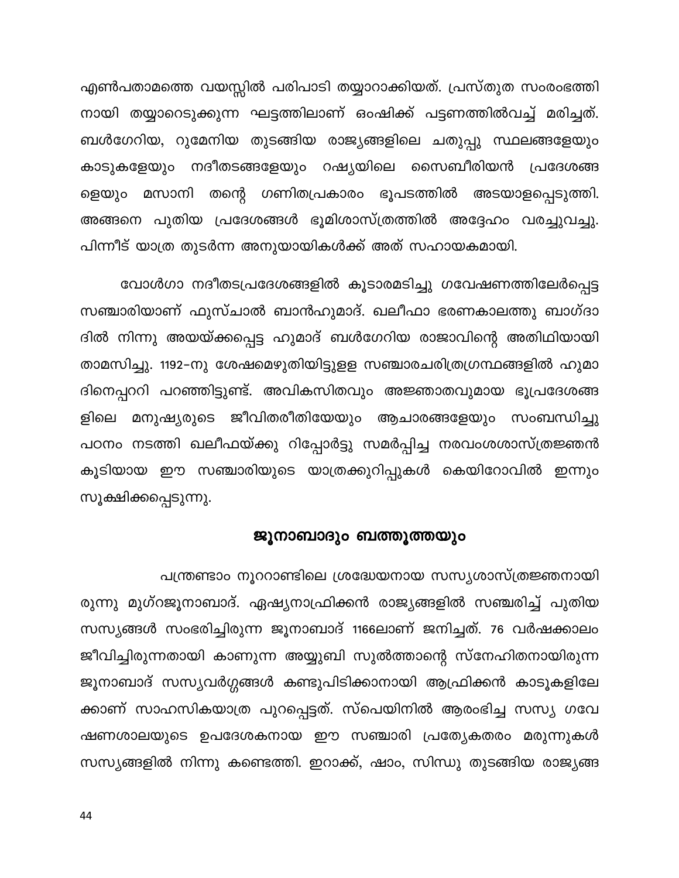എൺപതാമത്തെ വയസ്സിൽ പരിപാടി തയ്യാറാക്കിയത്. പ്രസ്തുത സംരംഭത്തിനായി തയ്യാറെടുക്കുന്ന ഘട്ടത്തിലാണ് ഓംഷിക്ക് പട്ടണത്തിൽവച്ച് മരിച്ചത്. ബൾഗേറിയ, റുമേനിയ തുടങ്ങിയ രാജ്യങ്ങളിലെ ചതുപ്പു സ്ഥലങ്ങളേയും കാടുകളേയും നദീതടങ്ങളേയും റഷ്യയിലെ സൈബീരിയൻ പ്രദേശങ്ങളെയും മസാനി തന്റെ ഗണിതപ്രകാരം ഭൂപടത്തിൽ അടയാളപ്പെടുത്തി. അങ്ങനെ പുതിയ പ്രദേശങ്ങൾ ഭൂമിശാസ്ത്രത്തിൽ അദ്ദേഹം വരച്ചുവച്ചു. പിന്നീട് യാത്ര തുടർന്ന അനുയായികൾക്ക് അത് സഹായകമായി.

വോൾഗാ നദീതടപ്രദേശങ്ങളിൽ കൂടാരമടിച്ചു ഗവേഷണത്തിലേർപ്പെട്ട സഞ്ചാരിയാണ് ഫുസ്ചാൽ ബാൻഹുമാദ്. ഖലീഫാ ഭരണകാലത്തു ബാഗ്ദാദിൽ നിന്നു അയയ്ക്കപ്പെട്ട ഹുമാദ് ബൾഗേറിയ രാജാവിന്റെ അതിഥിയായി താമസിച്ചു. 1192-നു ശേഷമെഴുതിയിട്ടുള്ള സഞ്ചാരചരിത്രഗ്രന്ഥങ്ങളിൽ ഹുമാദിനെപ്പററി പറഞ്ഞിട്ടുണ്ട്. അവികസിതവും അജ്ഞാതവുമായ ഭൂപ്രദേശങ്ങളിലെ മനുഷ്യരുടെ ജീവിതരീതിയേയും ആചാരങ്ങളേയും സംബന്ധിച്ചു പഠനം നടത്തി ഖലീഫയ്ക്കു റിപ്പോർട്ടു സമർപ്പിച്ച നരവംശശാസ്ത്രജ്ഞൻ കൂടിയായ ഈ സഞ്ചാരിയുടെ യാത്രക്കുറിപ്പുകൾ കെയിറോവിൽ ഇന്നും സൂക്ഷിക്കപ്പെടുന്നു.

## ജൂനാബാദും ബത്തൂത്തയും

പന്ത്രണ്ടാം നൂററാണ്ടിലെ ശ്രദ്ധേയനായ സസ്യശാസ്ത്രജ്ഞനായിരുന്നു മുഗ്റജൂനാബാദ്. ഏഷ്യനാഫ്രിക്കൻ രാജ്യങ്ങളിൽ സഞ്ചരിച്ച് പുതിയ സസ്യങ്ങൾ സംഭരിച്ചിരുന്ന ജൂനാബാദ് 1166ലാണ് ജനിച്ചത്. 76 വർഷക്കാലം ജീവിച്ചിരുന്നതായി കാണുന്ന അയ്യുബി സുൽത്താന്റെ സ്നേഹിതനായിരുന്ന ജൂനാബാദ് സസ്യവർഗ്ഗങ്ങൾ കണ്ടുപിടിക്കാനായി ആഫ്രിക്കൻ കാടുകളിലേക്കാണ് സാഹസികയാത്ര പുറപ്പെട്ടത്. സ്പെയിനിൽ ആരംഭിച്ച സസ്യ ഗവേഷണശാലയുടെ ഉപദേശകനായ ഈ സഞ്ചാരി പ്രത്യേകതരം മരുന്നുകൾ സസ്യങ്ങളിൽ നിന്നു കണ്ടെത്തി. ഇറാക്ക്, ഷാം, സിന്ധു തുടങ്ങിയ രാജ്യങ്ങ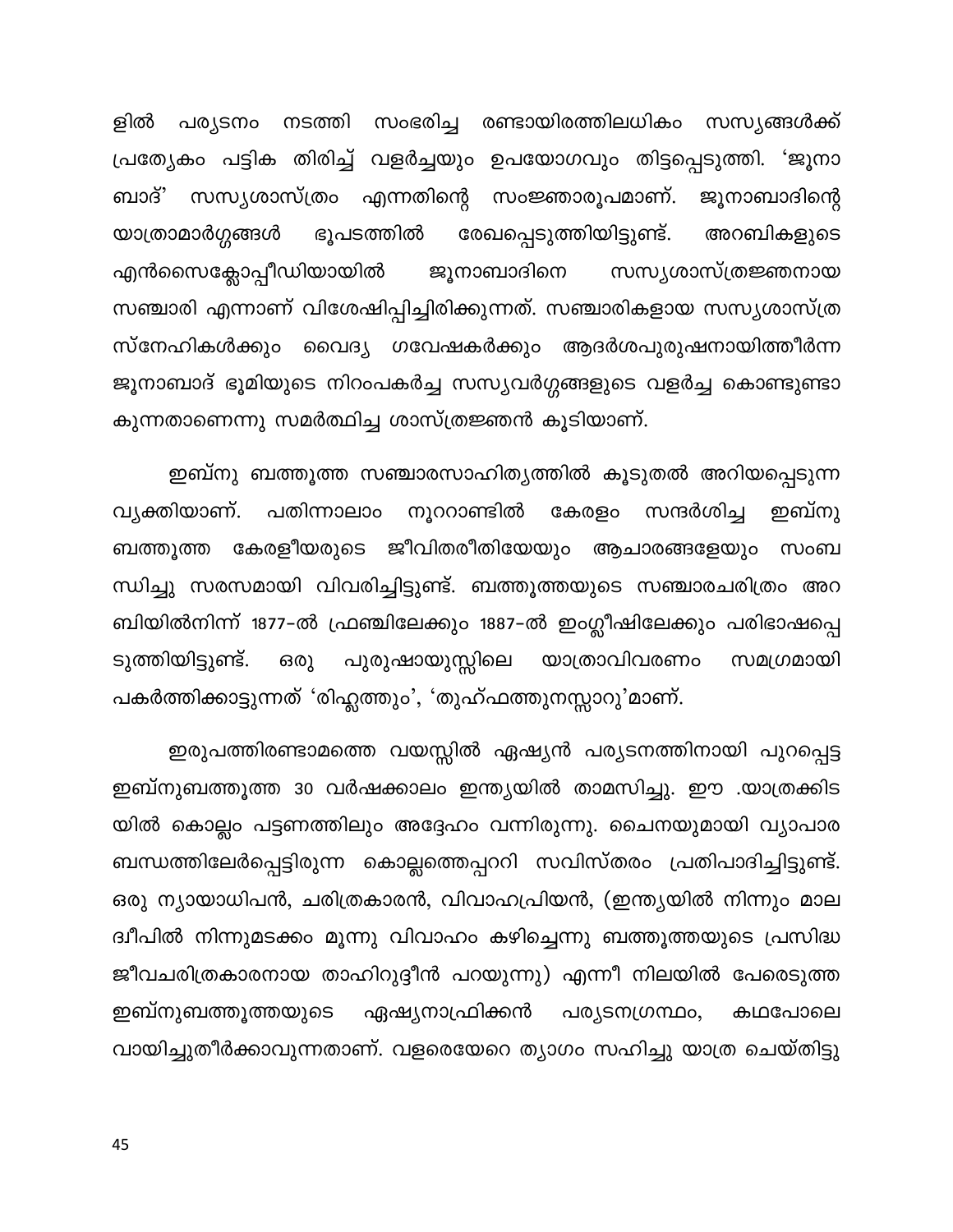ളിൽ പര്യടനം നടത്തി സംഭരിച്ച രണ്ടായിരത്തിലധികം സസ്യങ്ങൾക്ക് പ്രത്യേകം പട്ടിക തിരിച്ച് വളർച്ചയും ഉപയോഗവും തിട്ടപ്പെടുത്തി. 'ജൂനാബാദ്' സസ്യശാസ്ത്രം എന്നതിന്റെ സംജ്ഞാരൂപമാണ്. ജൂനാബാദിന്റെ യാത്രാമാർഗ്ഗങ്ങൾ ഭൂപടത്തിൽ രേഖപ്പെടുത്തിയിട്ടുണ്ട്. അറബികളുടെ എൻസൈക്ലോപ്പീഡിയായിൽ ജൂനാബാദിനെ സസ്യശാസ്ത്രജ്ഞനായ സഞ്ചാരി എന്നാണ് വിശേഷിപ്പിച്ചിരിക്കുന്നത്. സഞ്ചാരികളായ സസ്യശാസ്ത്ര സ്നേഹികൾക്കും വൈദ്യ ഗവേഷകർക്കും ആദർശപുരുഷനായിത്തീർന്ന ജൂനാബാദ് ഭൂമിയുടെ നിറംപകർച്ച സസ്യവർഗ്ഗങ്ങളുടെ വളർച്ച കൊണ്ടുണ്ടാകുന്നതാണെന്നു സമർത്ഥിച്ച ശാസ്ത്രജ്ഞൻ കൂടിയാണ്.

ഇബ്നു ബത്തൂത്ത സഞ്ചാരസാഹിത്യത്തിൽ കൂടുതൽ അറിയപ്പെടുന്ന വ്യക്തിയാണ്. പതിന്നാലാം നൂററാണ്ടിൽ കേരളം സന്ദർശിച്ച ഇബ്നു ബത്തൂത്ത കേരളീയരുടെ ജീവിതരീതിയേയും ആചാരങ്ങളേയും സംബന്ധിച്ചു സരസമായി വിവരിച്ചിട്ടുണ്ട്. ബത്തൂത്തയുടെ സഞ്ചാരചരിത്രം അറബിയിൽനിന്ന് 1877-ൽ ഫ്രഞ്ചിലേക്കും 1887-ൽ ഇംഗ്ലീഷിലേക്കും പരിഭാഷപ്പെടുത്തിയിട്ടുണ്ട്. ഒരു പുരുഷായുസ്സിലെ യാത്രാവിവരണം സമഗ്രമായി പകർത്തിക്കാട്ടുന്നത് 'രിഹ്ലത്തും', 'തുഹ്ഫത്തുനസ്സാറു'മാണ്.

ഇരുപത്തിരണ്ടാമത്തെ വയസ്സിൽ ഏഷ്യൻ പര്യടനത്തിനായി പുറപ്പെട്ട ഇബ്നുബത്തൂത്ത 30 വർഷക്കാലം ഇന്ത്യയിൽ താമസിച്ചു. ഈ .യാത്രക്കിടയിൽ കൊല്ലം പട്ടണത്തിലും അദ്ദേഹം വന്നിരുന്നു. ചൈനയുമായി വ്യാപാര ബന്ധത്തിലേർപ്പെട്ടിരുന്ന കൊല്ലത്തെപ്പററി സവിസ്തരം പ്രതിപാദിച്ചിട്ടുണ്ട്. ഒരു ന്യായാധിപൻ, ചരിത്രകാരൻ, വിവാഹപ്രിയൻ, (ഇന്ത്യയിൽ നിന്നും മാലദ്വീപിൽ നിന്നുമടക്കം മൂന്നു വിവാഹം കഴിച്ചെന്നു ബത്തൂത്തയുടെ പ്രസിദ്ധ ജീവചരിത്രകാരനായ താഹിറുദ്ദീൻ പറയുന്നു) എന്നീ നിലയിൽ പേരെടുത്ത ഇബ്നുബത്തൂത്തയുടെ ഏഷ്യനാഫ്രിക്കൻ പര്യടനഗ്രന്ഥം, കഥപോലെ വായിച്ചുതീർക്കാവുന്നതാണ്. വളരെയേറെ ത്യാഗം സഹിച്ചു യാത്ര ചെയ്തിട്ടു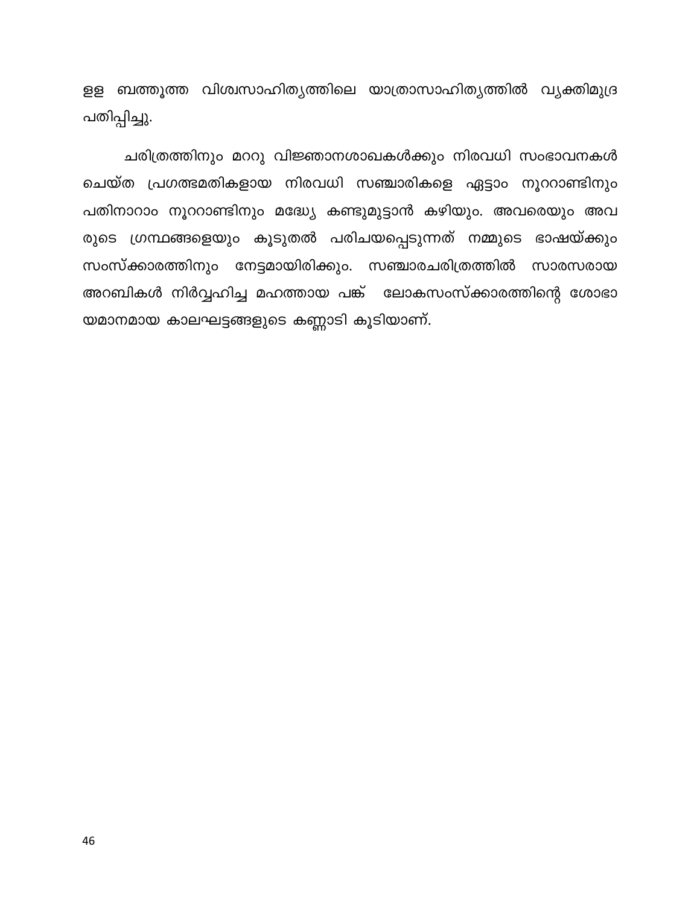ളള ബത്തൂത്ത വിശ്വസാഹിത്യത്തിലെ യാത്രാസാഹിത്യത്തിൽ വ്യക്തിമുദ്ര പതിപ്പിച്ചു.

ചരിത്രത്തിനും മററു വിജ്ഞാനശാഖകൾക്കും നിരവധി സംഭാവനകൾ ചെയ്ത പ്രഗത്ഭമതികളായ നിരവധി സഞ്ചാരികളെ ഏട്ടാം നൂററാണ്ടിനും പതിനാറാം നൂററാണ്ടിനും മദ്ധ്യേ കണ്ടുമുട്ടാൻ കഴിയും. അവരെയും അവ രുടെ ഗ്രന്ഥങ്ങളെയും കൂടുതൽ പരിചയപ്പെടുന്നത് നമ്മുടെ ഭാഷയ്ക്കും സംസ്ക്കാരത്തിനും നേട്ടമായിരിക്കും. സഞ്ചാരചരിത്രത്തിൽ സാരസരായ അറബികൾ നിർവ്വഹിച്ച മഹത്തായ പങ്ക് ലോകസംസ്ക്കാരത്തിന്റെ ശോഭാ യമാനമായ കാലഘട്ടങ്ങളുടെ കണ്ണാടി കൂടിയാണ്.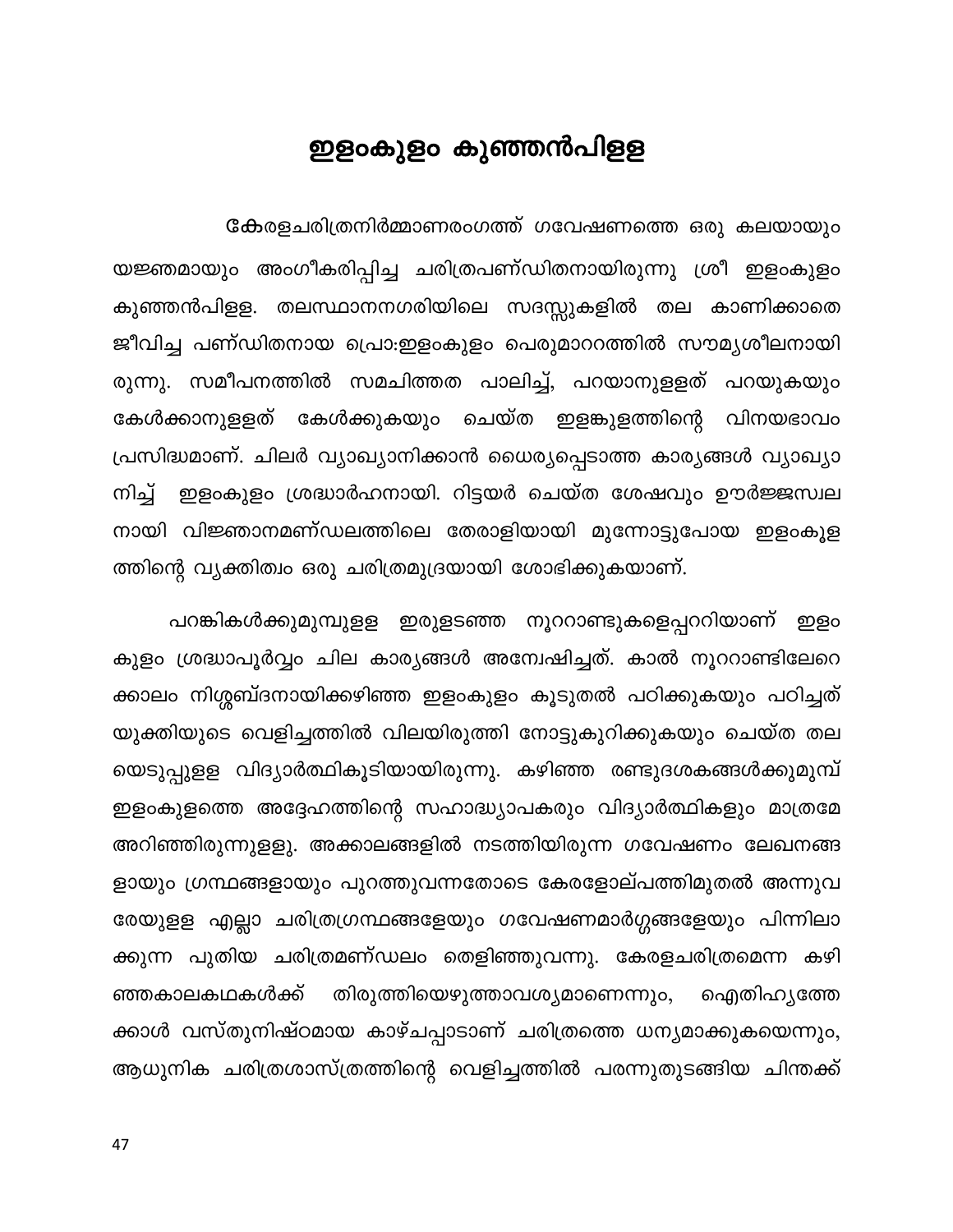# ഇളംകുളം കുഞ്ഞൻപിള്ള

കേരളചരിത്രനിർമ്മാണരംഗത്ത് ഗവേഷണത്തെ ഒരു കലയായും യജ്ഞമായും അംഗീകരിപ്പിച്ച ചരിത്രപണ്ഡിതനായിരുന്നു ശ്രീ ഇളംകുളം കുഞ്ഞൻപിള്ള. തലസ്ഥാനനഗരിയിലെ സദസ്സുകളിൽ തല കാണിക്കാതെ ജീവിച്ച പണ്ഡിതനായ പ്രൊ:ഇളംകുളം പെരുമാററത്തിൽ സൗമ്യശീലനായിരുന്നു. സമീപനത്തിൽ സമചിത്തത പാലിച്ച്, പറയാനുള്ളത് പറയുകയും കേൾക്കാനുള്ളത് കേൾക്കുകയും ചെയ്ത ഇളങ്കുളത്തിന്റെ വിനയഭാവം പ്രസിദ്ധമാണ്. ചിലർ വ്യാഖ്യാനിക്കാൻ ധൈര്യപ്പെടാത്ത കാര്യങ്ങൾ വ്യാഖ്യാനിച്ച് ഇളംകുളം ശ്രദ്ധാർഹനായി. റിട്ടയർ ചെയ്ത ശേഷവും ഊർജ്ജസ്വലനായി വിജ്ഞാനമണ്ഡലത്തിലെ തേരാളിയായി മുന്നോട്ടുപോയ ഇളംകുളത്തിന്റെ വ്യക്തിത്വം ഒരു ചരിത്രമുദ്രയായി ശോഭിക്കുകയാണ്.

പറങ്കികൾക്കുമുമ്പുള്ള ഇരുളടഞ്ഞ നൂററാണ്ടുകളെപ്പററിയാണ് ഇളംകുളം ശ്രദ്ധാപൂർവ്വം ചില കാര്യങ്ങൾ അന്വേഷിച്ചത്. കാൽ നൂററാണ്ടിലേറെക്കാലം നിശ്ശബ്ദനായിക്കഴിഞ്ഞ ഇളംകുളം കൂടുതൽ പഠിക്കുകയും പഠിച്ചത് യുക്തിയുടെ വെളിച്ചത്തിൽ വിലയിരുത്തി നോട്ടുകുറിക്കുകയും ചെയ്ത തലയെടുപ്പുള്ള വിദ്യാർത്ഥികൂടിയായിരുന്നു. കഴിഞ്ഞ രണ്ടുദശകങ്ങൾക്കുമുമ്പ് ഇളംകുളത്തെ അദ്ദേഹത്തിന്റെ സഹാദ്ധ്യാപകരും വിദ്യാർത്ഥികളും മാത്രമേ അറിഞ്ഞിരുന്നുള്ളു. അക്കാലങ്ങളിൽ നടത്തിയിരുന്ന ഗവേഷണം ലേഖനങ്ങളായും ഗ്രന്ഥങ്ങളായും പുറത്തുവന്നതോടെ കേരളോല്പത്തിമുതൽ അന്നുവരേയുള്ള എല്ലാ ചരിത്രഗ്രന്ഥങ്ങളേയും ഗവേഷണമാർഗ്ഗങ്ങളേയും പിന്നിലാക്കുന്ന പുതിയ ചരിത്രമണ്ഡലം തെളിഞ്ഞുവന്നു. കേരളചരിത്രമെന്ന കഴിഞ്ഞകാലകഥകൾക്ക് തിരുത്തിയെഴുത്താവശ്യമാണെന്നും, ഐതിഹ്യത്തേക്കാൾ വസ്തുനിഷ്ഠമായ കാഴ്ചപ്പാടാണ് ചരിത്രത്തെ ധന്യമാക്കുകയെന്നും, ആധുനിക ചരിത്രശാസ്ത്രത്തിന്റെ വെളിച്ചത്തിൽ പരന്നുതുടങ്ങിയ ചിന്തക്ക്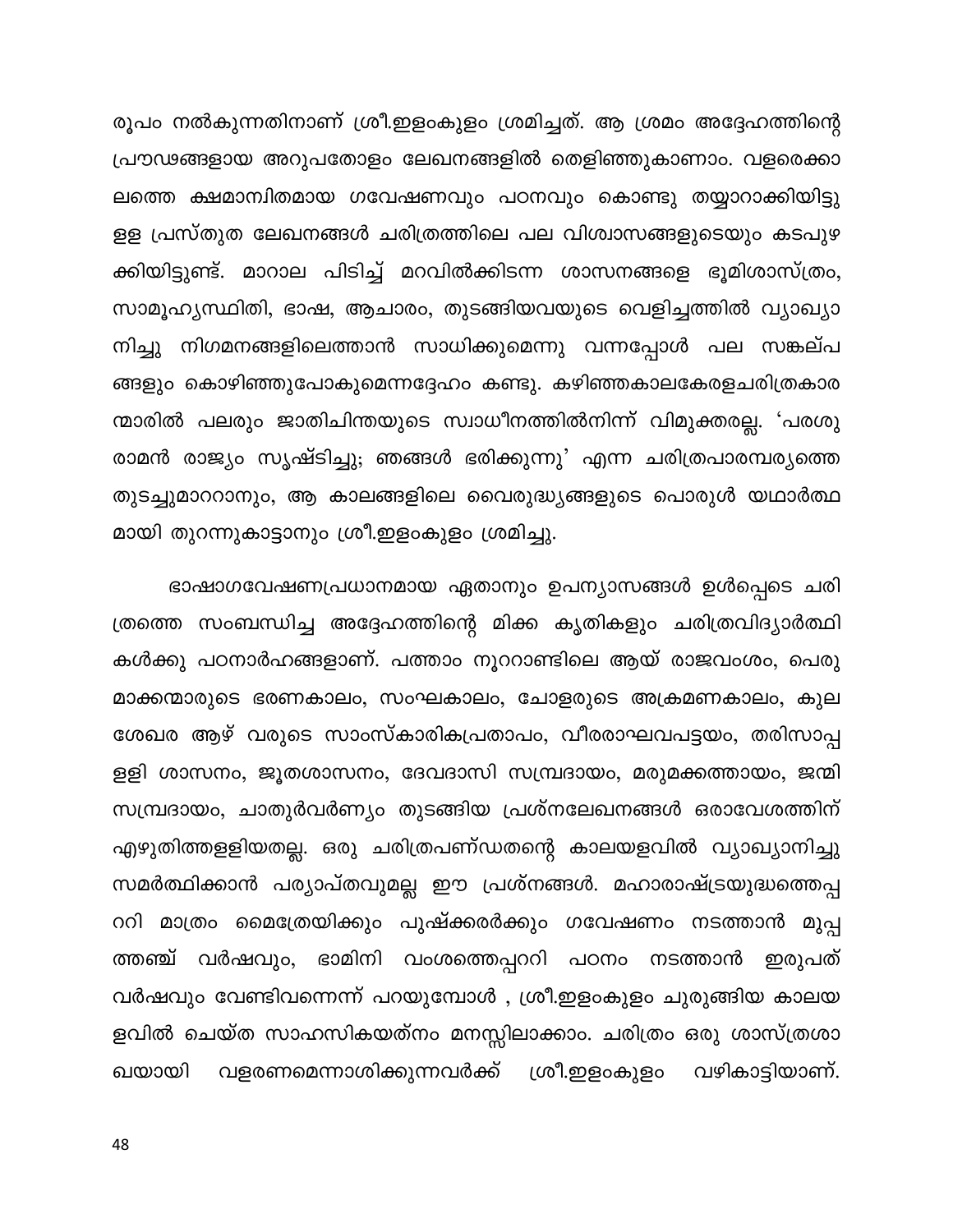രൂപം നൽകുന്നതിനാണ് ശ്രീ.ഇളംകുളം ശ്രമിച്ചത്. ആ ശ്രമം അദ്ദേഹത്തിന്റെ പ്രൗഢങ്ങളായ അറുപതോളം ലേഖനങ്ങളിൽ തെളിഞ്ഞുകാണാം. വളരെക്കാലത്തെ ക്ഷമാന്വിതമായ ഗവേഷണവും പഠനവും കൊണ്ടു തയ്യാറാക്കിയിട്ടുള്ള പ്രസ്തുത ലേഖനങ്ങൾ ചരിത്രത്തിലെ പല വിശ്വാസങ്ങളുടെയും കടപുഴക്കിയിട്ടുണ്ട്. മാറാല പിടിച്ച് മറവിൽക്കിടന്ന ശാസനങ്ങളെ ഭൂമിശാസ്ത്രം, സാമൂഹ്യസ്ഥിതി, ഭാഷ, ആചാരം, തുടങ്ങിയവയുടെ വെളിച്ചത്തിൽ വ്യാഖ്യാനിച്ചു നിഗമനങ്ങളിലെത്താൻ സാധിക്കുമെന്നു വന്നപ്പോൾ പല സങ്കല്പങ്ങളും കൊഴിഞ്ഞുപോകുമെന്നദ്ദേഹം കണ്ടു. കഴിഞ്ഞകാലകേരളചരിത്രകാരന്മാരിൽ പലരും ജാതിചിന്തയുടെ സ്വാധീനത്തിൽനിന്ന് വിമുക്തരല്ല. 'പരശുരാമൻ രാജ്യം സൃഷ്ടിച്ചു; ഞങ്ങൾ ഭരിക്കുന്നു' എന്ന ചരിത്രപാരമ്പര്യത്തെ തുടച്ചുമാററാനും, ആ കാലങ്ങളിലെ വൈരുദ്ധ്യങ്ങളുടെ പൊരുൾ യഥാർത്ഥമായി തുറന്നുകാട്ടാനും ശ്രീ.ഇളംകുളം ശ്രമിച്ചു.

ഭാഷാഗവേഷണപ്രധാനമായ ഏതാനും ഉപന്യാസങ്ങൾ ഉൾപ്പെടെ ചരിത്രത്തെ സംബന്ധിച്ച അദ്ദേഹത്തിന്റെ മിക്ക കൃതികളും ചരിത്രവിദ്യാർത്ഥികൾക്കു പഠനാർഹങ്ങളാണ്. പത്താം നൂററാണ്ടിലെ ആയ് രാജവംശം, പെരുമാക്കന്മാരുടെ ഭരണകാലം, സംഘകാലം, ചോളരുടെ അക്രമണകാലം, കുലശേഖര ആഴ് വരുടെ സാംസ്കാരികപ്രതാപം, വീരരാഘവപട്ടയം, തരിസാപ്പള്ളി ശാസനം, ജൂതശാസനം, ദേവദാസി സമ്പ്രദായം, മരുമക്കത്തായം, ജന്മി സമ്പ്രദായം, ചാതുർവർണ്യം തുടങ്ങിയ പ്രശ്നലേഖനങ്ങൾ ഒരാവേശത്തിന് എഴുതിത്തള്ളിയതല്ല. ഒരു ചരിത്രപണ്ഡിതന്റെ കാലയളവിൽ വ്യാഖ്യാനിച്ചു സമർത്ഥിക്കാൻ പര്യാപ്തവുമല്ല ഈ പ്രശ്നങ്ങൾ. മഹാരാഷ്ട്രയുദ്ധത്തെപ്പററി മാത്രം മൈത്രേയിക്കും പുഷ്ക്കരർക്കും ഗവേഷണം നടത്താൻ മുപ്പത്തഞ്ച് വർഷവും, ഭാമിനി വംശത്തെപ്പററി പഠനം നടത്താൻ ഇരുപത് വർഷവും വേണ്ടിവന്നെന്ന് പറയുമ്പോൾ , ശ്രീ.ഇളംകുളം ചുരുങ്ങിയ കാലയളവിൽ ചെയ്ത സാഹസികയത്നം മനസ്സിലാക്കാം. ചരിത്രം ഒരു ശാസ്ത്രശാഖയായി വളരണമെന്നാശിക്കുന്നവർക്ക് ശ്രീ.ഇളംകുളം വഴികാട്ടിയാണ്.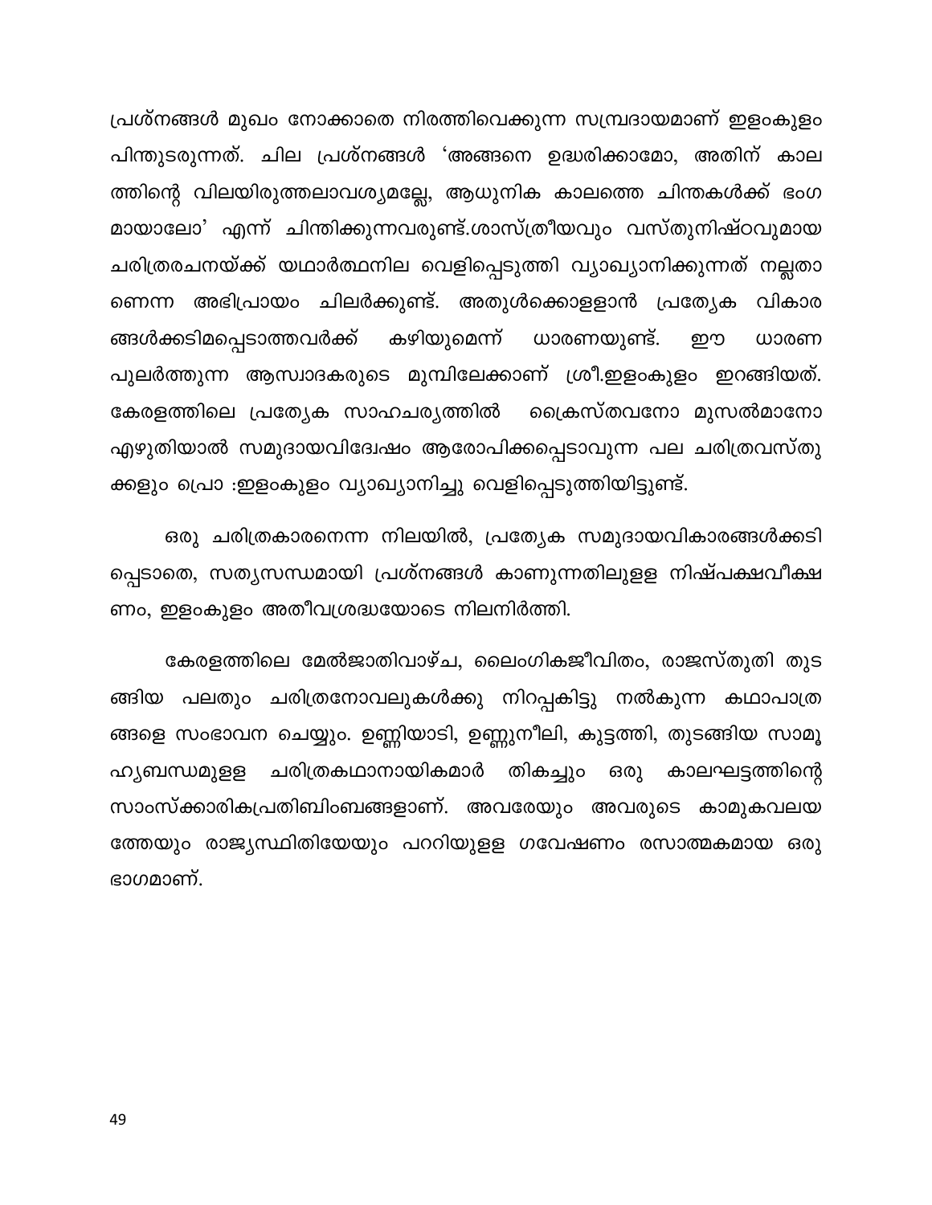പ്രശ്നങ്ങൾ മുഖം നോക്കാതെ നിരത്തിവെക്കുന്ന സമ്പ്രദായമാണ് ഇളംകുളം പിന്തുടരുന്നത്. ചില പ്രശ്നങ്ങൾ 'അങ്ങനെ ഉദ്ധരിക്കാമോ, അതിന് കാലത്തിന്റെ വിലയിരുത്തലാവശ്യമല്ലേ, ആധുനിക കാലത്തെ ചിന്തകൾക്ക് ഭംഗമായാലോ' എന്ന് ചിന്തിക്കുന്നവരുണ്ട്.ശാസ്ത്രീയവും വസ്തുനിഷ്ഠവുമായ ചരിത്രരചനയ്ക്ക് യഥാർത്ഥനില വെളിപ്പെടുത്തി വ്യാഖ്യാനിക്കുന്നത് നല്ലതാണെന്ന അഭിപ്രായം ചിലർക്കുണ്ട്. അതുൾക്കൊള്ളാൻ പ്രത്യേക വികാരങ്ങൾക്കടിമപ്പെടാത്തവർക്ക് കഴിയുമെന്ന് ധാരണയുണ്ട്. ഈ ധാരണ പുലർത്തുന്ന ആസ്വാദകരുടെ മുമ്പിലേക്കാണ് ശ്രീ.ഇളംകുളം ഇറങ്ങിയത്. കേരളത്തിലെ പ്രത്യേക സാഹചര്യത്തിൽ ക്രൈസ്തവനോ മുസൽമാനോ എഴുതിയാൽ സമുദായവിദ്വേഷം ആരോപിക്കപ്പെടാവുന്ന പല ചരിത്രവസ്തുക്കളും പ്രൊ :ഇളംകുളം വ്യാഖ്യാനിച്ചു വെളിപ്പെടുത്തിയിട്ടുണ്ട്.

ഒരു ചരിത്രകാരനെന്ന നിലയിൽ, പ്രത്യേക സമുദായവികാരങ്ങൾക്കടിപ്പെടാതെ, സത്യസന്ധമായി പ്രശ്നങ്ങൾ കാണുന്നതിലുള്ള നിഷ്പക്ഷവീക്ഷണം, ഇളംകുളം അതീവശ്രദ്ധയോടെ നിലനിർത്തി.

കേരളത്തിലെ മേൽജാതിവാഴ്ച, ലൈംഗികജീവിതം, രാജസ്തുതി തുടങ്ങിയ പലതും ചരിത്രനോവലുകൾക്കു നിറപ്പകിട്ടു നൽകുന്ന കഥാപാത്രങ്ങളെ സംഭാവന ചെയ്യും. ഉണ്ണിയാടി, ഉണ്ണുനീലി, കുട്ടത്തി, തുടങ്ങിയ സാമൂഹ്യബന്ധമുള്ള ചരിത്രകഥാനായികമാർ തികച്ചും ഒരു കാലഘട്ടത്തിന്റെ സാംസ്ക്കാരികപ്രതിബിംബങ്ങളാണ്. അവരേയും അവരുടെ കാമുകവലയത്തേയും രാജ്യസ്ഥിതിയേയും പററിയുള്ള ഗവേഷണം രസാത്മകമായ ഒരു ഭാഗമാണ്.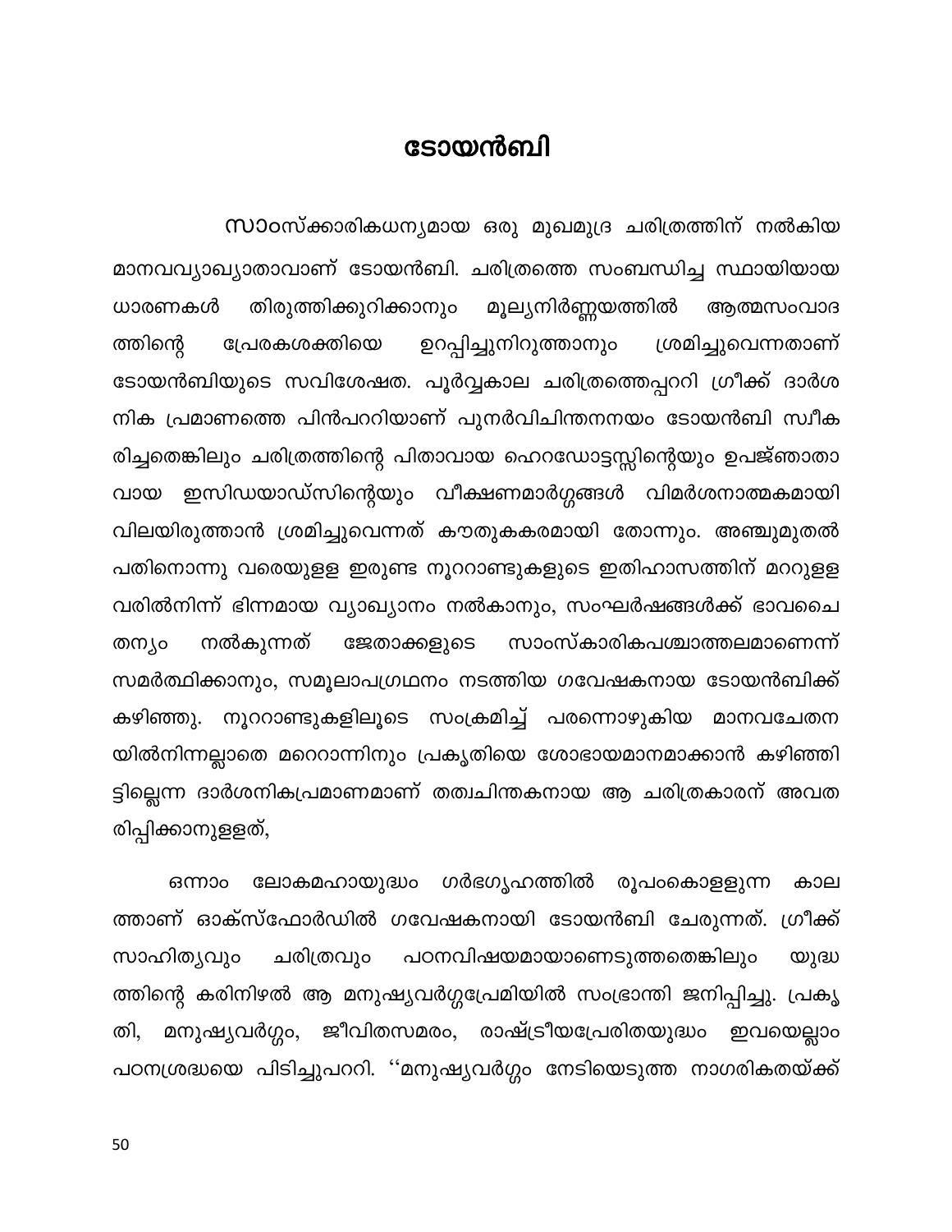# ടോയൻബി

സാംസ്ക്കാരികധന്യമായ ഒരു മുഖമുദ്ര ചരിത്രത്തിന് നൽകിയ മാനവവ്യാഖ്യാതാവാണ് ടോയൻബി. ചരിത്രത്തെ സംബന്ധിച്ച സ്ഥായിയായ ധാരണകൾ തിരുത്തിക്കുറിക്കാനും മൂല്യനിർണ്ണയത്തിൽ ആത്മസംവാദ ത്തിന്റെ പ്രേരകശക്തിയെ ഉറപ്പിച്ചുനിറുത്താനും ശ്രമിച്ചുവെന്നതാണ് ടോയൻബിയുടെ സവിശേഷത. പൂർവ്വകാല ചരിത്രത്തെപ്പററി ഗ്രീക്ക് ദാർശ നിക പ്രമാണത്തെ പിൻപററിയാണ് പുനർവിചിന്തനനയം ടോയൻബി സ്വീക രിച്ചതെങ്കിലും ചരിത്രത്തിന്റെ പിതാവായ ഹെറഡോട്ടസ്സിന്റെയും ഉപജ്ഞാതാ വായ ഇസിഡയാഡ്സിന്റെയും വീക്ഷണമാർഗ്ഗങ്ങൾ വിമർശനാത്മകമായി വിലയിരുത്താൻ ശ്രമിച്ചുവെന്നത് കൗതുകകരമായി തോന്നും. അഞ്ചുമുതൽ പതിനൊന്നു വരെയുള്ള ഇരുണ്ട നൂററാണ്ടുകളുടെ ഇതിഹാസത്തിന് മററുള്ള വരിൽനിന്ന് ഭിന്നമായ വ്യാഖ്യാനം നൽകാനും, സംഘർഷങ്ങൾക്ക് ഭാവചൈ തന്യം നൽകുന്നത് ജേതാക്കളുടെ സാംസ്കാരികപശ്ചാത്തലമാണെന്ന് സമർത്ഥിക്കാനും, സമൂലാപഗ്രഥനം നടത്തിയ ഗവേഷകനായ ടോയൻബിക്ക് കഴിഞ്ഞു. നൂററാണ്ടുകളിലൂടെ സംക്രമിച്ച് പരന്നൊഴുകിയ മാനവചേതന യിൽനിന്നല്ലാതെ മററൊന്നിനും പ്രകൃതിയെ ശോഭായമാനമാക്കാൻ കഴിഞ്ഞി ട്ടില്ലെന്ന ദാർശനികപ്രമാണമാണ് തത്വചിന്തകനായ ആ ചരിത്രകാരന് അവത രിപ്പിക്കാനുള്ളത്,

ഒന്നാം ലോകമഹായുദ്ധം ഗർഭഗൃഹത്തിൽ രൂപംകൊള്ളുന്ന കാല ത്താണ് ഓക്സ്ഫോർഡിൽ ഗവേഷകനായി ടോയൻബി ചേരുന്നത്. ഗ്രീക്ക് സാഹിത്യവും ചരിത്രവും പഠനവിഷയമായാണെടുത്തതെങ്കിലും യുദ്ധ ത്തിന്റെ കരിനിഴൽ ആ മനുഷ്യവർഗ്ഗപ്രേമിയിൽ സംഭ്രാന്തി ജനിപ്പിച്ചു. പ്രകൃ തി, മനുഷ്യവർഗ്ഗം, ജീവിതസമരം, രാഷ്ട്രീയപ്രേരിതയുദ്ധം ഇവയെല്ലാം പഠനശ്രദ്ധയെ പിടിച്ചുപററി. ''മനുഷ്യവർഗ്ഗം നേടിയെടുത്ത നാഗരികതയ്ക്ക്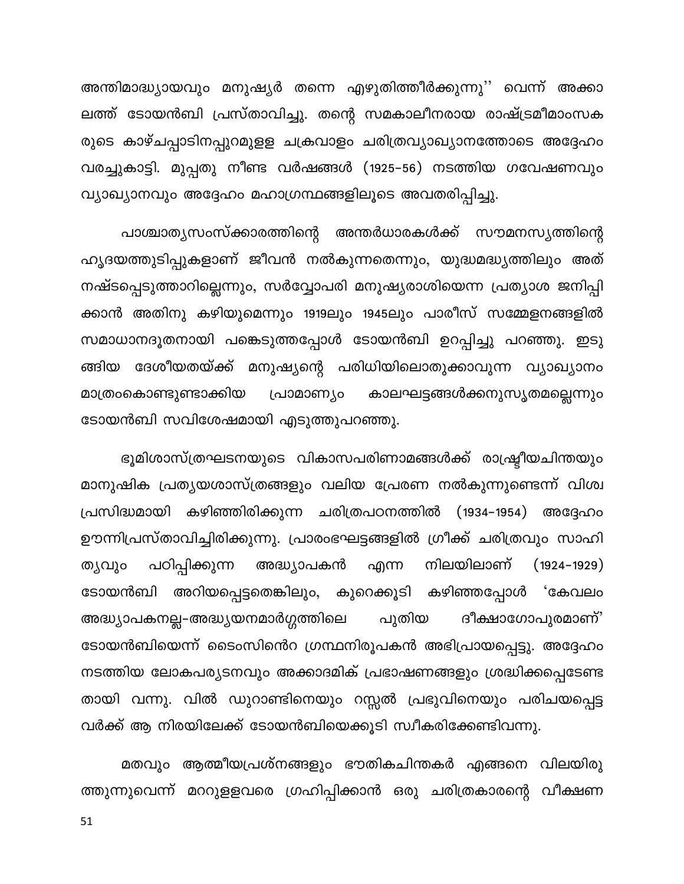അന്തിമാദ്ധ്യായവും മനുഷ്യർ തന്നെ എഴുതിത്തീർക്കുന്നു'' വെന്ന് അക്കാലത്ത് ടോയൻബി പ്രസ്താവിച്ചു. തന്റെ സമകാലീനരായ രാഷ്ട്രമീമാംസകരുടെ കാഴ്ചപ്പാടിനപ്പുറമുള്ള ചക്രവാളം ചരിത്രവ്യാഖ്യാനത്തോടെ അദ്ദേഹം വരച്ചുകാട്ടി. മുപ്പതു നീണ്ട വർഷങ്ങൾ (1925–56) നടത്തിയ ഗവേഷണവും വ്യാഖ്യാനവും അദ്ദേഹം മഹാഗ്രന്ഥങ്ങളിലൂടെ അവതരിപ്പിച്ചു.

പാശ്ചാത്യസംസ്ക്കാരത്തിന്റെ അന്തർധാരകൾക്ക് സൗമനസ്യത്തിന്റെ ഹൃദയത്തുടിപ്പുകളാണ് ജീവൻ നൽകുന്നതെന്നും, യുദ്ധമദ്ധ്യത്തിലും അത് നഷ്ടപ്പെടുത്താറില്ലെന്നും, സർവ്വോപരി മനുഷ്യരാശിയെന്ന പ്രത്യാശ ജനിപ്പിക്കാൻ അതിനു കഴിയുമെന്നും 1919ലും 1945ലും പാരീസ് സമ്മേളനങ്ങളിൽ സമാധാനദൂതനായി പങ്കെടുത്തപ്പോൾ ടോയൻബി ഉറപ്പിച്ചു പറഞ്ഞു. ഇടുങ്ങിയ ദേശീയതയ്ക്ക് മനുഷ്യന്റെ പരിധിയിലൊതുക്കാവുന്ന വ്യാഖ്യാനം മാത്രംകൊണ്ടുണ്ടാക്കിയ പ്രാമാണ്യം കാലഘട്ടങ്ങൾക്കനുസൃതമല്ലെന്നും ടോയൻബി സവിശേഷമായി എടുത്തുപറഞ്ഞു.

ഭൂമിശാസ്ത്രഘടനയുടെ വികാസപരിണാമങ്ങൾക്ക് രാഷ്ട്രീയചിന്തയും മാനുഷിക പ്രത്യയശാസ്ത്രങ്ങളും വലിയ പ്രേരണ നൽകുന്നുണ്ടെന്ന് വിശ്വപ്രസിദ്ധമായി കഴിഞ്ഞിരിക്കുന്ന ചരിത്രപഠനത്തിൽ (1934–1954) അദ്ദേഹം ഊന്നിപ്രസ്താവിച്ചിരിക്കുന്നു. പ്രാരംഭഘട്ടങ്ങളിൽ ഗ്രീക്ക് ചരിത്രവും സാഹിത്യവും പഠിപ്പിക്കുന്ന അദ്ധ്യാപകൻ എന്ന നിലയിലാണ് (1924–1929) ടോയൻബി അറിയപ്പെട്ടതെങ്കിലും, കുറെക്കൂടി കഴിഞ്ഞപ്പോൾ 'കേവലം അദ്ധ്യാപകനല്ല-അദ്ധ്യയനമാർഗ്ഗത്തിലെ പുതിയ ദീക്ഷാഗോപുരമാണ്' ടോയൻബിയെന്ന് ടൈംസിൻെറ ഗ്രന്ഥനിരൂപകൻ അഭിപ്രായപ്പെട്ടു. അദ്ദേഹം നടത്തിയ ലോകപര്യടനവും അക്കാദമിക് പ്രഭാഷണങ്ങളും ശ്രദ്ധിക്കപ്പെടേണ്ടതായി വന്നു. വിൽ ഡുറാണ്ടിനെയും റസ്സൽ പ്രഭുവിനെയും പരിചയപ്പെട്ടവർക്ക് ആ നിരയിലേക്ക് ടോയൻബിയെക്കൂടി സ്വീകരിക്കേണ്ടിവന്നു.

മതവും ആത്മീയപ്രശ്നങ്ങളും ഭൗതികചിന്തകർ എങ്ങനെ വിലയിരുത്തുന്നുവെന്ന് മററുള്ളവരെ ഗ്രഹിപ്പിക്കാൻ ഒരു ചരിത്രകാരന്റെ വീക്ഷണ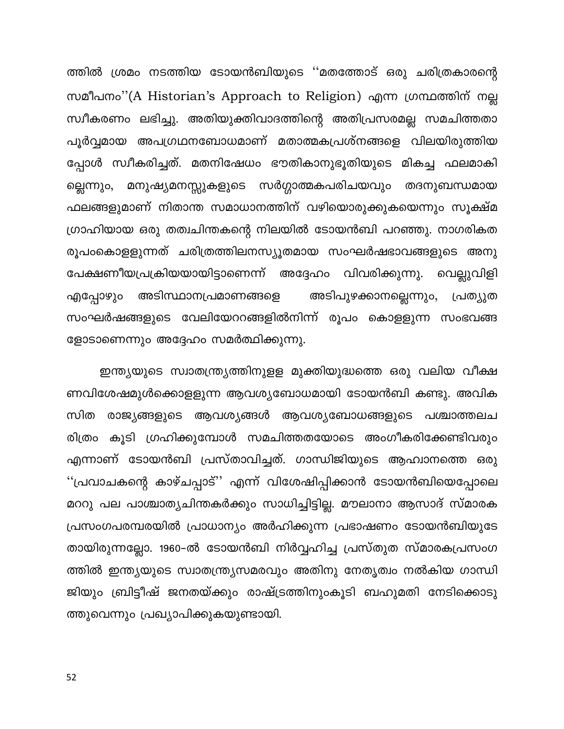ത്തിൽ ശ്രമം നടത്തിയ ടോയൻബിയുടെ ''മതത്തോട് ഒരു ചരിത്രകാരന്റെ സമീപനം''(A Historian's Approach to Religion) എന്ന ഗ്രന്ഥത്തിന് നല്ല സ്വീകരണം ലഭിച്ചു. അതിയുക്തിവാദത്തിന്റെ അതിപ്രസരമല്ല സമചിത്തതാ പൂർവ്വമായ അപഗ്രഥനബോധമാണ് മതാത്മകപ്രശ്നങ്ങളെ വിലയിരുത്തിയപ്പോൾ സ്വീകരിച്ചത്. മതനിഷേധം ഭൗതികാനുഭൂതിയുടെ മികച്ച ഫലമാകില്ലെന്നും, മനുഷ്യമനസ്സുകളുടെ സർഗ്ഗാത്മകപരിചയവും തദനുബന്ധമായ ഫലങ്ങളുമാണ് നിതാന്ത സമാധാനത്തിന് വഴിയൊരുക്കുകയെന്നും സൂക്ഷ്മഗ്രാഹിയായ ഒരു തത്വചിന്തകന്റെ നിലയിൽ ടോയൻബി പറഞ്ഞു. നാഗരികത രൂപംകൊള്ളുന്നത് ചരിത്രത്തിലനസ്യൂതമായ സംഘർഷഭാവങ്ങളുടെ അനുപേക്ഷണീയപ്രക്രിയയായിട്ടാണെന്ന് അദ്ദേഹം വിവരിക്കുന്നു. വെല്ലുവിളി എപ്പോഴും അടിസ്ഥാനപ്രമാണങ്ങളെ അടിപുഴക്കാനല്ലെന്നും, പ്രത്യുത സംഘർഷങ്ങളുടെ വേലിയേററങ്ങളിൽനിന്ന് രൂപം കൊള്ളുന്ന സംഭവങ്ങളോടാണെന്നും അദ്ദേഹം സമർത്ഥിക്കുന്നു.

ഇന്ത്യയുടെ സ്വാതന്ത്ര്യത്തിനുള്ള മുക്തിയുദ്ധത്തെ ഒരു വലിയ വീക്ഷണവിശേഷമുൾക്കൊള്ളുന്ന ആവശ്യബോധമായി ടോയൻബി കണ്ടു. അവികസിത രാജ്യങ്ങളുടെ ആവശ്യങ്ങൾ ആവശ്യബോധങ്ങളുടെ പശ്ചാത്തലചരിത്രം കൂടി ഗ്രഹിക്കുമ്പോൾ സമചിത്തതയോടെ അംഗീകരിക്കേണ്ടിവരും എന്നാണ് ടോയൻബി പ്രസ്താവിച്ചത്. ഗാന്ധിജിയുടെ ആഹ്വാനത്തെ ഒരു ''പ്രവാചകന്റെ കാഴ്ചപ്പാട്'' എന്ന് വിശേഷിപ്പിക്കാൻ ടോയൻബിയെപ്പോലെ മററു പല പാശ്ചാത്യചിന്തകർക്കും സാധിച്ചിട്ടില്ല. മൗലാനാ ആസാദ് സ്മാരക പ്രസംഗപരമ്പരയിൽ പ്രാധാന്യം അർഹിക്കുന്ന പ്രഭാഷണം ടോയൻബിയുടേതായിരുന്നല്ലോ. 1960-ൽ ടോയൻബി നിർവ്വഹിച്ച പ്രസ്തുത സ്മാരകപ്രസംഗത്തിൽ ഇന്ത്യയുടെ സ്വാതന്ത്ര്യസമരവും അതിനു നേതൃത്വം നൽകിയ ഗാന്ധിജിയും ബ്രിട്ടീഷ് ജനതയ്ക്കും രാഷ്ട്രത്തിനുംകൂടി ബഹുമതി നേടിക്കൊടുത്തുവെന്നും പ്രഖ്യാപിക്കുകയുണ്ടായി.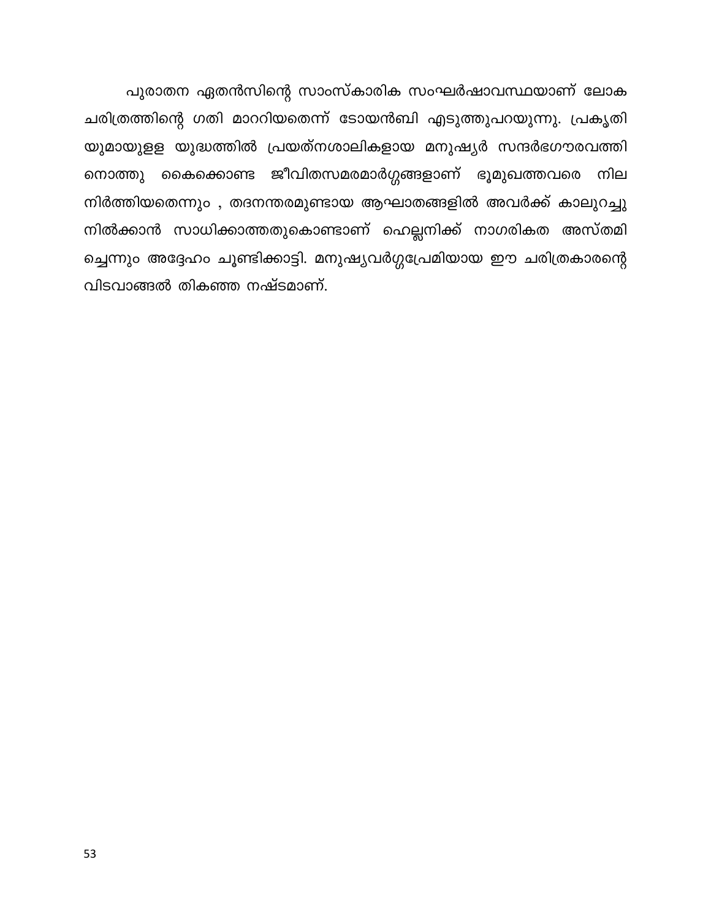പുരാതന ഏതൻസിന്റെ സാംസ്കാരിക സംഘർഷാവസ്ഥയാണ് ലോക ചരിത്രത്തിന്റെ ഗതി മാററിയതെന്ന് ടോയൻബി എടുത്തുപറയുന്നു. പ്രകൃതി യുമായുളള യുദ്ധത്തിൽ പ്രയത്നശാലികളായ മനുഷ്യർ സന്ദർഭഗൗരവത്തി നൊത്തു കൈക്കൊണ്ട ജീവിതസമരമാർഗ്ഗങ്ങളാണ് ഭൂമുഖത്തവരെ നില നിർത്തിയതെന്നും , തദനന്തരമുണ്ടായ ആഘാതങ്ങളിൽ അവർക്ക് കാലുറച്ചു നിൽക്കാൻ സാധിക്കാത്തതുകൊണ്ടാണ് ഹെല്ലനിക്ക് നാഗരികത അസ്തമി ച്ചെന്നും അദ്ദേഹം ചൂണ്ടിക്കാട്ടി. മനുഷ്യവർഗ്ഗപ്രേമിയായ ഈ ചരിത്രകാരന്റെ വിടവാങ്ങൽ തികഞ്ഞ നഷ്ടമാണ്.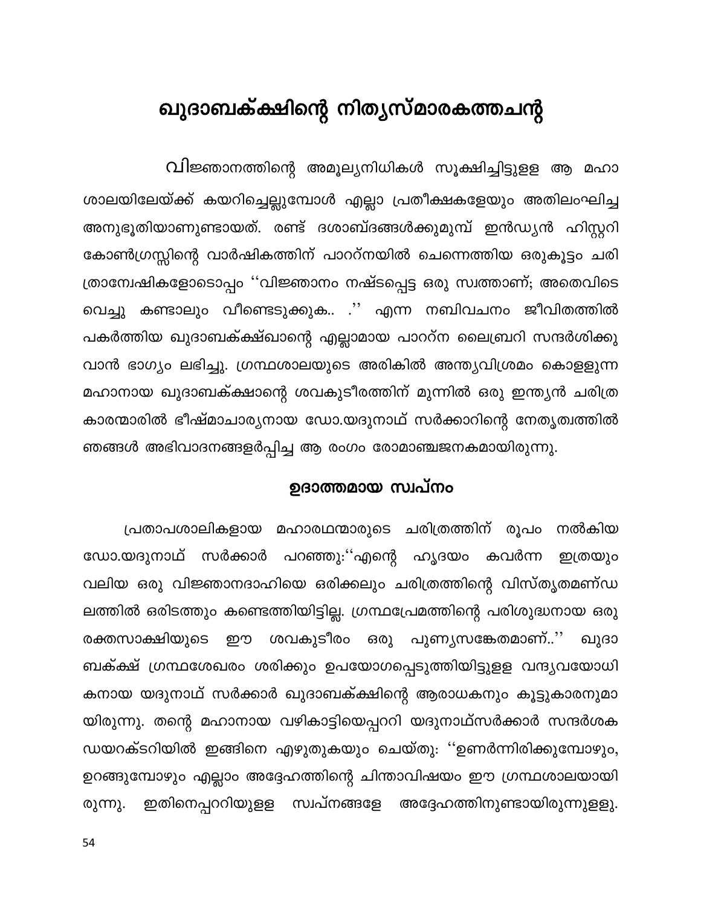# ഖുദാബക്ക്ഷിന്റെ നിത്യസ്മാരകത്തചന്ത്

വിജ്ഞാനത്തിന്റെ അമൂല്യനിധികൾ സൂക്ഷിച്ചിട്ടുള്ള ആ മഹാ ശാലയിലേയ്ക്ക് കയറിച്ചെല്ലുമ്പോൾ എല്ലാ പ്രതീക്ഷകളേയും അതിലംഘിച്ച അനുഭൂതിയാണുണ്ടായത്. രണ്ട് ദശാബ്ദങ്ങൾക്കുമുമ്പ് ഇൻഡ്യൻ ഹിസ്റ്ററി കോൺഗ്രസ്സിന്റെ വാർഷികത്തിന് പാററ്നയിൽ ചെന്നെത്തിയ ഒരുകൂട്ടം ചരിത്രാന്വേഷികളോടൊപ്പം ''വിജ്ഞാനം നഷ്ടപ്പെട്ട ഒരു സ്വത്താണ്; അതെവിടെ വെച്ചു കണ്ടാലും വീണ്ടെടുക്കുക.. .'' എന്ന നബിവചനം ജീവിതത്തിൽ പകർത്തിയ ഖുദാബക്ക്ഷ്ഖാന്റെ എല്ലാമായ പാററ്ന ലൈബ്രറി സന്ദർശിക്കുവാൻ ഭാഗ്യം ലഭിച്ചു. ഗ്രന്ഥശാലയുടെ അരികിൽ അന്ത്യവിശ്രമം കൊള്ളുന്ന മഹാനായ ഖുദാബക്ക്ഷാന്റെ ശവകുടീരത്തിന് മുന്നിൽ ഒരു ഇന്ത്യൻ ചരിത്രകാരന്മാരിൽ ഭീഷ്മാചാര്യനായ ഡോ.യദുനാഥ് സർക്കാറിന്റെ നേതൃത്വത്തിൽ ഞങ്ങൾ അഭിവാദനങ്ങളർപ്പിച്ച ആ രംഗം രോമാഞ്ചജനകമായിരുന്നു.

## ഉദാത്തമായ സ്വപ്നം

പ്രതാപശാലികളായ മഹാരഥന്മാരുടെ ചരിത്രത്തിന് രൂപം നൽകിയ ഡോ.യദുനാഥ് സർക്കാർ പറഞ്ഞു:''എന്റെ ഹൃദയം കവർന്ന ഇത്രയും വലിയ ഒരു വിജ്ഞാനദാഹിയെ ഒരിക്കലും ചരിത്രത്തിന്റെ വിസ്തൃതമണ്ഡലത്തിൽ ഒരിടത്തും കണ്ടെത്തിയിട്ടില്ല. ഗ്രന്ഥപ്രേമത്തിന്റെ പരിശുദ്ധനായ ഒരു രക്തസാക്ഷിയുടെ ഈ ശവകുടീരം ഒരു പുണ്യസങ്കേതമാണ്..'' ഖുദാബക്ക്ഷ് ഗ്രന്ഥശേഖരം ശരിക്കും ഉപയോഗപ്പെടുത്തിയിട്ടുള്ള വന്ദ്യവയോധികനായ യദുനാഥ് സർക്കാർ ഖുദാബക്ക്ഷിന്റെ ആരാധകനും കൂട്ടുകാരനുമായിരുന്നു. തന്റെ മഹാനായ വഴികാട്ടിയെപ്പററി യദുനാഥ്സർക്കാർ സന്ദർശക ഡയറക്ടറിയിൽ ഇങ്ങിനെ എഴുതുകയും ചെയ്തു: ''ഉണർന്നിരിക്കുമ്പോഴും, ഉറങ്ങുമ്പോഴും എല്ലാം അദ്ദേഹത്തിന്റെ ചിന്താവിഷയം ഈ ഗ്രന്ഥശാലയായിരുന്നു. ഇതിനെപ്പററിയുള്ള സ്വപ്നങ്ങളേ അദ്ദേഹത്തിനുണ്ടായിരുന്നുള്ളു.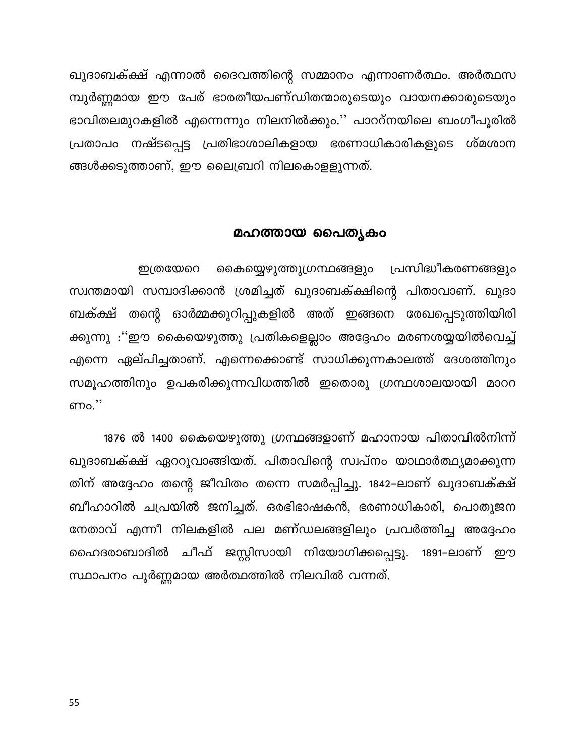ഖുദാബക്ക്ഷ് എന്നാൽ ദൈവത്തിന്റെ സമ്മാനം എന്നാണർത്ഥം. അർത്ഥസമ്പൂർണ്ണമായ ഈ പേര് ഭാരതീയപണ്ഡിതന്മാരുടെയും വായനക്കാരുടെയും ഭാവിതലമുറകളിൽ എന്നെന്നും നിലനിൽക്കും.'' പാററ്നയിലെ ബംഗീപൂരിൽ പ്രതാപം നഷ്ടപ്പെട്ട പ്രതിഭാശാലികളായ ഭരണാധികാരികളുടെ ശ്മശാനങ്ങൾക്കടുത്താണ്, ഈ ലൈബ്രറി നിലകൊള്ളുന്നത്.

## മഹത്തായ പൈതൃകം

ഇത്രയേറെ കൈയ്യെഴുത്തുഗ്രന്ഥങ്ങളും പ്രസിദ്ധീകരണങ്ങളും സ്വന്തമായി സമ്പാദിക്കാൻ ശ്രമിച്ചത് ഖുദാബക്ക്ഷിന്റെ പിതാവാണ്. ഖുദാബക്ക്ഷ് തന്റെ ഓർമ്മക്കുറിപ്പുകളിൽ അത് ഇങ്ങനെ രേഖപ്പെടുത്തിയിരിക്കുന്നു :''ഈ കൈയെഴുത്തു പ്രതികളെല്ലാം അദ്ദേഹം മരണശയ്യയിൽവെച്ച് എന്നെ ഏല്പിച്ചതാണ്. എന്നെക്കൊണ്ട് സാധിക്കുന്നകാലത്ത് ദേശത്തിനും സമൂഹത്തിനും ഉപകരിക്കുന്നവിധത്തിൽ ഇതൊരു ഗ്രന്ഥശാലയായി മാററണം.''

1876 ൽ 1400 കൈയെഴുത്തു ഗ്രന്ഥങ്ങളാണ് മഹാനായ പിതാവിൽനിന്ന് ഖുദാബക്ക്ഷ് ഏററുവാങ്ങിയത്. പിതാവിന്റെ സ്വപ്നം യാഥാർത്ഥ്യമാക്കുന്നതിന് അദ്ദേഹം തന്റെ ജീവിതം തന്നെ സമർപ്പിച്ചു. 1842-ലാണ് ഖുദാബക്ക്ഷ് ബീഹാറിൽ ചപ്രയിൽ ജനിച്ചത്. ഒരഭിഭാഷകൻ, ഭരണാധികാരി, പൊതുജന നേതാവ് എന്നീ നിലകളിൽ പല മണ്ഡലങ്ങളിലും പ്രവർത്തിച്ച അദ്ദേഹം ഹൈദരാബാദിൽ ചീഫ് ജസ്റ്റിസായി നിയോഗിക്കപ്പെട്ടു. 1891-ലാണ് ഈ സ്ഥാപനം പൂർണ്ണമായ അർത്ഥത്തിൽ നിലവിൽ വന്നത്.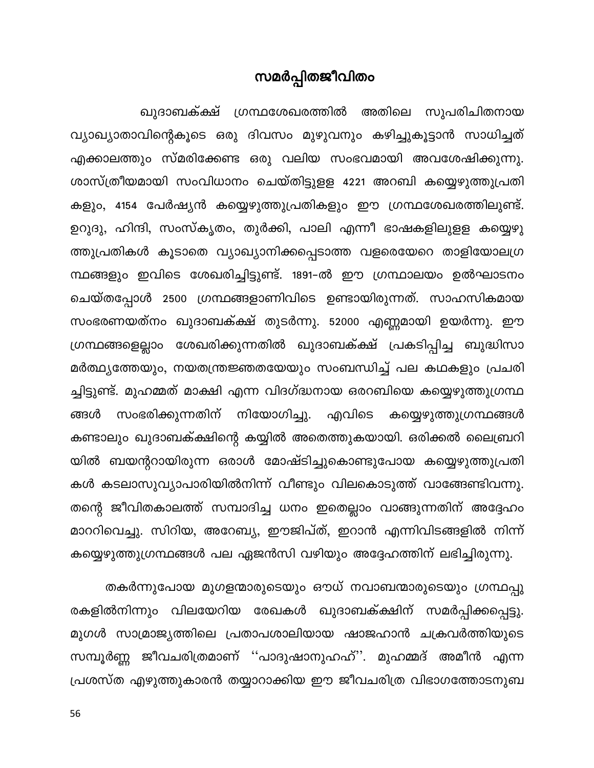## സമർപ്പിതജീവിതം

ഖുദാബക്ക്ഷ് ഗ്രന്ഥശേഖരത്തിൽ അതിലെ സുപരിചിതനായ വ്യാഖ്യാതാവിന്റെകൂടെ ഒരു ദിവസം മുഴുവനും കഴിച്ചുകൂട്ടാൻ സാധിച്ചത് എക്കാലത്തും സ്മരിക്കേണ്ട ഒരു വലിയ സംഭവമായി അവശേഷിക്കുന്നു. ശാസ്ത്രീയമായി സംവിധാനം ചെയ്തിട്ടുള്ള 4221 അറബി കയ്യെഴുത്തുപ്രതികളും, 4154 പേർഷ്യൻ കയ്യെഴുത്തുപ്രതികളും ഈ ഗ്രന്ഥശേഖരത്തിലുണ്ട്. ഉറുദു, ഹിന്ദി, സംസ്കൃതം, തുർക്കി, പാലി എന്നീ ഭാഷകളിലുള്ള കയ്യെഴുത്തുപ്രതികൾ കൂടാതെ വ്യാഖ്യാനിക്കപ്പെടാത്ത വളരെയേറെ താളിയോലഗ്രന്ഥങ്ങളും ഇവിടെ ശേഖരിച്ചിട്ടുണ്ട്. 1891-ൽ ഈ ഗ്രന്ഥാലയം ഉൽഘാടനം ചെയ്തപ്പോൾ 2500 ഗ്രന്ഥങ്ങളാണിവിടെ ഉണ്ടായിരുന്നത്. സാഹസികമായ സംഭരണയത്നം ഖുദാബക്ക്ഷ് തുടർന്നു. 52000 എണ്ണമായി ഉയർന്നു. ഈ ഗ്രന്ഥങ്ങളെല്ലാം ശേഖരിക്കുന്നതിൽ ഖുദാബക്ക്ഷ് പ്രകടിപ്പിച്ച ബുദ്ധിസാമർത്ഥ്യത്തേയും, നയതന്ത്രജ്ഞതയേയും സംബന്ധിച്ച് പല കഥകളും പ്രചരിച്ചിട്ടുണ്ട്. മുഹമ്മത് മാക്ഷി എന്ന വിദഗ്ദ്ധനായ ഒരറബിയെ കയ്യെഴുത്തുഗ്രന്ഥങ്ങൾ സംഭരിക്കുന്നതിന് നിയോഗിച്ചു. എവിടെ കയ്യെഴുത്തുഗ്രന്ഥങ്ങൾ കണ്ടാലും ഖുദാബക്ക്ഷിന്റെ കയ്യിൽ അതെത്തുകയായി. ഒരിക്കൽ ലൈബ്രറിയിൽ ബയന്ററായിരുന്ന ഒരാൾ മോഷ്ടിച്ചുകൊണ്ടുപോയ കയ്യെഴുത്തുപ്രതികൾ കടലാസുവ്യാപാരിയിൽനിന്ന് വീണ്ടും വിലകൊടുത്ത് വാങ്ങേണ്ടിവന്നു. തന്റെ ജീവിതകാലത്ത് സമ്പാദിച്ച ധനം ഇതെല്ലാം വാങ്ങുന്നതിന് അദ്ദേഹം മാററിവെച്ചു. സിറിയ, അറേബ്യ, ഈജിപ്ത്, ഇറാൻ എന്നിവിടങ്ങളിൽ നിന്ന് കയ്യെഴുത്തുഗ്രന്ഥങ്ങൾ പല ഏജൻസി വഴിയും അദ്ദേഹത്തിന് ലഭിച്ചിരുന്നു.

തകർന്നുപോയ മുഗളന്മാരുടെയും ഔധ് നവാബന്മാരുടെയും ഗ്രന്ഥപ്പുരകളിൽനിന്നും വിലയേറിയ രേഖകൾ ഖുദാബക്ക്ഷിന് സമർപ്പിക്കപ്പെട്ടു. മുഗൾ സാമ്രാജ്യത്തിലെ പ്രതാപശാലിയായ ഷാജഹാൻ ചക്രവർത്തിയുടെ സമ്പൂർണ്ണ ജീവചരിത്രമാണ് ''പാദുഷാനുഹഹ്''. മുഹമ്മദ് അമീൻ എന്ന പ്രശസ്ത എഴുത്തുകാരൻ തയ്യാറാക്കിയ ഈ ജീവചരിത്ര വിഭാഗത്തോടനുബ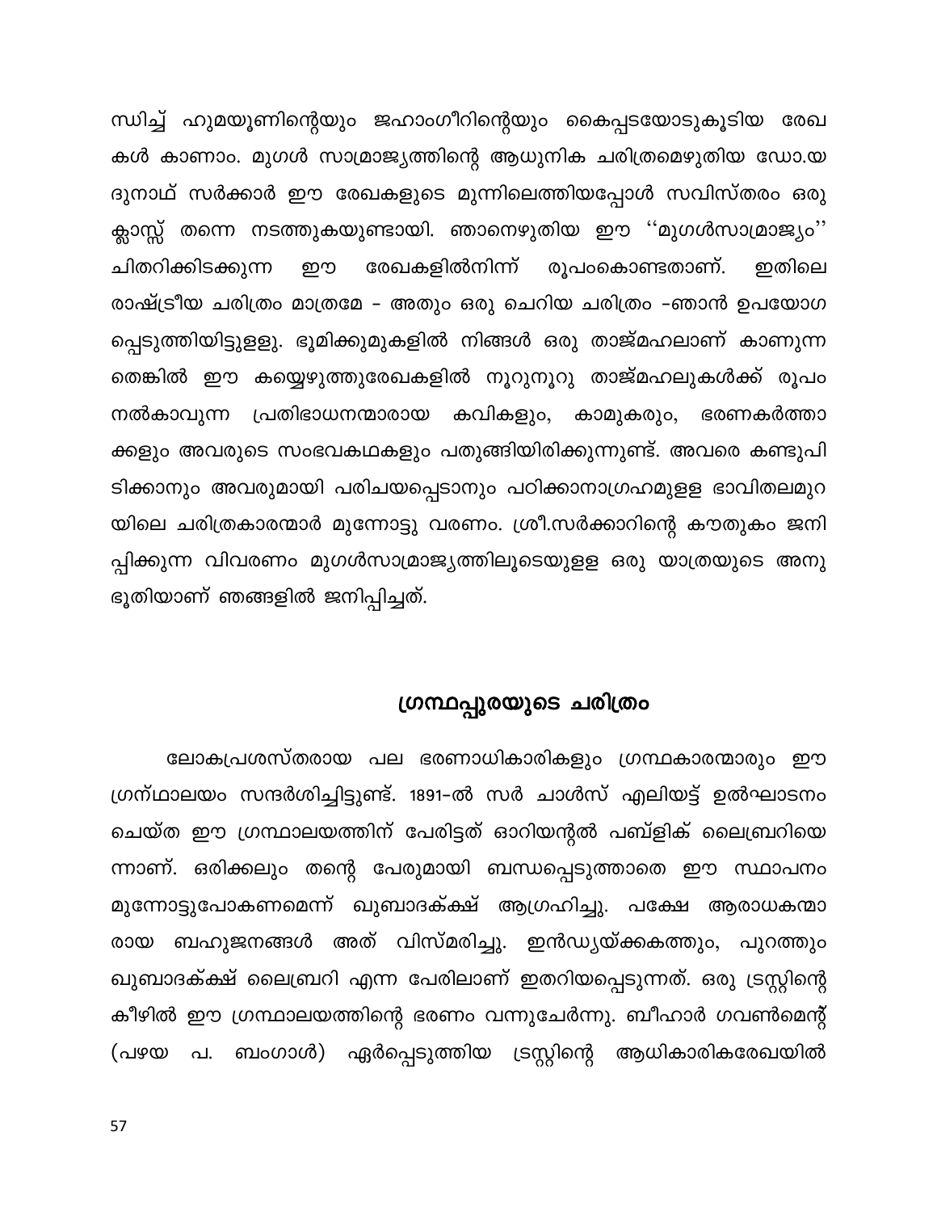ന്ധിച്ച് ഹുമയൂണിന്റെയും ജഹാംഗീറിന്റെയും കൈപ്പടയോടുകൂടിയ രേഖകൾ കാണാം. മുഗൾ സാമ്രാജ്യത്തിന്റെ ആധുനിക ചരിത്രമെഴുതിയ ഡോ.യദുനാഥ് സർക്കാർ ഈ രേഖകളുടെ മുന്നിലെത്തിയപ്പോൾ സവിസ്തരം ഒരു ക്ലാസ്സ് തന്നെ നടത്തുകയുണ്ടായി. ഞാനെഴുതിയ ഈ ''മുഗൾസാമ്രാജ്യം'' ചിതറിക്കിടക്കുന്ന ഈ രേഖകളിൽനിന്ന് രൂപംകൊണ്ടതാണ്. ഇതിലെ രാഷ്ട്രീയ ചരിത്രം മാത്രമേ - അതും ഒരു ചെറിയ ചരിത്രം -ഞാൻ ഉപയോഗപ്പെടുത്തിയിട്ടുള്ളു. ഭൂമിക്കുമുകളിൽ നിങ്ങൾ ഒരു താജ്മഹലാണ് കാണുന്നതെങ്കിൽ ഈ കയ്യെഴുത്തുരേഖകളിൽ നൂറുനൂറു താജ്മഹലുകൾക്ക് രൂപം നൽകാവുന്ന പ്രതിഭാധനന്മാരായ കവികളും, കാമുകരും, ഭരണകർത്താക്കളും അവരുടെ സംഭവകഥകളും പതുങ്ങിയിരിക്കുന്നുണ്ട്. അവരെ കണ്ടുപിടിക്കാനും അവരുമായി പരിചയപ്പെടാനും പഠിക്കാനാഗ്രഹമുള്ള ഭാവിതലമുറയിലെ ചരിത്രകാരന്മാർ മുന്നോട്ടു വരണം. ശ്രീ.സർക്കാറിന്റെ കൗതുകം ജനിപ്പിക്കുന്ന വിവരണം മുഗൾസാമ്രാജ്യത്തിലൂടെയുള്ള ഒരു യാത്രയുടെ അനുഭൂതിയാണ് ഞങ്ങളിൽ ജനിപ്പിച്ചത്.

## ഗ്രന്ഥപ്പുരയുടെ ചരിത്രം

ലോകപ്രശസ്തരായ പല ഭരണാധികാരികളും ഗ്രന്ഥകാരന്മാരും ഈ ഗ്രന്ഥാലയം സന്ദർശിച്ചിട്ടുണ്ട്. 1891-ൽ സർ ചാൾസ് എലിയട്ട് ഉൽഘാടനം ചെയ്ത ഈ ഗ്രന്ഥാലയത്തിന് പേരിട്ടത് ഓറിയന്റൽ പബ്ളിക് ലൈബ്രറിയെന്നാണ്. ഒരിക്കലും തന്റെ പേരുമായി ബന്ധപ്പെടുത്താതെ ഈ സ്ഥാപനം മുന്നോട്ടുപോകണമെന്ന് ഖുബാദക്ക്ഷ് ആഗ്രഹിച്ചു. പക്ഷേ ആരാധകന്മാരായ ബഹുജനങ്ങൾ അത് വിസ്മരിച്ചു. ഇൻഡ്യയ്ക്കകത്തും, പുറത്തും ഖുബാദക്ക്ഷ് ലൈബ്രറി എന്ന പേരിലാണ് ഇതറിയപ്പെടുന്നത്. ഒരു ട്രസ്റ്റിന്റെ കീഴിൽ ഈ ഗ്രന്ഥാലയത്തിന്റെ ഭരണം വന്നുചേർന്നു. ബീഹാർ ഗവൺമെന്റ് (പഴയ പ. ബംഗാൾ) ഏർപ്പെടുത്തിയ ട്രസ്റ്റിന്റെ ആധികാരികരേഖയിൽ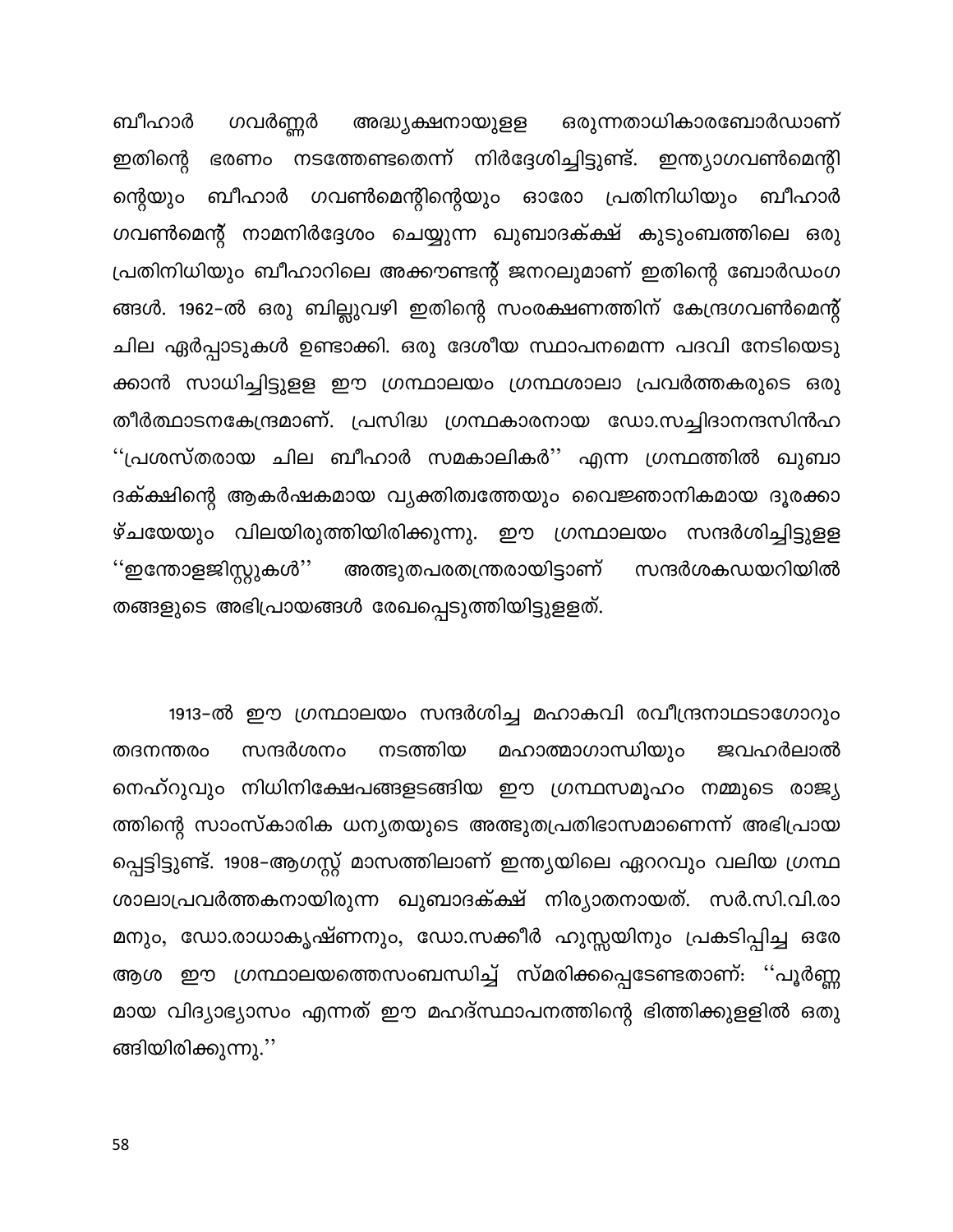ബീഹാർ ഗവർണ്ണർ അദ്ധ്യക്ഷനായുള്ള ഒരുന്നതാധികാരബോർഡാണ് ഇതിന്റെ ഭരണം നടത്തേണ്ടതെന്ന് നിർദ്ദേശിച്ചിട്ടുണ്ട്. ഇന്ത്യാഗവൺമെന്റിന്റെയും ബീഹാർ ഗവൺമെന്റിന്റെയും ഓരോ പ്രതിനിധിയും ബീഹാർ ഗവൺമെന്റ് നാമനിർദ്ദേശം ചെയ്യുന്ന ഖുബാദക്ക്ഷ് കുടുംബത്തിലെ ഒരു പ്രതിനിധിയും ബീഹാറിലെ അക്കൗണ്ടന്റ് ജനറലുമാണ് ഇതിന്റെ ബോർഡംഗങ്ങൾ. 1962-ൽ ഒരു ബില്ലുവഴി ഇതിന്റെ സംരക്ഷണത്തിന് കേന്ദ്രഗവൺമെന്റ് ചില ഏർപ്പാടുകൾ ഉണ്ടാക്കി. ഒരു ദേശീയ സ്ഥാപനമെന്ന പദവി നേടിയെടുക്കാൻ സാധിച്ചിട്ടുള്ള ഈ ഗ്രന്ഥാലയം ഗ്രന്ഥശാലാ പ്രവർത്തകരുടെ ഒരു തീർത്ഥാടനകേന്ദ്രമാണ്. പ്രസിദ്ധ ഗ്രന്ഥകാരനായ ഡോ.സച്ചിദാനന്ദസിൻഹ ''പ്രശസ്തരായ ചില ബീഹാർ സമകാലികർ'' എന്ന ഗ്രന്ഥത്തിൽ ഖുബാദക്ക്ഷിന്റെ ആകർഷകമായ വ്യക്തിത്വത്തേയും വൈജ്ഞാനികമായ ദൂരക്കാഴ്ചയേയും വിലയിരുത്തിയിരിക്കുന്നു. ഈ ഗ്രന്ഥാലയം സന്ദർശിച്ചിട്ടുള്ള ''ഇന്തോളജിസ്റ്റുകൾ'' അത്ഭുതപരതന്ത്രരായിട്ടാണ് സന്ദർശകഡയറിയിൽ തങ്ങളുടെ അഭിപ്രായങ്ങൾ രേഖപ്പെടുത്തിയിട്ടുള്ളത്.

1913-ൽ ഈ ഗ്രന്ഥാലയം സന്ദർശിച്ച മഹാകവി രവീന്ദ്രനാഥടാഗോറും തദനന്തരം സന്ദർശനം നടത്തിയ മഹാത്മാഗാന്ധിയും ജവഹർലാൽ നെഹ്റുവും നിധിനിക്ഷേപങ്ങളടങ്ങിയ ഈ ഗ്രന്ഥസമൂഹം നമ്മുടെ രാജ്യത്തിന്റെ സാംസ്കാരിക ധന്യതയുടെ അത്ഭുതപ്രതിഭാസമാണെന്ന് അഭിപ്രായപ്പെട്ടിട്ടുണ്ട്. 1908-ആഗസ്റ്റ് മാസത്തിലാണ് ഇന്ത്യയിലെ ഏററവും വലിയ ഗ്രന്ഥശാലാപ്രവർത്തകനായിരുന്ന ഖുബാദക്ക്ഷ് നിര്യാതനായത്. സർ.സി.വി.രാമനും, ഡോ.രാധാകൃഷ്ണനും, ഡോ.സക്കീർ ഹുസ്സയിനും പ്രകടിപ്പിച്ച ഒരേ ആശ ഈ ഗ്രന്ഥാലയത്തെസംബന്ധിച്ച് സ്മരിക്കപ്പെടേണ്ടതാണ്: ''പൂർണ്ണമായ വിദ്യാഭ്യാസം എന്നത് ഈ മഹദ്സ്ഥാപനത്തിന്റെ ഭിത്തിക്കുള്ളിൽ ഒതുങ്ങിയിരിക്കുന്നു.''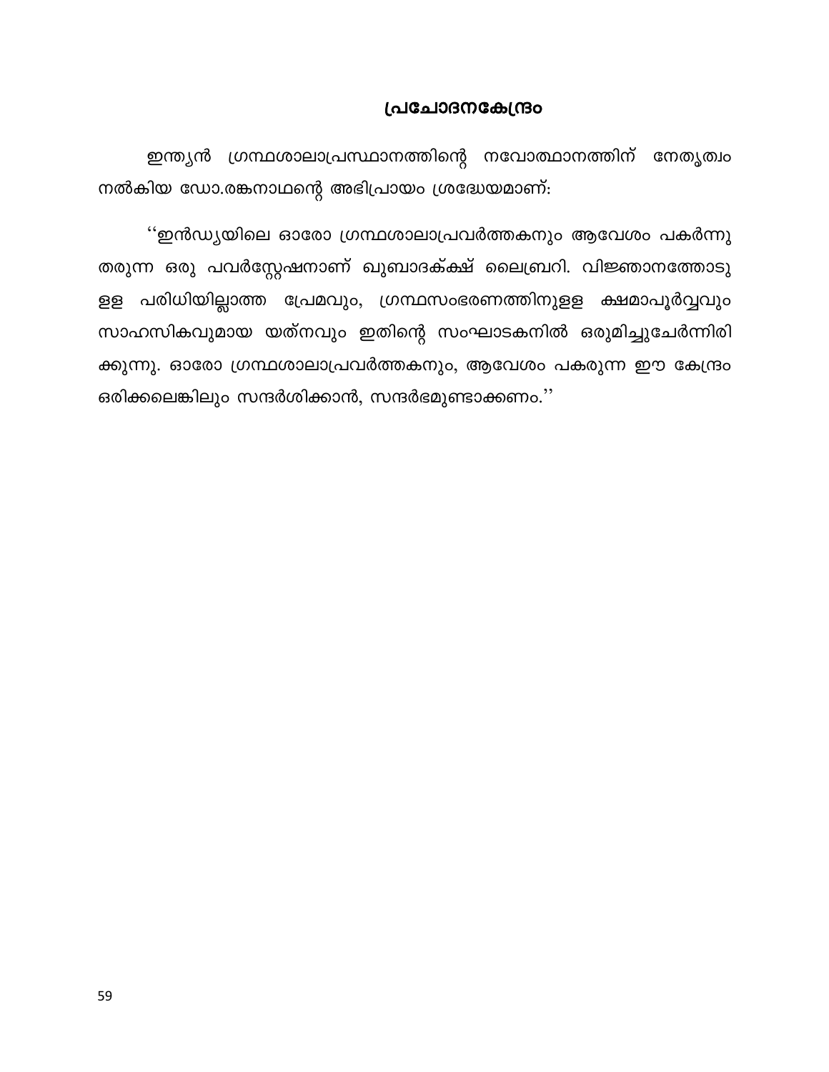## പ്രചോദനകേന്ദ്രം

ഇന്ത്യൻ ഗ്രന്ഥശാലാപ്രസ്ഥാനത്തിന്റെ നവോത്ഥാനത്തിന് നേതൃത്വം നൽകിയ ഡോ.രങ്കനാഥന്റെ അഭിപ്രായം ശ്രദ്ധേയമാണ്:

''ഇൻഡ്യയിലെ ഓരോ ഗ്രന്ഥശാലാപ്രവർത്തകനും ആവേശം പകർന്നു തരുന്ന ഒരു പവർസ്റ്റേഷനാണ് ഖുബാദക്ക്ഷ് ലൈബ്രറി. വിജ്ഞാനത്തോടു ളള പരിധിയില്ലാത്ത പ്രേമവും, ഗ്രന്ഥസംഭരണത്തിനുളള ക്ഷമാപൂർവ്വവും സാഹസികവുമായ യത്നവും ഇതിന്റെ സംഘാടകനിൽ ഒരുമിച്ചുചേർന്നിരിക്കുന്നു. ഓരോ ഗ്രന്ഥശാലാപ്രവർത്തകനും, ആവേശം പകരുന്ന ഈ കേന്ദ്രം ഒരിക്കലെങ്കിലും സന്ദർശിക്കാൻ, സന്ദർഭമുണ്ടാക്കണം.''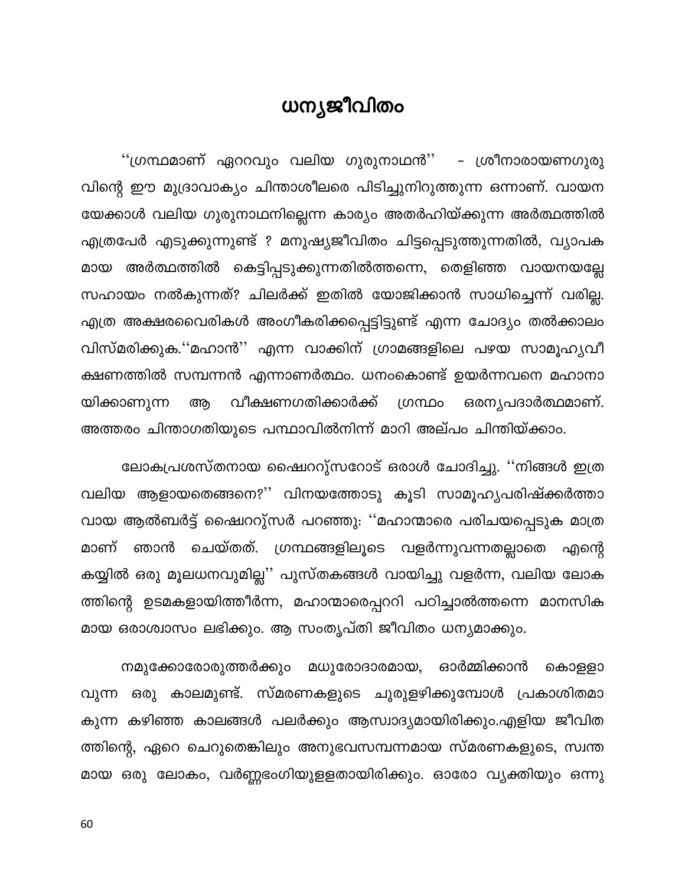# ധന്യജീവിതം

''ഗ്രന്ഥമാണ് ഏററവും വലിയ ഗുരുനാഥൻ'' - ശ്രീനാരായണഗുരുവിന്റെ ഈ മുദ്രാവാക്യം ചിന്താശീലരെ പിടിച്ചുനിറുത്തുന്ന ഒന്നാണ്. വായനയേക്കാൾ വലിയ ഗുരുനാഥനില്ലെന്ന കാര്യം അതർഹിയ്ക്കുന്ന അർത്ഥത്തിൽ എത്രപേർ എടുക്കുന്നുണ്ട് ? മനുഷ്യജീവിതം ചിട്ടപ്പെടുത്തുന്നതിൽ, വ്യാപകമായ അർത്ഥത്തിൽ കെട്ടിപ്പടുക്കുന്നതിൽത്തന്നെ, തെളിഞ്ഞ വായനയല്ലേ സഹായം നൽകുന്നത്? ചിലർക്ക് ഇതിൽ യോജിക്കാൻ സാധിച്ചെന്ന് വരില്ല. എത്ര അക്ഷരവൈരികൾ അംഗീകരിക്കപ്പെട്ടിട്ടുണ്ട് എന്ന ചോദ്യം തൽക്കാലം വിസ്മരിക്കുക.''മഹാൻ'' എന്ന വാക്കിന് ഗ്രാമങ്ങളിലെ പഴയ സാമൂഹ്യവീക്ഷണത്തിൽ സമ്പന്നൻ എന്നാണർത്ഥം. ധനംകൊണ്ട് ഉയർന്നവനെ മഹാനായിക്കാണുന്ന ആ വീക്ഷണഗതിക്കാർക്ക് ഗ്രന്ഥം ഒരന്യപദാർത്ഥമാണ്. അത്തരം ചിന്താഗതിയുടെ പന്ഥാവിൽനിന്ന് മാറി അല്പം ചിന്തിയ്ക്കാം.

ലോകപ്രശസ്തനായ ഷ്വൈററ്സറോട് ഒരാൾ ചോദിച്ചു. ''നിങ്ങൾ ഇത്ര വലിയ ആളായതെങ്ങനെ?'' വിനയത്തോടു കൂടി സാമൂഹ്യപരിഷ്ക്കർത്താവായ ആൽബർട്ട് ഷ്വൈററ്സർ പറഞ്ഞു: ''മഹാന്മാരെ പരിചയപ്പെടുക മാത്രമാണ് ഞാൻ ചെയ്തത്. ഗ്രന്ഥങ്ങളിലൂടെ വളർന്നുവന്നതല്ലാതെ എന്റെ കയ്യിൽ ഒരു മൂലധനവുമില്ല'' പുസ്തകങ്ങൾ വായിച്ചു വളർന്ന, വലിയ ലോകത്തിന്റെ ഉടമകളായിത്തീർന്ന, മഹാന്മാരെപ്പററി പഠിച്ചാൽത്തന്നെ മാനസികമായ ഒരാശ്വാസം ലഭിക്കും. ആ സംതൃപ്തി ജീവിതം ധന്യമാക്കും.

നമുക്കോരോരുത്തർക്കും മധുരോദാരമായ, ഓർമ്മിക്കാൻ കൊള്ളാവുന്ന ഒരു കാലമുണ്ട്. സ്മരണകളുടെ ചുരുളഴിക്കുമ്പോൾ പ്രകാശിതമാകുന്ന കഴിഞ്ഞ കാലങ്ങൾ പലർക്കും ആസ്വാദ്യമായിരിക്കും.എളിയ ജീവിതത്തിന്റെ, ഏറെ ചെറുതെങ്കിലും അനുഭവസമ്പന്നമായ സ്മരണകളുടെ, സ്വന്തമായ ഒരു ലോകം, വർണ്ണഭംഗിയുള്ളതായിരിക്കും. ഓരോ വ്യക്തിയും ഒന്നു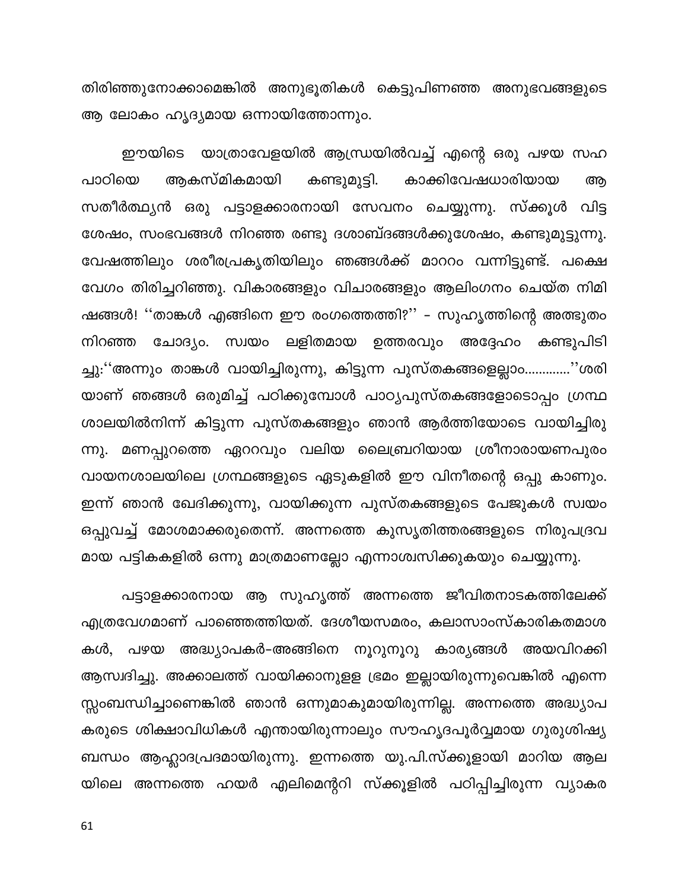തിരിഞ്ഞുനോക്കാമെങ്കിൽ അനുഭൂതികൾ കെട്ടുപിണഞ്ഞ അനുഭവങ്ങളുടെ ആ ലോകം ഹൃദ്യമായ ഒന്നായിത്തോന്നും.

ഈയിടെ യാത്രാവേളയിൽ ആന്ധ്രയിൽവച്ച് എന്റെ ഒരു പഴയ സഹ പാഠിയെ ആകസ്മികമായി കണ്ടുമുട്ടി. കാക്കിവേഷധാരിയായ ആ സതീർത്ഥ്യൻ ഒരു പട്ടാളക്കാരനായി സേവനം ചെയ്യുന്നു. സ്ക്കൂൾ വിട്ട ശേഷം, സംഭവങ്ങൾ നിറഞ്ഞ രണ്ടു ദശാബ്ദങ്ങൾക്കുശേഷം, കണ്ടുമുട്ടുന്നു. വേഷത്തിലും ശരീരപ്രകൃതിയിലും ഞങ്ങൾക്ക് മാററം വന്നിട്ടുണ്ട്. പക്ഷെ വേഗം തിരിച്ചറിഞ്ഞു. വികാരങ്ങളും വിചാരങ്ങളും ആലിംഗനം ചെയ്ത നിമിഷങ്ങൾ! ''താങ്കൾ എങ്ങിനെ ഈ രംഗത്തെത്തി?'' – സുഹൃത്തിന്റെ അത്ഭുതം നിറഞ്ഞ ചോദ്യം. സ്വയം ലളിതമായ ഉത്തരവും അദ്ദേഹം കണ്ടുപിടിച്ചു:''അന്നും താങ്കൾ വായിച്ചിരുന്നു, കിട്ടുന്ന പുസ്തകങ്ങളെല്ലാം............''ശരിയാണ് ഞങ്ങൾ ഒരുമിച്ച് പഠിക്കുമ്പോൾ പാഠ്യപുസ്തകങ്ങളോടൊപ്പം ഗ്രന്ഥശാലയിൽനിന്ന് കിട്ടുന്ന പുസ്തകങ്ങളും ഞാൻ ആർത്തിയോടെ വായിച്ചിരുന്നു. മണപ്പുറത്തെ ഏററവും വലിയ ലൈബ്രറിയായ ശ്രീനാരായണപുരം വായനശാലയിലെ ഗ്രന്ഥങ്ങളുടെ ഏടുകളിൽ ഈ വിനീതന്റെ ഒപ്പു കാണും. ഇന്ന് ഞാൻ ഖേദിക്കുന്നു, വായിക്കുന്ന പുസ്തകങ്ങളുടെ പേജുകൾ സ്വയം ഒപ്പുവച്ച് മോശമാക്കരുതെന്ന്. അന്നത്തെ കുസൃതിത്തരങ്ങളുടെ നിരുപദ്രവമായ പട്ടികകളിൽ ഒന്നു മാത്രമാണല്ലോ എന്നാശ്വസിക്കുകയും ചെയ്യുന്നു.

പട്ടാളക്കാരനായ ആ സുഹൃത്ത് അന്നത്തെ ജീവിതനാടകത്തിലേക്ക് എത്രവേഗമാണ് പാഞ്ഞെത്തിയത്. ദേശീയസമരം, കലാസാംസ്കാരികതമാശകൾ, പഴയ അദ്ധ്യാപകർ–അങ്ങിനെ നൂറുനൂറു കാര്യങ്ങൾ അയവിറക്കി ആസ്വദിച്ചു. അക്കാലത്ത് വായിക്കാനുള്ള ഭ്രമം ഇല്ലായിരുന്നുവെങ്കിൽ എന്നെ സ്സംബന്ധിച്ചാണെങ്കിൽ ഞാൻ ഒന്നുമാകുമായിരുന്നില്ല. അന്നത്തെ അദ്ധ്യാപകരുടെ ശിക്ഷാവിധികൾ എന്തായിരുന്നാലും സൗഹൃദപൂർവ്വമായ ഗുരുശിഷ്യ ബന്ധം ആഹ്ലാദപ്രദമായിരുന്നു. ഇന്നത്തെ യു.പി.സ്ക്കൂളായി മാറിയ ആലയിലെ അന്നത്തെ ഹയർ എലിമെന്ററി സ്ക്കൂളിൽ പഠിപ്പിച്ചിരുന്ന വ്യാകര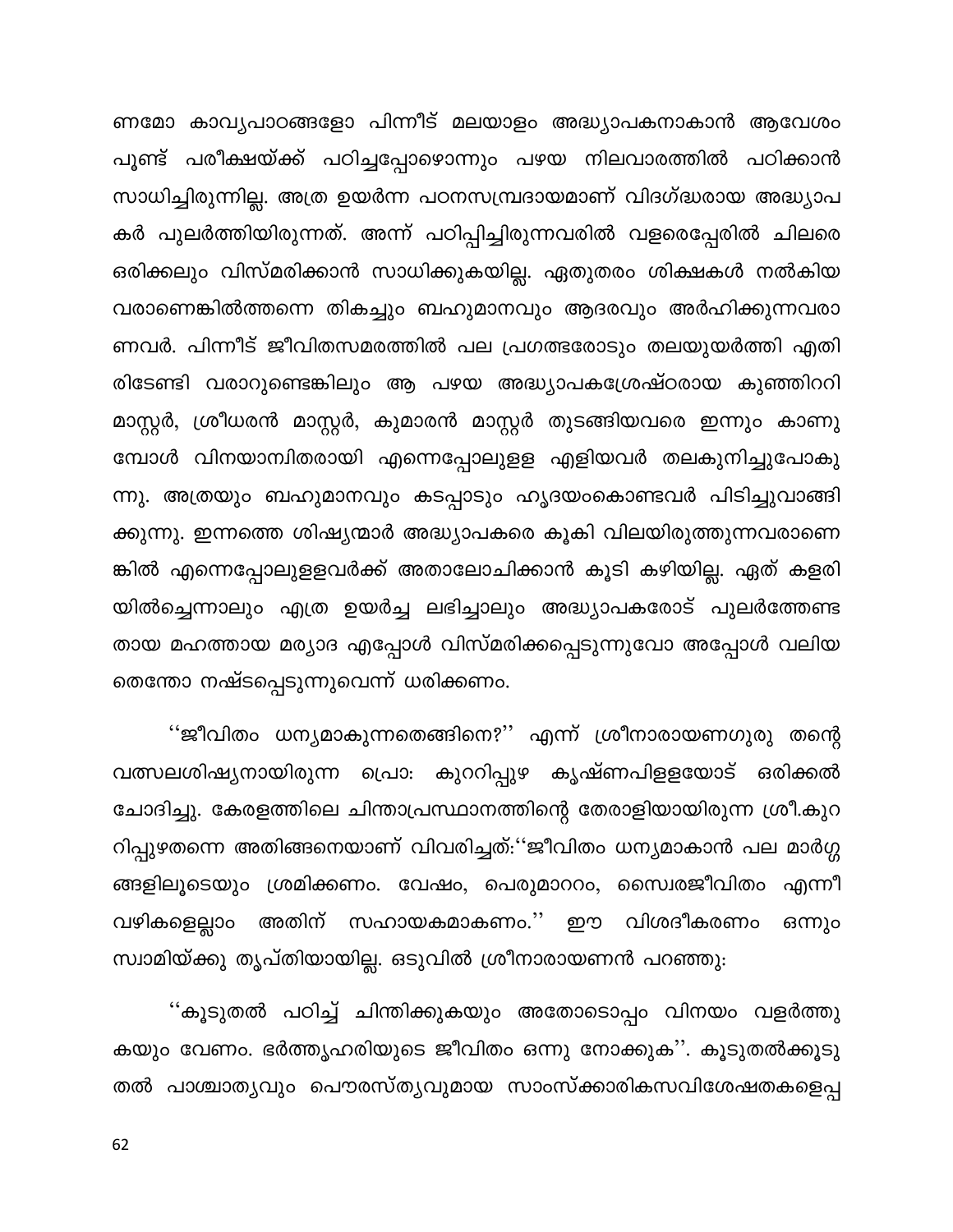ണമോ കാവ്യപാഠങ്ങളോ പിന്നീട് മലയാളം അദ്ധ്യാപകനാകാൻ ആവേശം പൂണ്ട് പരീക്ഷയ്ക്ക് പഠിച്ചപ്പോഴൊന്നും പഴയ നിലവാരത്തിൽ പഠിക്കാൻ സാധിച്ചിരുന്നില്ല. അത്ര ഉയർന്ന പഠനസമ്പ്രദായമാണ് വിദഗ്ദ്ധരായ അദ്ധ്യാപകർ പുലർത്തിയിരുന്നത്. അന്ന് പഠിപ്പിച്ചിരുന്നവരിൽ വളരെപ്പേരിൽ ചിലരെ ഒരിക്കലും വിസ്മരിക്കാൻ സാധിക്കുകയില്ല. ഏതുതരം ശിക്ഷകൾ നൽകിയവരാണെങ്കിൽത്തന്നെ തികച്ചും ബഹുമാനവും ആദരവും അർഹിക്കുന്നവരാണവർ. പിന്നീട് ജീവിതസമരത്തിൽ പല പ്രഗത്ഭരോടും തലയുയർത്തി എതിരിടേണ്ടി വരാറുണ്ടെങ്കിലും ആ പഴയ അദ്ധ്യാപകശ്രേഷ്ഠരായ കുഞ്ഞിററി മാസ്റ്റർ, ശ്രീധരൻ മാസ്റ്റർ, കുമാരൻ മാസ്റ്റർ തുടങ്ങിയവരെ ഇന്നും കാണുമ്പോൾ വിനയാന്വിതരായി എന്നെപ്പോലുളള എളിയവർ തലകുനിച്ചുപോകുന്നു. അത്രയും ബഹുമാനവും കടപ്പാടും ഹൃദയംകൊണ്ടവർ പിടിച്ചുവാങ്ങിക്കുന്നു. ഇന്നത്തെ ശിഷ്യന്മാർ അദ്ധ്യാപകരെ കൂകി വിലയിരുത്തുന്നവരാണെങ്കിൽ എന്നെപ്പോലുളളവർക്ക് അതാലോചിക്കാൻ കൂടി കഴിയില്ല. ഏത് കളരിയിൽച്ചെന്നാലും എത്ര ഉയർച്ച ലഭിച്ചാലും അദ്ധ്യാപകരോട് പുലർത്തേണ്ടതായ മഹത്തായ മര്യാദ എപ്പോൾ വിസ്മരിക്കപ്പെടുന്നുവോ അപ്പോൾ വലിയതെന്തോ നഷ്ടപ്പെടുന്നുവെന്ന് ധരിക്കണം.

''ജീവിതം ധന്യമാകുന്നതെങ്ങിനെ?'' എന്ന് ശ്രീനാരായണഗുരു തന്റെ വത്സലശിഷ്യനായിരുന്ന പ്രൊ: കുററിപ്പുഴ കൃഷ്ണപിളളയോട് ഒരിക്കൽ ചോദിച്ചു. കേരളത്തിലെ ചിന്താപ്രസ്ഥാനത്തിന്റെ തേരാളിയായിരുന്ന ശ്രീ.കുററിപ്പുഴതന്നെ അതിങ്ങനെയാണ് വിവരിച്ചത്:''ജീവിതം ധന്യമാകാൻ പല മാർഗ്ഗങ്ങളിലൂടെയും ശ്രമിക്കണം. വേഷം, പെരുമാററം, സ്വൈരജീവിതം എന്നീ വഴികളെല്ലാം അതിന് സഹായകമാകണം.'' ഈ വിശദീകരണം ഒന്നും സ്വാമിയ്ക്കു തൃപ്തിയായില്ല. ഒടുവിൽ ശ്രീനാരായണൻ പറഞ്ഞു:

''കൂടുതൽ പഠിച്ച് ചിന്തിക്കുകയും അതോടൊപ്പം വിനയം വളർത്തുകയും വേണം. ഭർത്തൃഹരിയുടെ ജീവിതം ഒന്നു നോക്കുക''. കൂടുതൽക്കൂടുതൽ പാശ്ചാത്യവും പൌരസ്ത്യവുമായ സാംസ്ക്കാരികസവിശേഷതകളെപ്പ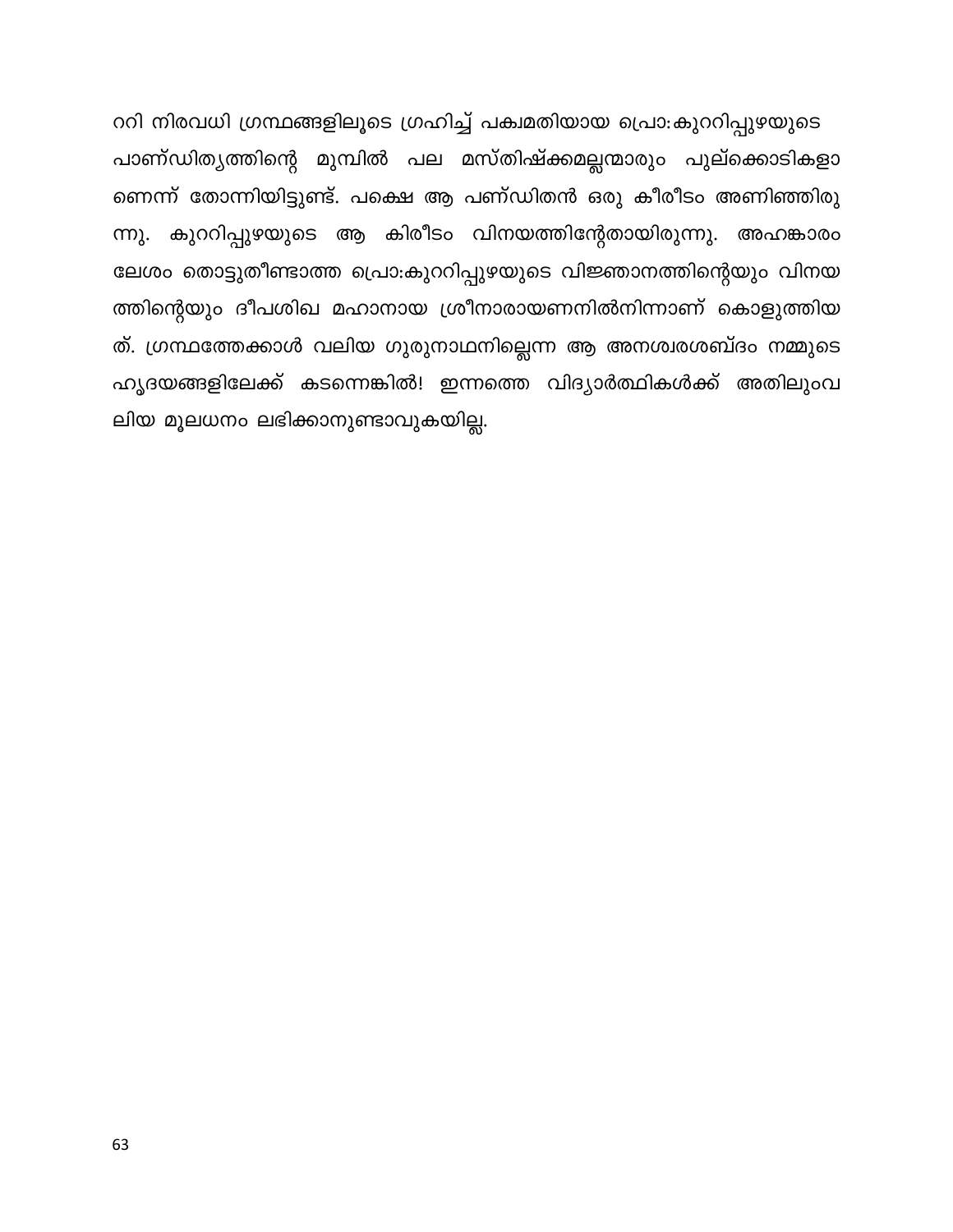ററി നിരവധി ഗ്രന്ഥങ്ങളിലൂടെ ഗ്രഹിച്ച് പക്വമതിയായ പ്രൊ:കുററിപ്പുഴയുടെ പാണ്ഡിത്യത്തിന്റെ മുമ്പിൽ പല മസ്തിഷ്ക്കമല്ലന്മാരും പുല്ക്കൊടികളാണെന്ന് തോന്നിയിട്ടുണ്ട്. പക്ഷെ ആ പണ്ഡിതൻ ഒരു കിരീടം അണിഞ്ഞിരുന്നു. കുററിപ്പുഴയുടെ ആ കിരീടം വിനയത്തിന്റേതായിരുന്നു. അഹങ്കാരം ലേശം തൊട്ടുതീണ്ടാത്ത പ്രൊ:കുററിപ്പുഴയുടെ വിജ്ഞാനത്തിന്റെയും വിനയത്തിന്റെയും ദീപശിഖ മഹാനായ ശ്രീനാരായണനിൽനിന്നാണ് കൊളുത്തിയത്. ഗ്രന്ഥത്തേക്കാൾ വലിയ ഗുരുനാഥനില്ലെന്ന ആ അനശ്വരശബ്ദം നമ്മുടെ ഹൃദയങ്ങളിലേക്ക് കടന്നെങ്കിൽ! ഇന്നത്തെ വിദ്യാർത്ഥികൾക്ക് അതിലുംവലിയ മൂലധനം ലഭിക്കാനുണ്ടാവുകയില്ല.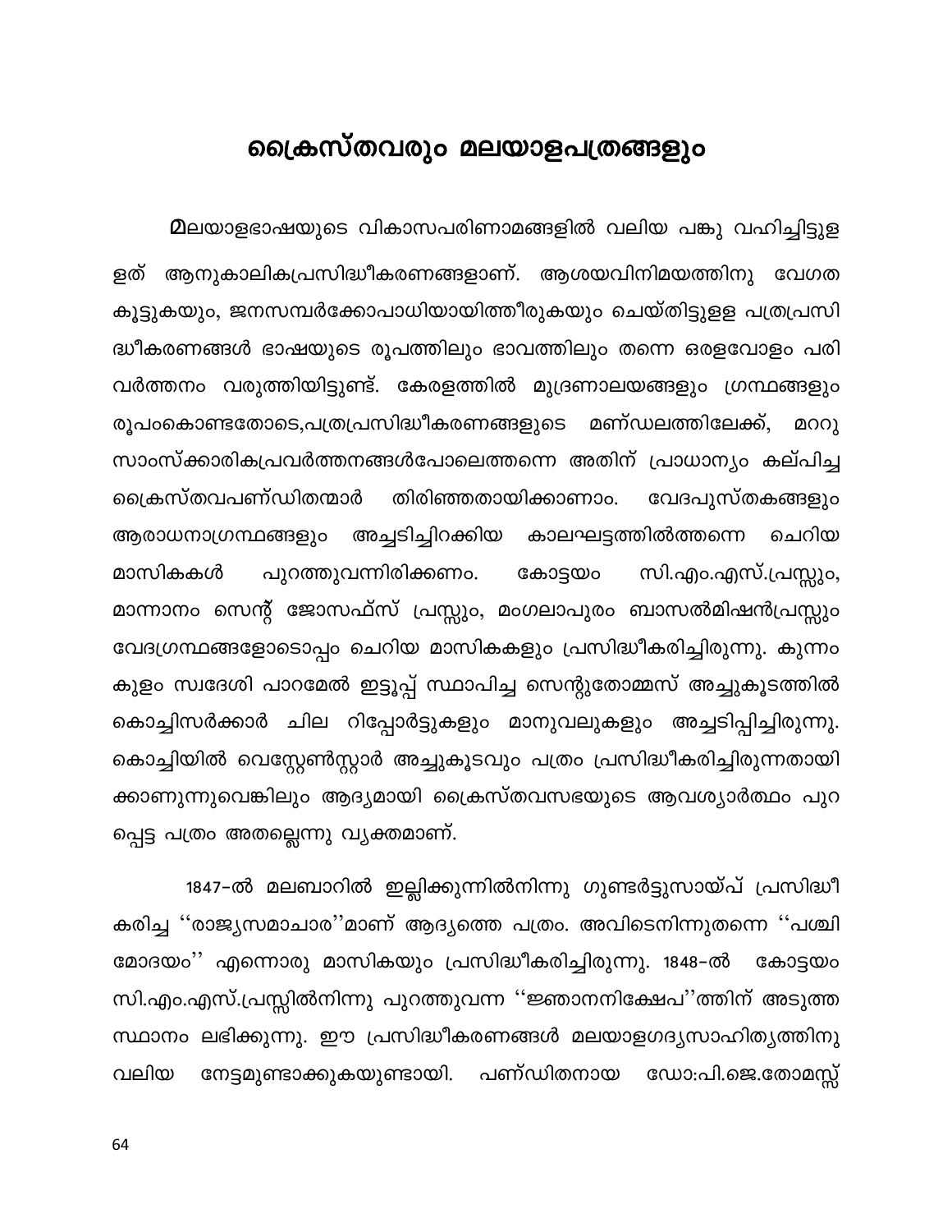# ക്രൈസ്തവരും മലയാളപത്രങ്ങളും

മലയാളഭാഷയുടെ വികാസപരിണാമങ്ങളിൽ വലിയ പങ്കു വഹിച്ചിട്ടുള്ളത് ആനുകാലികപ്രസിദ്ധീകരണങ്ങളാണ്. ആശയവിനിമയത്തിനു വേഗത കൂട്ടുകയും, ജനസമ്പർക്കോപാധിയായിത്തീരുകയും ചെയ്തിട്ടുള്ള പത്രപ്രസിദ്ധീകരണങ്ങൾ ഭാഷയുടെ രൂപത്തിലും ഭാവത്തിലും തന്നെ ഒരളവോളം പരിവർത്തനം വരുത്തിയിട്ടുണ്ട്. കേരളത്തിൽ മുദ്രണാലയങ്ങളും ഗ്രന്ഥങ്ങളും രൂപംകൊണ്ടതോടെ,പത്രപ്രസിദ്ധീകരണങ്ങളുടെ മണ്ഡലത്തിലേക്ക്, മററു സാംസ്ക്കാരികപ്രവർത്തനങ്ങൾപോലെത്തന്നെ അതിന് പ്രാധാന്യം കല്പിച്ച ക്രൈസ്തവപണ്ഡിതന്മാർ തിരിഞ്ഞതായിക്കാണാം. വേദപുസ്തകങ്ങളും ആരാധനാഗ്രന്ഥങ്ങളും അച്ചടിച്ചിറക്കിയ കാലഘട്ടത്തിൽത്തന്നെ ചെറിയ മാസികകൾ പുറത്തുവന്നിരിക്കണം. കോട്ടയം സി.എം.എസ്.പ്രസ്സും, മാന്നാനം സെന്റ് ജോസഫ്സ് പ്രസ്സും, മംഗലാപുരം ബാസൽമിഷൻപ്രസ്സും വേദഗ്രന്ഥങ്ങളോടൊപ്പം ചെറിയ മാസികകളും പ്രസിദ്ധീകരിച്ചിരുന്നു. കുന്നംകുളം സ്വദേശി പാറമേൽ ഇട്ടൂപ്പ് സ്ഥാപിച്ച സെന്റുതോമ്മസ് അച്ചുകൂടത്തിൽ കൊച്ചിസർക്കാർ ചില റിപ്പോർട്ടുകളും മാനുവലുകളും അച്ചടിപ്പിച്ചിരുന്നു. കൊച്ചിയിൽ വെസ്റ്റേൺസ്റ്റാർ അച്ചുകൂടവും പത്രം പ്രസിദ്ധീകരിച്ചിരുന്നതായിക്കാണുന്നുവെങ്കിലും ആദ്യമായി ക്രൈസ്തവസഭയുടെ ആവശ്യാർത്ഥം പുറപ്പെട്ട പത്രം അതല്ലെന്നു വ്യക്തമാണ്.

1847-ൽ മലബാറിൽ ഇല്ലിക്കുന്നിൽനിന്നു ഗുണ്ടർട്ടുസായ്പ് പ്രസിദ്ധീകരിച്ച ''രാജ്യസമാചാര''മാണ് ആദ്യത്തെ പത്രം. അവിടെനിന്നുതന്നെ ''പശ്ചിമോദയം'' എന്നൊരു മാസികയും പ്രസിദ്ധീകരിച്ചിരുന്നു. 1848-ൽ കോട്ടയം സി.എം.എസ്.പ്രസ്സിൽനിന്നു പുറത്തുവന്ന ''ജ്ഞാനനിക്ഷേപ''ത്തിന് അടുത്ത സ്ഥാനം ലഭിക്കുന്നു. ഈ പ്രസിദ്ധീകരണങ്ങൾ മലയാളഗദ്യസാഹിത്യത്തിനു വലിയ നേട്ടമുണ്ടാക്കുകയുണ്ടായി. പണ്ഡിതനായ ഡോ:പി.ജെ.തോമസ്സ്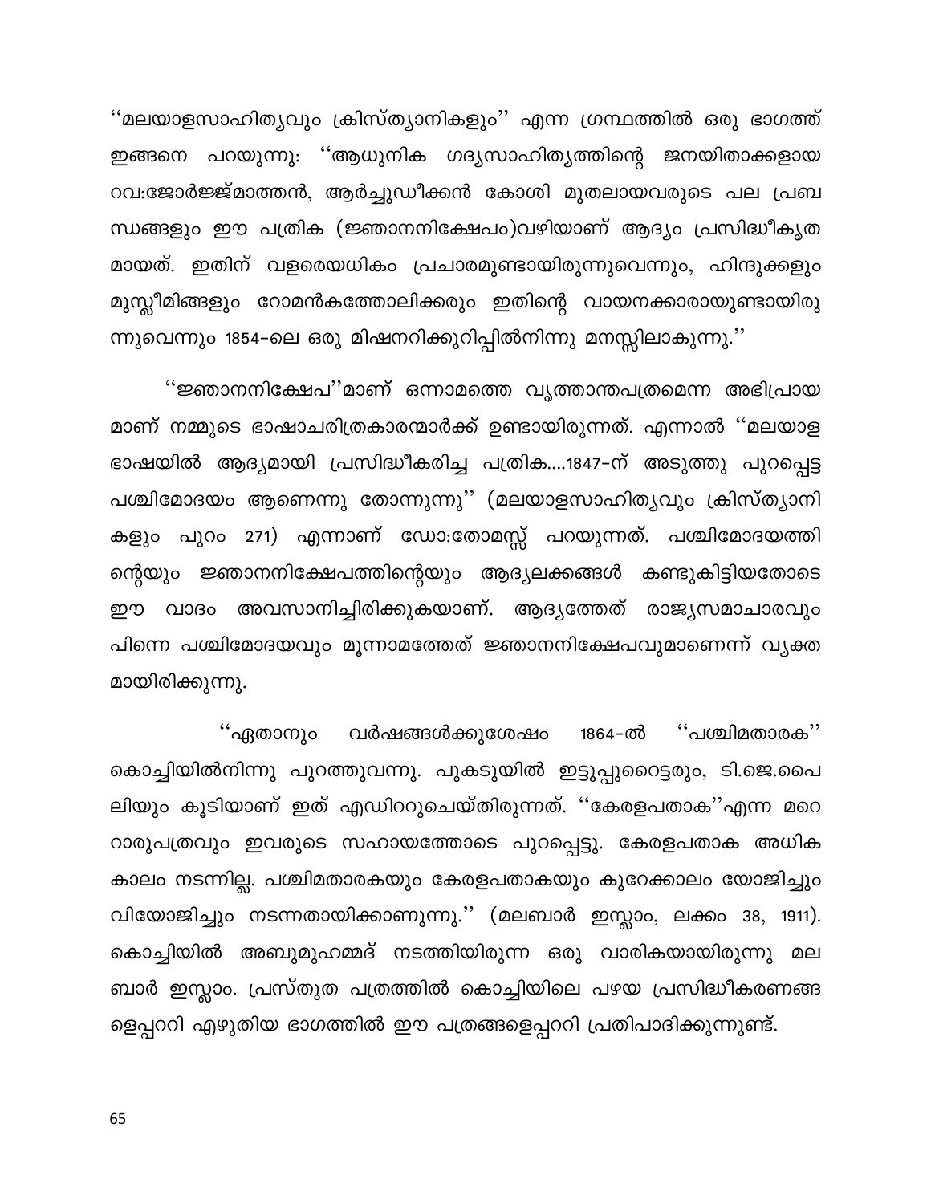''മലയാളസാഹിത്യവും ക്രിസ്ത്യാനികളും'' എന്ന ഗ്രന്ഥത്തിൽ ഒരു ഭാഗത്ത് ഇങ്ങനെ പറയുന്നു: ''ആധുനിക ഗദ്യസാഹിത്യത്തിന്റെ ജനയിതാക്കളായ റവ:ജോർജ്ജ്മാത്തൻ, ആർച്ചുഡീക്കൻ കോശി മുതലായവരുടെ പല പ്രബന്ധങ്ങളും ഈ പത്രിക (ജ്ഞാനനിക്ഷേപം)വഴിയാണ് ആദ്യം പ്രസിദ്ധീകൃതമായത്. ഇതിന് വളരെയധികം പ്രചാരമുണ്ടായിരുന്നുവെന്നും, ഹിന്ദുക്കളും മുസ്ലീമിങ്ങളും റോമൻകത്തോലിക്കരും ഇതിന്റെ വായനക്കാരായുണ്ടായിരുന്നുവെന്നും 1854-ലെ ഒരു മിഷനറിക്കുറിപ്പിൽനിന്നു മനസ്സിലാകുന്നു.''

''ജ്ഞാനനിക്ഷേപ''മാണ് ഒന്നാമത്തെ വൃത്താന്തപത്രമെന്ന അഭിപ്രായമാണ് നമ്മുടെ ഭാഷാചരിത്രകാരന്മാർക്ക് ഉണ്ടായിരുന്നത്. എന്നാൽ ''മലയാള ഭാഷയിൽ ആദ്യമായി പ്രസിദ്ധീകരിച്ച പത്രിക....1847-ന് അടുത്തു പുറപ്പെട്ട പശ്ചിമോദയം ആണെന്നു തോന്നുന്നു'' (മലയാളസാഹിത്യവും ക്രിസ്ത്യാനികളും പുറം 271) എന്നാണ് ഡോ:തോമസ്സ് പറയുന്നത്. പശ്ചിമോദയത്തിന്റെയും ജ്ഞാനനിക്ഷേപത്തിന്റെയും ആദ്യലക്കങ്ങൾ കണ്ടുകിട്ടിയതോടെ ഈ വാദം അവസാനിച്ചിരിക്കുകയാണ്. ആദ്യത്തേത് രാജ്യസമാചാരവും പിന്നെ പശ്ചിമോദയവും മൂന്നാമത്തേത് ജ്ഞാനനിക്ഷേപവുമാണെന്ന് വ്യക്തമായിരിക്കുന്നു.

''ഏതാനും വർഷങ്ങൾക്കുശേഷം 1864-ൽ ''പശ്ചിമതാരക'' കൊച്ചിയിൽനിന്നു പുറത്തുവന്നു. പുകടുയിൽ ഇട്ടൂപ്പുറൈട്ടരും, ടി.ജെ.പൈലിയും കൂടിയാണ് ഇത് എഡിററുചെയ്തിരുന്നത്. ''കേരളപതാക''എന്ന മറെറാരുപത്രവും ഇവരുടെ സഹായത്തോടെ പുറപ്പെട്ടു. കേരളപതാക അധികകാലം നടന്നില്ല. പശ്ചിമതാരകയും കേരളപതാകയും കുറേക്കാലം യോജിച്ചും വിയോജിച്ചും നടന്നതായിക്കാണുന്നു.'' (മലബാർ ഇസ്ലാം, ലക്കം 38, 1911). കൊച്ചിയിൽ അബുമുഹമ്മദ് നടത്തിയിരുന്ന ഒരു വാരികയായിരുന്നു മലബാർ ഇസ്ലാം. പ്രസ്തുത പത്രത്തിൽ കൊച്ചിയിലെ പഴയ പ്രസിദ്ധീകരണങ്ങളെപ്പററി എഴുതിയ ഭാഗത്തിൽ ഈ പത്രങ്ങളെപ്പററി പ്രതിപാദിക്കുന്നുണ്ട്.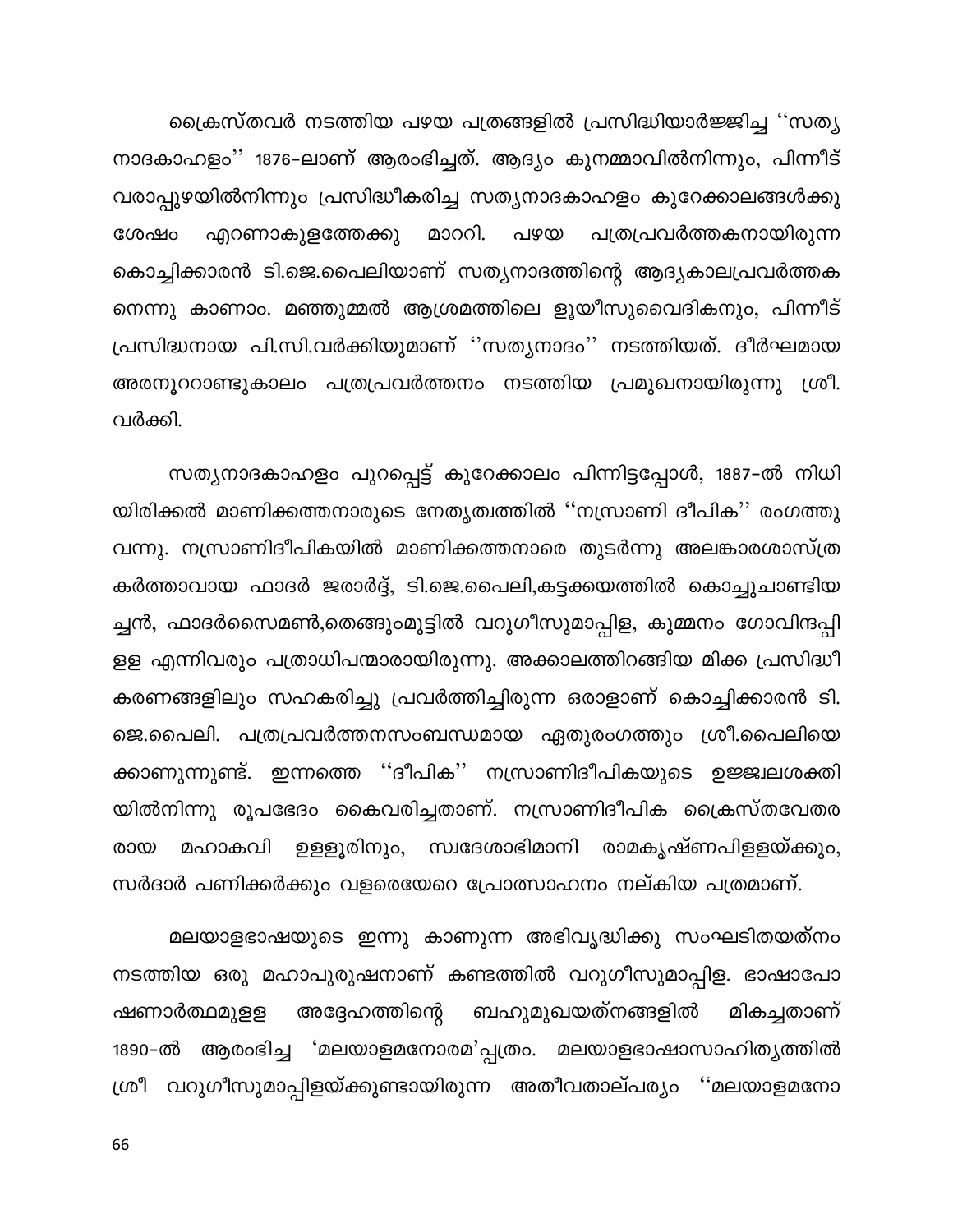ക്രൈസ്തവർ നടത്തിയ പഴയ പത്രങ്ങളിൽ പ്രസിദ്ധിയാർജ്ജിച്ച ''സത്യ നാദകാഹളം'' 1876-ലാണ് ആരംഭിച്ചത്. ആദ്യം കൂനമ്മാവിൽനിന്നും, പിന്നീട് വരാപ്പുഴയിൽനിന്നും പ്രസിദ്ധീകരിച്ച സത്യനാദകാഹളം കുറേക്കാലങ്ങൾക്കു ശേഷം എറണാകുളത്തേക്കു മാററി. പഴയ പത്രപ്രവർത്തകനായിരുന്ന കൊച്ചിക്കാരൻ ടി.ജെ.പൈലിയാണ് സത്യനാദത്തിന്റെ ആദ്യകാലപ്രവർത്തക നെന്നു കാണാം. മഞ്ഞുമ്മൽ ആശ്രമത്തിലെ ളൂയീസുവൈദികനും, പിന്നീട് പ്രസിദ്ധനായ പി.സി.വർക്കിയുമാണ് ''സത്യനാദം'' നടത്തിയത്. ദീർഘമായ അരനൂററാണ്ടുകാലം പത്രപ്രവർത്തനം നടത്തിയ പ്രമുഖനായിരുന്നു ശ്രീ. വർക്കി.

സത്യനാദകാഹളം പുറപ്പെട്ട് കുറേക്കാലം പിന്നിട്ടപ്പോൾ, 1887-ൽ നിധി യിരിക്കൽ മാണിക്കത്തനാരുടെ നേതൃത്വത്തിൽ ''നസ്രാണി ദീപിക'' രംഗത്തു വന്നു. നസ്രാണിദീപികയിൽ മാണിക്കത്തനാരെ തുടർന്നു അലങ്കാരശാസ്ത്ര കർത്താവായ ഫാദർ ജരാർദ്ദ്, ടി.ജെ.പൈലി,കട്ടക്കയത്തിൽ കൊച്ചുചാണ്ടിയ ച്ചൻ, ഫാദർസൈമൺ,തെങ്ങുംമൂട്ടിൽ വറുഗീസുമാപ്പിള, കുമ്മനം ഗോവിന്ദപ്പി ളള എന്നിവരും പത്രാധിപന്മാരായിരുന്നു. അക്കാലത്തിറങ്ങിയ മിക്ക പ്രസിദ്ധീ കരണങ്ങളിലും സഹകരിച്ചു പ്രവർത്തിച്ചിരുന്ന ഒരാളാണ് കൊച്ചിക്കാരൻ ടി. ജെ.പൈലി. പത്രപ്രവർത്തനസംബന്ധമായ ഏതുരംഗത്തും ശ്രീ.പൈലിയെ ക്കാണുന്നുണ്ട്. ഇന്നത്തെ ''ദീപിക'' നസ്രാണിദീപികയുടെ ഉജ്ജ്വലശക്തി യിൽനിന്നു രൂപഭേദം കൈവരിച്ചതാണ്. നസ്രാണിദീപിക ക്രൈസ്തവേതര രായ മഹാകവി ഉളളൂരിനും, സ്വദേശാഭിമാനി രാമകൃഷ്ണപിളളയ്ക്കും, സർദാർ പണിക്കർക്കും വളരെയേറെ പ്രോത്സാഹനം നല്കിയ പത്രമാണ്.

മലയാളഭാഷയുടെ ഇന്നു കാണുന്ന അഭിവൃദ്ധിക്കു സംഘടിതയത്നം നടത്തിയ ഒരു മഹാപുരുഷനാണ് കണ്ടത്തിൽ വറുഗീസുമാപ്പിള. ഭാഷാപോ ഷണാർത്ഥമുളള അദ്ദേഹത്തിന്റെ ബഹുമുഖയത്നങ്ങളിൽ മികച്ചതാണ് 1890-ൽ ആരംഭിച്ച 'മലയാളമനോരമ'പ്പത്രം. മലയാളഭാഷാസാഹിത്യത്തിൽ ശ്രീ വറുഗീസുമാപ്പിളയ്ക്കുണ്ടായിരുന്ന അതീവതാല്പര്യം ''മലയാളമനോ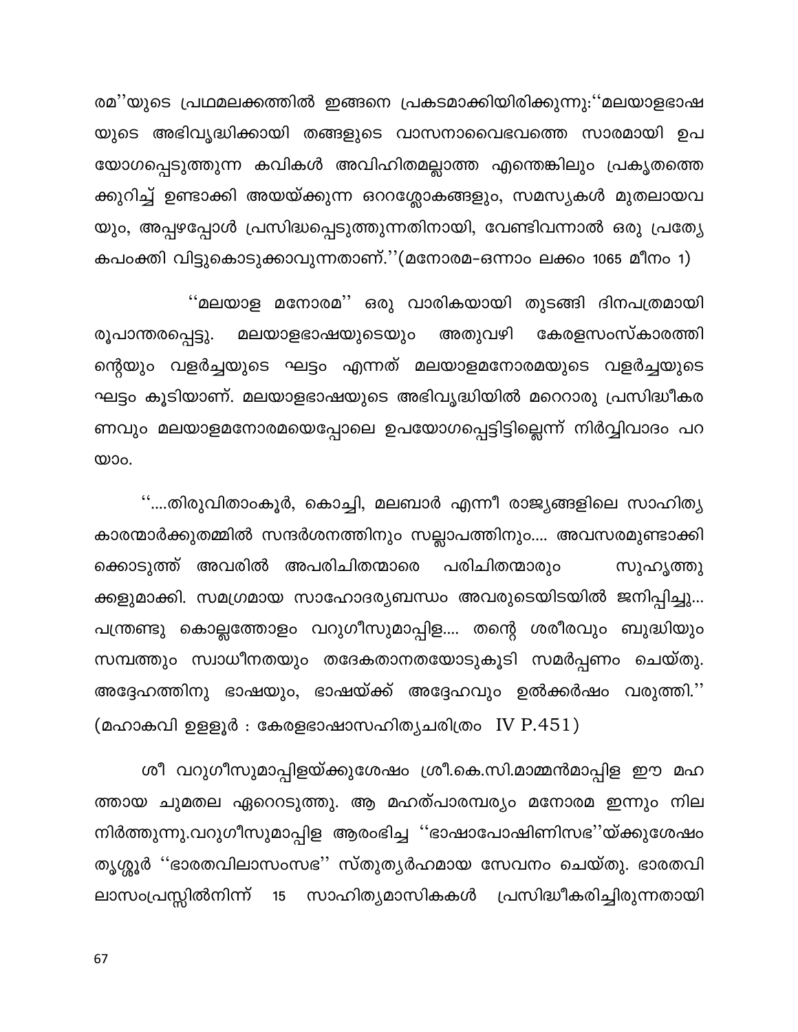രമ''യുടെ പ്രഥമലക്കത്തിൽ ഇങ്ങനെ പ്രകടമാക്കിയിരിക്കുന്നു:''മലയാളഭാഷയുടെ അഭിവൃദ്ധിക്കായി തങ്ങളുടെ വാസനാവൈഭവത്തെ സാരമായി ഉപയോഗപ്പെടുത്തുന്ന കവികൾ അവിഹിതമല്ലാത്ത എന്തെങ്കിലും പ്രകൃതത്തെക്കുറിച്ച് ഉണ്ടാക്കി അയയ്ക്കുന്ന ഒററശ്ലോകങ്ങളും, സമസ്യകൾ മുതലായവയും, അപ്പഴപ്പോൾ പ്രസിദ്ധപ്പെടുത്തുന്നതിനായി, വേണ്ടിവന്നാൽ ഒരു പ്രത്യേകപംക്തി വിട്ടുകൊടുക്കാവുന്നതാണ്.''(മനോരമ-ഒന്നാം ലക്കം 1065 മീനം 1)

''മലയാള മനോരമ'' ഒരു വാരികയായി തുടങ്ങി ദിനപത്രമായി രൂപാന്തരപ്പെട്ടു. മലയാളഭാഷയുടെയും അതുവഴി കേരളസംസ്കാരത്തിന്റെയും വളർച്ചയുടെ ഘട്ടം എന്നത് മലയാളമനോരമയുടെ വളർച്ചയുടെ ഘട്ടം കൂടിയാണ്. മലയാളഭാഷയുടെ അഭിവൃദ്ധിയിൽ മറെറാരു പ്രസിദ്ധീകരണവും മലയാളമനോരമയെപ്പോലെ ഉപയോഗപ്പെട്ടിട്ടില്ലെന്ന് നിർവ്വിവാദം പറയാം.

''....തിരുവിതാംകൂർ, കൊച്ചി, മലബാർ എന്നീ രാജ്യങ്ങളിലെ സാഹിത്യകാരന്മാർക്കുതമ്മിൽ സന്ദർശനത്തിനും സല്ലാപത്തിനും.... അവസരമുണ്ടാക്കിക്കൊടുത്ത് അവരിൽ അപരിചിതന്മാരെ പരിചിതന്മാരും സുഹൃത്തുക്കളുമാക്കി. സമഗ്രമായ സാഹോദര്യബന്ധം അവരുടെയിടയിൽ ജനിപ്പിച്ചു... പന്ത്രണ്ടു കൊല്ലത്തോളം വറുഗീസുമാപ്പിള.... തന്റെ ശരീരവും ബുദ്ധിയും സമ്പത്തും സ്വാധീനതയും തദേകതാനതയോടുകൂടി സമർപ്പണം ചെയ്തു. അദ്ദേഹത്തിനു ഭാഷയും, ഭാഷയ്ക്ക് അദ്ദേഹവും ഉൽക്കർഷം വരുത്തി.'' (മഹാകവി ഉള്ളൂർ : കേരളഭാഷാസഹിത്യചരിത്രം IV P.451)

ശീ വറുഗീസുമാപ്പിളയ്ക്കുശേഷം ശ്രീ.കെ.സി.മാമ്മൻമാപ്പിള ഈ മഹത്തായ ചുമതല ഏററെടുത്തു. ആ മഹത്പാരമ്പര്യം മനോരമ ഇന്നും നിലനിർത്തുന്നു.വറുഗീസുമാപ്പിള ആരംഭിച്ച ''ഭാഷാപോഷിണിസഭ''യ്ക്കുശേഷം തൃശ്ശൂർ ''ഭാരതവിലാസംസഭ'' സ്തുത്യർഹമായ സേവനം ചെയ്തു. ഭാരതവിലാസംപ്രസ്സിൽനിന്ന് 15 സാഹിത്യമാസികകൾ പ്രസിദ്ധീകരിച്ചിരുന്നതായി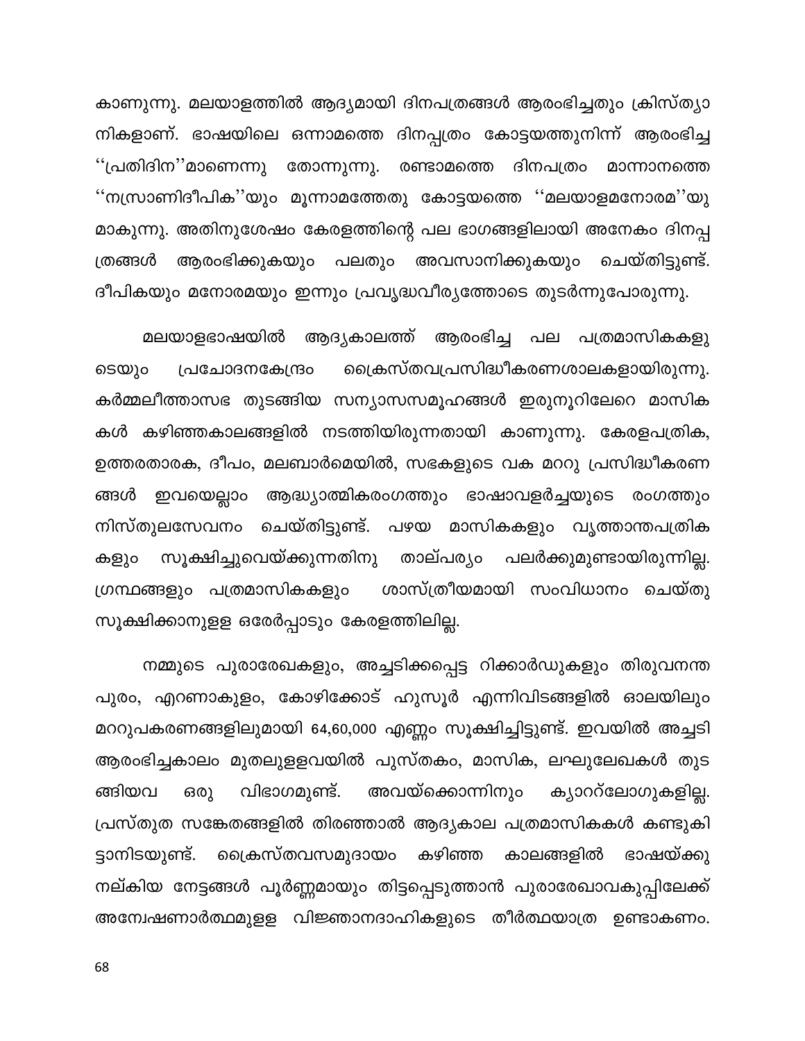കാണുന്നു. മലയാളത്തിൽ ആദ്യമായി ദിനപത്രങ്ങൾ ആരംഭിച്ചതും ക്രിസ്ത്യാനികളാണ്. ഭാഷയിലെ ഒന്നാമത്തെ ദിനപ്പത്രം കോട്ടയത്തുനിന്ന് ആരംഭിച്ച ''പ്രതിദിന''മാണെന്നു തോന്നുന്നു. രണ്ടാമത്തെ ദിനപത്രം മാന്നാനത്തെ ''നസ്രാണിദീപിക''യും മൂന്നാമത്തേതു കോട്ടയത്തെ ''മലയാളമനോരമ''യുമാകുന്നു. അതിനുശേഷം കേരളത്തിന്റെ പല ഭാഗങ്ങളിലായി അനേകം ദിനപ്പത്രങ്ങൾ ആരംഭിക്കുകയും പലതും അവസാനിക്കുകയും ചെയ്തിട്ടുണ്ട്. ദീപികയും മനോരമയും ഇന്നും പ്രവൃദ്ധവീര്യത്തോടെ തുടർന്നുപോരുന്നു.

മലയാളഭാഷയിൽ ആദ്യകാലത്ത് ആരംഭിച്ച പല പത്രമാസികകളുടെയും പ്രചോദനകേന്ദ്രം ക്രൈസ്തവപ്രസിദ്ധീകരണശാലകളായിരുന്നു. കർമ്മലീത്താസഭ തുടങ്ങിയ സന്യാസസമൂഹങ്ങൾ ഇരുനൂറിലേറെ മാസികകൾ കഴിഞ്ഞകാലങ്ങളിൽ നടത്തിയിരുന്നതായി കാണുന്നു. കേരളപത്രിക, ഉത്തരതാരക, ദീപം, മലബാർമെയിൽ, സഭകളുടെ വക മററു പ്രസിദ്ധീകരണങ്ങൾ ഇവയെല്ലാം ആദ്ധ്യാത്മികരംഗത്തും ഭാഷാവളർച്ചയുടെ രംഗത്തും നിസ്തുലസേവനം ചെയ്തിട്ടുണ്ട്. പഴയ മാസികകളും വൃത്താന്തപത്രികകളും സൂക്ഷിച്ചുവെയ്ക്കുന്നതിനു താല്പര്യം പലർക്കുമുണ്ടായിരുന്നില്ല. ഗ്രന്ഥങ്ങളും പത്രമാസികകളും ശാസ്ത്രീയമായി സംവിധാനം ചെയ്തു സൂക്ഷിക്കാനുള്ള ഒരേർപ്പാടും കേരളത്തിലില്ല.

നമ്മുടെ പുരാരേഖകളും, അച്ചടിക്കപ്പെട്ട റിക്കാർഡുകളും തിരുവനന്തപുരം, എറണാകുളം, കോഴിക്കോട് ഹുസൂർ എന്നിവിടങ്ങളിൽ ഓലയിലും മററുപകരണങ്ങളിലുമായി 64,60,000 എണ്ണം സൂക്ഷിച്ചിട്ടുണ്ട്. ഇവയിൽ അച്ചടി ആരംഭിച്ചകാലം മുതലുള്ളവയിൽ പുസ്തകം, മാസിക, ലഘുലേഖകൾ തുടങ്ങിയവ ഒരു വിഭാഗമുണ്ട്. അവയ്ക്കൊന്നിനും ക്യാററ്ലോഗുകളില്ല. പ്രസ്തുത സങ്കേതങ്ങളിൽ തിരഞ്ഞാൽ ആദ്യകാല പത്രമാസികകൾ കണ്ടുകിട്ടാനിടയുണ്ട്. ക്രൈസ്തവസമുദായം കഴിഞ്ഞ കാലങ്ങളിൽ ഭാഷയ്ക്കു നല്കിയ നേട്ടങ്ങൾ പൂർണ്ണമായും തിട്ടപ്പെടുത്താൻ പുരാരേഖാവകുപ്പിലേക്ക് അന്വേഷണാർത്ഥമുള്ള വിജ്ഞാനദാഹികളുടെ തീർത്ഥയാത്ര ഉണ്ടാകണം.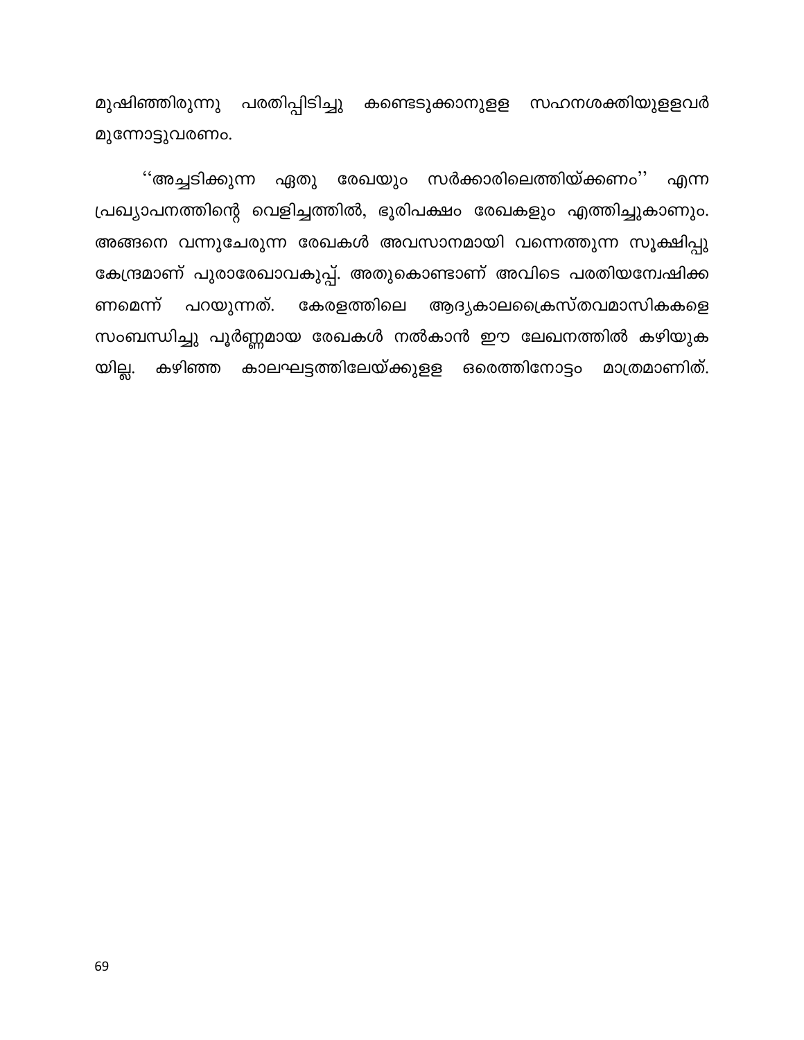മുഷിഞ്ഞിരുന്നു പരതിപ്പിടിച്ചു കണ്ടെടുക്കാനുള്ള സഹനശക്തിയുള്ളവർ മുന്നോട്ടുവരണം.

''അച്ചടിക്കുന്ന ഏതു രേഖയും സർക്കാരിലെത്തിയ്ക്കണം'' എന്ന പ്രഖ്യാപനത്തിന്റെ വെളിച്ചത്തിൽ, ഭൂരിപക്ഷം രേഖകളും എത്തിച്ചുകാണും. അങ്ങനെ വന്നുചേരുന്ന രേഖകൾ അവസാനമായി വന്നെത്തുന്ന സൂക്ഷിപ്പു കേന്ദ്രമാണ് പുരാരേഖാവകുപ്പ്. അതുകൊണ്ടാണ് അവിടെ പരതിയന്വേഷിക്കണമെന്ന് പറയുന്നത്. കേരളത്തിലെ ആദ്യകാലക്രൈസ്തവമാസികകളെ സംബന്ധിച്ചു പൂർണ്ണമായ രേഖകൾ നൽകാൻ ഈ ലേഖനത്തിൽ കഴിയുകയില്ല. കഴിഞ്ഞ കാലഘട്ടത്തിലേയ്ക്കുള്ള ഒരെത്തിനോട്ടം മാത്രമാണിത്.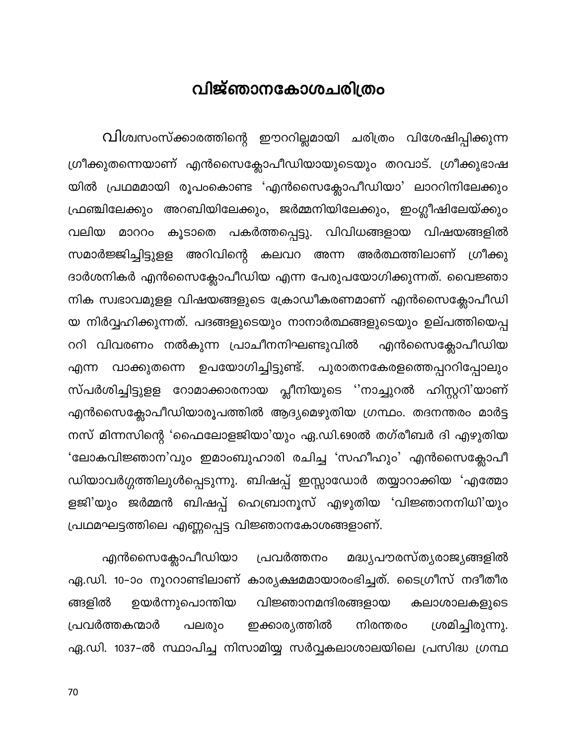# വിജ്ഞാനകോശചരിത്രം

വിശ്വസംസ്ക്കാരത്തിന്റെ ഈററില്ലമായി ചരിത്രം വിശേഷിപ്പിക്കുന്ന ഗ്രീക്കുതന്നെയാണ് എൻസൈക്ലോപീഡിയായുടെയും തറവാട്. ഗ്രീക്കുഭാഷയിൽ പ്രഥമമായി രൂപംകൊണ്ട 'എൻസൈക്ലോപീഡിയാ' ലാററിനിലേക്കും ഫ്രഞ്ചിലേക്കും അറബിയിലേക്കും, ജർമ്മനിയിലേക്കും, ഇംഗ്ലീഷിലേയ്ക്കും വലിയ മാററം കൂടാതെ പകർത്തപ്പെട്ടു. വിവിധങ്ങളായ വിഷയങ്ങളിൽ സമാർജ്ജിച്ചിട്ടുള്ള അറിവിന്റെ കലവറ അന്ന അർത്ഥത്തിലാണ് ഗ്രീക്കു ദാർശനികർ എൻസൈക്ലോപീഡിയ എന്ന പേരുപയോഗിക്കുന്നത്. വൈജ്ഞാനിക സ്വഭാവമുള്ള വിഷയങ്ങളുടെ ക്രോഡീകരണമാണ് എൻസൈക്ലോപീഡിയ നിർവ്വഹിക്കുന്നത്. പദങ്ങളുടെയും നാനാർത്ഥങ്ങളുടെയും ഉല്പത്തിയെപ്പററി വിവരണം നൽകുന്ന പ്രാചീനനിഘണ്ടുവിൽ എൻസൈക്ലോപീഡിയ എന്ന വാക്കുതന്നെ ഉപയോഗിച്ചിട്ടുണ്ട്. പുരാതനകേരളത്തെപ്പററിപ്പോലും സ്പർശിച്ചിട്ടുള്ള റോമാക്കാരനായ പ്ലീനിയുടെ ''നാച്ചുറൽ ഹിസ്റ്ററി'യാണ് എൻസൈക്ലോപീഡിയാരൂപത്തിൽ ആദ്യമെഴുതിയ ഗ്രന്ഥം. തദനന്തരം മാർട്ടനസ് മിന്നസിന്റെ 'ഫൈലോളജിയാ'യും ഏ.ഡി.690ൽ തഗ്രീബർ ദി എഴുതിയ 'ലോകവിജ്ഞാന'വും ഇമാംബുഹാരി രചിച്ച 'സഹീഹും' എൻസൈക്ലോപീഡിയാവർഗ്ഗത്തിലുൾപ്പെടുന്നു. ബിഷപ്പ് ഇസ്സാഡോർ തയ്യാറാക്കിയ 'എത്തോളജി'യും ജർമ്മൻ ബിഷപ്പ് ഹെബ്രാനൂസ് എഴുതിയ 'വിജ്ഞാനനിധി'യും പ്രഥമഘട്ടത്തിലെ എണ്ണപ്പെട്ട വിജ്ഞാനകോശങ്ങളാണ്.

എൻസൈക്ലോപീഡിയാ പ്രവർത്തനം മദ്ധ്യപൗരസ്ത്യരാജ്യങ്ങളിൽ ഏ.ഡി. 10-ാം നൂററാണ്ടിലാണ് കാര്യക്ഷമമായാരംഭിച്ചത്. ടൈഗ്രീസ് നദീതീരങ്ങളിൽ ഉയർന്നുപൊന്തിയ വിജ്ഞാനമന്ദിരങ്ങളായ കലാശാലകളുടെ പ്രവർത്തകന്മാർ പലരും ഇക്കാര്യത്തിൽ നിരന്തരം ശ്രമിച്ചിരുന്നു. ഏ.ഡി. 1037-ൽ സ്ഥാപിച്ച നിസാമിയ്യ സർവ്വകലാശാലയിലെ പ്രസിദ്ധ ഗ്രന്ഥ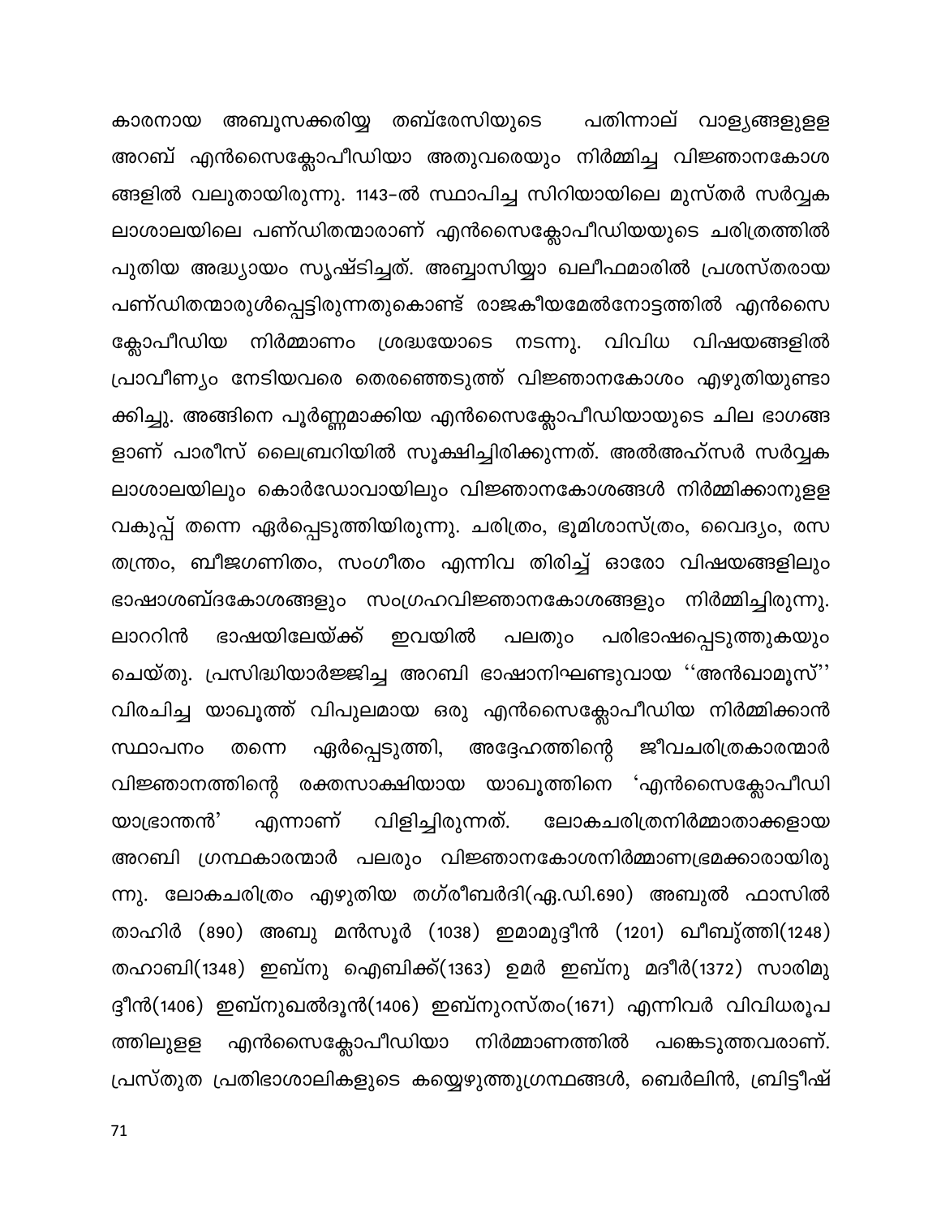കാരനായ അബൂസക്കരിയ്യ തബ്രേസിയുടെ പതിന്നാല് വാള്യങ്ങളുള്ള അറബ് എൻസൈക്ലോപീഡിയാ അതുവരെയും നിർമ്മിച്ച വിജ്ഞാനകോശങ്ങളിൽ വലുതായിരുന്നു. 1143-ൽ സ്ഥാപിച്ച സിറിയായിലെ മുസ്തർ സർവ്വകലാശാലയിലെ പണ്ഡിതന്മാരാണ് എൻസൈക്ലോപീഡിയയുടെ ചരിത്രത്തിൽ പുതിയ അദ്ധ്യായം സൃഷ്ടിച്ചത്. അബ്ബാസിയ്യാ ഖലീഫമാരിൽ പ്രശസ്തരായ പണ്ഡിതന്മാരുൾപ്പെട്ടിരുന്നതുകൊണ്ട് രാജകീയമേൽനോട്ടത്തിൽ എൻസൈക്ലോപീഡിയ നിർമ്മാണം ശ്രദ്ധയോടെ നടന്നു. വിവിധ വിഷയങ്ങളിൽ പ്രാവീണ്യം നേടിയവരെ തെരഞ്ഞെടുത്ത് വിജ്ഞാനകോശം എഴുതിയുണ്ടാക്കിച്ചു. അങ്ങിനെ പൂർണ്ണമാക്കിയ എൻസൈക്ലോപീഡിയായുടെ ചില ഭാഗങ്ങളാണ് പാരീസ് ലൈബ്രറിയിൽ സൂക്ഷിച്ചിരിക്കുന്നത്. അൽഅഹ്സർ സർവ്വകലാശാലയിലും കൊർഡോവായിലും വിജ്ഞാനകോശങ്ങൾ നിർമ്മിക്കാനുള്ള വകുപ്പ് തന്നെ ഏർപ്പെടുത്തിയിരുന്നു. ചരിത്രം, ഭൂമിശാസ്ത്രം, വൈദ്യം, രസതന്ത്രം, ബീജഗണിതം, സംഗീതം എന്നിവ തിരിച്ച് ഓരോ വിഷയങ്ങളിലും ഭാഷാശബ്ദകോശങ്ങളും സംഗ്രഹവിജ്ഞാനകോശങ്ങളും നിർമ്മിച്ചിരുന്നു. ലാററിൻ ഭാഷയിലേയ്ക്ക് ഇവയിൽ പലതും പരിഭാഷപ്പെടുത്തുകയും ചെയ്തു. പ്രസിദ്ധിയാർജ്ജിച്ച അറബി ഭാഷാനിഘണ്ടുവായ ''അൻഖാമൂസ്'' വിരചിച്ച യാഖൂത്ത് വിപുലമായ ഒരു എൻസൈക്ലോപീഡിയ നിർമ്മിക്കാൻ സ്ഥാപനം തന്നെ ഏർപ്പെടുത്തി, അദ്ദേഹത്തിന്റെ ജീവചരിത്രകാരന്മാർ വിജ്ഞാനത്തിന്റെ രക്തസാക്ഷിയായ യാഖൂത്തിനെ 'എൻസൈക്ലോപീഡിയാഭ്രാന്തൻ' എന്നാണ് വിളിച്ചിരുന്നത്. ലോകചരിത്രനിർമ്മാതാക്കളായ അറബി ഗ്രന്ഥകാരന്മാർ പലരും വിജ്ഞാനകോശനിർമ്മാണഭ്രമക്കാരായിരുന്നു. ലോകചരിത്രം എഴുതിയ തഗ്രീബർദി(ഏ.ഡി.690) അബുൽ ഫാസിൽ താഹിർ (890) അബു മൻസൂർ (1038) ഇമാമുദ്ദീൻ (1201) ഖിബ്ത്തി(1248) തഹാബി(1348) ഇബ്നു ഐബിക്ക്(1363) ഉമർ ഇബ്നു മദീർ(1372) സാരിമുദ്ദീൻ(1406) ഇബ്നുഖൽദൂൻ(1406) ഇബ്നുറസ്തം(1671) എന്നിവർ വിവിധരൂപത്തിലുള്ള എൻസൈക്ലോപീഡിയാ നിർമ്മാണത്തിൽ പങ്കെടുത്തവരാണ്. പ്രസ്തുത പ്രതിഭാശാലികളുടെ കയ്യെഴുത്തുഗ്രന്ഥങ്ങൾ, ബെർലിൻ, ബ്രിട്ടീഷ്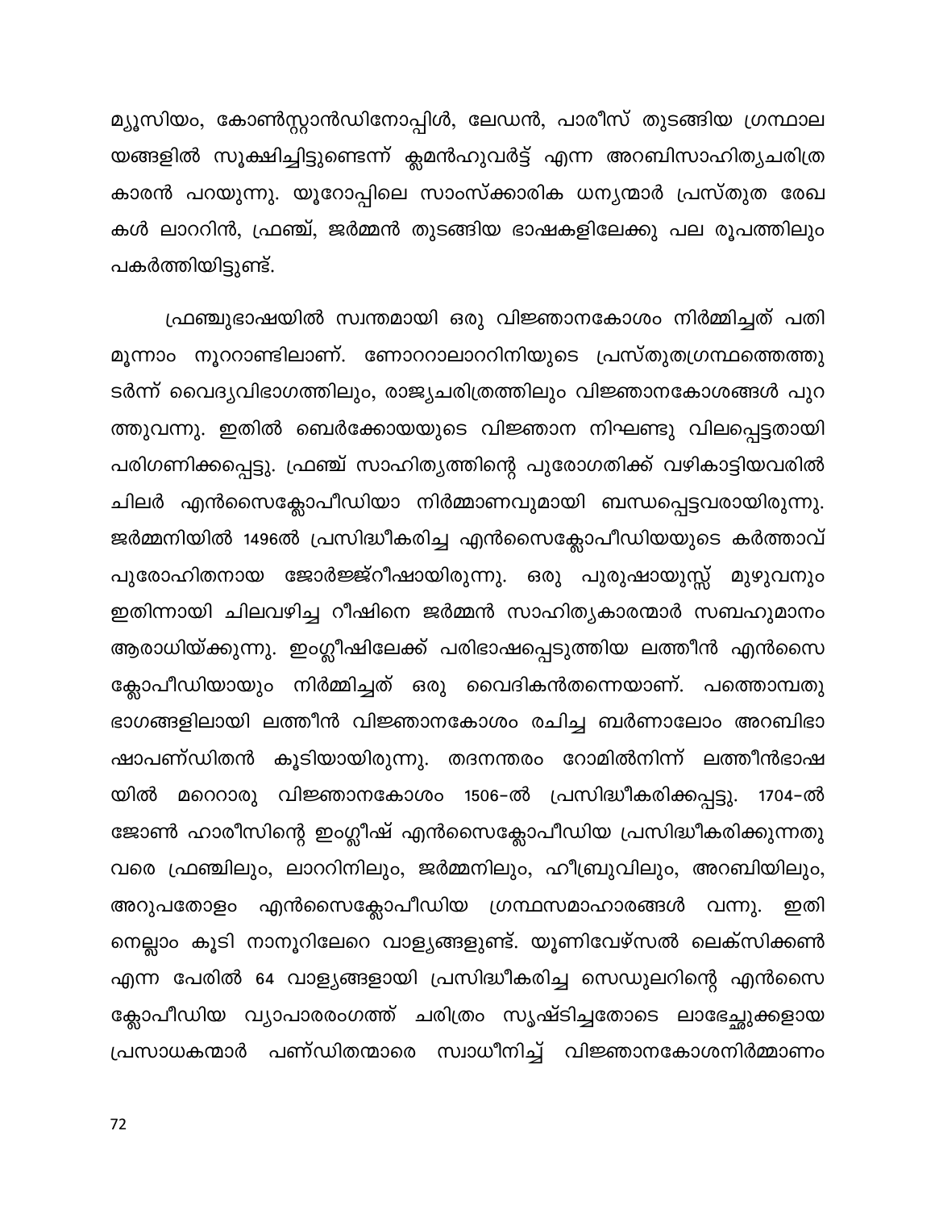മ്യൂസിയം, കോൺസ്റ്റാൻഡിനോപ്പിൾ, ലേഡൻ, പാരീസ് തുടങ്ങിയ ഗ്രന്ഥാലയങ്ങളിൽ സൂക്ഷിച്ചിട്ടുണ്ടെന്ന് ക്ലമൻഹുവർട്ട് എന്ന അറബിസാഹിത്യചരിത്രകാരൻ പറയുന്നു. യൂറോപ്പിലെ സാംസ്ക്കാരിക ധന്യന്മാർ പ്രസ്തുത രേഖകൾ ലാററിൻ, ഫ്രഞ്ച്, ജർമ്മൻ തുടങ്ങിയ ഭാഷകളിലേക്കു പല രൂപത്തിലും പകർത്തിയിട്ടുണ്ട്.

ഫ്രഞ്ചുഭാഷയിൽ സ്വന്തമായി ഒരു വിജ്ഞാനകോശം നിർമ്മിച്ചത് പതിമൂന്നാം നൂററാണ്ടിലാണ്. ണോററാലാററിനിയുടെ പ്രസ്തുതഗ്രന്ഥത്തെത്തുടർന്ന് വൈദ്യവിഭാഗത്തിലും, രാജ്യചരിത്രത്തിലും വിജ്ഞാനകോശങ്ങൾ പുറത്തുവന്നു. ഇതിൽ ബെർക്കോയയുടെ വിജ്ഞാന നിഘണ്ടു വിലപ്പെട്ടതായി പരിഗണിക്കപ്പെട്ടു. ഫ്രഞ്ച് സാഹിത്യത്തിന്റെ പുരോഗതിക്ക് വഴികാട്ടിയവരിൽ ചിലർ എൻസൈക്ലോപീഡിയാ നിർമ്മാണവുമായി ബന്ധപ്പെട്ടവരായിരുന്നു. ജർമ്മനിയിൽ 1496ൽ പ്രസിദ്ധീകരിച്ച എൻസൈക്ലോപീഡിയയുടെ കർത്താവ് പുരോഹിതനായ ജോർജ്ജ്റീഷായിരുന്നു. ഒരു പുരുഷായുസ്സ് മുഴുവനും ഇതിന്നായി ചിലവഴിച്ച റീഷിനെ ജർമ്മൻ സാഹിത്യകാരന്മാർ സബഹുമാനം ആരാധിയ്ക്കുന്നു. ഇംഗ്ലീഷിലേക്ക് പരിഭാഷപ്പെടുത്തിയ ലത്തീൻ എൻസൈക്ലോപീഡിയായും നിർമ്മിച്ചത് ഒരു വൈദികൻതന്നെയാണ്. പത്തൊമ്പതു ഭാഗങ്ങളിലായി ലത്തീൻ വിജ്ഞാനകോശം രചിച്ച ബർണാലോം അറബിഭാഷാപണ്ഡിതൻ കൂടിയായിരുന്നു. തദനന്തരം റോമിൽനിന്ന് ലത്തീൻഭാഷയിൽ മറെറാരു വിജ്ഞാനകോശം 1506-ൽ പ്രസിദ്ധീകരിക്കപ്പെട്ടു. 1704-ൽ ജോൺ ഹാരീസിന്റെ ഇംഗ്ലീഷ് എൻസൈക്ലോപീഡിയ പ്രസിദ്ധീകരിക്കുന്നതുവരെ ഫ്രഞ്ചിലും, ലാററിനിലും, ജർമ്മനിലും, ഹീബ്രുവിലും, അറബിയിലും, അറുപതോളം എൻസൈക്ലോപീഡിയ ഗ്രന്ഥസമാഹാരങ്ങൾ വന്നു. ഇതിനെല്ലാം കൂടി നാനൂറിലേറെ വാള്യങ്ങളുണ്ട്. യൂണിവേഴ്സൽ ലെക്സിക്കൺ എന്ന പേരിൽ 64 വാള്യങ്ങളായി പ്രസിദ്ധീകരിച്ച സെഡുലറിന്റെ എൻസൈക്ലോപീഡിയ വ്യാപാരരംഗത്ത് ചരിത്രം സൃഷ്ടിച്ചതോടെ ലാഭേച്ഛുക്കളായ പ്രസാധകന്മാർ പണ്ഡിതന്മാരെ സ്വാധീനിച്ച് വിജ്ഞാനകോശനിർമ്മാണം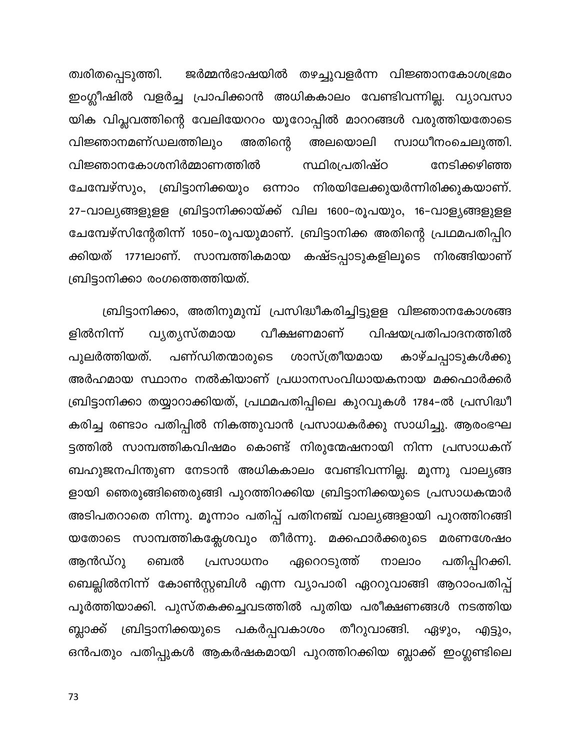ത്വരിതപ്പെടുത്തി. ജർമ്മൻഭാഷയിൽ തഴച്ചുവളർന്ന വിജ്ഞാനകോശഭ്രമം ഇംഗ്ലീഷിൽ വളർച്ച പ്രാപിക്കാൻ അധികകാലം വേണ്ടിവന്നില്ല. വ്യാവസായിക വിപ്ലവത്തിന്റെ വേലിയേററം യൂറോപ്പിൽ മാററങ്ങൾ വരുത്തിയതോടെ വിജ്ഞാനമണ്ഡലത്തിലും അതിന്റെ അലയൊലി സ്വാധീനംചെലുത്തി. വിജ്ഞാനകോശനിർമ്മാണത്തിൽ സ്ഥിരപ്രതിഷ്ഠ നേടിക്കഴിഞ്ഞ ചേമ്പേഴ്സും, ബ്രിട്ടാനിക്കയും ഒന്നാം നിരയിലേക്കുയർന്നിരിക്കുകയാണ്. 27-വാല്യങ്ങളുള്ള ബ്രിട്ടാനിക്കായ്ക്ക് വില 1600-രൂപയും, 16-വാള്യങ്ങളുള്ള ചേമ്പേഴ്സിന്റേതിന്ന് 1050-രൂപയുമാണ്. ബ്രിട്ടാനിക്ക അതിന്റെ പ്രഥമപതിപ്പിറക്കിയത് 1771ലാണ്. സാമ്പത്തികമായ കഷ്ടപ്പാടുകളിലൂടെ നിരങ്ങിയാണ് ബ്രിട്ടാനിക്കാ രംഗത്തെത്തിയത്.

ബ്രിട്ടാനിക്കാ, അതിനുമുമ്പ് പ്രസിദ്ധീകരിച്ചിട്ടുള്ള വിജ്ഞാനകോശങ്ങളിൽനിന്ന് വ്യത്യസ്തമായ വീക്ഷണമാണ് വിഷയപ്രതിപാദനത്തിൽ പുലർത്തിയത്. പണ്ഡിതന്മാരുടെ ശാസ്ത്രീയമായ കാഴ്ചപ്പാടുകൾക്കു അർഹമായ സ്ഥാനം നൽകിയാണ് പ്രധാനസംവിധായകനായ മക്കഫാർക്കർ ബ്രിട്ടാനിക്കാ തയ്യാറാക്കിയത്, പ്രഥമപതിപ്പിലെ കുറവുകൾ 1784-ൽ പ്രസിദ്ധീകരിച്ച രണ്ടാം പതിപ്പിൽ നികത്തുവാൻ പ്രസാധകർക്കു സാധിച്ചു. ആരംഭഘട്ടത്തിൽ സാമ്പത്തികവിഷമം കൊണ്ട് നിരുന്മേഷനായി നിന്ന പ്രസാധകന് ബഹുജനപിന്തുണ നേടാൻ അധികകാലം വേണ്ടിവന്നില്ല. മൂന്നു വാല്യങ്ങളായി ഞെരുങ്ങിഞെരുങ്ങി പുറത്തിറക്കിയ ബ്രിട്ടാനിക്കയുടെ പ്രസാധകന്മാർ അടിപതറാതെ നിന്നു. മൂന്നാം പതിപ്പ് പതിനഞ്ച് വാല്യങ്ങളായി പുറത്തിറങ്ങിയതോടെ സാമ്പത്തികക്ലേശവും തീർന്നു. മക്കഫാർക്കരുടെ മരണശേഷം ആൻഡ്റു ബെൽ പ്രസാധനം ഏറെറടുത്ത് നാലാം പതിപ്പിറക്കി. ബെല്ലിൽനിന്ന് കോൺസ്റ്റബിൾ എന്ന വ്യാപാരി ഏററുവാങ്ങി ആറാംപതിപ്പ് പൂർത്തിയാക്കി. പുസ്തകക്കച്ചവടത്തിൽ പുതിയ പരീക്ഷണങ്ങൾ നടത്തിയ ബ്ലാക്ക് ബ്രിട്ടാനിക്കയുടെ പകർപ്പവകാശം തീറുവാങ്ങി. ഏഴും, എട്ടും, ഒൻപതും പതിപ്പുകൾ ആകർഷകമായി പുറത്തിറക്കിയ ബ്ലാക്ക് ഇംഗ്ലണ്ടിലെ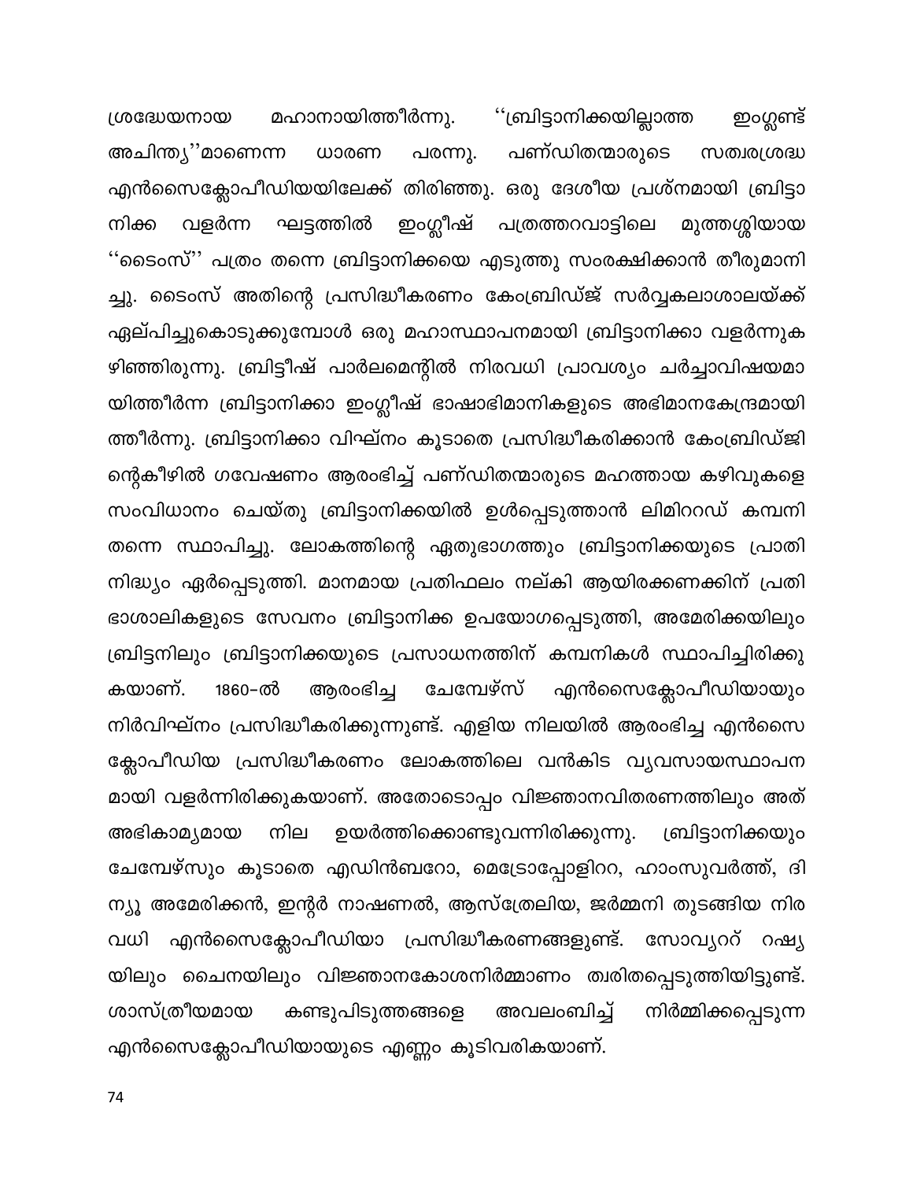ശ്രദ്ധേയനായ മഹാനായിത്തീർന്നു. ''ബ്രിട്ടാനിക്കയില്ലാത്ത ഇംഗ്ലണ്ട് അചിന്ത്യ''മാണെന്ന ധാരണ പരന്നു. പണ്ഡിതന്മാരുടെ സത്വരശ്രദ്ധ എൻസൈക്ലോപീഡിയയിലേക്ക് തിരിഞ്ഞു. ഒരു ദേശീയ പ്രശ്നമായി ബ്രിട്ടാനിക്ക വളർന്ന ഘട്ടത്തിൽ ഇംഗ്ലീഷ് പത്രത്തറവാട്ടിലെ മുത്തശ്ശിയായ ''ടൈംസ്'' പത്രം തന്നെ ബ്രിട്ടാനിക്കയെ എടുത്തു സംരക്ഷിക്കാൻ തീരുമാനിച്ചു. ടൈംസ് അതിന്റെ പ്രസിദ്ധീകരണം കേംബ്രിഡ്ജ് സർവ്വകലാശാലയ്ക്ക് ഏല്പിച്ചുകൊടുക്കുമ്പോൾ ഒരു മഹാസ്ഥാപനമായി ബ്രിട്ടാനിക്കാ വളർന്നുകഴിഞ്ഞിരുന്നു. ബ്രിട്ടീഷ് പാർലമെന്റിൽ നിരവധി പ്രാവശ്യം ചർച്ചാവിഷയമായിത്തീർന്ന ബ്രിട്ടാനിക്കാ ഇംഗ്ലീഷ് ഭാഷാഭിമാനികളുടെ അഭിമാനകേന്ദ്രമായിത്തീർന്നു. ബ്രിട്ടാനിക്കാ വിഘ്നം കൂടാതെ പ്രസിദ്ധീകരിക്കാൻ കേംബ്രിഡ്ജിന്റെകീഴിൽ ഗവേഷണം ആരംഭിച്ച് പണ്ഡിതന്മാരുടെ മഹത്തായ കഴിവുകളെ സംവിധാനം ചെയ്തു ബ്രിട്ടാനിക്കയിൽ ഉൾപ്പെടുത്താൻ ലിമിററഡ് കമ്പനി തന്നെ സ്ഥാപിച്ചു. ലോകത്തിന്റെ ഏതുഭാഗത്തും ബ്രിട്ടാനിക്കയുടെ പ്രാതിനിദ്ധ്യം ഏർപ്പെടുത്തി. മാനമായ പ്രതിഫലം നല്കി ആയിരക്കണക്കിന് പ്രതിഭാശാലികളുടെ സേവനം ബ്രിട്ടാനിക്ക ഉപയോഗപ്പെടുത്തി, അമേരിക്കയിലും ബ്രിട്ടനിലും ബ്രിട്ടാനിക്കയുടെ പ്രസാധനത്തിന് കമ്പനികൾ സ്ഥാപിച്ചിരിക്കുകയാണ്. 1860-ൽ ആരംഭിച്ച ചേമ്പേഴ്സ് എൻസൈക്ലോപീഡിയായും നിർവിഘ്നം പ്രസിദ്ധീകരിക്കുന്നുണ്ട്. എളിയ നിലയിൽ ആരംഭിച്ച എൻസൈക്ലോപീഡിയ പ്രസിദ്ധീകരണം ലോകത്തിലെ വൻകിട വ്യവസായസ്ഥാപനമായി വളർന്നിരിക്കുകയാണ്. അതോടൊപ്പം വിജ്ഞാനവിതരണത്തിലും അത് അഭികാമ്യമായ നില ഉയർത്തിക്കൊണ്ടുവന്നിരിക്കുന്നു. ബ്രിട്ടാനിക്കയും ചേമ്പേഴ്സും കൂടാതെ എഡിൻബറോ, മെട്രോപ്പോളിററ, ഹാംസുവർത്ത്, ദി ന്യൂ അമേരിക്കൻ, ഇന്റർ നാഷണൽ, ആസ്ത്രേലിയ, ജർമ്മനി തുടങ്ങിയ നിരവധി എൻസൈക്ലോപീഡിയാ പ്രസിദ്ധീകരണങ്ങളുണ്ട്. സോവ്യററ് റഷ്യയിലും ചൈനയിലും വിജ്ഞാനകോശനിർമ്മാണം ത്വരിതപ്പെടുത്തിയിട്ടുണ്ട്. ശാസ്ത്രീയമായ കണ്ടുപിടുത്തങ്ങളെ അവലംബിച്ച് നിർമ്മിക്കപ്പെടുന്ന എൻസൈക്ലോപീഡിയായുടെ എണ്ണം കൂടിവരികയാണ്.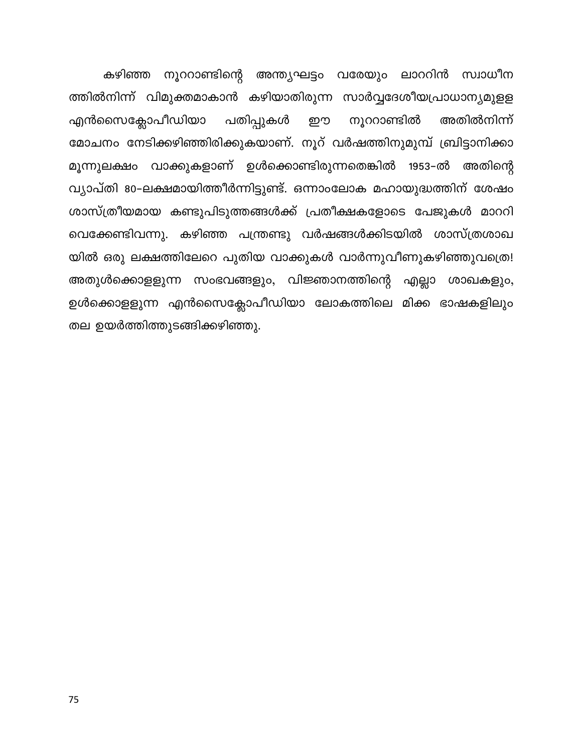കഴിഞ്ഞ നൂററാണ്ടിന്റെ അന്ത്യഘട്ടം വരേയും ലാററിൻ സ്വാധീനത്തിൽനിന്ന് വിമുക്തമാകാൻ കഴിയാതിരുന്ന സാർവ്വദേശീയപ്രാധാന്യമുള്ള എൻസൈക്ലോപീഡിയാ പതിപ്പുകൾ ഈ നൂററാണ്ടിൽ അതിൽനിന്ന് മോചനം നേടിക്കഴിഞ്ഞിരിക്കുകയാണ്. നൂറ് വർഷത്തിനുമുമ്പ് ബ്രിട്ടാനിക്കാ മൂന്നുലക്ഷം വാക്കുകളാണ് ഉൾക്കൊണ്ടിരുന്നതെങ്കിൽ 1953–ൽ അതിന്റെ വ്യാപ്തി 80-ലക്ഷമായിത്തീർന്നിട്ടുണ്ട്. ഒന്നാംലോക മഹായുദ്ധത്തിന് ശേഷം ശാസ്ത്രീയമായ കണ്ടുപിടുത്തങ്ങൾക്ക് പ്രതീക്ഷകളോടെ പേജുകൾ മാററി വെക്കേണ്ടിവന്നു. കഴിഞ്ഞ പന്ത്രണ്ടു വർഷങ്ങൾക്കിടയിൽ ശാസ്ത്രശാഖയിൽ ഒരു ലക്ഷത്തിലേറെ പുതിയ വാക്കുകൾ വാർന്നുവീണുകഴിഞ്ഞുവത്രെ! അതുൾക്കൊള്ളുന്ന സംഭവങ്ങളും, വിജ്ഞാനത്തിന്റെ എല്ലാ ശാഖകളും, ഉൾക്കൊള്ളുന്ന എൻസൈക്ലോപീഡിയാ ലോകത്തിലെ മിക്ക ഭാഷകളിലും തല ഉയർത്തിത്തുടങ്ങിക്കഴിഞ്ഞു.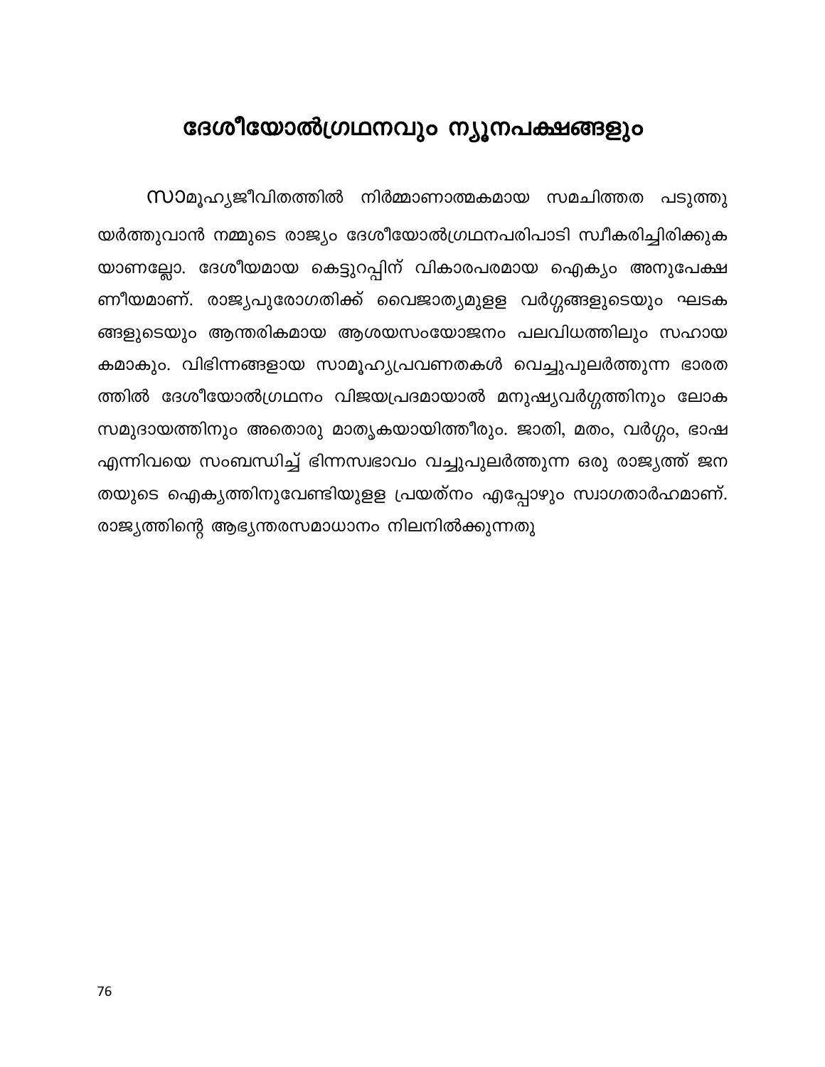# ദേശീയോൽഗ്രഥനവും ന്യൂനപക്ഷങ്ങളും

സാമൂഹ്യജീവിതത്തിൽ നിർമ്മാണാത്മകമായ സമചിത്തത പടുത്തുയർത്തുവാൻ നമ്മുടെ രാജ്യം ദേശീയോൽഗ്രഥനപരിപാടി സ്വീകരിച്ചിരിക്കുകയാണല്ലോ. ദേശീയമായ കെട്ടുറപ്പിന് വികാരപരമായ ഐക്യം അനുപേക്ഷണീയമാണ്. രാജ്യപുരോഗതിക്ക് വൈജാത്യമുള്ള വർഗ്ഗങ്ങളുടെയും ഘടകങ്ങളുടെയും ആന്തരികമായ ആശയസംയോജനം പലവിധത്തിലും സഹായകമാകും. വിഭിന്നങ്ങളായ സാമൂഹ്യപ്രവണതകൾ വെച്ചുപുലർത്തുന്ന ഭാരതത്തിൽ ദേശീയോൽഗ്രഥനം വിജയപ്രദമായാൽ മനുഷ്യവർഗ്ഗത്തിനും ലോകസമുദായത്തിനും അതൊരു മാതൃകയായിത്തീരും. ജാതി, മതം, വർഗ്ഗം, ഭാഷ എന്നിവയെ സംബന്ധിച്ച് ഭിന്നസ്വഭാവം വച്ചുപുലർത്തുന്ന ഒരു രാജ്യത്ത് ജനതയുടെ ഐക്യത്തിനുവേണ്ടിയുള്ള പ്രയത്നം എപ്പോഴും സ്വാഗതാർഹമാണ്. രാജ്യത്തിന്റെ ആഭ്യന്തരസമാധാനം നിലനിൽക്കുന്നതു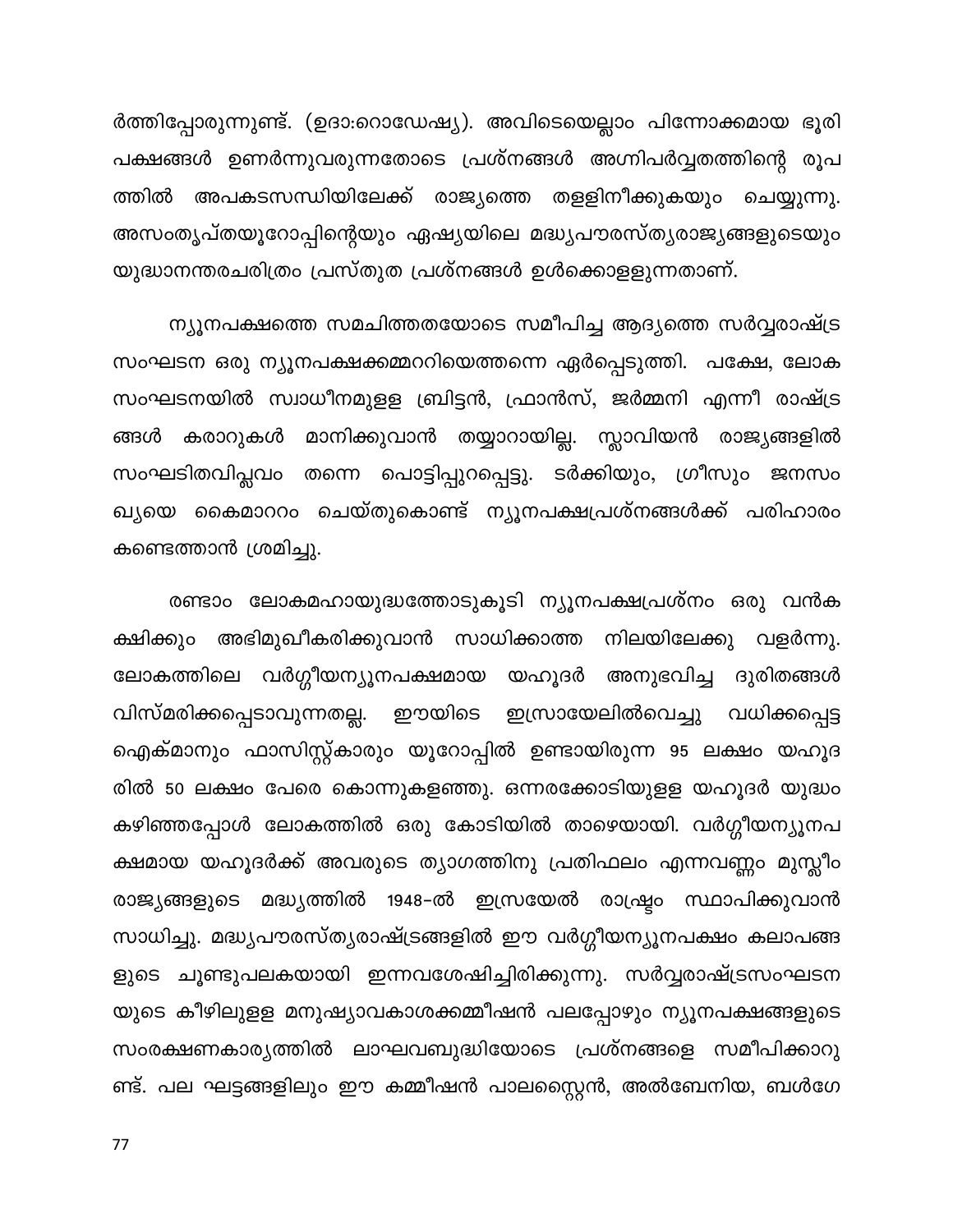ർത്തിപ്പോരുന്നുണ്ട്. (ഉദാ:റൊഡേഷ്യ). അവിടെയെല്ലാം പിന്നോക്കമായ ഭൂരി പക്ഷങ്ങൾ ഉണർന്നുവരുന്നതോടെ പ്രശ്നങ്ങൾ അഗ്നിപർവ്വതത്തിന്റെ രൂപ ത്തിൽ അപകടസന്ധിയിലേക്ക് രാജ്യത്തെ തള്ളിനീക്കുകയും ചെയ്യുന്നു. അസംതൃപ്തയൂറോപ്പിന്റെയും ഏഷ്യയിലെ മദ്ധ്യപൗരസ്ത്യരാജ്യങ്ങളുടെയും യുദ്ധാനന്തരചരിത്രം പ്രസ്തുത പ്രശ്നങ്ങൾ ഉൾക്കൊള്ളുന്നതാണ്.

ന്യൂനപക്ഷത്തെ സമചിത്തതയോടെ സമീപിച്ച ആദ്യത്തെ സർവ്വരാഷ്ട്ര സംഘടന ഒരു ന്യൂനപക്ഷക്കമ്മററിയെത്തന്നെ ഏർപ്പെടുത്തി. പക്ഷേ, ലോക സംഘടനയിൽ സ്വാധീനമുള്ള ബ്രിട്ടൻ, ഫ്രാൻസ്, ജർമ്മനി എന്നീ രാഷ്ട്ര ങ്ങൾ കരാറുകൾ മാനിക്കുവാൻ തയ്യാറായില്ല. സ്ലാവിയൻ രാജ്യങ്ങളിൽ സംഘടിതവിപ്ലവം തന്നെ പൊട്ടിപ്പുറപ്പെട്ടു. ടർക്കിയും, ഗ്രീസും ജനസം ഖ്യയെ കൈമാററം ചെയ്തുകൊണ്ട് ന്യൂനപക്ഷപ്രശ്നങ്ങൾക്ക് പരിഹാരം കണ്ടെത്താൻ ശ്രമിച്ചു.

രണ്ടാം ലോകമഹായുദ്ധത്തോടുകൂടി ന്യൂനപക്ഷപ്രശ്നം ഒരു വൻക ക്ഷിക്കും അഭിമുഖീകരിക്കുവാൻ സാധിക്കാത്ത നിലയിലേക്കു വളർന്നു. ലോകത്തിലെ വർഗ്ഗീയന്യൂനപക്ഷമായ യഹൂദർ അനുഭവിച്ച ദുരിതങ്ങൾ വിസ്മരിക്കപ്പെടാവുന്നതല്ല. ഈയിടെ ഇസ്രായേലിൽവെച്ചു വധിക്കപ്പെട്ട ഐക്മാനും ഫാസിസ്റ്റ്കാരും യൂറോപ്പിൽ ഉണ്ടായിരുന്ന 95 ലക്ഷം യഹൂദ രിൽ 50 ലക്ഷം പേരെ കൊന്നുകളഞ്ഞു. ഒന്നരക്കോടിയുള്ള യഹൂദർ യുദ്ധം കഴിഞ്ഞപ്പോൾ ലോകത്തിൽ ഒരു കോടിയിൽ താഴെയായി. വർഗ്ഗീയന്യൂനപ ക്ഷമായ യഹൂദർക്ക് അവരുടെ ത്യാഗത്തിനു പ്രതിഫലം എന്നവണ്ണം മുസ്ലീം രാജ്യങ്ങളുടെ മദ്ധ്യത്തിൽ 1948-ൽ ഇസ്രയേൽ രാഷ്ട്രം സ്ഥാപിക്കുവാൻ സാധിച്ചു. മദ്ധ്യപൗരസ്ത്യരാഷ്ട്രങ്ങളിൽ ഈ വർഗ്ഗീയന്യൂനപക്ഷം കലാപങ്ങ ളുടെ ചൂണ്ടുപലകയായി ഇന്നവശേഷിച്ചിരിക്കുന്നു. സർവ്വരാഷ്ട്രസംഘടന യുടെ കീഴിലുള്ള മനുഷ്യാവകാശക്കമ്മീഷൻ പലപ്പോഴും ന്യൂനപക്ഷങ്ങളുടെ സംരക്ഷണകാര്യത്തിൽ ലാഘവബുദ്ധിയോടെ പ്രശ്നങ്ങളെ സമീപിക്കാറു ണ്ട്. പല ഘട്ടങ്ങളിലും ഈ കമ്മീഷൻ പാലസ്റ്റൈൻ, അൽബേനിയ, ബൾഗേ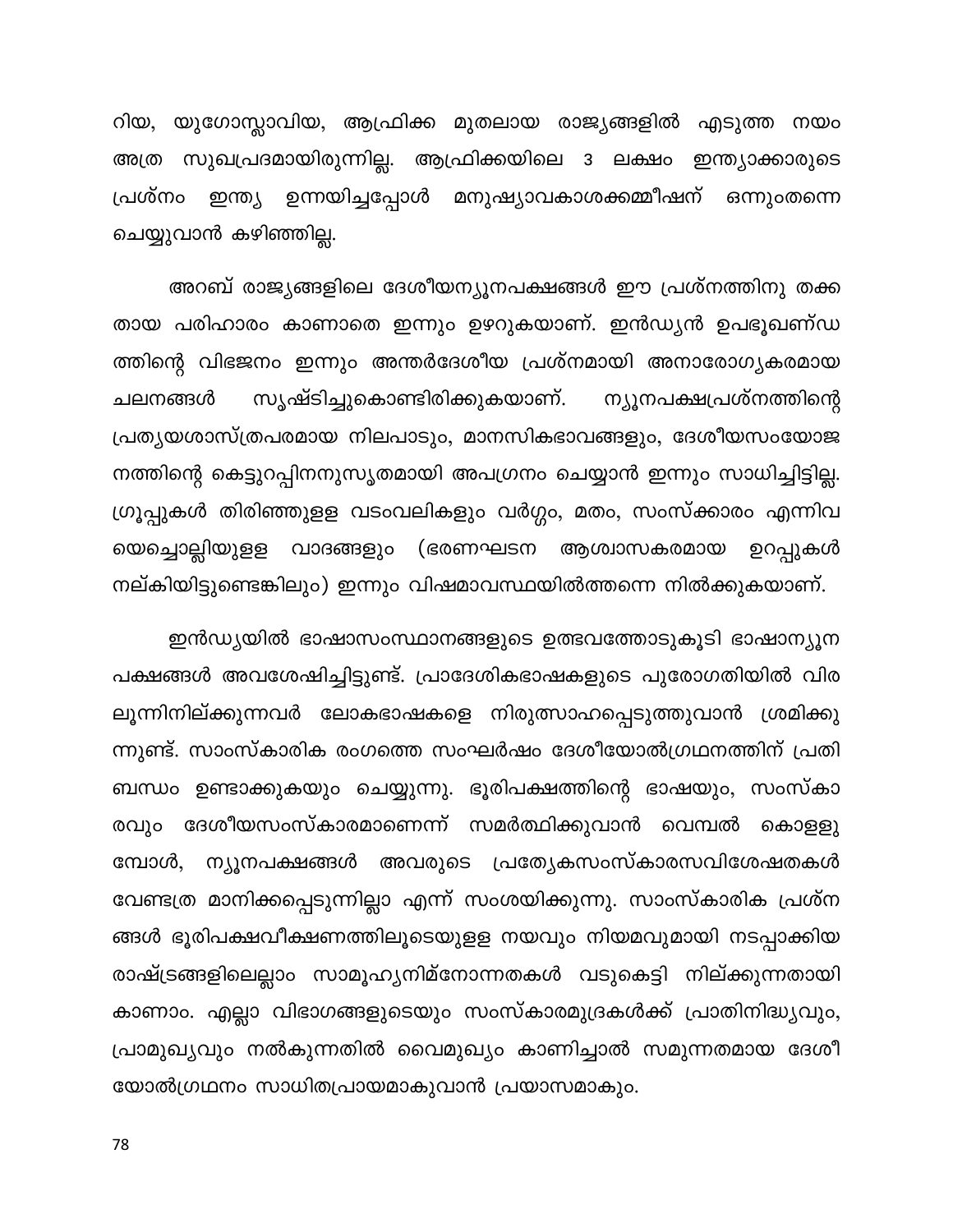റിയ, യുഗോസ്ലാവിയ, ആഫ്രിക്ക മുതലായ രാജ്യങ്ങളിൽ എടുത്ത നയം അത്ര സുഖപ്രദമായിരുന്നില്ല. ആഫ്രിക്കയിലെ 3 ലക്ഷം ഇന്ത്യാക്കാരുടെ പ്രശ്നം ഇന്ത്യ ഉന്നയിച്ചപ്പോൾ മനുഷ്യാവകാശക്കമ്മീഷന് ഒന്നുംതന്നെ ചെയ്യുവാൻ കഴിഞ്ഞില്ല.

അറബ് രാജ്യങ്ങളിലെ ദേശീയന്യൂനപക്ഷങ്ങൾ ഈ പ്രശ്നത്തിനു തക്കതായ പരിഹാരം കാണാതെ ഇന്നും ഉഴറുകയാണ്. ഇൻഡ്യൻ ഉപഭൂഖണ്ഡത്തിന്റെ വിഭജനം ഇന്നും അന്തർദേശീയ പ്രശ്നമായി അനാരോഗ്യകരമായ ചലനങ്ങൾ സൃഷ്ടിച്ചുകൊണ്ടിരിക്കുകയാണ്. ന്യൂനപക്ഷപ്രശ്നത്തിന്റെ പ്രത്യയശാസ്ത്രപരമായ നിലപാടും, മാനസികഭാവങ്ങളും, ദേശീയസംയോജനത്തിന്റെ കെട്ടുറപ്പിനനുസൃതമായി അപഗ്രനം ചെയ്യാൻ ഇന്നും സാധിച്ചിട്ടില്ല. ഗ്രൂപ്പുകൾ തിരിഞ്ഞുള്ള വടംവലികളും വർഗ്ഗം, മതം, സംസ്ക്കാരം എന്നിവയെച്ചൊല്ലിയുള്ള വാദങ്ങളും (ഭരണഘടന ആശ്വാസകരമായ ഉറപ്പുകൾ നല്കിയിട്ടുണ്ടെങ്കിലും) ഇന്നും വിഷമാവസ്ഥയിൽത്തന്നെ നിൽക്കുകയാണ്.

ഇൻഡ്യയിൽ ഭാഷാസംസ്ഥാനങ്ങളുടെ ഉത്ഭവത്തോടുകൂടി ഭാഷാന്യൂനപക്ഷങ്ങൾ അവശേഷിച്ചിട്ടുണ്ട്. പ്രാദേശികഭാഷകളുടെ പുരോഗതിയിൽ വിരലൂന്നിനില്ക്കുന്നവർ ലോകഭാഷകളെ നിരുത്സാഹപ്പെടുത്തുവാൻ ശ്രമിക്കുന്നുണ്ട്. സാംസ്കാരിക രംഗത്തെ സംഘർഷം ദേശീയോൽഗ്രഥനത്തിന് പ്രതിബന്ധം ഉണ്ടാക്കുകയും ചെയ്യുന്നു. ഭൂരിപക്ഷത്തിന്റെ ഭാഷയും, സംസ്കാരവും ദേശീയസംസ്കാരമാണെന്ന് സമർത്ഥിക്കുവാൻ വെമ്പൽ കൊള്ളുമ്പോൾ, ന്യൂനപക്ഷങ്ങൾ അവരുടെ പ്രത്യേകസംസ്കാരസവിശേഷതകൾ വേണ്ടത്ര മാനിക്കപ്പെടുന്നില്ലാ എന്ന് സംശയിക്കുന്നു. സാംസ്കാരിക പ്രശ്നങ്ങൾ ഭൂരിപക്ഷവീക്ഷണത്തിലൂടെയുള്ള നയവും നിയമവുമായി നടപ്പാക്കിയ രാഷ്ട്രങ്ങളിലെല്ലാം സാമൂഹ്യനിമ്നോന്നതകൾ വടുകെട്ടി നില്ക്കുന്നതായി കാണാം. എല്ലാ വിഭാഗങ്ങളുടെയും സംസ്കാരമുദ്രകൾക്ക് പ്രാതിനിദ്ധ്യവും, പ്രാമുഖ്യവും നൽകുന്നതിൽ വൈമുഖ്യം കാണിച്ചാൽ സമുന്നതമായ ദേശീയോൽഗ്രഥനം സാധിതപ്രായമാകുവാൻ പ്രയാസമാകും.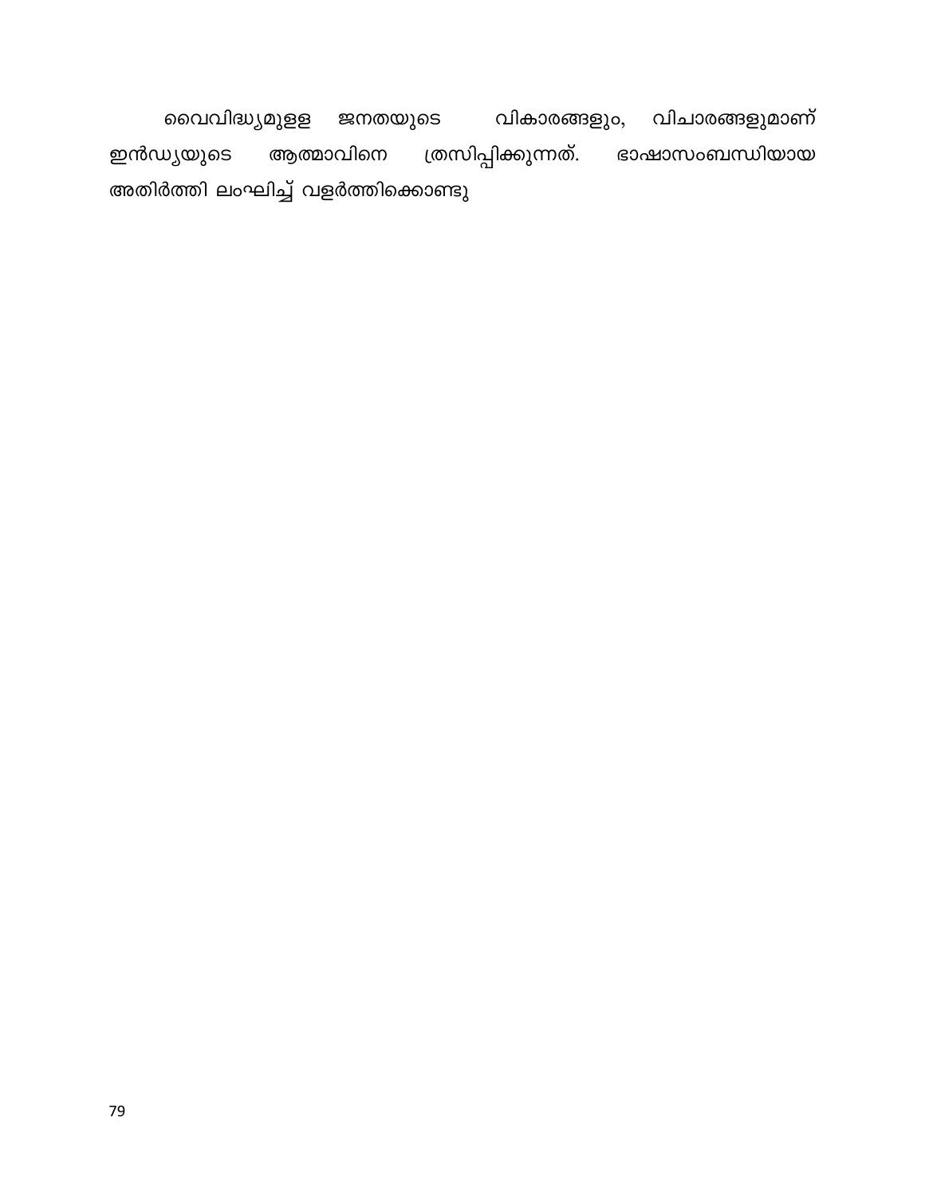വൈവിദ്ധ്യമുളള ജനതയുടെ വികാരങ്ങളും, വിചാരങ്ങളുമാണ് ഇൻഡ്യയുടെ ആത്മാവിനെ ത്രസിപ്പിക്കുന്നത്. ഭാഷാസംബന്ധിയായ അതിർത്തി ലംഘിച്ച് വളർത്തിക്കൊണ്ടു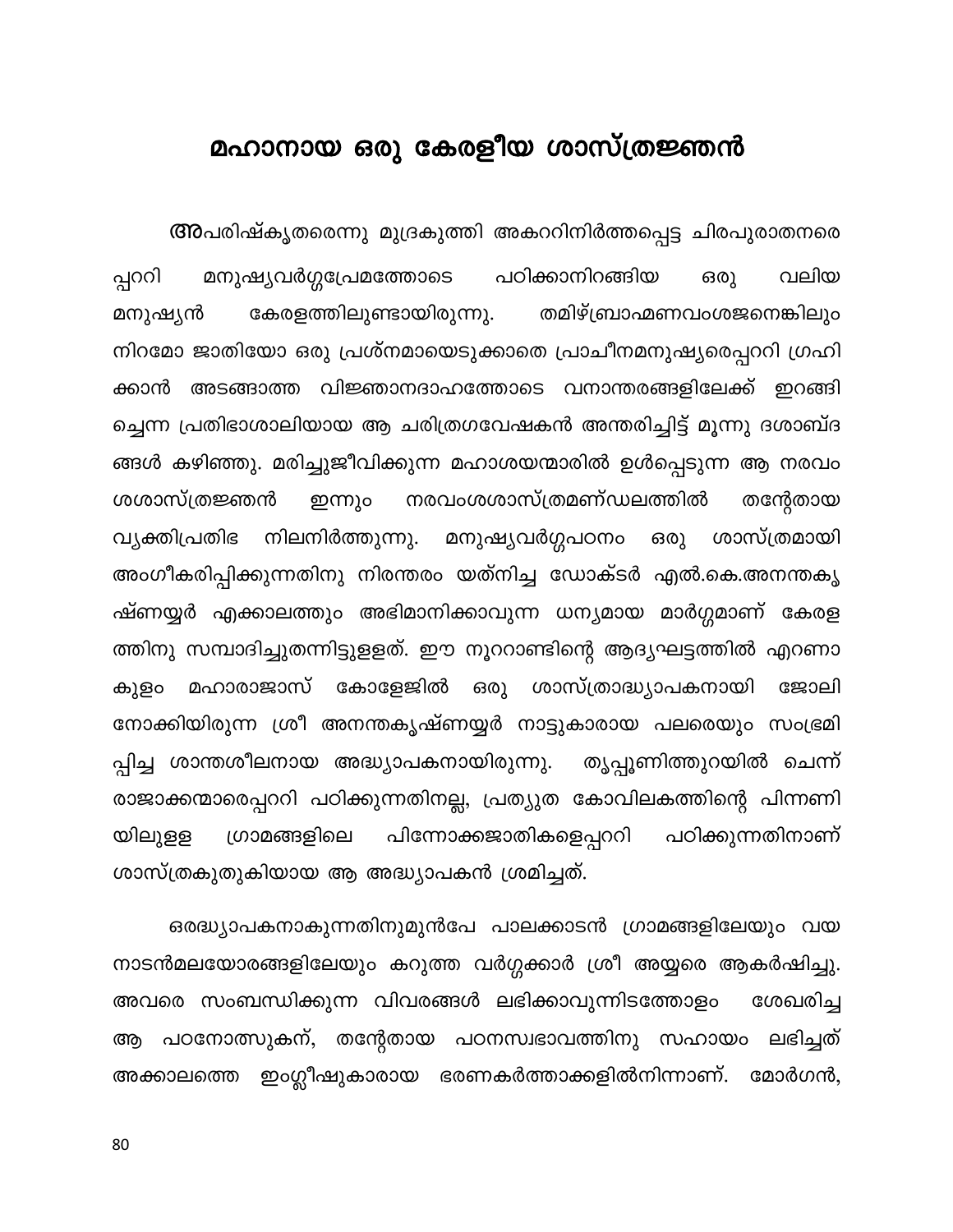# മഹാനായ ഒരു കേരളീയ ശാസ്ത്രജ്ഞൻ

**അ**പരിഷ്കൃതരെന്നു മുദ്രകുത്തി അകററിനിർത്തപ്പെട്ട ചിരപുരാതനരെപ്പററി മനുഷ്യവർഗ്ഗപ്രേമത്തോടെ പഠിക്കാനിറങ്ങിയ ഒരു വലിയ മനുഷ്യൻ കേരളത്തിലുണ്ടായിരുന്നു. തമിഴ്ബ്രാഹ്മണവംശജനെങ്കിലും നിറമോ ജാതിയോ ഒരു പ്രശ്നമായെടുക്കാതെ പ്രാചീനമനുഷ്യരെപ്പററി ഗ്രഹിക്കാൻ അടങ്ങാത്ത വിജ്ഞാനദാഹത്തോടെ വനാന്തരങ്ങളിലേക്ക് ഇറങ്ങിച്ചെന്ന പ്രതിഭാശാലിയായ ആ ചരിത്രഗവേഷകൻ അന്തരിച്ചിട്ട് മൂന്നു ദശാബ്ദങ്ങൾ കഴിഞ്ഞു. മരിച്ചുജീവിക്കുന്ന മഹാശയന്മാരിൽ ഉൾപ്പെടുന്ന ആ നരവംശശാസ്ത്രജ്ഞൻ ഇന്നും നരവംശശാസ്ത്രമണ്ഡലത്തിൽ തന്റേതായ വ്യക്തിപ്രതിഭ നിലനിർത്തുന്നു. മനുഷ്യവർഗ്ഗപഠനം ഒരു ശാസ്ത്രമായി അംഗീകരിപ്പിക്കുന്നതിനു നിരന്തരം യത്നിച്ച ഡോക്ടർ എൽ.കെ.അനന്തകൃഷ്ണയ്യർ എക്കാലത്തും അഭിമാനിക്കാവുന്ന ധന്യമായ മാർഗ്ഗമാണ് കേരളത്തിനു സമ്പാദിച്ചുതന്നിട്ടുള്ളത്. ഈ നൂററാണ്ടിന്റെ ആദ്യഘട്ടത്തിൽ എറണാകുളം മഹാരാജാസ് കോളേജിൽ ഒരു ശാസ്ത്രാദ്ധ്യാപകനായി ജോലി നോക്കിയിരുന്ന ശ്രീ അനന്തകൃഷ്ണയ്യർ നാട്ടുകാരായ പലരെയും സംഭ്രമിപ്പിച്ച ശാന്തശീലനായ അദ്ധ്യാപകനായിരുന്നു. തൃപ്പൂണിത്തുറയിൽ ചെന്ന് രാജാക്കന്മാരെപ്പററി പഠിക്കുന്നതിനല്ല, പ്രത്യുത കോവിലകത്തിന്റെ പിന്നണിയിലുള്ള ഗ്രാമങ്ങളിലെ പിന്നോക്കജാതികളെപ്പററി പഠിക്കുന്നതിനാണ് ശാസ്ത്രകുതുകിയായ ആ അദ്ധ്യാപകൻ ശ്രമിച്ചത്.

ഒരദ്ധ്യാപകനാകുന്നതിനുമുൻപേ പാലക്കാടൻ ഗ്രാമങ്ങളിലേയും വയനാടൻമലയോരങ്ങളിലേയും കറുത്ത വർഗ്ഗക്കാർ ശ്രീ അയ്യരെ ആകർഷിച്ചു. അവരെ സംബന്ധിക്കുന്ന വിവരങ്ങൾ ലഭിക്കാവുന്നിടത്തോളം ശേഖരിച്ച ആ പഠനോത്സുകന്, തന്റേതായ പഠനസ്വഭാവത്തിനു സഹായം ലഭിച്ചത് അക്കാലത്തെ ഇംഗ്ലീഷുകാരായ ഭരണകർത്താക്കളിൽനിന്നാണ്. മോർഗൻ,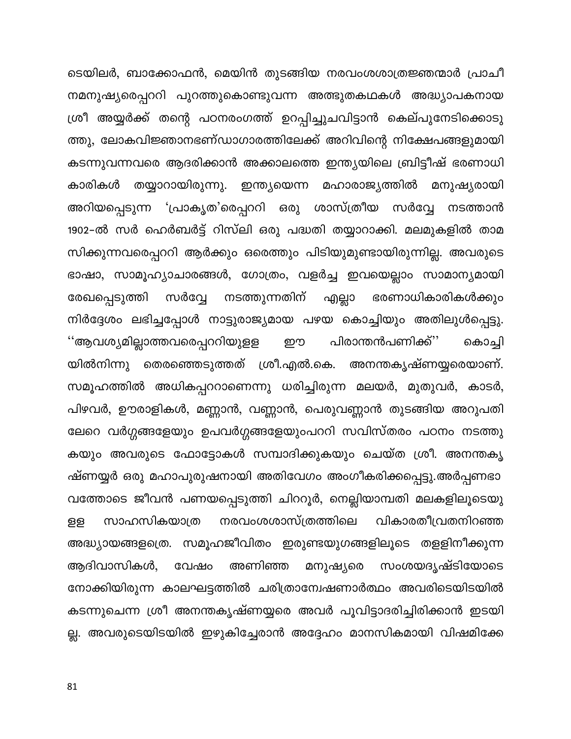ടെയിലർ, ബാക്കോഫൻ, മെയിൻ തുടങ്ങിയ നരവംശശാത്രജ്ഞന്മാർ പ്രാചീനമനുഷ്യരെപ്പററി പുറത്തുകൊണ്ടുവന്ന അത്ഭുതകഥകൾ അദ്ധ്യാപകനായ ശ്രീ അയ്യർക്ക് തന്റെ പഠനരംഗത്ത് ഉറപ്പിച്ചുചവിട്ടാൻ കെല്പുനേടിക്കൊടുത്തു, ലോകവിജ്ഞാനഭണ്ഡാഗാരത്തിലേക്ക് അറിവിന്റെ നിക്ഷേപങ്ങളുമായി കടന്നുവന്നവരെ ആദരിക്കാൻ അക്കാലത്തെ ഇന്ത്യയിലെ ബ്രിട്ടീഷ് ഭരണാധികാരികൾ തയ്യാറായിരുന്നു. ഇന്ത്യയെന്ന മഹാരാജ്യത്തിൽ മനുഷ്യരായി അറിയപ്പെടുന്ന 'പ്രാകൃത'രെപ്പററി ഒരു ശാസ്ത്രീയ സർവ്വേ നടത്താൻ 1902-ൽ സർ ഹെർബർട്ട് റിസ്‌ലി ഒരു പദ്ധതി തയ്യാറാക്കി. മലമുകളിൽ താമസിക്കുന്നവരെപ്പററി ആർക്കും ഒരെത്തും പിടിയുമുണ്ടായിരുന്നില്ല. അവരുടെ ഭാഷാ, സാമൂഹ്യാചാരങ്ങൾ, ഗോത്രം, വളർച്ച ഇവയെല്ലാം സാമാന്യമായി രേഖപ്പെടുത്തി സർവ്വേ നടത്തുന്നതിന് എല്ലാ ഭരണാധികാരികൾക്കും നിർദ്ദേശം ലഭിച്ചപ്പോൾ നാട്ടുരാജ്യമായ പഴയ കൊച്ചിയും അതിലുൾപ്പെട്ടു. ''ആവശ്യമില്ലാത്തവരെപ്പററിയുള്ള ഈ പിരാന്തൻപണിക്ക്'' കൊച്ചിയിൽനിന്നു തെരഞ്ഞെടുത്തത് ശ്രീ.എൽ.കെ. അനന്തകൃഷ്ണയ്യരെയാണ്. സമൂഹത്തിൽ അധികപ്പററാണെന്നു ധരിച്ചിരുന്ന മലയർ, മുതുവർ, കാടർ, പിഴവർ, ഊരാളികൾ, മണ്ണാൻ, വണ്ണാൻ, പെരുവണ്ണാൻ തുടങ്ങിയ അറുപതിലേറെ വർഗ്ഗങ്ങളേയും ഉപവർഗ്ഗങ്ങളേയുംപററി സവിസ്തരം പഠനം നടത്തുകയും അവരുടെ ഫോട്ടോകൾ സമ്പാദിക്കുകയും ചെയ്ത ശ്രീ. അനന്തകൃഷ്ണയ്യർ ഒരു മഹാപുരുഷനായി അതിവേഗം അംഗീകരിക്കപ്പെട്ടു.അർപ്പണഭാവത്തോടെ ജീവൻ പണയപ്പെടുത്തി ചിററൂർ, നെല്ലിയാമ്പതി മലകളിലൂടെയുള്ള സാഹസികയാത്ര നരവംശശാസ്ത്രത്തിലെ വികാരതീവ്രതനിറഞ്ഞ അദ്ധ്യായങ്ങളത്രെ. സമൂഹജീവിതം ഇരുണ്ടയുഗങ്ങളിലൂടെ തള്ളിനീക്കുന്ന ആദിവാസികൾ, വേഷം അണിഞ്ഞ മനുഷ്യരെ സംശയദൃഷ്ടിയോടെ നോക്കിയിരുന്ന കാലഘട്ടത്തിൽ ചരിത്രാന്വേഷണാർത്ഥം അവരിടെയിടയിൽ കടന്നുചെന്ന ശ്രീ അനന്തകൃഷ്ണയ്യരെ അവർ പൂവിട്ടാദരിച്ചിരിക്കാൻ ഇടയില്ല. അവരുടെയിടയിൽ ഇഴുകിച്ചേരാൻ അദ്ദേഹം മാനസികമായി വിഷമിക്കേ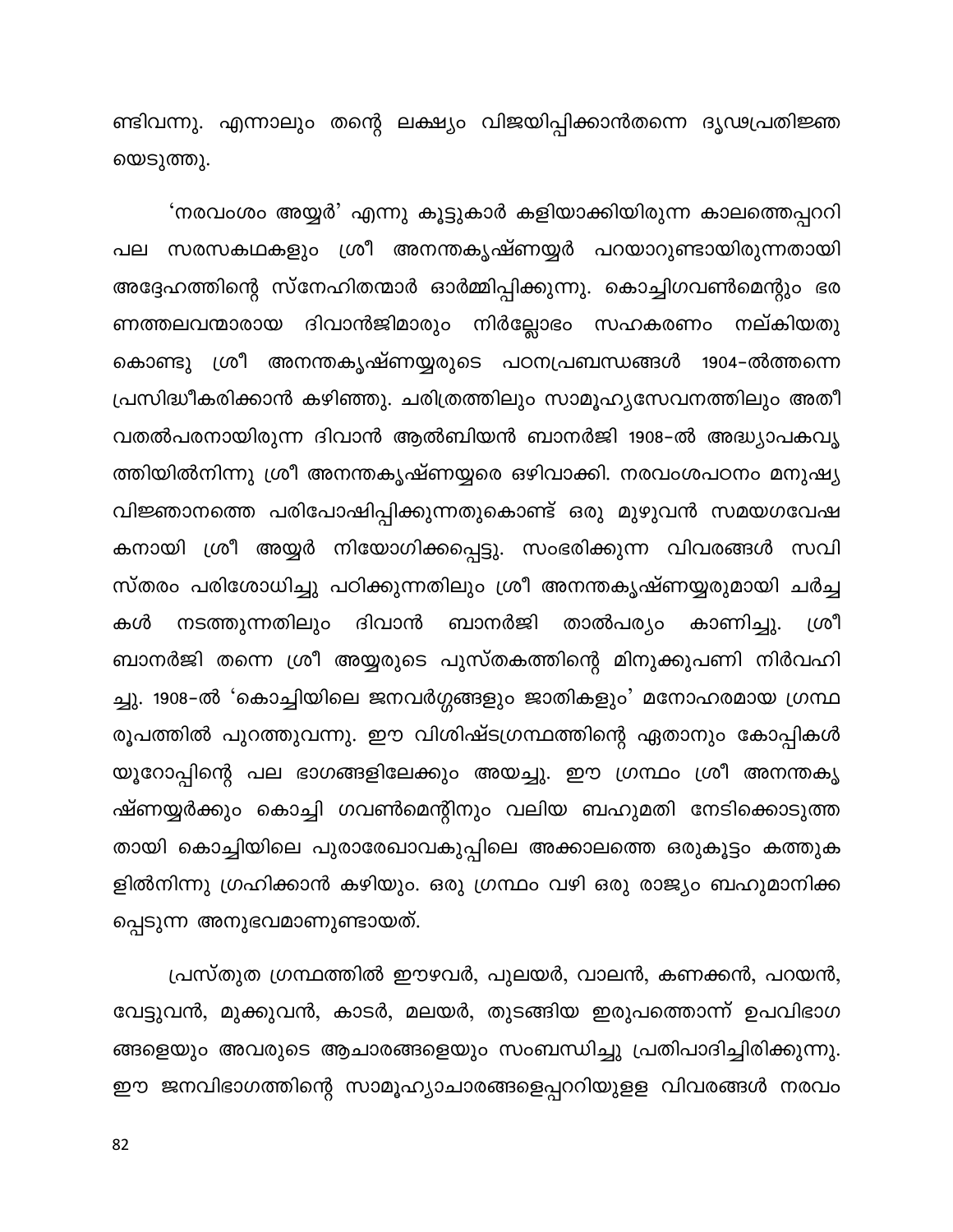ണ്ടിവന്നു. എന്നാലും തന്റെ ലക്ഷ്യം വിജയിപ്പിക്കാൻതന്നെ ദൃഢപ്രതിജ്ഞയെടുത്തു.

'നരവംശം അയ്യർ' എന്നു കൂട്ടുകാർ കളിയാക്കിയിരുന്ന കാലത്തെപ്പറ്റി പല സരസകഥകളും ശ്രീ അനന്തകൃഷ്ണയ്യർ പറയാറുണ്ടായിരുന്നതായി അദ്ദേഹത്തിന്റെ സ്നേഹിതന്മാർ ഓർമ്മിപ്പിക്കുന്നു. കൊച്ചിഗവൺമെന്റും ഭരണത്തലവന്മാരായ ദിവാൻജിമാരും നിർല്ലോഭം സഹകരണം നല്കിയതുകൊണ്ടു ശ്രീ അനന്തകൃഷ്ണയ്യരുടെ പഠനപ്രബന്ധങ്ങൾ 1904-ൽത്തന്നെ പ്രസിദ്ധീകരിക്കാൻ കഴിഞ്ഞു. ചരിത്രത്തിലും സാമൂഹ്യസേവനത്തിലും അതീവതൽപരനായിരുന്ന ദിവാൻ ആൽബിയൻ ബാനർജി 1908-ൽ അദ്ധ്യാപകവൃത്തിയിൽനിന്നു ശ്രീ അനന്തകൃഷ്ണയ്യരെ ഒഴിവാക്കി. നരവംശപഠനം മനുഷ്യവിജ്ഞാനത്തെ പരിപോഷിപ്പിക്കുന്നതുകൊണ്ട് ഒരു മുഴുവൻ സമയഗവേഷകനായി ശ്രീ അയ്യർ നിയോഗിക്കപ്പെട്ടു. സംഭരിക്കുന്ന വിവരങ്ങൾ സവിസ്തരം പരിശോധിച്ചു പഠിക്കുന്നതിലും ശ്രീ അനന്തകൃഷ്ണയ്യരുമായി ചർച്ചകൾ നടത്തുന്നതിലും ദിവാൻ ബാനർജി താൽപര്യം കാണിച്ചു. ശ്രീ ബാനർജി തന്നെ ശ്രീ അയ്യരുടെ പുസ്തകത്തിന്റെ മിനുക്കുപണി നിർവഹിച്ചു. 1908-ൽ 'കൊച്ചിയിലെ ജനവർഗ്ഗങ്ങളും ജാതികളും' മനോഹരമായ ഗ്രന്ഥരൂപത്തിൽ പുറത്തുവന്നു. ഈ വിശിഷ്ടഗ്രന്ഥത്തിന്റെ ഏതാനും കോപ്പികൾ യൂറോപ്പിന്റെ പല ഭാഗങ്ങളിലേക്കും അയച്ചു. ഈ ഗ്രന്ഥം ശ്രീ അനന്തകൃഷ്ണയ്യർക്കും കൊച്ചി ഗവൺമെന്റിനും വലിയ ബഹുമതി നേടിക്കൊടുത്തതായി കൊച്ചിയിലെ പുരാരേഖാവകുപ്പിലെ അക്കാലത്തെ ഒരുകൂട്ടം കത്തുകളിൽനിന്നു ഗ്രഹിക്കാൻ കഴിയും. ഒരു ഗ്രന്ഥം വഴി ഒരു രാജ്യം ബഹുമാനിക്കപ്പെടുന്ന അനുഭവമാണുണ്ടായത്.

പ്രസ്തുത ഗ്രന്ഥത്തിൽ ഈഴവർ, പുലയർ, വാലൻ, കണക്കൻ, പറയൻ, വേട്ടുവൻ, മുക്കുവൻ, കാടർ, മലയർ, തുടങ്ങിയ ഇരുപത്തൊന്ന് ഉപവിഭാഗങ്ങളെയും അവരുടെ ആചാരങ്ങളെയും സംബന്ധിച്ചു പ്രതിപാദിച്ചിരിക്കുന്നു. ഈ ജനവിഭാഗത്തിന്റെ സാമൂഹ്യാചാരങ്ങളെപ്പറ്റിയുള്ള വിവരങ്ങൾ നരവം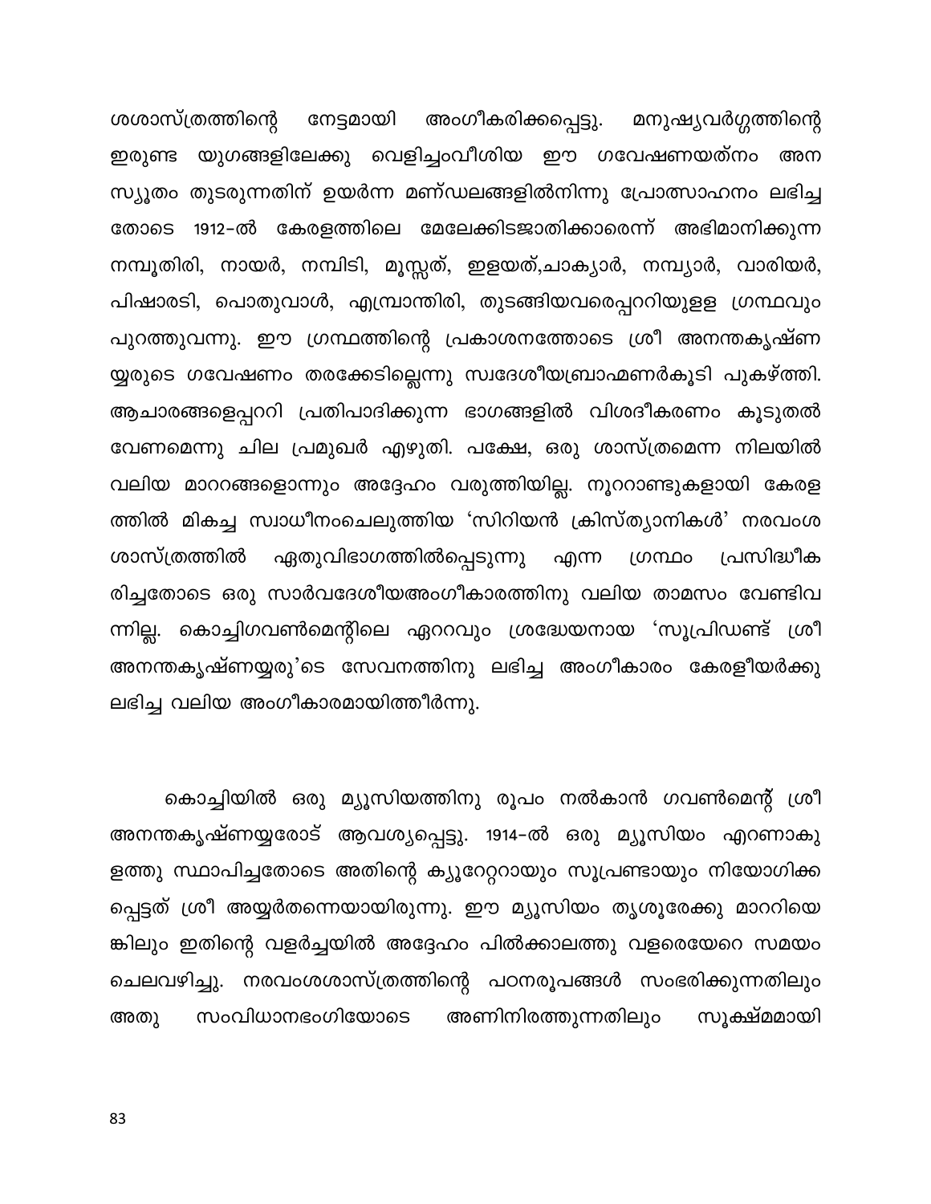ശശാസ്ത്രത്തിന്റെ നേട്ടമായി അംഗീകരിക്കപ്പെട്ടു. മനുഷ്യവർഗ്ഗത്തിന്റെ ഇരുണ്ട യുഗങ്ങളിലേക്കു വെളിച്ചംവീശിയ ഈ ഗവേഷണയത്നം അനസ്യൂതം തുടരുന്നതിന് ഉയർന്ന മണ്ഡലങ്ങളിൽനിന്നു പ്രോത്സാഹനം ലഭിച്ചതോടെ 1912-ൽ കേരളത്തിലെ മേലേക്കിടജാതിക്കാരെന്ന് അഭിമാനിക്കുന്ന നമ്പൂതിരി, നായർ, നമ്പിടി, മൂസ്സത്, ഇളയത്,ചാക്യാർ, നമ്പ്യാർ, വാരിയർ, പിഷാരടി, പൊതുവാൾ, എമ്പ്രാന്തിരി, തുടങ്ങിയവരെപ്പററിയുള്ള ഗ്രന്ഥവും പുറത്തുവന്നു. ഈ ഗ്രന്ഥത്തിന്റെ പ്രകാശനത്തോടെ ശ്രീ അനന്തകൃഷ്ണയ്യരുടെ ഗവേഷണം തരക്കേടില്ലെന്നു സ്വദേശീയബ്രാഹ്മണർകൂടി പുകഴ്ത്തി. ആചാരങ്ങളെപ്പററി പ്രതിപാദിക്കുന്ന ഭാഗങ്ങളിൽ വിശദീകരണം കൂടുതൽ വേണമെന്നു ചില പ്രമുഖർ എഴുതി. പക്ഷേ, ഒരു ശാസ്ത്രമെന്ന നിലയിൽ വലിയ മാററങ്ങളൊന്നും അദ്ദേഹം വരുത്തിയില്ല. നൂററാണ്ടുകളായി കേരളത്തിൽ മികച്ച സ്വാധീനംചെലുത്തിയ 'സിറിയൻ ക്രിസ്ത്യാനികൾ' നരവംശശാസ്ത്രത്തിൽ ഏതുവിഭാഗത്തിൽപ്പെടുന്നു എന്ന ഗ്രന്ഥം പ്രസിദ്ധീകരിച്ചതോടെ ഒരു സാർവദേശീയഅംഗീകാരത്തിനു വലിയ താമസം വേണ്ടിവന്നില്ല. കൊച്ചിഗവൺമെന്റിലെ ഏററവും ശ്രദ്ധേയനായ 'സൂപ്രിഡണ്ട് ശ്രീ അനന്തകൃഷ്ണയ്യരു'ടെ സേവനത്തിനു ലഭിച്ച അംഗീകാരം കേരളീയർക്കു ലഭിച്ച വലിയ അംഗീകാരമായിത്തീർന്നു.

കൊച്ചിയിൽ ഒരു മ്യൂസിയത്തിനു രൂപം നൽകാൻ ഗവൺമെന്റ് ശ്രീ അനന്തകൃഷ്ണയ്യരോട് ആവശ്യപ്പെട്ടു. 1914-ൽ ഒരു മ്യൂസിയം എറണാകുളത്തു സ്ഥാപിച്ചതോടെ അതിന്റെ ക്യൂറേറ്ററായും സൂപ്രണ്ടായും നിയോഗിക്കപ്പെട്ടത് ശ്രീ അയ്യർതന്നെയായിരുന്നു. ഈ മ്യൂസിയം തൃശൂരേക്കു മാററിയെങ്കിലും ഇതിന്റെ വളർച്ചയിൽ അദ്ദേഹം പിൽക്കാലത്തു വളരെയേറെ സമയം ചെലവഴിച്ചു. നരവംശശാസ്ത്രത്തിന്റെ പഠനരൂപങ്ങൾ സംഭരിക്കുന്നതിലും അതു സംവിധാനഭംഗിയോടെ അണിനിരത്തുന്നതിലും സൂക്ഷ്മമായി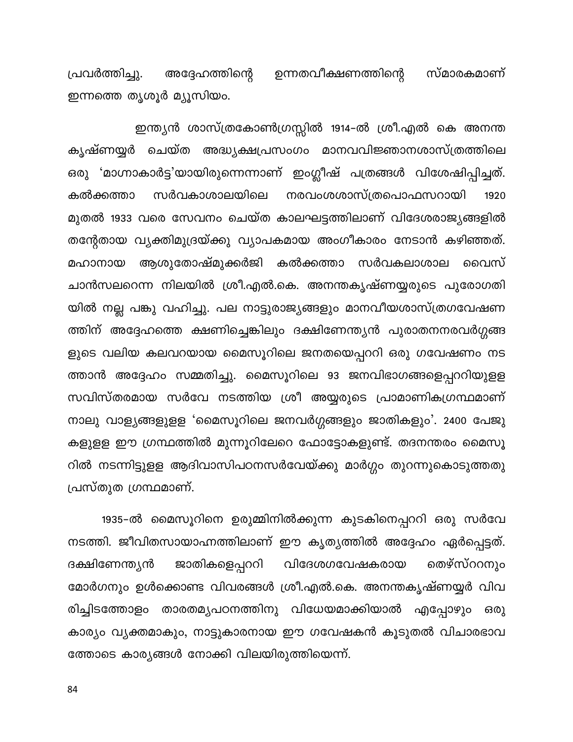പ്രവർത്തിച്ചു. അദ്ദേഹത്തിന്റെ ഉന്നതവീക്ഷണത്തിന്റെ സ്മാരകമാണ് ഇന്നത്തെ തൃശൂർ മ്യൂസിയം.

ഇന്ത്യൻ ശാസ്ത്രകോൺഗ്രസ്സിൽ 1914-ൽ ശ്രീ.എൽ കെ അനന്ത കൃഷ്ണയ്യർ ചെയ്ത അദ്ധ്യക്ഷപ്രസംഗം മാനവവിജ്ഞാനശാസ്ത്രത്തിലെ ഒരു 'മാഗ്നാകാർട്ട'യായിരുന്നെന്നാണ് ഇംഗ്ലീഷ് പത്രങ്ങൾ വിശേഷിപ്പിച്ചത്. കൽക്കത്താ സർവകാശാലയിലെ നരവംശശാസ്ത്രപൊഫസറായി 1920 മുതൽ 1933 വരെ സേവനം ചെയ്ത കാലഘട്ടത്തിലാണ് വിദേശരാജ്യങ്ങളിൽ തന്റേതായ വ്യക്തിമുദ്രയ്ക്കു വ്യാപകമായ അംഗീകാരം നേടാൻ കഴിഞ്ഞത്. മഹാനായ ആശുതോഷ്മുക്കർജി കൽക്കത്താ സർവകലാശാല വൈസ് ചാൻസലറെന്ന നിലയിൽ ശ്രീ.എൽ.കെ. അനന്തകൃഷ്ണയ്യരുടെ പുരോഗതി യിൽ നല്ല പങ്കു വഹിച്ചു. പല നാട്ടുരാജ്യങ്ങളും മാനവീയശാസ്ത്രഗവേഷണ ത്തിന് അദ്ദേഹത്തെ ക്ഷണിച്ചെങ്കിലും ദക്ഷിണേന്ത്യൻ പുരാതനനരവർഗ്ഗങ്ങ ളുടെ വലിയ കലവറയായ മൈസൂരിലെ ജനതയെപ്പററി ഒരു ഗവേഷണം നട ത്താൻ അദ്ദേഹം സമ്മതിച്ചു. മൈസൂരിലെ 93 ജനവിഭാഗങ്ങളെപ്പററിയുള്ള സവിസ്തരമായ സർവേ നടത്തിയ ശ്രീ അയ്യരുടെ പ്രാമാണികഗ്രന്ഥമാണ് നാലു വാല്യങ്ങളുള്ള 'മൈസൂറിലെ ജനവർഗ്ഗങ്ങളും ജാതികളും'. 2400 പേജു കളുള്ള ഈ ഗ്രന്ഥത്തിൽ മുന്നൂറിലേറെ ഫോട്ടോകളുണ്ട്. തദനന്തരം മൈസൂ റിൽ നടന്നിട്ടുള്ള ആദിവാസിപഠനസർവേയ്ക്കു മാർഗ്ഗം തുറന്നുകൊടുത്തതു പ്രസ്തുത ഗ്രന്ഥമാണ്.

1935-ൽ മൈസൂറിനെ ഉരുമ്മിനിൽക്കുന്ന കുടകിനെപ്പററി ഒരു സർവേ നടത്തി. ജീവിതസായാഹ്നത്തിലാണ് ഈ കൃത്യത്തിൽ അദ്ദേഹം ഏർപ്പെട്ടത്. ദക്ഷിണേന്ത്യൻ ജാതികളെപ്പററി വിദേശഗവേഷകരായ തെഴ്സ്ററനും മോർഗനും ഉൾക്കൊണ്ട വിവരങ്ങൾ ശ്രീ.എൽ.കെ. അനന്തകൃഷ്ണയ്യർ വിവ രിച്ചിടത്തോളം താരതമ്യപഠനത്തിനു വിധേയമാക്കിയാൽ എപ്പോഴും ഒരു കാര്യം വ്യക്തമാകും, നാട്ടുകാരനായ ഈ ഗവേഷകൻ കൂടുതൽ വിചാരഭാവ ത്തോടെ കാര്യങ്ങൾ നോക്കി വിലയിരുത്തിയെന്ന്.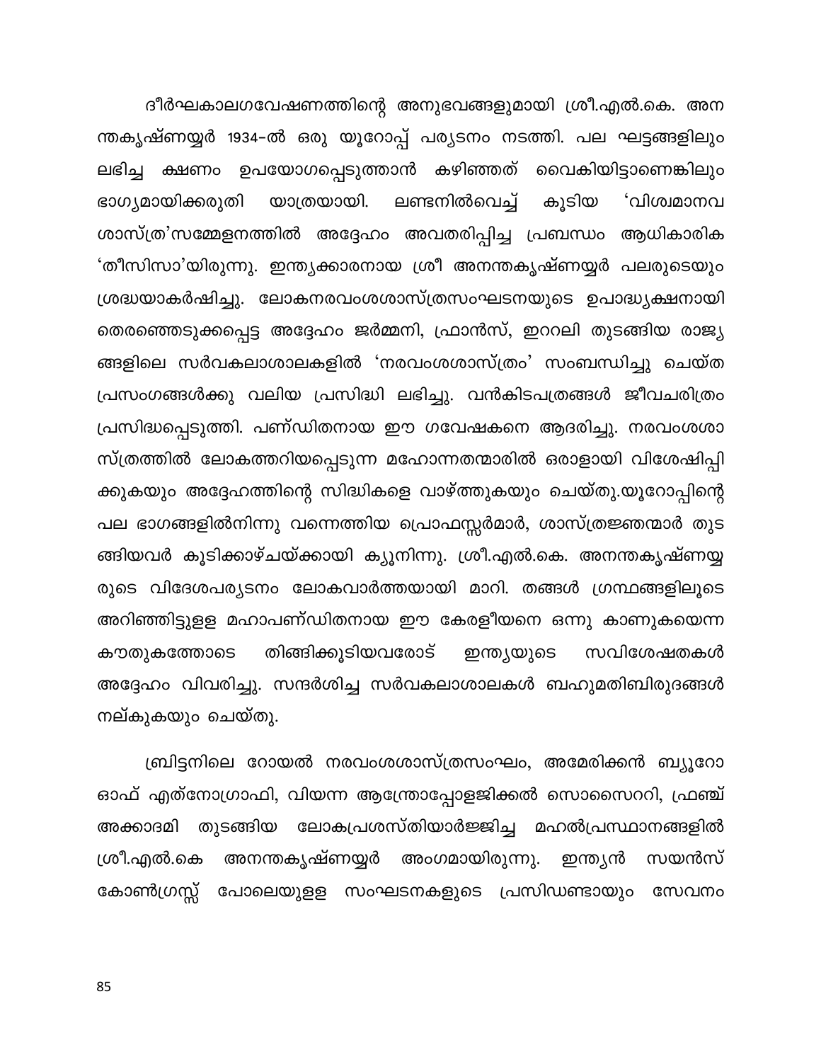ദീർഘകാലഗവേഷണത്തിന്റെ അനുഭവങ്ങളുമായി ശ്രീ.എൽ.കെ. അനന്തകൃഷ്ണയ്യർ 1934-ൽ ഒരു യൂറോപ്പ് പര്യടനം നടത്തി. പല ഘട്ടങ്ങളിലും ലഭിച്ച ക്ഷണം ഉപയോഗപ്പെടുത്താൻ കഴിഞ്ഞത് വൈകിയിട്ടാണെങ്കിലും ഭാഗ്യമായിക്കരുതി യാത്രയായി. ലണ്ടനിൽവെച്ച് കൂടിയ 'വിശ്വമാനവശാസ്ത്ര'സമ്മേളനത്തിൽ അദ്ദേഹം അവതരിപ്പിച്ച പ്രബന്ധം ആധികാരിക 'തീസിസാ'യിരുന്നു. ഇന്ത്യക്കാരനായ ശ്രീ അനന്തകൃഷ്ണയ്യർ പലരുടെയും ശ്രദ്ധയാകർഷിച്ചു. ലോകനരവംശശാസ്ത്രസംഘടനയുടെ ഉപാദ്ധ്യക്ഷനായി തെരഞ്ഞെടുക്കപ്പെട്ട അദ്ദേഹം ജർമ്മനി, ഫ്രാൻസ്, ഇററലി തുടങ്ങിയ രാജ്യങ്ങളിലെ സർവകലാശാലകളിൽ 'നരവംശശാസ്ത്രം' സംബന്ധിച്ചു ചെയ്ത പ്രസംഗങ്ങൾക്കു വലിയ പ്രസിദ്ധി ലഭിച്ചു. വൻകിടപത്രങ്ങൾ ജീവചരിത്രം പ്രസിദ്ധപ്പെടുത്തി. പണ്ഡിതനായ ഈ ഗവേഷകനെ ആദരിച്ചു. നരവംശശാസ്ത്രത്തിൽ ലോകത്തറിയപ്പെടുന്ന മഹോന്നതന്മാരിൽ ഒരാളായി വിശേഷിപ്പിക്കുകയും അദ്ദേഹത്തിന്റെ സിദ്ധികളെ വാഴ്ത്തുകയും ചെയ്തു.യൂറോപ്പിന്റെ പല ഭാഗങ്ങളിൽനിന്നു വന്നെത്തിയ പ്രൊഫസ്സർമാർ, ശാസ്ത്രജ്ഞന്മാർ തുടങ്ങിയവർ കൂടിക്കാഴ്ചയ്ക്കായി ക്യൂനിന്നു. ശ്രീ.എൽ.കെ. അനന്തകൃഷ്ണയ്യരുടെ വിദേശപര്യടനം ലോകവാർത്തയായി മാറി. തങ്ങൾ ഗ്രന്ഥങ്ങളിലൂടെ അറിഞ്ഞിട്ടുള്ള മഹാപണ്ഡിതനായ ഈ കേരളീയനെ ഒന്നു കാണുകയെന്ന കൗതുകത്തോടെ തിങ്ങിക്കൂടിയവരോട് ഇന്ത്യയുടെ സവിശേഷതകൾ അദ്ദേഹം വിവരിച്ചു. സന്ദർശിച്ച സർവകലാശാലകൾ ബഹുമതിബിരുദങ്ങൾ നല്കുകയും ചെയ്തു.

ബ്രിട്ടനിലെ റോയൽ നരവംശശാസ്ത്രസംഘം, അമേരിക്കൻ ബ്യൂറോ ഓഫ് എത്നോഗ്രാഫി, വിയന്ന ആന്ത്രോപ്പോളജിക്കൽ സൊസൈററി, ഫ്രഞ്ച് അക്കാദമി തുടങ്ങിയ ലോകപ്രശസ്തിയാർജ്ജിച്ച മഹൽപ്രസ്ഥാനങ്ങളിൽ ശ്രീ.എൽ.കെ അനന്തകൃഷ്ണയ്യർ അംഗമായിരുന്നു. ഇന്ത്യൻ സയൻസ് കോൺഗ്രസ്സ് പോലെയുള്ള സംഘടനകളുടെ പ്രസിഡണ്ടായും സേവനം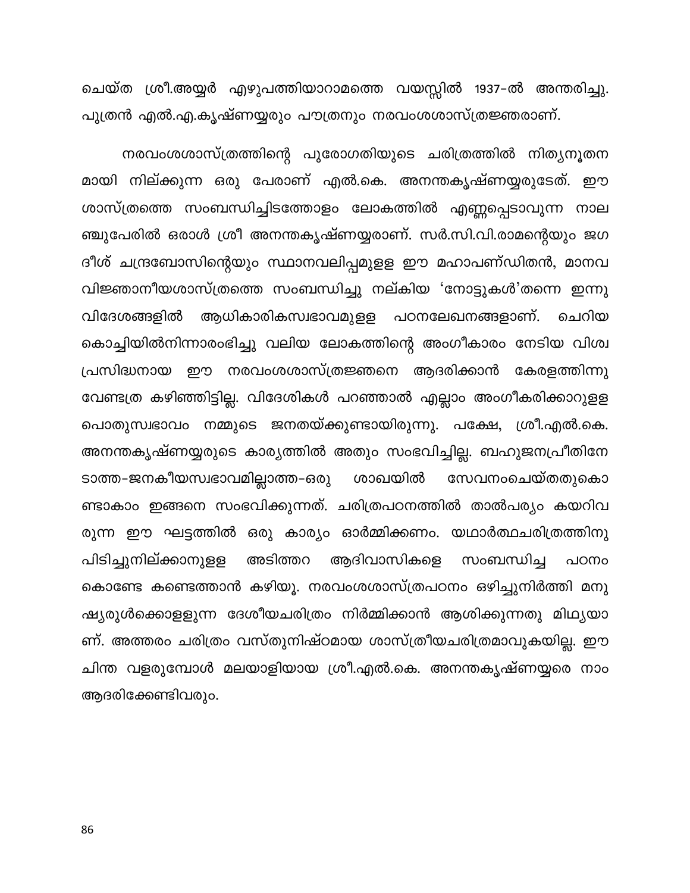ചെയ്ത ശ്രീ.അയ്യർ എഴുപത്തിയാറാമത്തെ വയസ്സിൽ 1937-ൽ അന്തരിച്ചു. പുത്രൻ എൽ.എ.കൃഷ്ണയ്യരും പൗത്രനും നരവംശശാസ്ത്രജ്ഞരാണ്.

നരവംശശാസ്ത്രത്തിന്റെ പുരോഗതിയുടെ ചരിത്രത്തിൽ നിത്യനൂതനമായി നില്ക്കുന്ന ഒരു പേരാണ് എൽ.കെ. അനന്തകൃഷ്ണയ്യരുടേത്. ഈ ശാസ്ത്രത്തെ സംബന്ധിച്ചിടത്തോളം ലോകത്തിൽ എണ്ണപ്പെടാവുന്ന നാലഞ്ചുപേരിൽ ഒരാൾ ശ്രീ അനന്തകൃഷ്ണയ്യരാണ്. സർ.സി.വി.രാമന്റെയും ജഗദീശ് ചന്ദ്രബോസിന്റെയും സ്ഥാനവലിപ്പമുള്ള ഈ മഹാപണ്ഡിതൻ, മാനവവിജ്ഞാനീയശാസ്ത്രത്തെ സംബന്ധിച്ചു നല്കിയ 'നോട്ടുകൾ'തന്നെ ഇന്നു വിദേശങ്ങളിൽ ആധികാരികസ്വഭാവമുള്ള പഠനലേഖനങ്ങളാണ്. ചെറിയ കൊച്ചിയിൽനിന്നാരംഭിച്ചു വലിയ ലോകത്തിന്റെ അംഗീകാരം നേടിയ വിശ്വപ്രസിദ്ധനായ ഈ നരവംശശാസ്ത്രജ്ഞനെ ആദരിക്കാൻ കേരളത്തിന്നു വേണ്ടത്ര കഴിഞ്ഞിട്ടില്ല. വിദേശികൾ പറഞ്ഞാൽ എല്ലാം അംഗീകരിക്കാറുള്ള പൊതുസ്വഭാവം നമ്മുടെ ജനതയ്ക്കുണ്ടായിരുന്നു. പക്ഷേ, ശ്രീ.എൽ.കെ. അനന്തകൃഷ്ണയ്യരുടെ കാര്യത്തിൽ അതും സംഭവിച്ചില്ല. ബഹുജനപ്രീതിനേടാത്ത-ജനകീയസ്വഭാവമില്ലാത്ത-ഒരു ശാഖയിൽ സേവനംചെയ്തതുകൊണ്ടാകാം ഇങ്ങനെ സംഭവിക്കുന്നത്. ചരിത്രപഠനത്തിൽ താൽപര്യം കയറിവരുന്ന ഈ ഘട്ടത്തിൽ ഒരു കാര്യം ഓർമ്മിക്കണം. യഥാർത്ഥചരിത്രത്തിനു പിടിച്ചുനില്ക്കാനുള്ള അടിത്തറ ആദിവാസികളെ സംബന്ധിച്ച പഠനം കൊണ്ടേ കണ്ടെത്താൻ കഴിയൂ. നരവംശശാസ്ത്രപഠനം ഒഴിച്ചുനിർത്തി മനുഷ്യരുൾക്കൊള്ളുന്ന ദേശീയചരിത്രം നിർമ്മിക്കാൻ ആശിക്കുന്നതു മിഥ്യയാണ്. അത്തരം ചരിത്രം വസ്തുനിഷ്ഠമായ ശാസ്ത്രീയചരിത്രമാവുകയില്ല. ഈ ചിന്ത വളരുമ്പോൾ മലയാളിയായ ശ്രീ.എൽ.കെ. അനന്തകൃഷ്ണയ്യരെ നാം ആദരിക്കേണ്ടിവരും.